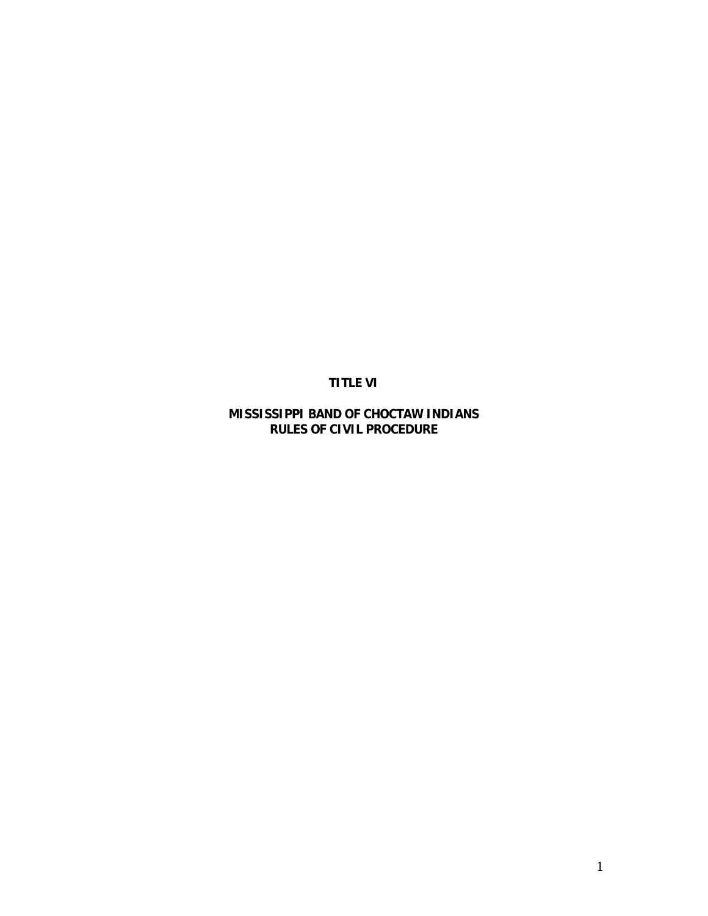# TITLE VI

# MISSISSIPPI BAND OF CHOCTAW INDIANS RULES OF CIVIL PROCEDURE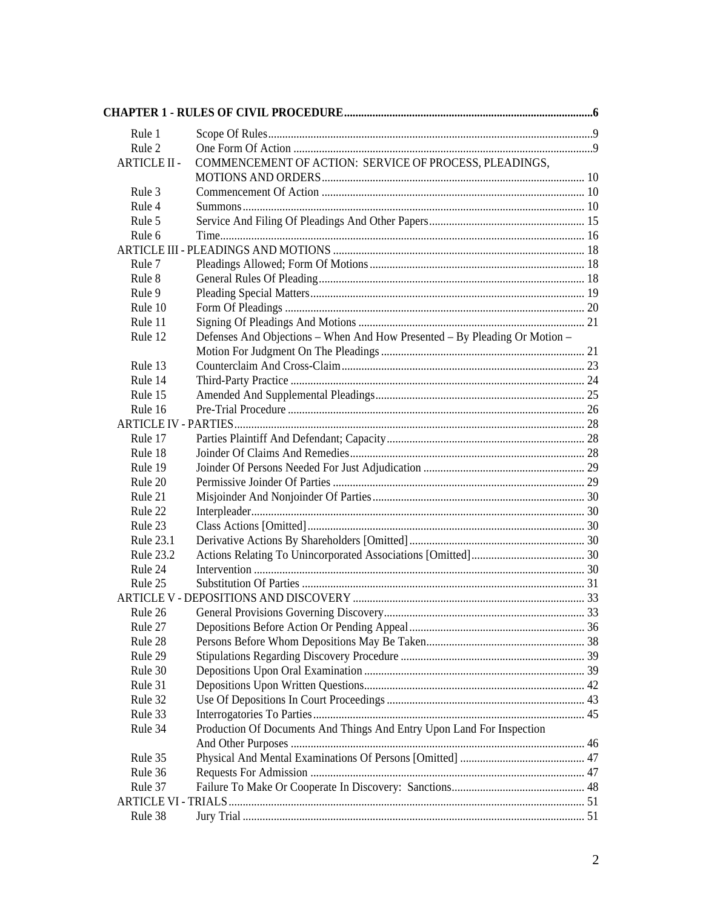**CHAPTER 1 - RULES OF CIVIL PROCEDURE......................................................................................6**

| | | |
|---|---|---|
| Rule 1 | Scope Of Rules | 9 |
| Rule 2 | One Form Of Action | 9 |
| ARTICLE II - | COMMENCEMENT OF ACTION: SERVICE OF PROCESS, PLEADINGS, MOTIONS AND ORDERS | 10 |
| Rule 3 | Commencement Of Action | 10 |
| Rule 4 | Summons | 10 |
| Rule 5 | Service And Filing Of Pleadings And Other Papers | 15 |
| Rule 6 | Time | 16 |
| ARTICLE III - PLEADINGS AND MOTIONS | | 18 |
| Rule 7 | Pleadings Allowed; Form Of Motions | 18 |
| Rule 8 | General Rules Of Pleading | 18 |
| Rule 9 | Pleading Special Matters | 19 |
| Rule 10 | Form Of Pleadings | 20 |
| Rule 11 | Signing Of Pleadings And Motions | 21 |
| Rule 12 | Defenses And Objections – When And How Presented – By Pleading Or Motion – Motion For Judgment On The Pleadings | 21 |
| Rule 13 | Counterclaim And Cross-Claim | 23 |
| Rule 14 | Third-Party Practice | 24 |
| Rule 15 | Amended And Supplemental Pleadings | 25 |
| Rule 16 | Pre-Trial Procedure | 26 |
| ARTICLE IV - PARTIES | | 28 |
| Rule 17 | Parties Plaintiff And Defendant; Capacity | 28 |
| Rule 18 | Joinder Of Claims And Remedies | 28 |
| Rule 19 | Joinder Of Persons Needed For Just Adjudication | 29 |
| Rule 20 | Permissive Joinder Of Parties | 29 |
| Rule 21 | Misjoinder And Nonjoinder Of Parties | 30 |
| Rule 22 | Interpleader | 30 |
| Rule 23 | Class Actions [Omitted] | 30 |
| Rule 23.1 | Derivative Actions By Shareholders [Omitted] | 30 |
| Rule 23.2 | Actions Relating To Unincorporated Associations [Omitted] | 30 |
| Rule 24 | Intervention | 30 |
| Rule 25 | Substitution Of Parties | 31 |
| ARTICLE V - DEPOSITIONS AND DISCOVERY | | 33 |
| Rule 26 | General Provisions Governing Discovery | 33 |
| Rule 27 | Depositions Before Action Or Pending Appeal | 36 |
| Rule 28 | Persons Before Whom Depositions May Be Taken | 38 |
| Rule 29 | Stipulations Regarding Discovery Procedure | 39 |
| Rule 30 | Depositions Upon Oral Examination | 39 |
| Rule 31 | Depositions Upon Written Questions | 42 |
| Rule 32 | Use Of Depositions In Court Proceedings | 43 |
| Rule 33 | Interrogatories To Parties | 45 |
| Rule 34 | Production Of Documents And Things And Entry Upon Land For Inspection And Other Purposes | 46 |
| Rule 35 | Physical And Mental Examinations Of Persons [Omitted] | 47 |
| Rule 36 | Requests For Admission | 47 |
| Rule 37 | Failure To Make Or Cooperate In Discovery: Sanctions | 48 |
| ARTICLE VI - TRIALS | | 51 |
| Rule 38 | Jury Trial | 51 |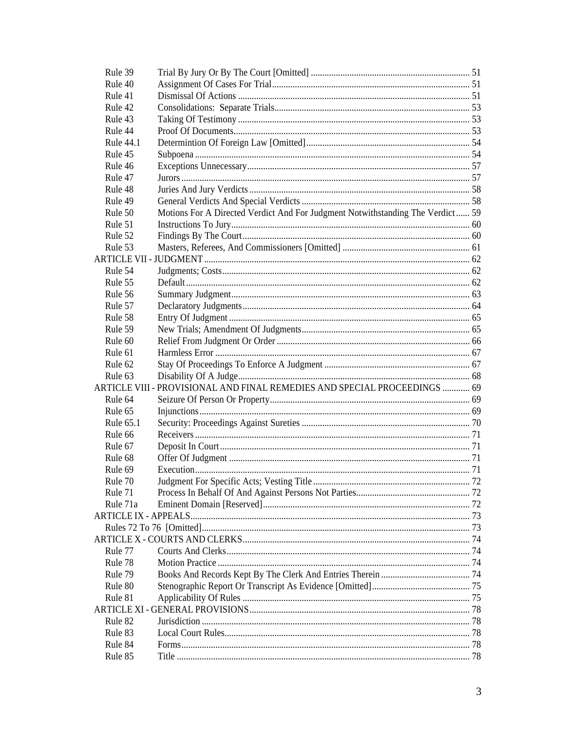| | | |
|---|---|---|
| Rule 39 | Trial By Jury Or By The Court [Omitted] | 51 |
| Rule 40 | Assignment Of Cases For Trial | 51 |
| Rule 41 | Dismissal Of Actions | 51 |
| Rule 42 | Consolidations: Separate Trials | 53 |
| Rule 43 | Taking Of Testimony | 53 |
| Rule 44 | Proof Of Documents | 53 |
| Rule 44.1 | Determintion Of Foreign Law [Omitted] | 54 |
| Rule 45 | Subpoena | 54 |
| Rule 46 | Exceptions Unnecessary | 57 |
| Rule 47 | Jurors | 57 |
| Rule 48 | Juries And Jury Verdicts | 58 |
| Rule 49 | General Verdicts And Special Verdicts | 58 |
| Rule 50 | Motions For A Directed Verdict And For Judgment Notwithstanding The Verdict | 59 |
| Rule 51 | Instructions To Jury | 60 |
| Rule 52 | Findings By The Court | 60 |
| Rule 53 | Masters, Referees, And Commissioners [Omitted] | 61 |
| ARTICLE VII - JUDGMENT | | 62 |
| Rule 54 | Judgments; Costs | 62 |
| Rule 55 | Default | 62 |
| Rule 56 | Summary Judgment | 63 |
| Rule 57 | Declaratory Judgments | 64 |
| Rule 58 | Entry Of Judgment | 65 |
| Rule 59 | New Trials; Amendment Of Judgments | 65 |
| Rule 60 | Relief From Judgment Or Order | 66 |
| Rule 61 | Harmless Error | 67 |
| Rule 62 | Stay Of Proceedings To Enforce A Judgment | 67 |
| Rule 63 | Disability Of A Judge | 68 |
| ARTICLE VIII - PROVISIONAL AND FINAL REMEDIES AND SPECIAL PROCEEDINGS | | 69 |
| Rule 64 | Seizure Of Person Or Property | 69 |
| Rule 65 | Injunctions | 69 |
| Rule 65.1 | Security: Proceedings Against Sureties | 70 |
| Rule 66 | Receivers | 71 |
| Rule 67 | Deposit In Court | 71 |
| Rule 68 | Offer Of Judgment | 71 |
| Rule 69 | Execution | 71 |
| Rule 70 | Judgment For Specific Acts; Vesting Title | 72 |
| Rule 71 | Process In Behalf Of And Against Persons Not Parties | 72 |
| Rule 71a | Eminent Domain [Reserved] | 72 |
| ARTICLE IX - APPEALS | | 73 |
| Rules 72 To 76 [Omitted] | | 73 |
| ARTICLE X - COURTS AND CLERKS | | 74 |
| Rule 77 | Courts And Clerks | 74 |
| Rule 78 | Motion Practice | 74 |
| Rule 79 | Books And Records Kept By The Clerk And Entries Therein | 74 |
| Rule 80 | Stenographic Report Or Transcript As Evidence [Omitted] | 75 |
| Rule 81 | Applicability Of Rules | 75 |
| ARTICLE XI - GENERAL PROVISIONS | | 78 |
| Rule 82 | Jurisdiction | 78 |
| Rule 83 | Local Court Rules | 78 |
| Rule 84 | Forms | 78 |
| Rule 85 | Title | 78 |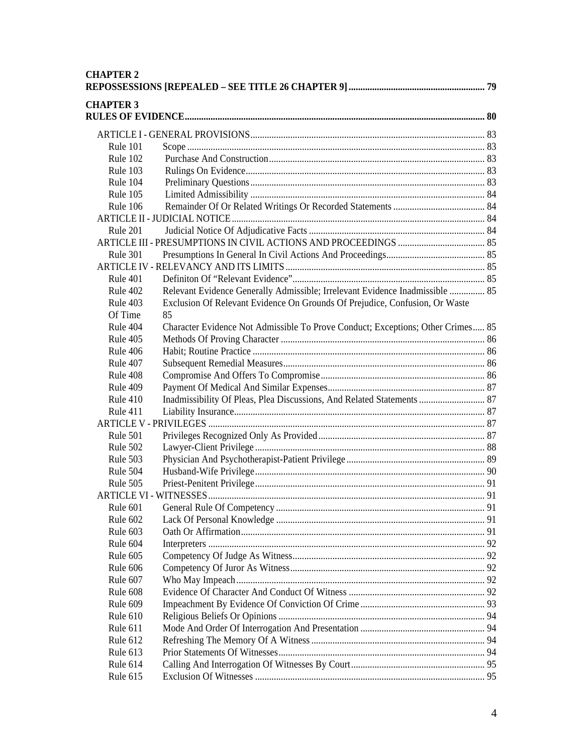**CHAPTER 2**
**REPOSSESSIONS [REPEALED – SEE TITLE 26 CHAPTER 9] ........................................................ 79**

**CHAPTER 3**
**RULES OF EVIDENCE............................................................................................................... 80**

ARTICLE I - GENERAL PROVISIONS ................................................................................ 83
Rule 101 Scope ........................................................................................................... 83
Rule 102 Purchase And Construction ........................................................................ 83
Rule 103 Rulings On Evidence ................................................................................... 83
Rule 104 Preliminary Questions ................................................................................. 83
Rule 105 Limited Admissibility ................................................................................. 84
Rule 106 Remainder Of Or Related Writings Or Recorded Statements ...................... 84
ARTICLE II - JUDICIAL NOTICE ....................................................................................... 84
Rule 201 Judicial Notice Of Adjudicative Facts ......................................................... 84
ARTICLE III - PRESUMPTIONS IN CIVIL ACTIONS AND PROCEEDINGS .................................. 85
Rule 301 Presumptions In General In Civil Actions And Proceedings........................ 85
ARTICLE IV - RELEVANCY AND ITS LIMITS ..................................................................... 85
Rule 401 Definiton Of "Relevant Evidence" ............................................................... 85
Rule 402 Relevant Evidence Generally Admissible; Irrelevant Evidence Inadmissible ............... 85
Rule 403 Exclusion Of Relevant Evidence On Grounds Of Prejudice, Confusion, Or Waste Of Time 85
Rule 404 Character Evidence Not Admissible To Prove Conduct; Exceptions; Other Crimes..... 85
Rule 405 Methods Of Proving Character ..................................................................... 86
Rule 406 Habit; Routine Practice ................................................................................ 86
Rule 407 Subsequent Remedial Measures .................................................................... 86
Rule 408 Compromise And Offers To Compromise ..................................................... 86
Rule 409 Payment Of Medical And Similar Expenses .................................................. 87
Rule 410 Inadmissibility Of Pleas, Plea Discussions, And Related Statements ............. 87
Rule 411 Liability Insurance ....................................................................................... 87
ARTICLE V - PRIVILEGES .................................................................................................. 87
Rule 501 Privileges Recognized Only As Provided ..................................................... 87
Rule 502 Lawyer-Client Privilege ................................................................................ 88
Rule 503 Physician And Psychotherapist-Patient Privilege .......................................... 89
Rule 504 Husband-Wife Privilege ................................................................................ 90
Rule 505 Priest-Penitent Privilege ................................................................................ 91
ARTICLE VI - WITNESSES .................................................................................................. 91
Rule 601 General Rule Of Competency ....................................................................... 91
Rule 602 Lack Of Personal Knowledge ....................................................................... 91
Rule 603 Oath Or Affirmation ..................................................................................... 91
Rule 604 Interpreters ................................................................................................... 92
Rule 605 Competency Of Judge As Witness ................................................................ 92
Rule 606 Competency Of Juror As Witness ................................................................. 92
Rule 607 Who May Impeach ........................................................................................ 92
Rule 608 Evidence Of Character And Conduct Of Witness ......................................... 92
Rule 609 Impeachment By Evidence Of Conviction Of Crime .................................... 93
Rule 610 Religious Beliefs Or Opinions ...................................................................... 94
Rule 611 Mode And Order Of Interrogation And Presentation .................................... 94
Rule 612 Refreshing The Memory Of A Witness ......................................................... 94
Rule 613 Prior Statements Of Witnesses ...................................................................... 94
Rule 614 Calling And Interrogation Of Witnesses By Court ........................................ 95
Rule 615 Exclusion Of Witnesses ................................................................................ 95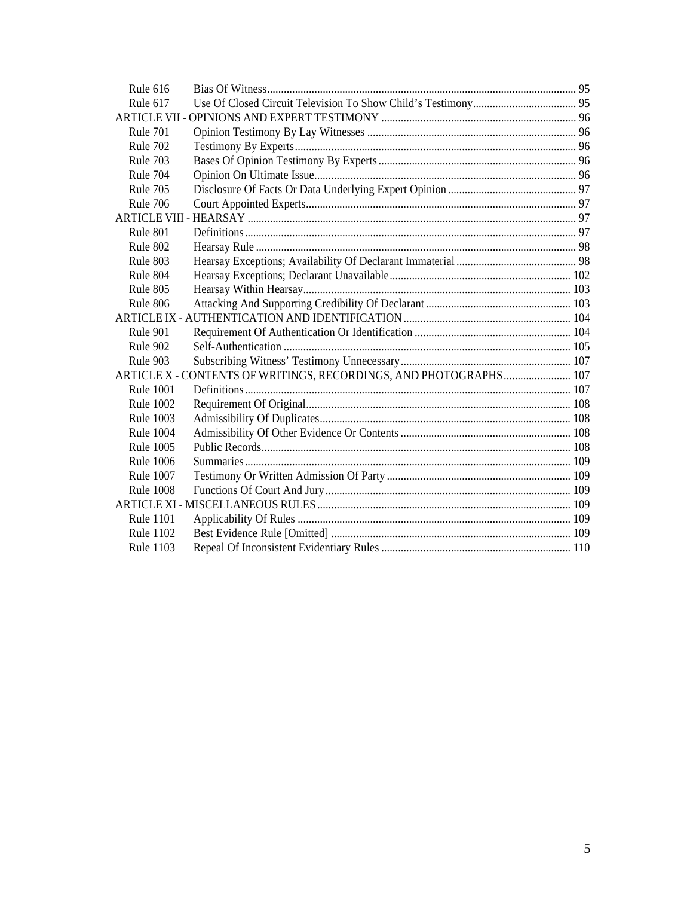| | | |
|---|---|---|
| Rule 616 | Bias Of Witness | 95 |
| Rule 617 | Use Of Closed Circuit Television To Show Child's Testimony | 95 |
| ARTICLE VII - OPINIONS AND EXPERT TESTIMONY | | 96 |
| Rule 701 | Opinion Testimony By Lay Witnesses | 96 |
| Rule 702 | Testimony By Experts | 96 |
| Rule 703 | Bases Of Opinion Testimony By Experts | 96 |
| Rule 704 | Opinion On Ultimate Issue | 96 |
| Rule 705 | Disclosure Of Facts Or Data Underlying Expert Opinion | 97 |
| Rule 706 | Court Appointed Experts | 97 |
| ARTICLE VIII - HEARSAY | | 97 |
| Rule 801 | Definitions | 97 |
| Rule 802 | Hearsay Rule | 98 |
| Rule 803 | Hearsay Exceptions; Availability Of Declarant Immaterial | 98 |
| Rule 804 | Hearsay Exceptions; Declarant Unavailable | 102 |
| Rule 805 | Hearsay Within Hearsay | 103 |
| Rule 806 | Attacking And Supporting Credibility Of Declarant | 103 |
| ARTICLE IX - AUTHENTICATION AND IDENTIFICATION | | 104 |
| Rule 901 | Requirement Of Authentication Or Identification | 104 |
| Rule 902 | Self-Authentication | 105 |
| Rule 903 | Subscribing Witness' Testimony Unnecessary | 107 |
| ARTICLE X - CONTENTS OF WRITINGS, RECORDINGS, AND PHOTOGRAPHS | | 107 |
| Rule 1001 | Definitions | 107 |
| Rule 1002 | Requirement Of Original | 108 |
| Rule 1003 | Admissibility Of Duplicates | 108 |
| Rule 1004 | Admissibility Of Other Evidence Or Contents | 108 |
| Rule 1005 | Public Records | 108 |
| Rule 1006 | Summaries | 109 |
| Rule 1007 | Testimony Or Written Admission Of Party | 109 |
| Rule 1008 | Functions Of Court And Jury | 109 |
| ARTICLE XI - MISCELLANEOUS RULES | | 109 |
| Rule 1101 | Applicability Of Rules | 109 |
| Rule 1102 | Best Evidence Rule [Omitted] | 109 |
| Rule 1103 | Repeal Of Inconsistent Evidentiary Rules | 110 |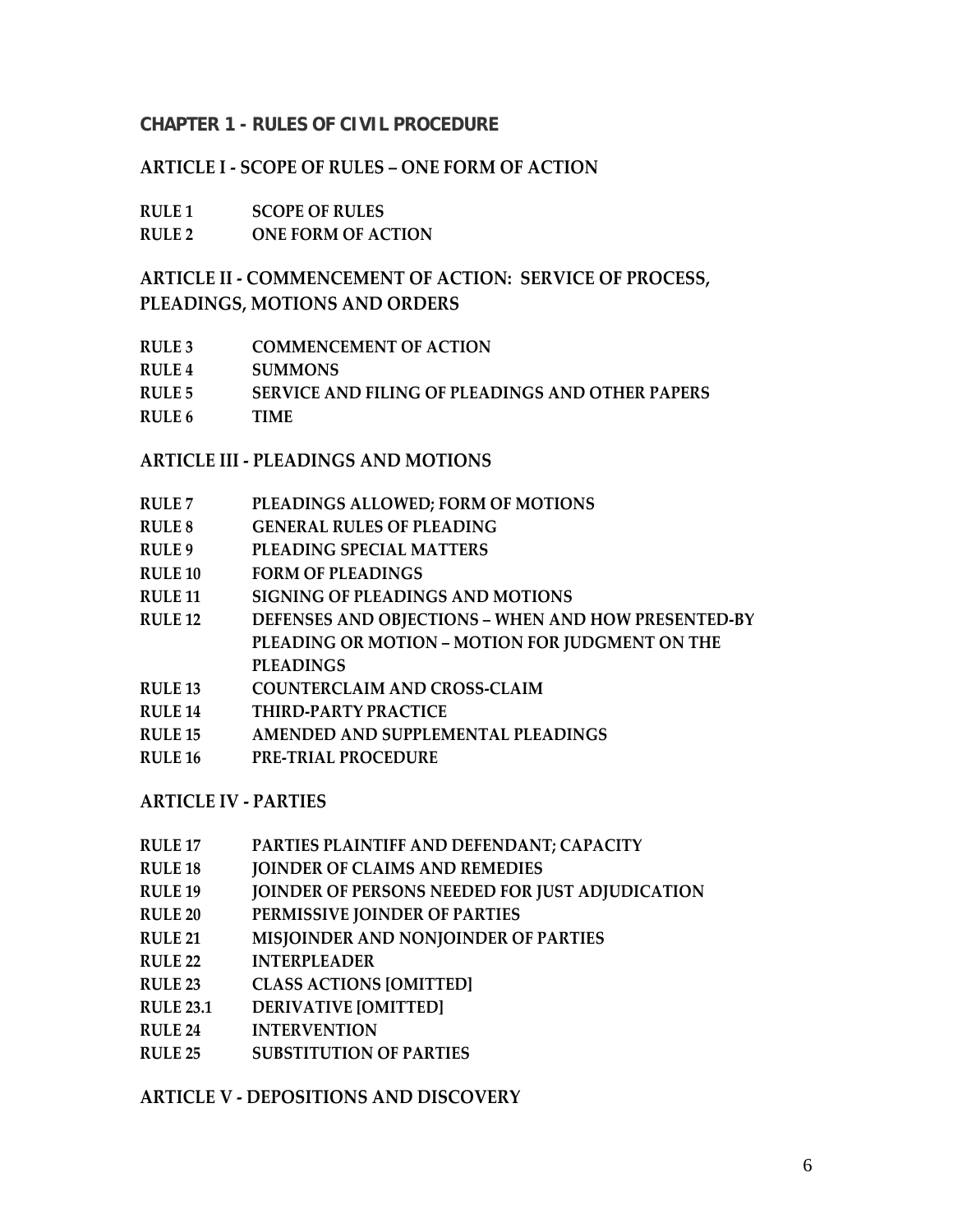## CHAPTER 1 - RULES OF CIVIL PROCEDURE

### ARTICLE I - SCOPE OF RULES – ONE FORM OF ACTION

**RULE 1** **SCOPE OF RULES**
**RULE 2** **ONE FORM OF ACTION**

### ARTICLE II - COMMENCEMENT OF ACTION: SERVICE OF PROCESS, PLEADINGS, MOTIONS AND ORDERS

**RULE 3** **COMMENCEMENT OF ACTION**
**RULE 4** **SUMMONS**
**RULE 5** **SERVICE AND FILING OF PLEADINGS AND OTHER PAPERS**
**RULE 6** **TIME**

### ARTICLE III - PLEADINGS AND MOTIONS

**RULE 7** **PLEADINGS ALLOWED; FORM OF MOTIONS**
**RULE 8** **GENERAL RULES OF PLEADING**
**RULE 9** **PLEADING SPECIAL MATTERS**
**RULE 10** **FORM OF PLEADINGS**
**RULE 11** **SIGNING OF PLEADINGS AND MOTIONS**
**RULE 12** **DEFENSES AND OBJECTIONS – WHEN AND HOW PRESENTED-BY PLEADING OR MOTION – MOTION FOR JUDGMENT ON THE PLEADINGS**
**RULE 13** **COUNTERCLAIM AND CROSS-CLAIM**
**RULE 14** **THIRD-PARTY PRACTICE**
**RULE 15** **AMENDED AND SUPPLEMENTAL PLEADINGS**
**RULE 16** **PRE-TRIAL PROCEDURE**

### ARTICLE IV - PARTIES

**RULE 17** **PARTIES PLAINTIFF AND DEFENDANT; CAPACITY**
**RULE 18** **JOINDER OF CLAIMS AND REMEDIES**
**RULE 19** **JOINDER OF PERSONS NEEDED FOR JUST ADJUDICATION**
**RULE 20** **PERMISSIVE JOINDER OF PARTIES**
**RULE 21** **MISJOINDER AND NONJOINDER OF PARTIES**
**RULE 22** **INTERPLEADER**
**RULE 23** **CLASS ACTIONS [OMITTED]**
**RULE 23.1** **DERIVATIVE [OMITTED]**
**RULE 24** **INTERVENTION**
**RULE 25** **SUBSTITUTION OF PARTIES**

### ARTICLE V - DEPOSITIONS AND DISCOVERY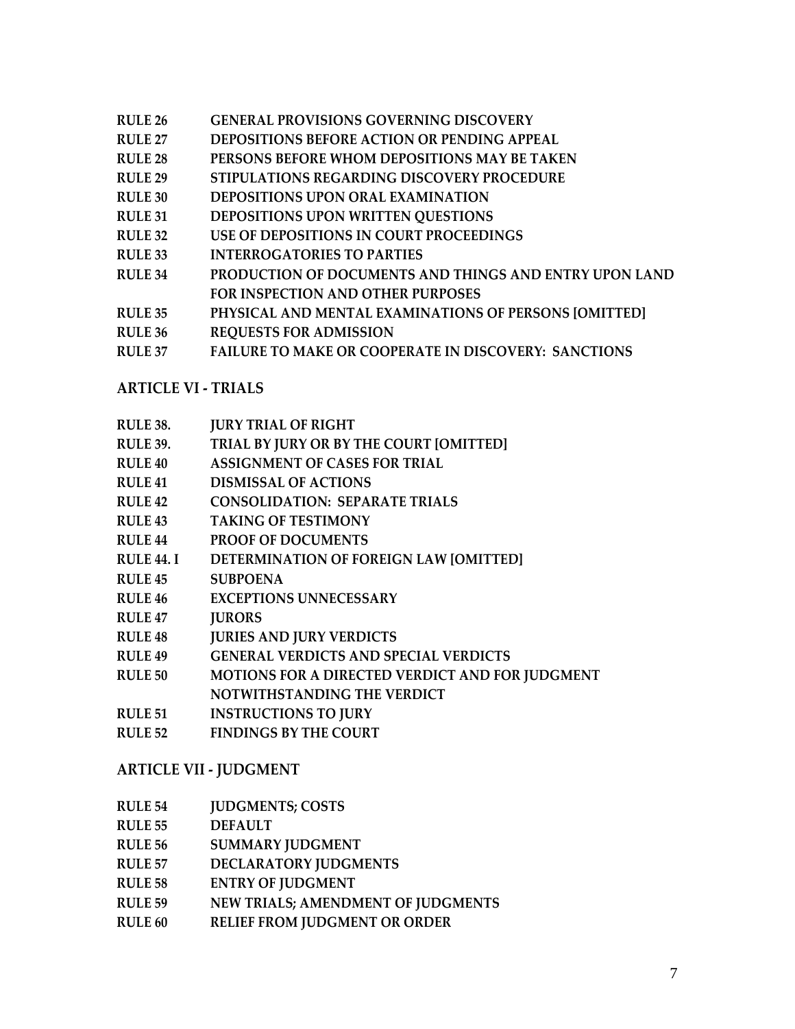**RULE 26** **GENERAL PROVISIONS GOVERNING DISCOVERY**
**RULE 27** **DEPOSITIONS BEFORE ACTION OR PENDING APPEAL**
**RULE 28** **PERSONS BEFORE WHOM DEPOSITIONS MAY BE TAKEN**
**RULE 29** **STIPULATIONS REGARDING DISCOVERY PROCEDURE**
**RULE 30** **DEPOSITIONS UPON ORAL EXAMINATION**
**RULE 31** **DEPOSITIONS UPON WRITTEN QUESTIONS**
**RULE 32** **USE OF DEPOSITIONS IN COURT PROCEEDINGS**
**RULE 33** **INTERROGATORIES TO PARTIES**
**RULE 34** **PRODUCTION OF DOCUMENTS AND THINGS AND ENTRY UPON LAND FOR INSPECTION AND OTHER PURPOSES**
**RULE 35** **PHYSICAL AND MENTAL EXAMINATIONS OF PERSONS [OMITTED]**
**RULE 36** **REQUESTS FOR ADMISSION**
**RULE 37** **FAILURE TO MAKE OR COOPERATE IN DISCOVERY: SANCTIONS**

## ARTICLE VI - TRIALS

**RULE 38.** **JURY TRIAL OF RIGHT**
**RULE 39.** **TRIAL BY JURY OR BY THE COURT [OMITTED]**
**RULE 40** **ASSIGNMENT OF CASES FOR TRIAL**
**RULE 41** **DISMISSAL OF ACTIONS**
**RULE 42** **CONSOLIDATION: SEPARATE TRIALS**
**RULE 43** **TAKING OF TESTIMONY**
**RULE 44** **PROOF OF DOCUMENTS**
**RULE 44. I** **DETERMINATION OF FOREIGN LAW [OMITTED]**
**RULE 45** **SUBPOENA**
**RULE 46** **EXCEPTIONS UNNECESSARY**
**RULE 47** **JURORS**
**RULE 48** **JURIES AND JURY VERDICTS**
**RULE 49** **GENERAL VERDICTS AND SPECIAL VERDICTS**
**RULE 50** **MOTIONS FOR A DIRECTED VERDICT AND FOR JUDGMENT NOTWITHSTANDING THE VERDICT**
**RULE 51** **INSTRUCTIONS TO JURY**
**RULE 52** **FINDINGS BY THE COURT**

## ARTICLE VII - JUDGMENT

**RULE 54** **JUDGMENTS; COSTS**
**RULE 55** **DEFAULT**
**RULE 56** **SUMMARY JUDGMENT**
**RULE 57** **DECLARATORY JUDGMENTS**
**RULE 58** **ENTRY OF JUDGMENT**
**RULE 59** **NEW TRIALS; AMENDMENT OF JUDGMENTS**
**RULE 60** **RELIEF FROM JUDGMENT OR ORDER**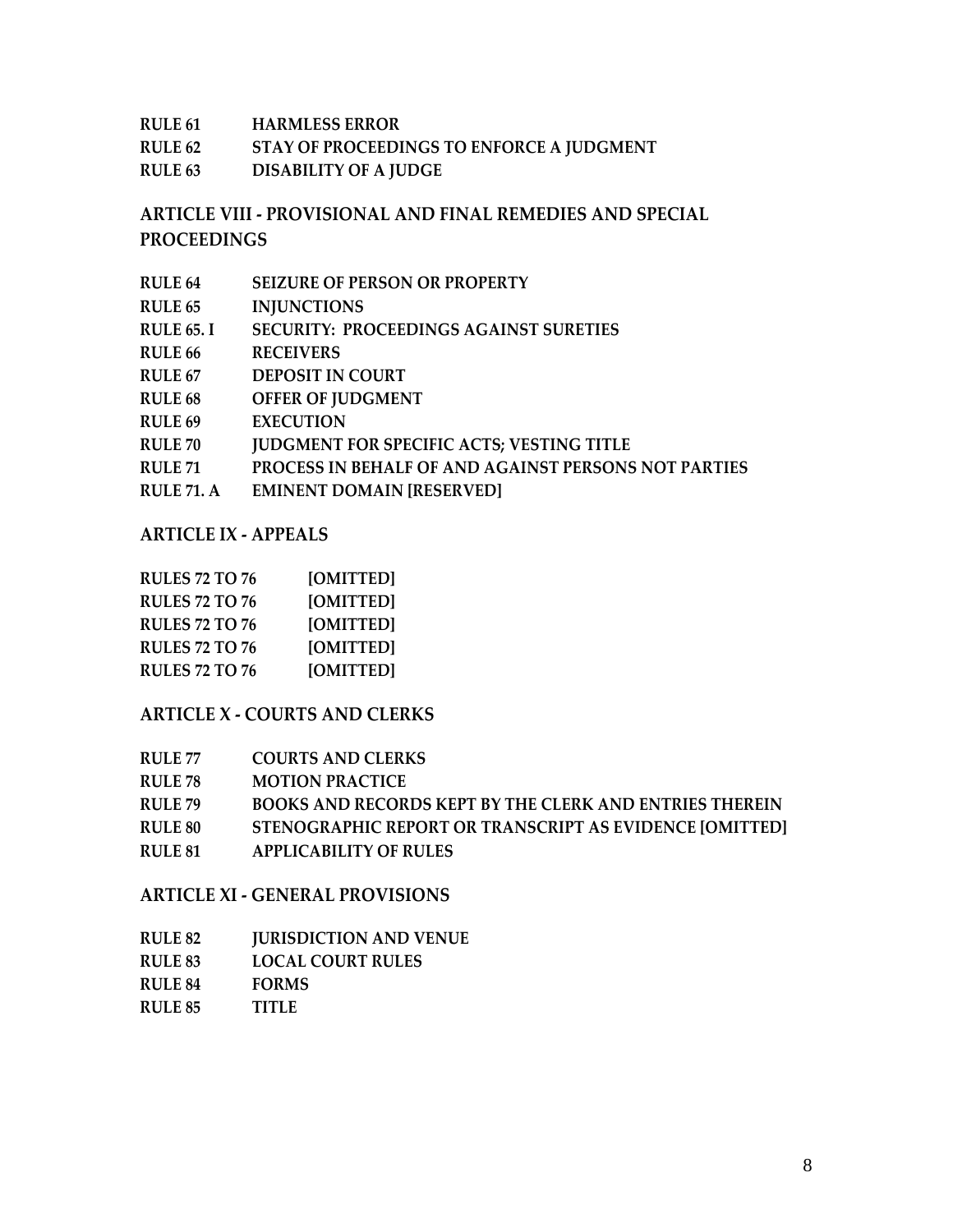**RULE 61** **HARMLESS ERROR**
**RULE 62** **STAY OF PROCEEDINGS TO ENFORCE A JUDGMENT**
**RULE 63** **DISABILITY OF A JUDGE**

## ARTICLE VIII - PROVISIONAL AND FINAL REMEDIES AND SPECIAL PROCEEDINGS

**RULE 64** **SEIZURE OF PERSON OR PROPERTY**
**RULE 65** **INJUNCTIONS**
**RULE 65. I** **SECURITY: PROCEEDINGS AGAINST SURETIES**
**RULE 66** **RECEIVERS**
**RULE 67** **DEPOSIT IN COURT**
**RULE 68** **OFFER OF JUDGMENT**
**RULE 69** **EXECUTION**
**RULE 70** **JUDGMENT FOR SPECIFIC ACTS; VESTING TITLE**
**RULE 71** **PROCESS IN BEHALF OF AND AGAINST PERSONS NOT PARTIES**
**RULE 71. A** **EMINENT DOMAIN [RESERVED]**

## ARTICLE IX - APPEALS

**RULES 72 TO 76** **[OMITTED]**
**RULES 72 TO 76** **[OMITTED]**
**RULES 72 TO 76** **[OMITTED]**
**RULES 72 TO 76** **[OMITTED]**
**RULES 72 TO 76** **[OMITTED]**

## ARTICLE X - COURTS AND CLERKS

**RULE 77** **COURTS AND CLERKS**
**RULE 78** **MOTION PRACTICE**
**RULE 79** **BOOKS AND RECORDS KEPT BY THE CLERK AND ENTRIES THEREIN**
**RULE 80** **STENOGRAPHIC REPORT OR TRANSCRIPT AS EVIDENCE [OMITTED]**
**RULE 81** **APPLICABILITY OF RULES**

## ARTICLE XI - GENERAL PROVISIONS

**RULE 82** **JURISDICTION AND VENUE**
**RULE 83** **LOCAL COURT RULES**
**RULE 84** **FORMS**
**RULE 85** **TITLE**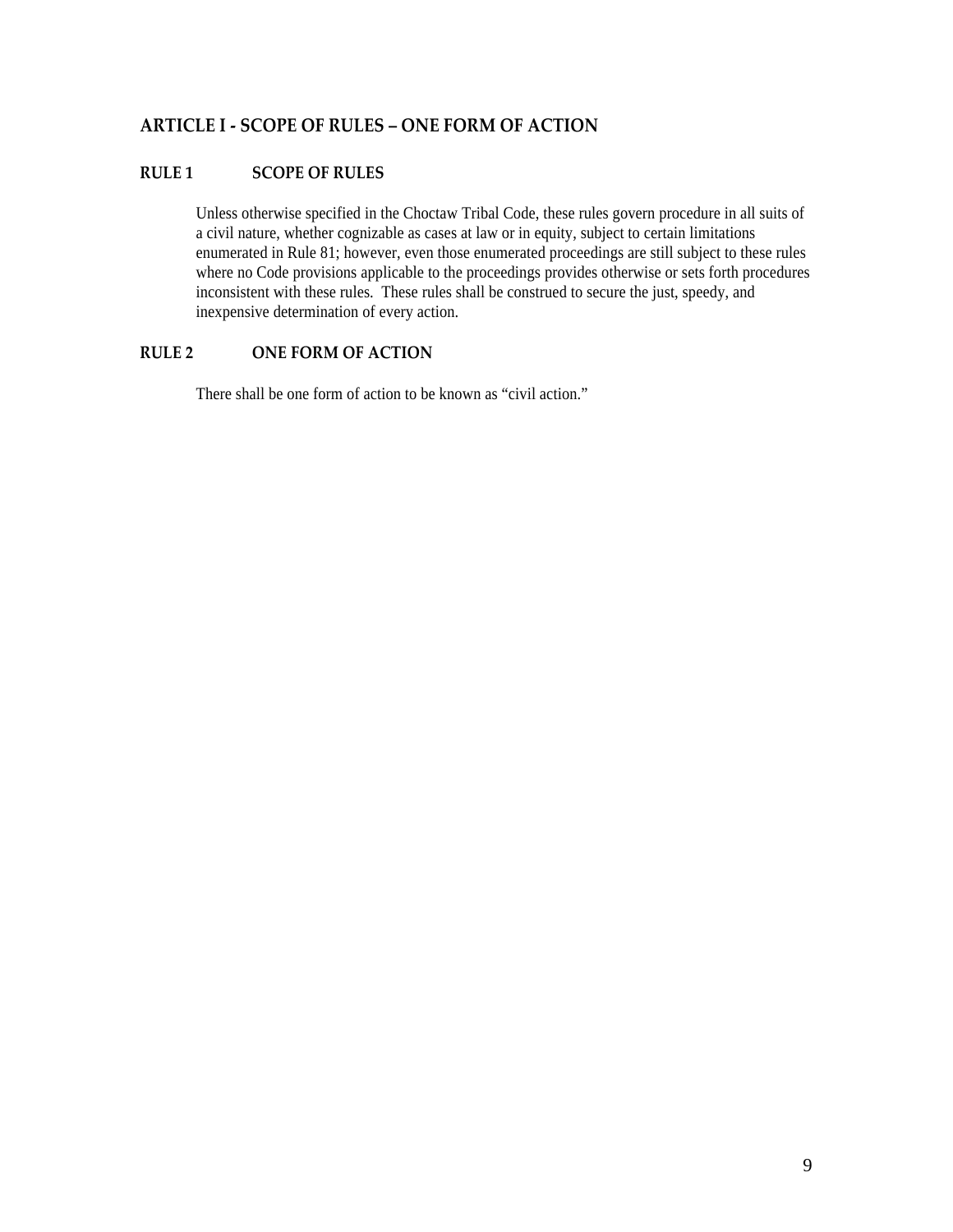## ARTICLE I - SCOPE OF RULES – ONE FORM OF ACTION

### RULE 1 SCOPE OF RULES

Unless otherwise specified in the Choctaw Tribal Code, these rules govern procedure in all suits of a civil nature, whether cognizable as cases at law or in equity, subject to certain limitations enumerated in Rule 81; however, even those enumerated proceedings are still subject to these rules where no Code provisions applicable to the proceedings provides otherwise or sets forth procedures inconsistent with these rules. These rules shall be construed to secure the just, speedy, and inexpensive determination of every action.

### RULE 2 ONE FORM OF ACTION

There shall be one form of action to be known as "civil action."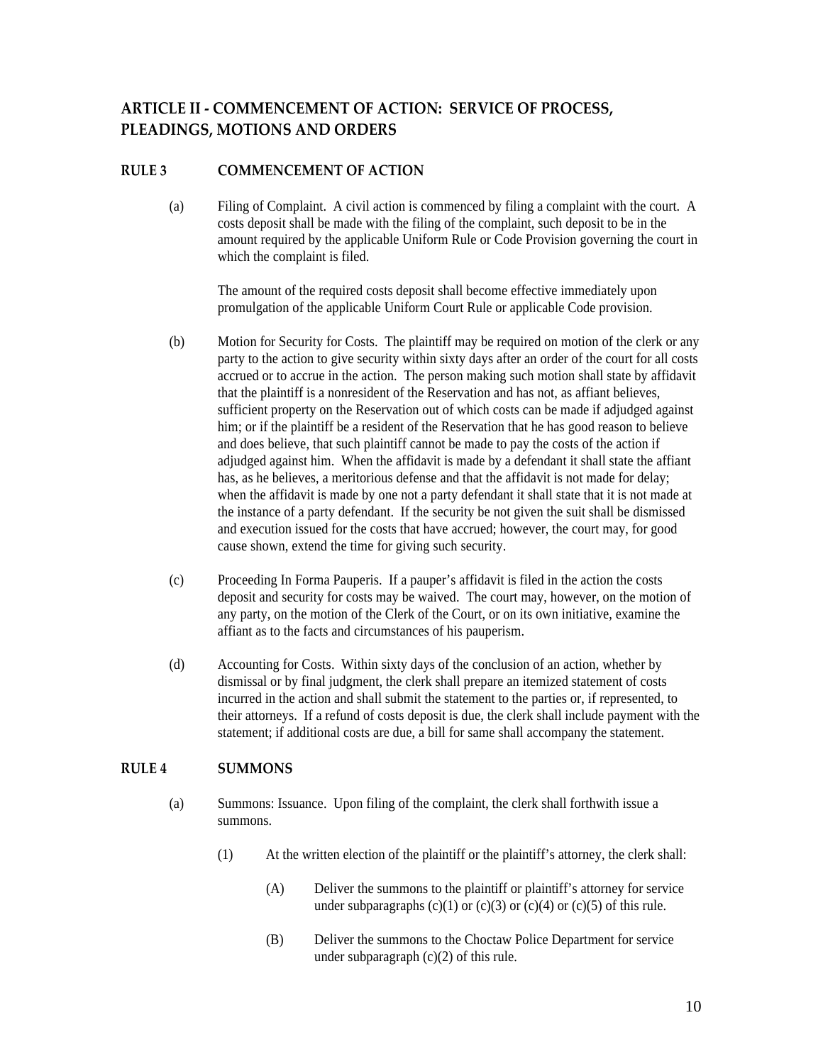## ARTICLE II - COMMENCEMENT OF ACTION: SERVICE OF PROCESS, PLEADINGS, MOTIONS AND ORDERS

### RULE 3 COMMENCEMENT OF ACTION

(a) Filing of Complaint. A civil action is commenced by filing a complaint with the court. A costs deposit shall be made with the filing of the complaint, such deposit to be in the amount required by the applicable Uniform Rule or Code Provision governing the court in which the complaint is filed.

The amount of the required costs deposit shall become effective immediately upon promulgation of the applicable Uniform Court Rule or applicable Code provision.

(b) Motion for Security for Costs. The plaintiff may be required on motion of the clerk or any party to the action to give security within sixty days after an order of the court for all costs accrued or to accrue in the action. The person making such motion shall state by affidavit that the plaintiff is a nonresident of the Reservation and has not, as affiant believes, sufficient property on the Reservation out of which costs can be made if adjudged against him; or if the plaintiff be a resident of the Reservation that he has good reason to believe and does believe, that such plaintiff cannot be made to pay the costs of the action if adjudged against him. When the affidavit is made by a defendant it shall state the affiant has, as he believes, a meritorious defense and that the affidavit is not made for delay; when the affidavit is made by one not a party defendant it shall state that it is not made at the instance of a party defendant. If the security be not given the suit shall be dismissed and execution issued for the costs that have accrued; however, the court may, for good cause shown, extend the time for giving such security.

(c) Proceeding In Forma Pauperis. If a pauper's affidavit is filed in the action the costs deposit and security for costs may be waived. The court may, however, on the motion of any party, on the motion of the Clerk of the Court, or on its own initiative, examine the affiant as to the facts and circumstances of his pauperism.

(d) Accounting for Costs. Within sixty days of the conclusion of an action, whether by dismissal or by final judgment, the clerk shall prepare an itemized statement of costs incurred in the action and shall submit the statement to the parties or, if represented, to their attorneys. If a refund of costs deposit is due, the clerk shall include payment with the statement; if additional costs are due, a bill for same shall accompany the statement.

### RULE 4 SUMMONS

(a) Summons: Issuance. Upon filing of the complaint, the clerk shall forthwith issue a summons.

(1) At the written election of the plaintiff or the plaintiff's attorney, the clerk shall:

(A) Deliver the summons to the plaintiff or plaintiff's attorney for service under subparagraphs (c)(1) or (c)(3) or (c)(4) or (c)(5) of this rule.

(B) Deliver the summons to the Choctaw Police Department for service under subparagraph (c)(2) of this rule.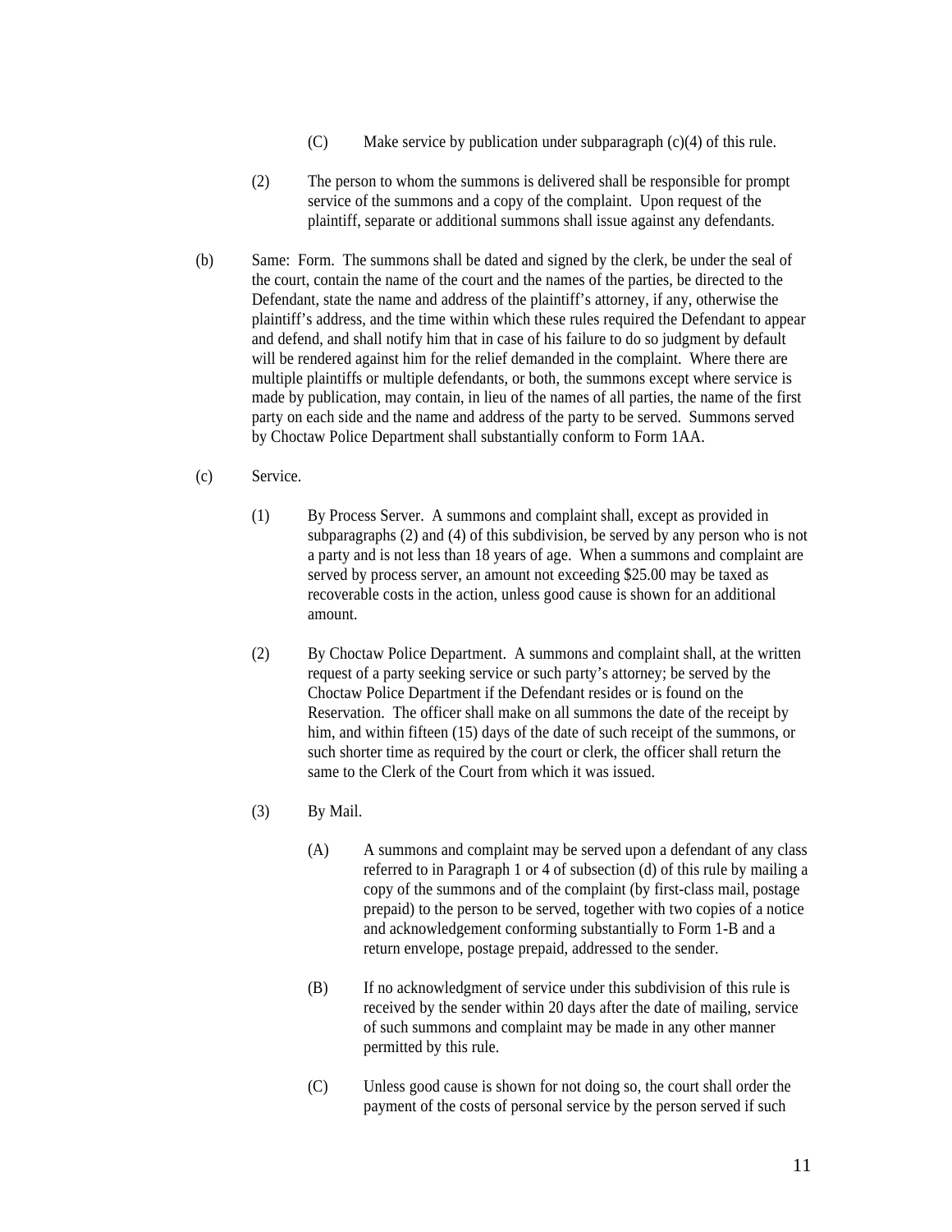(C) Make service by publication under subparagraph (c)(4) of this rule.

(2) The person to whom the summons is delivered shall be responsible for prompt service of the summons and a copy of the complaint. Upon request of the plaintiff, separate or additional summons shall issue against any defendants.

(b) Same: Form. The summons shall be dated and signed by the clerk, be under the seal of the court, contain the name of the court and the names of the parties, be directed to the Defendant, state the name and address of the plaintiff's attorney, if any, otherwise the plaintiff's address, and the time within which these rules required the Defendant to appear and defend, and shall notify him that in case of his failure to do so judgment by default will be rendered against him for the relief demanded in the complaint. Where there are multiple plaintiffs or multiple defendants, or both, the summons except where service is made by publication, may contain, in lieu of the names of all parties, the name of the first party on each side and the name and address of the party to be served. Summons served by Choctaw Police Department shall substantially conform to Form 1AA.

(c) Service.

(1) By Process Server. A summons and complaint shall, except as provided in subparagraphs (2) and (4) of this subdivision, be served by any person who is not a party and is not less than 18 years of age. When a summons and complaint are served by process server, an amount not exceeding $25.00 may be taxed as recoverable costs in the action, unless good cause is shown for an additional amount.

(2) By Choctaw Police Department. A summons and complaint shall, at the written request of a party seeking service or such party's attorney; be served by the Choctaw Police Department if the Defendant resides or is found on the Reservation. The officer shall make on all summons the date of the receipt by him, and within fifteen (15) days of the date of such receipt of the summons, or such shorter time as required by the court or clerk, the officer shall return the same to the Clerk of the Court from which it was issued.

(3) By Mail.

(A) A summons and complaint may be served upon a defendant of any class referred to in Paragraph 1 or 4 of subsection (d) of this rule by mailing a copy of the summons and of the complaint (by first-class mail, postage prepaid) to the person to be served, together with two copies of a notice and acknowledgement conforming substantially to Form 1-B and a return envelope, postage prepaid, addressed to the sender.

(B) If no acknowledgment of service under this subdivision of this rule is received by the sender within 20 days after the date of mailing, service of such summons and complaint may be made in any other manner permitted by this rule.

(C) Unless good cause is shown for not doing so, the court shall order the payment of the costs of personal service by the person served if such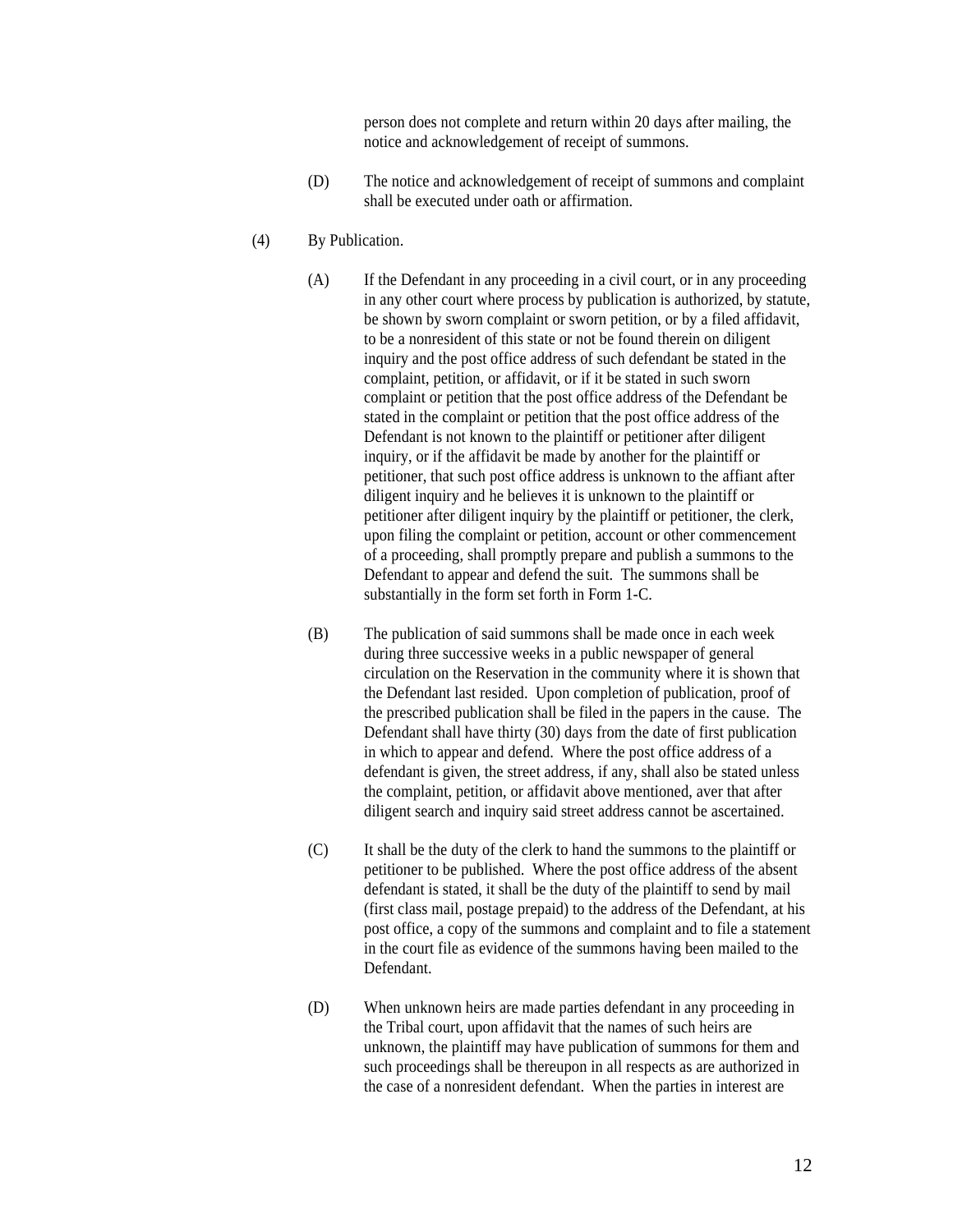person does not complete and return within 20 days after mailing, the notice and acknowledgement of receipt of summons.

(D) The notice and acknowledgement of receipt of summons and complaint shall be executed under oath or affirmation.

(4) By Publication.

(A) If the Defendant in any proceeding in a civil court, or in any proceeding in any other court where process by publication is authorized, by statute, be shown by sworn complaint or sworn petition, or by a filed affidavit, to be a nonresident of this state or not be found therein on diligent inquiry and the post office address of such defendant be stated in the complaint, petition, or affidavit, or if it be stated in such sworn complaint or petition that the post office address of the Defendant be stated in the complaint or petition that the post office address of the Defendant is not known to the plaintiff or petitioner after diligent inquiry, or if the affidavit be made by another for the plaintiff or petitioner, that such post office address is unknown to the affiant after diligent inquiry and he believes it is unknown to the plaintiff or petitioner after diligent inquiry by the plaintiff or petitioner, the clerk, upon filing the complaint or petition, account or other commencement of a proceeding, shall promptly prepare and publish a summons to the Defendant to appear and defend the suit. The summons shall be substantially in the form set forth in Form 1-C.

(B) The publication of said summons shall be made once in each week during three successive weeks in a public newspaper of general circulation on the Reservation in the community where it is shown that the Defendant last resided. Upon completion of publication, proof of the prescribed publication shall be filed in the papers in the cause. The Defendant shall have thirty (30) days from the date of first publication in which to appear and defend. Where the post office address of a defendant is given, the street address, if any, shall also be stated unless the complaint, petition, or affidavit above mentioned, aver that after diligent search and inquiry said street address cannot be ascertained.

(C) It shall be the duty of the clerk to hand the summons to the plaintiff or petitioner to be published. Where the post office address of the absent defendant is stated, it shall be the duty of the plaintiff to send by mail (first class mail, postage prepaid) to the address of the Defendant, at his post office, a copy of the summons and complaint and to file a statement in the court file as evidence of the summons having been mailed to the Defendant.

(D) When unknown heirs are made parties defendant in any proceeding in the Tribal court, upon affidavit that the names of such heirs are unknown, the plaintiff may have publication of summons for them and such proceedings shall be thereupon in all respects as are authorized in the case of a nonresident defendant. When the parties in interest are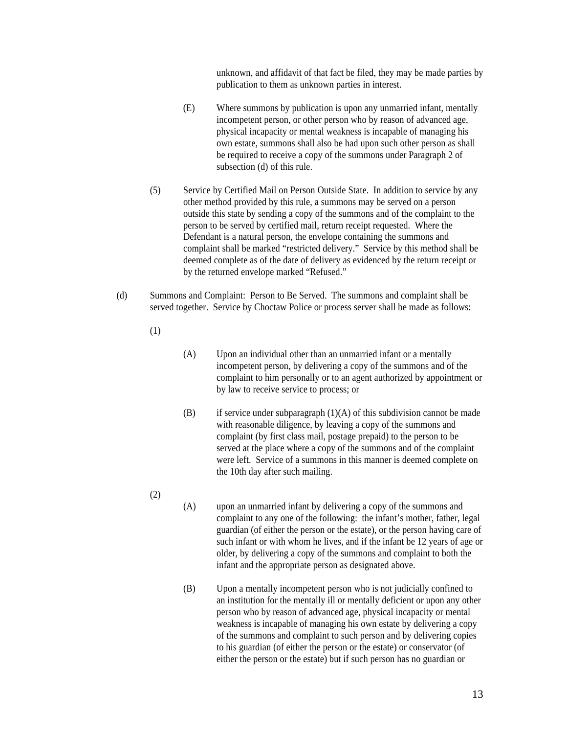unknown, and affidavit of that fact be filed, they may be made parties by publication to them as unknown parties in interest.

(E) Where summons by publication is upon any unmarried infant, mentally incompetent person, or other person who by reason of advanced age, physical incapacity or mental weakness is incapable of managing his own estate, summons shall also be had upon such other person as shall be required to receive a copy of the summons under Paragraph 2 of subsection (d) of this rule.

(5) Service by Certified Mail on Person Outside State. In addition to service by any other method provided by this rule, a summons may be served on a person outside this state by sending a copy of the summons and of the complaint to the person to be served by certified mail, return receipt requested. Where the Defendant is a natural person, the envelope containing the summons and complaint shall be marked "restricted delivery." Service by this method shall be deemed complete as of the date of delivery as evidenced by the return receipt or by the returned envelope marked "Refused."

(d) Summons and Complaint: Person to Be Served. The summons and complaint shall be served together. Service by Choctaw Police or process server shall be made as follows:

(1)

(A) Upon an individual other than an unmarried infant or a mentally incompetent person, by delivering a copy of the summons and of the complaint to him personally or to an agent authorized by appointment or by law to receive service to process; or

(B) if service under subparagraph (1)(A) of this subdivision cannot be made with reasonable diligence, by leaving a copy of the summons and complaint (by first class mail, postage prepaid) to the person to be served at the place where a copy of the summons and of the complaint were left. Service of a summons in this manner is deemed complete on the 10th day after such mailing.

(2)

(A) upon an unmarried infant by delivering a copy of the summons and complaint to any one of the following: the infant's mother, father, legal guardian (of either the person or the estate), or the person having care of such infant or with whom he lives, and if the infant be 12 years of age or older, by delivering a copy of the summons and complaint to both the infant and the appropriate person as designated above.

(B) Upon a mentally incompetent person who is not judicially confined to an institution for the mentally ill or mentally deficient or upon any other person who by reason of advanced age, physical incapacity or mental weakness is incapable of managing his own estate by delivering a copy of the summons and complaint to such person and by delivering copies to his guardian (of either the person or the estate) or conservator (of either the person or the estate) but if such person has no guardian or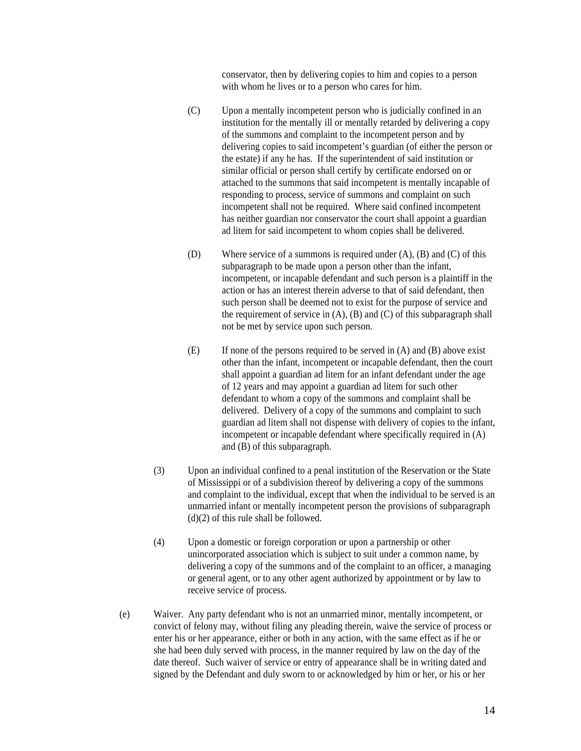conservator, then by delivering copies to him and copies to a person with whom he lives or to a person who cares for him.

(C) Upon a mentally incompetent person who is judicially confined in an institution for the mentally ill or mentally retarded by delivering a copy of the summons and complaint to the incompetent person and by delivering copies to said incompetent's guardian (of either the person or the estate) if any he has. If the superintendent of said institution or similar official or person shall certify by certificate endorsed on or attached to the summons that said incompetent is mentally incapable of responding to process, service of summons and complaint on such incompetent shall not be required. Where said confined incompetent has neither guardian nor conservator the court shall appoint a guardian ad litem for said incompetent to whom copies shall be delivered.

(D) Where service of a summons is required under (A), (B) and (C) of this subparagraph to be made upon a person other than the infant, incompetent, or incapable defendant and such person is a plaintiff in the action or has an interest therein adverse to that of said defendant, then such person shall be deemed not to exist for the purpose of service and the requirement of service in (A), (B) and (C) of this subparagraph shall not be met by service upon such person.

(E) If none of the persons required to be served in (A) and (B) above exist other than the infant, incompetent or incapable defendant, then the court shall appoint a guardian ad litem for an infant defendant under the age of 12 years and may appoint a guardian ad litem for such other defendant to whom a copy of the summons and complaint shall be delivered. Delivery of a copy of the summons and complaint to such guardian ad litem shall not dispense with delivery of copies to the infant, incompetent or incapable defendant where specifically required in (A) and (B) of this subparagraph.

(3) Upon an individual confined to a penal institution of the Reservation or the State of Mississippi or of a subdivision thereof by delivering a copy of the summons and complaint to the individual, except that when the individual to be served is an unmarried infant or mentally incompetent person the provisions of subparagraph (d)(2) of this rule shall be followed.

(4) Upon a domestic or foreign corporation or upon a partnership or other unincorporated association which is subject to suit under a common name, by delivering a copy of the summons and of the complaint to an officer, a managing or general agent, or to any other agent authorized by appointment or by law to receive service of process.

(e) Waiver. Any party defendant who is not an unmarried minor, mentally incompetent, or convict of felony may, without filing any pleading therein, waive the service of process or enter his or her appearance, either or both in any action, with the same effect as if he or she had been duly served with process, in the manner required by law on the day of the date thereof. Such waiver of service or entry of appearance shall be in writing dated and signed by the Defendant and duly sworn to or acknowledged by him or her, or his or her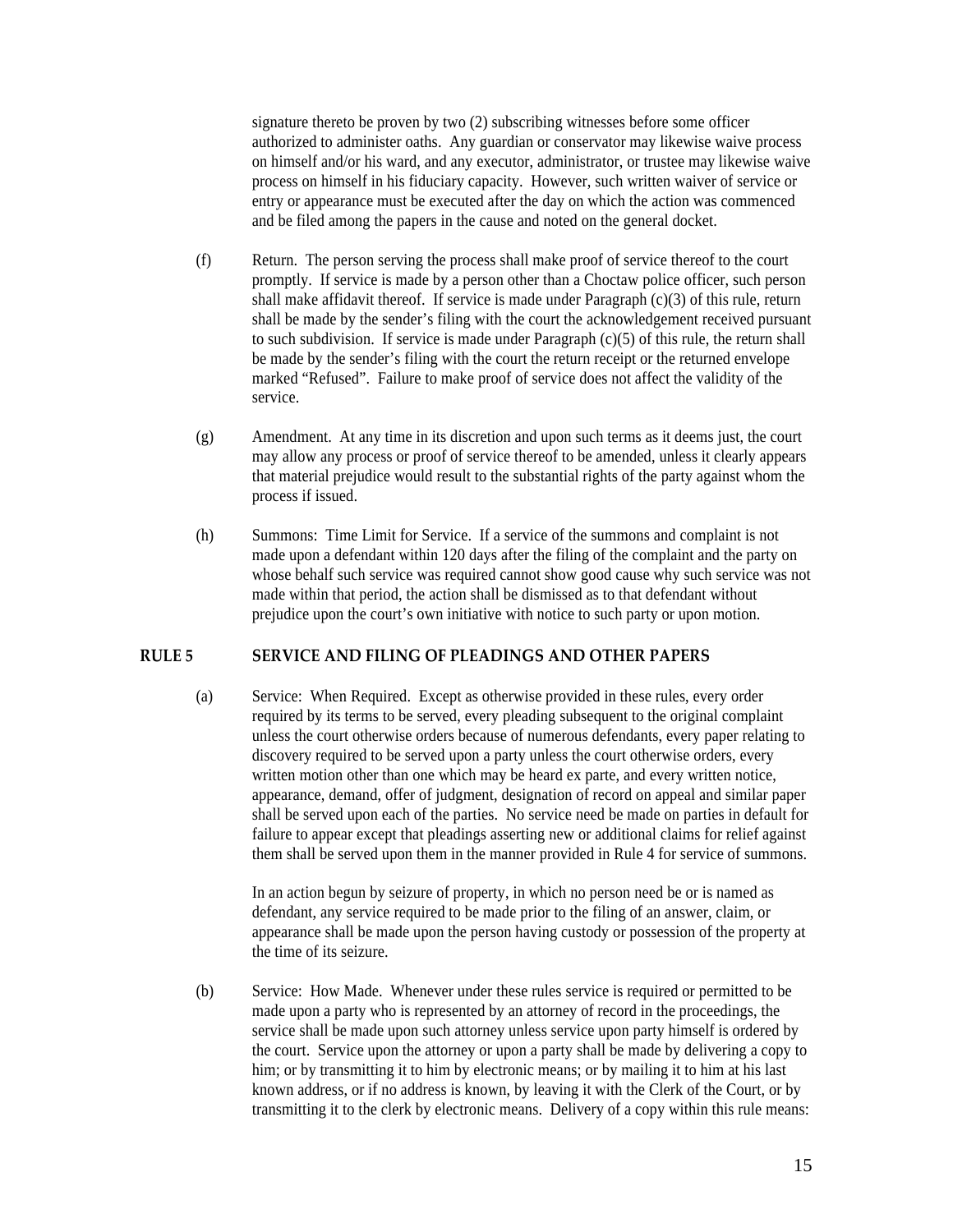signature thereto be proven by two (2) subscribing witnesses before some officer authorized to administer oaths. Any guardian or conservator may likewise waive process on himself and/or his ward, and any executor, administrator, or trustee may likewise waive process on himself in his fiduciary capacity. However, such written waiver of service or entry or appearance must be executed after the day on which the action was commenced and be filed among the papers in the cause and noted on the general docket.

(f) Return. The person serving the process shall make proof of service thereof to the court promptly. If service is made by a person other than a Choctaw police officer, such person shall make affidavit thereof. If service is made under Paragraph (c)(3) of this rule, return shall be made by the sender's filing with the court the acknowledgement received pursuant to such subdivision. If service is made under Paragraph (c)(5) of this rule, the return shall be made by the sender's filing with the court the return receipt or the returned envelope marked "Refused". Failure to make proof of service does not affect the validity of the service.

(g) Amendment. At any time in its discretion and upon such terms as it deems just, the court may allow any process or proof of service thereof to be amended, unless it clearly appears that material prejudice would result to the substantial rights of the party against whom the process if issued.

(h) Summons: Time Limit for Service. If a service of the summons and complaint is not made upon a defendant within 120 days after the filing of the complaint and the party on whose behalf such service was required cannot show good cause why such service was not made within that period, the action shall be dismissed as to that defendant without prejudice upon the court's own initiative with notice to such party or upon motion.

## RULE 5 SERVICE AND FILING OF PLEADINGS AND OTHER PAPERS

(a) Service: When Required. Except as otherwise provided in these rules, every order required by its terms to be served, every pleading subsequent to the original complaint unless the court otherwise orders because of numerous defendants, every paper relating to discovery required to be served upon a party unless the court otherwise orders, every written motion other than one which may be heard ex parte, and every written notice, appearance, demand, offer of judgment, designation of record on appeal and similar paper shall be served upon each of the parties. No service need be made on parties in default for failure to appear except that pleadings asserting new or additional claims for relief against them shall be served upon them in the manner provided in Rule 4 for service of summons.

In an action begun by seizure of property, in which no person need be or is named as defendant, any service required to be made prior to the filing of an answer, claim, or appearance shall be made upon the person having custody or possession of the property at the time of its seizure.

(b) Service: How Made. Whenever under these rules service is required or permitted to be made upon a party who is represented by an attorney of record in the proceedings, the service shall be made upon such attorney unless service upon party himself is ordered by the court. Service upon the attorney or upon a party shall be made by delivering a copy to him; or by transmitting it to him by electronic means; or by mailing it to him at his last known address, or if no address is known, by leaving it with the Clerk of the Court, or by transmitting it to the clerk by electronic means. Delivery of a copy within this rule means: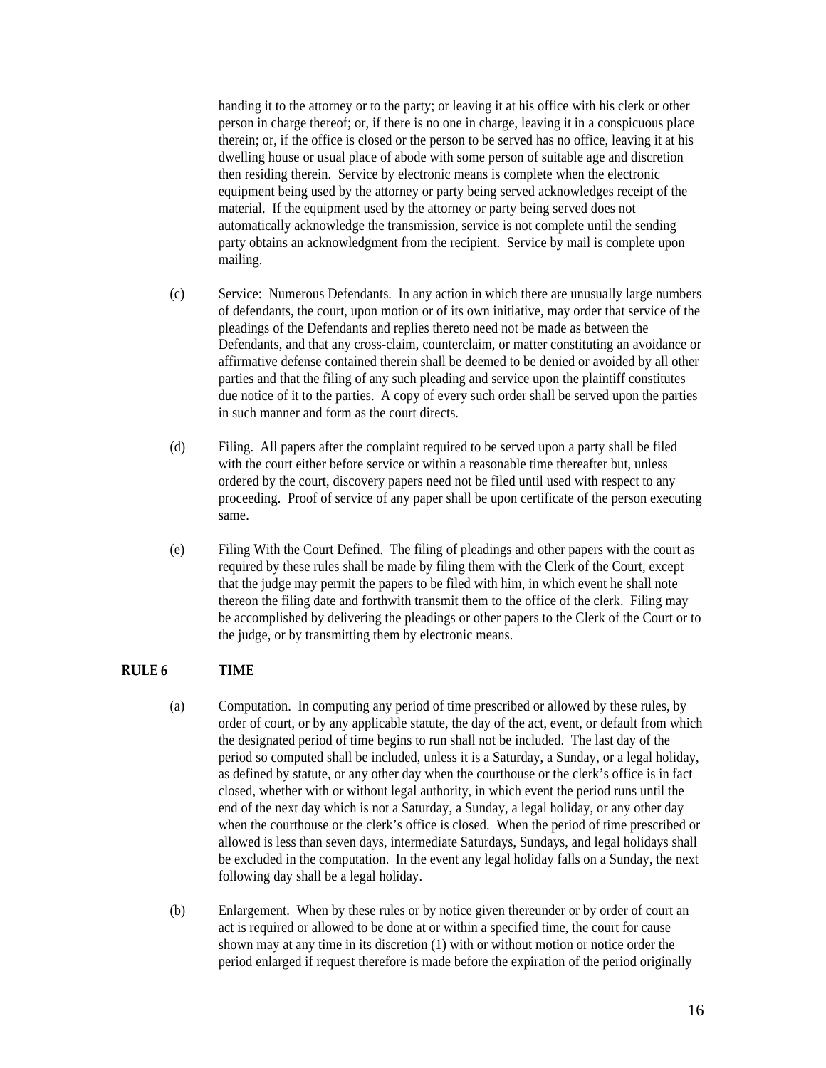handing it to the attorney or to the party; or leaving it at his office with his clerk or other person in charge thereof; or, if there is no one in charge, leaving it in a conspicuous place therein; or, if the office is closed or the person to be served has no office, leaving it at his dwelling house or usual place of abode with some person of suitable age and discretion then residing therein. Service by electronic means is complete when the electronic equipment being used by the attorney or party being served acknowledges receipt of the material. If the equipment used by the attorney or party being served does not automatically acknowledge the transmission, service is not complete until the sending party obtains an acknowledgment from the recipient. Service by mail is complete upon mailing.

(c) Service: Numerous Defendants. In any action in which there are unusually large numbers of defendants, the court, upon motion or of its own initiative, may order that service of the pleadings of the Defendants and replies thereto need not be made as between the Defendants, and that any cross-claim, counterclaim, or matter constituting an avoidance or affirmative defense contained therein shall be deemed to be denied or avoided by all other parties and that the filing of any such pleading and service upon the plaintiff constitutes due notice of it to the parties. A copy of every such order shall be served upon the parties in such manner and form as the court directs.

(d) Filing. All papers after the complaint required to be served upon a party shall be filed with the court either before service or within a reasonable time thereafter but, unless ordered by the court, discovery papers need not be filed until used with respect to any proceeding. Proof of service of any paper shall be upon certificate of the person executing same.

(e) Filing With the Court Defined. The filing of pleadings and other papers with the court as required by these rules shall be made by filing them with the Clerk of the Court, except that the judge may permit the papers to be filed with him, in which event he shall note thereon the filing date and forthwith transmit them to the office of the clerk. Filing may be accomplished by delivering the pleadings or other papers to the Clerk of the Court or to the judge, or by transmitting them by electronic means.

## RULE 6 TIME

(a) Computation. In computing any period of time prescribed or allowed by these rules, by order of court, or by any applicable statute, the day of the act, event, or default from which the designated period of time begins to run shall not be included. The last day of the period so computed shall be included, unless it is a Saturday, a Sunday, or a legal holiday, as defined by statute, or any other day when the courthouse or the clerk's office is in fact closed, whether with or without legal authority, in which event the period runs until the end of the next day which is not a Saturday, a Sunday, a legal holiday, or any other day when the courthouse or the clerk's office is closed. When the period of time prescribed or allowed is less than seven days, intermediate Saturdays, Sundays, and legal holidays shall be excluded in the computation. In the event any legal holiday falls on a Sunday, the next following day shall be a legal holiday.

(b) Enlargement. When by these rules or by notice given thereunder or by order of court an act is required or allowed to be done at or within a specified time, the court for cause shown may at any time in its discretion (1) with or without motion or notice order the period enlarged if request therefore is made before the expiration of the period originally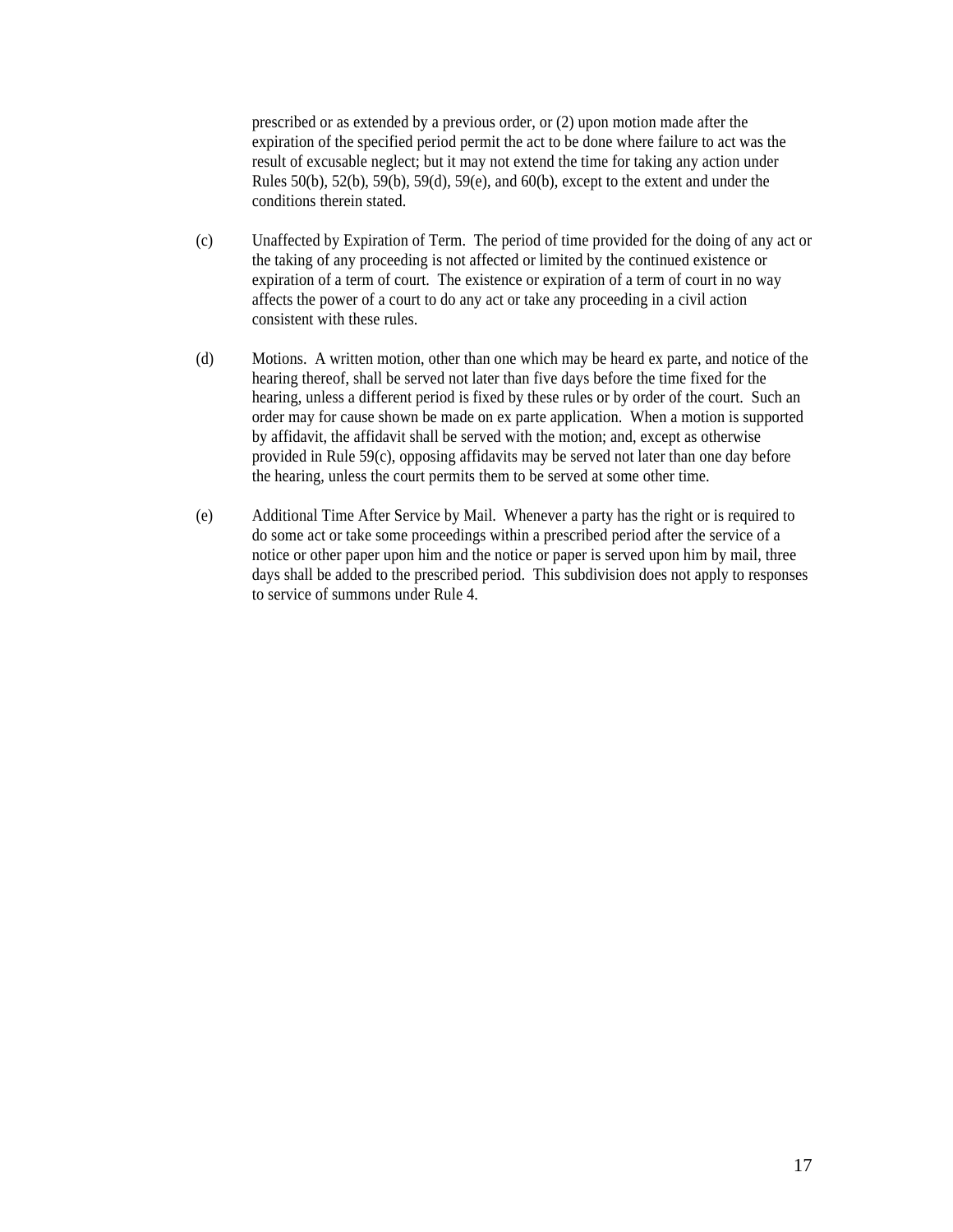prescribed or as extended by a previous order, or (2) upon motion made after the expiration of the specified period permit the act to be done where failure to act was the result of excusable neglect; but it may not extend the time for taking any action under Rules 50(b), 52(b), 59(b), 59(d), 59(e), and 60(b), except to the extent and under the conditions therein stated.

(c) Unaffected by Expiration of Term. The period of time provided for the doing of any act or the taking of any proceeding is not affected or limited by the continued existence or expiration of a term of court. The existence or expiration of a term of court in no way affects the power of a court to do any act or take any proceeding in a civil action consistent with these rules.

(d) Motions. A written motion, other than one which may be heard ex parte, and notice of the hearing thereof, shall be served not later than five days before the time fixed for the hearing, unless a different period is fixed by these rules or by order of the court. Such an order may for cause shown be made on ex parte application. When a motion is supported by affidavit, the affidavit shall be served with the motion; and, except as otherwise provided in Rule 59(c), opposing affidavits may be served not later than one day before the hearing, unless the court permits them to be served at some other time.

(e) Additional Time After Service by Mail. Whenever a party has the right or is required to do some act or take some proceedings within a prescribed period after the service of a notice or other paper upon him and the notice or paper is served upon him by mail, three days shall be added to the prescribed period. This subdivision does not apply to responses to service of summons under Rule 4.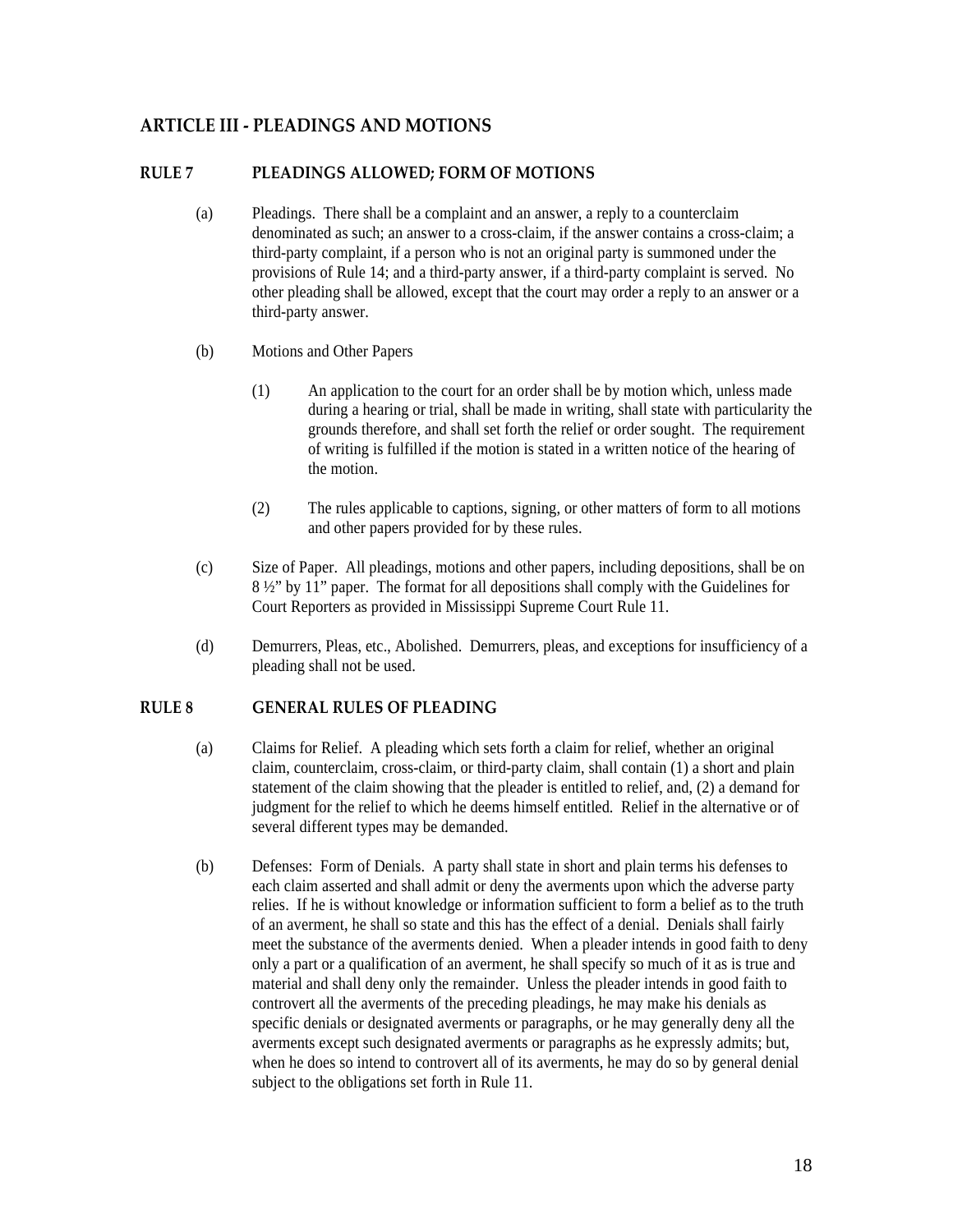## ARTICLE III - PLEADINGS AND MOTIONS

### RULE 7 PLEADINGS ALLOWED; FORM OF MOTIONS

(a) Pleadings. There shall be a complaint and an answer, a reply to a counterclaim denominated as such; an answer to a cross-claim, if the answer contains a cross-claim; a third-party complaint, if a person who is not an original party is summoned under the provisions of Rule 14; and a third-party answer, if a third-party complaint is served. No other pleading shall be allowed, except that the court may order a reply to an answer or a third-party answer.

(b) Motions and Other Papers

(1) An application to the court for an order shall be by motion which, unless made during a hearing or trial, shall be made in writing, shall state with particularity the grounds therefore, and shall set forth the relief or order sought. The requirement of writing is fulfilled if the motion is stated in a written notice of the hearing of the motion.

(2) The rules applicable to captions, signing, or other matters of form to all motions and other papers provided for by these rules.

(c) Size of Paper. All pleadings, motions and other papers, including depositions, shall be on 8 ½" by 11" paper. The format for all depositions shall comply with the Guidelines for Court Reporters as provided in Mississippi Supreme Court Rule 11.

(d) Demurrers, Pleas, etc., Abolished. Demurrers, pleas, and exceptions for insufficiency of a pleading shall not be used.

### RULE 8 GENERAL RULES OF PLEADING

(a) Claims for Relief. A pleading which sets forth a claim for relief, whether an original claim, counterclaim, cross-claim, or third-party claim, shall contain (1) a short and plain statement of the claim showing that the pleader is entitled to relief, and, (2) a demand for judgment for the relief to which he deems himself entitled. Relief in the alternative or of several different types may be demanded.

(b) Defenses: Form of Denials. A party shall state in short and plain terms his defenses to each claim asserted and shall admit or deny the averments upon which the adverse party relies. If he is without knowledge or information sufficient to form a belief as to the truth of an averment, he shall so state and this has the effect of a denial. Denials shall fairly meet the substance of the averments denied. When a pleader intends in good faith to deny only a part or a qualification of an averment, he shall specify so much of it as is true and material and shall deny only the remainder. Unless the pleader intends in good faith to controvert all the averments of the preceding pleadings, he may make his denials as specific denials or designated averments or paragraphs, or he may generally deny all the averments except such designated averments or paragraphs as he expressly admits; but, when he does so intend to controvert all of its averments, he may do so by general denial subject to the obligations set forth in Rule 11.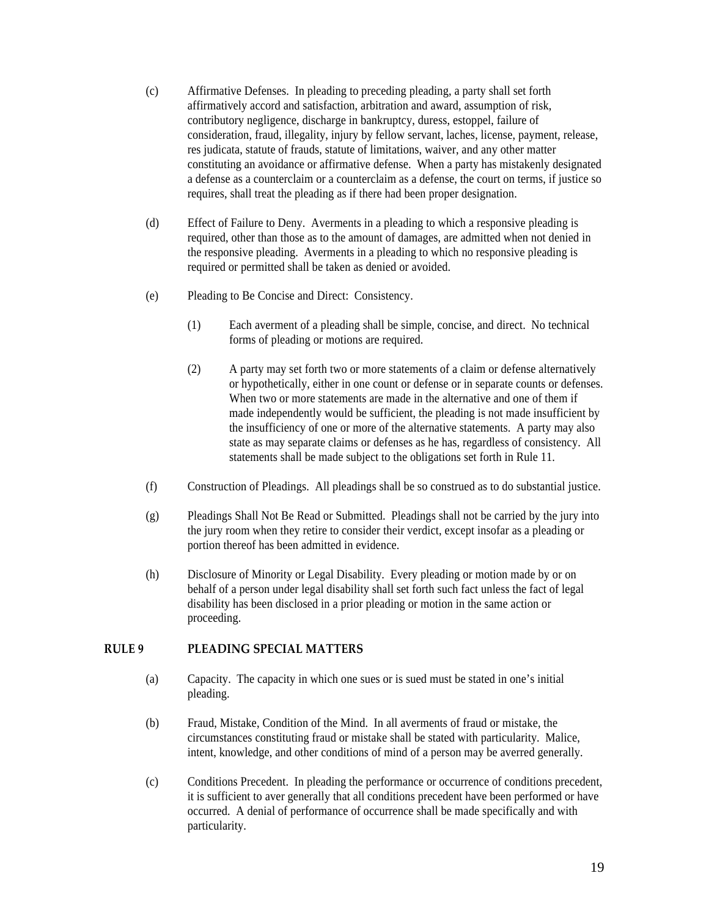(c) Affirmative Defenses. In pleading to preceding pleading, a party shall set forth affirmatively accord and satisfaction, arbitration and award, assumption of risk, contributory negligence, discharge in bankruptcy, duress, estoppel, failure of consideration, fraud, illegality, injury by fellow servant, laches, license, payment, release, res judicata, statute of frauds, statute of limitations, waiver, and any other matter constituting an avoidance or affirmative defense. When a party has mistakenly designated a defense as a counterclaim or a counterclaim as a defense, the court on terms, if justice so requires, shall treat the pleading as if there had been proper designation.

(d) Effect of Failure to Deny. Averments in a pleading to which a responsive pleading is required, other than those as to the amount of damages, are admitted when not denied in the responsive pleading. Averments in a pleading to which no responsive pleading is required or permitted shall be taken as denied or avoided.

(e) Pleading to Be Concise and Direct: Consistency.

(1) Each averment of a pleading shall be simple, concise, and direct. No technical forms of pleading or motions are required.

(2) A party may set forth two or more statements of a claim or defense alternatively or hypothetically, either in one count or defense or in separate counts or defenses. When two or more statements are made in the alternative and one of them if made independently would be sufficient, the pleading is not made insufficient by the insufficiency of one or more of the alternative statements. A party may also state as may separate claims or defenses as he has, regardless of consistency. All statements shall be made subject to the obligations set forth in Rule 11.

(f) Construction of Pleadings. All pleadings shall be so construed as to do substantial justice.

(g) Pleadings Shall Not Be Read or Submitted. Pleadings shall not be carried by the jury into the jury room when they retire to consider their verdict, except insofar as a pleading or portion thereof has been admitted in evidence.

(h) Disclosure of Minority or Legal Disability. Every pleading or motion made by or on behalf of a person under legal disability shall set forth such fact unless the fact of legal disability has been disclosed in a prior pleading or motion in the same action or proceeding.

## RULE 9 PLEADING SPECIAL MATTERS

(a) Capacity. The capacity in which one sues or is sued must be stated in one's initial pleading.

(b) Fraud, Mistake, Condition of the Mind. In all averments of fraud or mistake, the circumstances constituting fraud or mistake shall be stated with particularity. Malice, intent, knowledge, and other conditions of mind of a person may be averred generally.

(c) Conditions Precedent. In pleading the performance or occurrence of conditions precedent, it is sufficient to aver generally that all conditions precedent have been performed or have occurred. A denial of performance of occurrence shall be made specifically and with particularity.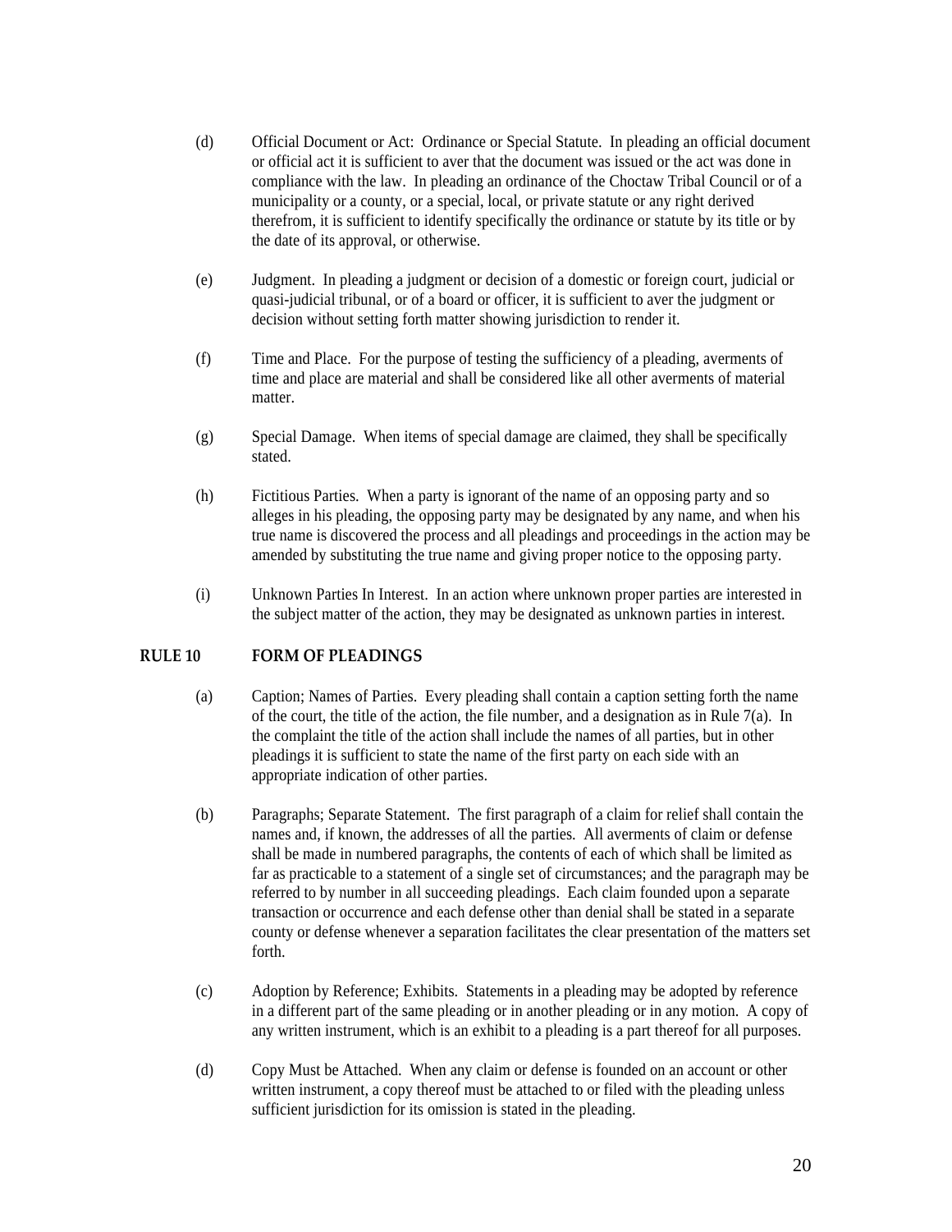(d) Official Document or Act: Ordinance or Special Statute. In pleading an official document or official act it is sufficient to aver that the document was issued or the act was done in compliance with the law. In pleading an ordinance of the Choctaw Tribal Council or of a municipality or a county, or a special, local, or private statute or any right derived therefrom, it is sufficient to identify specifically the ordinance or statute by its title or by the date of its approval, or otherwise.

(e) Judgment. In pleading a judgment or decision of a domestic or foreign court, judicial or quasi-judicial tribunal, or of a board or officer, it is sufficient to aver the judgment or decision without setting forth matter showing jurisdiction to render it.

(f) Time and Place. For the purpose of testing the sufficiency of a pleading, averments of time and place are material and shall be considered like all other averments of material matter.

(g) Special Damage. When items of special damage are claimed, they shall be specifically stated.

(h) Fictitious Parties. When a party is ignorant of the name of an opposing party and so alleges in his pleading, the opposing party may be designated by any name, and when his true name is discovered the process and all pleadings and proceedings in the action may be amended by substituting the true name and giving proper notice to the opposing party.

(i) Unknown Parties In Interest. In an action where unknown proper parties are interested in the subject matter of the action, they may be designated as unknown parties in interest.

## RULE 10 FORM OF PLEADINGS

(a) Caption; Names of Parties. Every pleading shall contain a caption setting forth the name of the court, the title of the action, the file number, and a designation as in Rule 7(a). In the complaint the title of the action shall include the names of all parties, but in other pleadings it is sufficient to state the name of the first party on each side with an appropriate indication of other parties.

(b) Paragraphs; Separate Statement. The first paragraph of a claim for relief shall contain the names and, if known, the addresses of all the parties. All averments of claim or defense shall be made in numbered paragraphs, the contents of each of which shall be limited as far as practicable to a statement of a single set of circumstances; and the paragraph may be referred to by number in all succeeding pleadings. Each claim founded upon a separate transaction or occurrence and each defense other than denial shall be stated in a separate county or defense whenever a separation facilitates the clear presentation of the matters set forth.

(c) Adoption by Reference; Exhibits. Statements in a pleading may be adopted by reference in a different part of the same pleading or in another pleading or in any motion. A copy of any written instrument, which is an exhibit to a pleading is a part thereof for all purposes.

(d) Copy Must be Attached. When any claim or defense is founded on an account or other written instrument, a copy thereof must be attached to or filed with the pleading unless sufficient jurisdiction for its omission is stated in the pleading.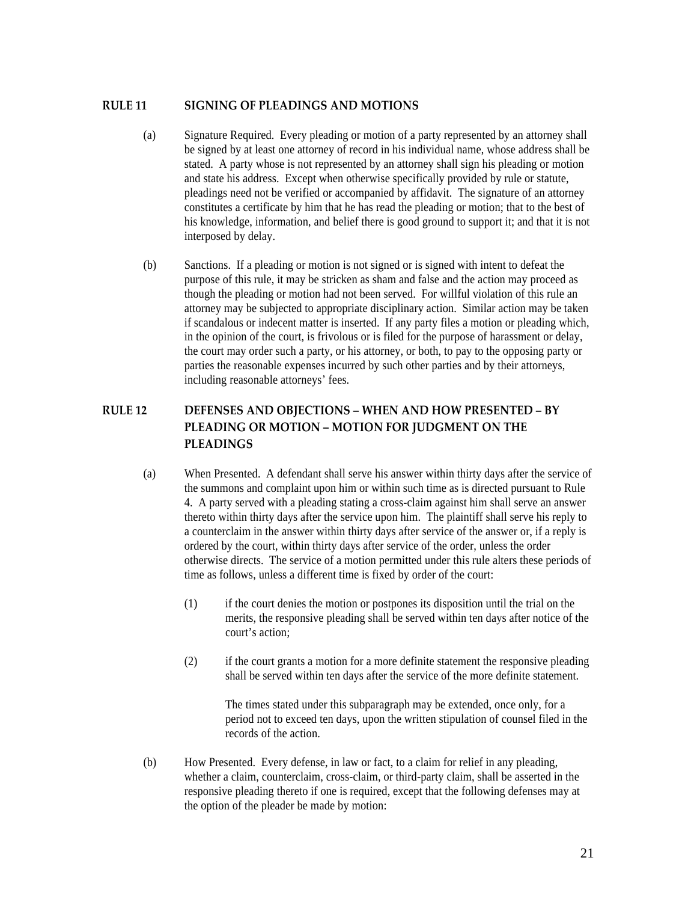## RULE 11 SIGNING OF PLEADINGS AND MOTIONS

(a) Signature Required. Every pleading or motion of a party represented by an attorney shall be signed by at least one attorney of record in his individual name, whose address shall be stated. A party whose is not represented by an attorney shall sign his pleading or motion and state his address. Except when otherwise specifically provided by rule or statute, pleadings need not be verified or accompanied by affidavit. The signature of an attorney constitutes a certificate by him that he has read the pleading or motion; that to the best of his knowledge, information, and belief there is good ground to support it; and that it is not interposed by delay.

(b) Sanctions. If a pleading or motion is not signed or is signed with intent to defeat the purpose of this rule, it may be stricken as sham and false and the action may proceed as though the pleading or motion had not been served. For willful violation of this rule an attorney may be subjected to appropriate disciplinary action. Similar action may be taken if scandalous or indecent matter is inserted. If any party files a motion or pleading which, in the opinion of the court, is frivolous or is filed for the purpose of harassment or delay, the court may order such a party, or his attorney, or both, to pay to the opposing party or parties the reasonable expenses incurred by such other parties and by their attorneys, including reasonable attorneys' fees.

## RULE 12 DEFENSES AND OBJECTIONS – WHEN AND HOW PRESENTED – BY PLEADING OR MOTION – MOTION FOR JUDGMENT ON THE PLEADINGS

(a) When Presented. A defendant shall serve his answer within thirty days after the service of the summons and complaint upon him or within such time as is directed pursuant to Rule 4. A party served with a pleading stating a cross-claim against him shall serve an answer thereto within thirty days after the service upon him. The plaintiff shall serve his reply to a counterclaim in the answer within thirty days after service of the answer or, if a reply is ordered by the court, within thirty days after service of the order, unless the order otherwise directs. The service of a motion permitted under this rule alters these periods of time as follows, unless a different time is fixed by order of the court:

(1) if the court denies the motion or postpones its disposition until the trial on the merits, the responsive pleading shall be served within ten days after notice of the court's action;

(2) if the court grants a motion for a more definite statement the responsive pleading shall be served within ten days after the service of the more definite statement.

The times stated under this subparagraph may be extended, once only, for a period not to exceed ten days, upon the written stipulation of counsel filed in the records of the action.

(b) How Presented. Every defense, in law or fact, to a claim for relief in any pleading, whether a claim, counterclaim, cross-claim, or third-party claim, shall be asserted in the responsive pleading thereto if one is required, except that the following defenses may at the option of the pleader be made by motion: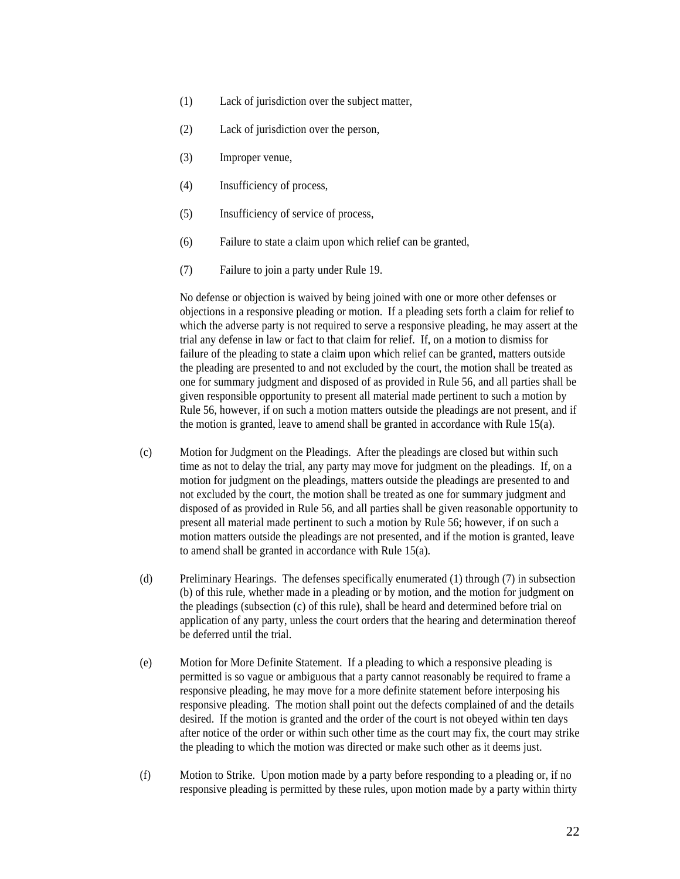(1) Lack of jurisdiction over the subject matter,

(2) Lack of jurisdiction over the person,

(3) Improper venue,

(4) Insufficiency of process,

(5) Insufficiency of service of process,

(6) Failure to state a claim upon which relief can be granted,

(7) Failure to join a party under Rule 19.

No defense or objection is waived by being joined with one or more other defenses or objections in a responsive pleading or motion. If a pleading sets forth a claim for relief to which the adverse party is not required to serve a responsive pleading, he may assert at the trial any defense in law or fact to that claim for relief. If, on a motion to dismiss for failure of the pleading to state a claim upon which relief can be granted, matters outside the pleading are presented to and not excluded by the court, the motion shall be treated as one for summary judgment and disposed of as provided in Rule 56, and all parties shall be given responsible opportunity to present all material made pertinent to such a motion by Rule 56, however, if on such a motion matters outside the pleadings are not present, and if the motion is granted, leave to amend shall be granted in accordance with Rule 15(a).

(c) Motion for Judgment on the Pleadings. After the pleadings are closed but within such time as not to delay the trial, any party may move for judgment on the pleadings. If, on a motion for judgment on the pleadings, matters outside the pleadings are presented to and not excluded by the court, the motion shall be treated as one for summary judgment and disposed of as provided in Rule 56, and all parties shall be given reasonable opportunity to present all material made pertinent to such a motion by Rule 56; however, if on such a motion matters outside the pleadings are not presented, and if the motion is granted, leave to amend shall be granted in accordance with Rule 15(a).

(d) Preliminary Hearings. The defenses specifically enumerated (1) through (7) in subsection (b) of this rule, whether made in a pleading or by motion, and the motion for judgment on the pleadings (subsection (c) of this rule), shall be heard and determined before trial on application of any party, unless the court orders that the hearing and determination thereof be deferred until the trial.

(e) Motion for More Definite Statement. If a pleading to which a responsive pleading is permitted is so vague or ambiguous that a party cannot reasonably be required to frame a responsive pleading, he may move for a more definite statement before interposing his responsive pleading. The motion shall point out the defects complained of and the details desired. If the motion is granted and the order of the court is not obeyed within ten days after notice of the order or within such other time as the court may fix, the court may strike the pleading to which the motion was directed or make such other as it deems just.

(f) Motion to Strike. Upon motion made by a party before responding to a pleading or, if no responsive pleading is permitted by these rules, upon motion made by a party within thirty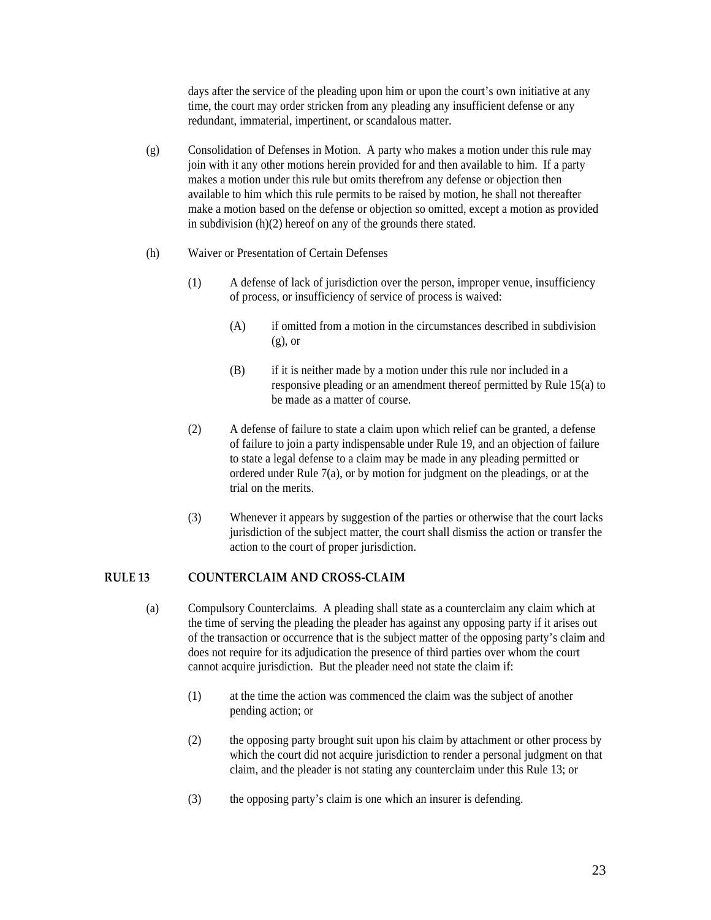days after the service of the pleading upon him or upon the court's own initiative at any time, the court may order stricken from any pleading any insufficient defense or any redundant, immaterial, impertinent, or scandalous matter.

(g) Consolidation of Defenses in Motion. A party who makes a motion under this rule may join with it any other motions herein provided for and then available to him. If a party makes a motion under this rule but omits therefrom any defense or objection then available to him which this rule permits to be raised by motion, he shall not thereafter make a motion based on the defense or objection so omitted, except a motion as provided in subdivision (h)(2) hereof on any of the grounds there stated.

(h) Waiver or Presentation of Certain Defenses

(1) A defense of lack of jurisdiction over the person, improper venue, insufficiency of process, or insufficiency of service of process is waived:

(A) if omitted from a motion in the circumstances described in subdivision (g), or

(B) if it is neither made by a motion under this rule nor included in a responsive pleading or an amendment thereof permitted by Rule 15(a) to be made as a matter of course.

(2) A defense of failure to state a claim upon which relief can be granted, a defense of failure to join a party indispensable under Rule 19, and an objection of failure to state a legal defense to a claim may be made in any pleading permitted or ordered under Rule 7(a), or by motion for judgment on the pleadings, or at the trial on the merits.

(3) Whenever it appears by suggestion of the parties or otherwise that the court lacks jurisdiction of the subject matter, the court shall dismiss the action or transfer the action to the court of proper jurisdiction.

## RULE 13 COUNTERCLAIM AND CROSS-CLAIM

(a) Compulsory Counterclaims. A pleading shall state as a counterclaim any claim which at the time of serving the pleading the pleader has against any opposing party if it arises out of the transaction or occurrence that is the subject matter of the opposing party's claim and does not require for its adjudication the presence of third parties over whom the court cannot acquire jurisdiction. But the pleader need not state the claim if:

(1) at the time the action was commenced the claim was the subject of another pending action; or

(2) the opposing party brought suit upon his claim by attachment or other process by which the court did not acquire jurisdiction to render a personal judgment on that claim, and the pleader is not stating any counterclaim under this Rule 13; or

(3) the opposing party's claim is one which an insurer is defending.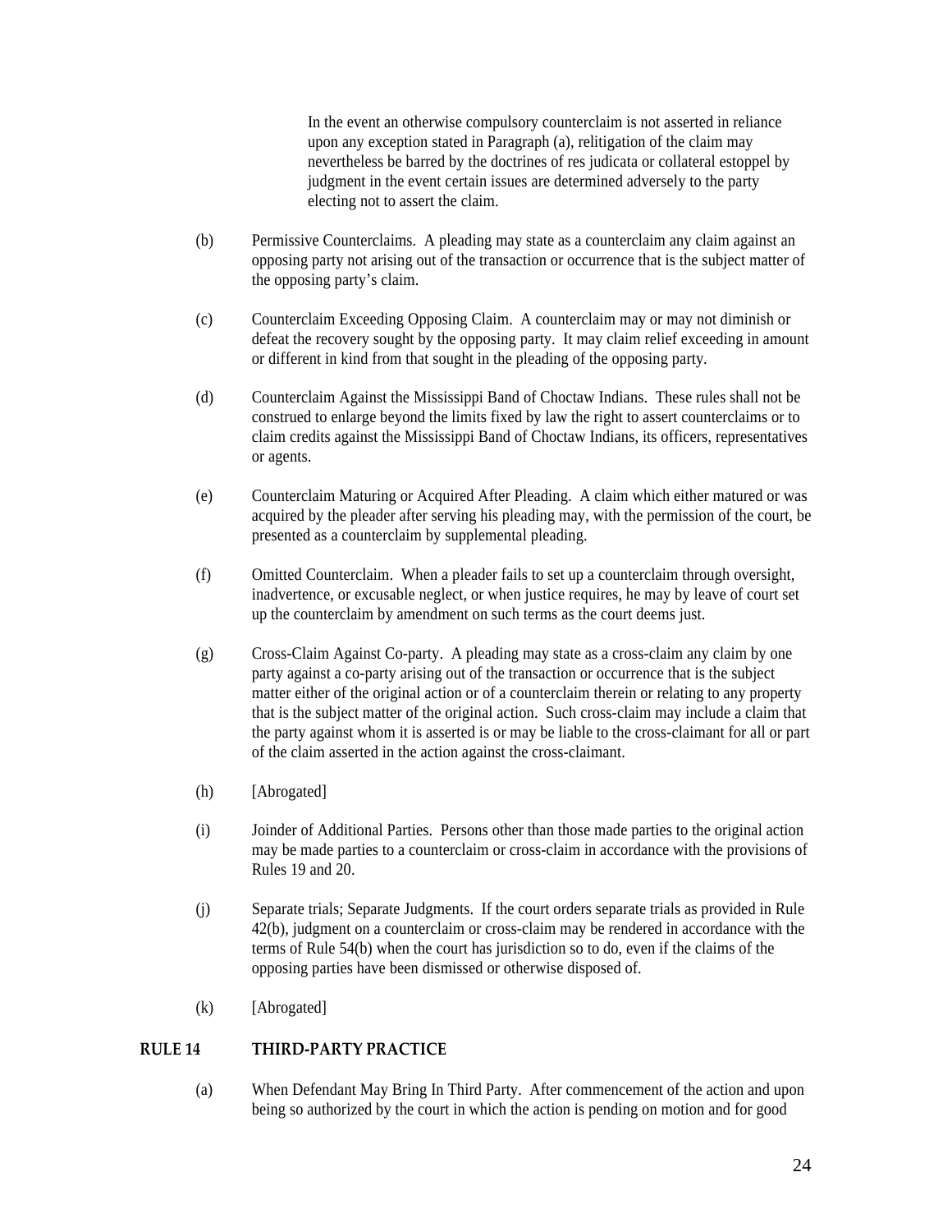In the event an otherwise compulsory counterclaim is not asserted in reliance upon any exception stated in Paragraph (a), relitigation of the claim may nevertheless be barred by the doctrines of res judicata or collateral estoppel by judgment in the event certain issues are determined adversely to the party electing not to assert the claim.

(b) Permissive Counterclaims. A pleading may state as a counterclaim any claim against an opposing party not arising out of the transaction or occurrence that is the subject matter of the opposing party's claim.

(c) Counterclaim Exceeding Opposing Claim. A counterclaim may or may not diminish or defeat the recovery sought by the opposing party. It may claim relief exceeding in amount or different in kind from that sought in the pleading of the opposing party.

(d) Counterclaim Against the Mississippi Band of Choctaw Indians. These rules shall not be construed to enlarge beyond the limits fixed by law the right to assert counterclaims or to claim credits against the Mississippi Band of Choctaw Indians, its officers, representatives or agents.

(e) Counterclaim Maturing or Acquired After Pleading. A claim which either matured or was acquired by the pleader after serving his pleading may, with the permission of the court, be presented as a counterclaim by supplemental pleading.

(f) Omitted Counterclaim. When a pleader fails to set up a counterclaim through oversight, inadvertence, or excusable neglect, or when justice requires, he may by leave of court set up the counterclaim by amendment on such terms as the court deems just.

(g) Cross-Claim Against Co-party. A pleading may state as a cross-claim any claim by one party against a co-party arising out of the transaction or occurrence that is the subject matter either of the original action or of a counterclaim therein or relating to any property that is the subject matter of the original action. Such cross-claim may include a claim that the party against whom it is asserted is or may be liable to the cross-claimant for all or part of the claim asserted in the action against the cross-claimant.

(h) [Abrogated]

(i) Joinder of Additional Parties. Persons other than those made parties to the original action may be made parties to a counterclaim or cross-claim in accordance with the provisions of Rules 19 and 20.

(j) Separate trials; Separate Judgments. If the court orders separate trials as provided in Rule 42(b), judgment on a counterclaim or cross-claim may be rendered in accordance with the terms of Rule 54(b) when the court has jurisdiction so to do, even if the claims of the opposing parties have been dismissed or otherwise disposed of.

(k) [Abrogated]

## RULE 14 THIRD-PARTY PRACTICE

(a) When Defendant May Bring In Third Party. After commencement of the action and upon being so authorized by the court in which the action is pending on motion and for good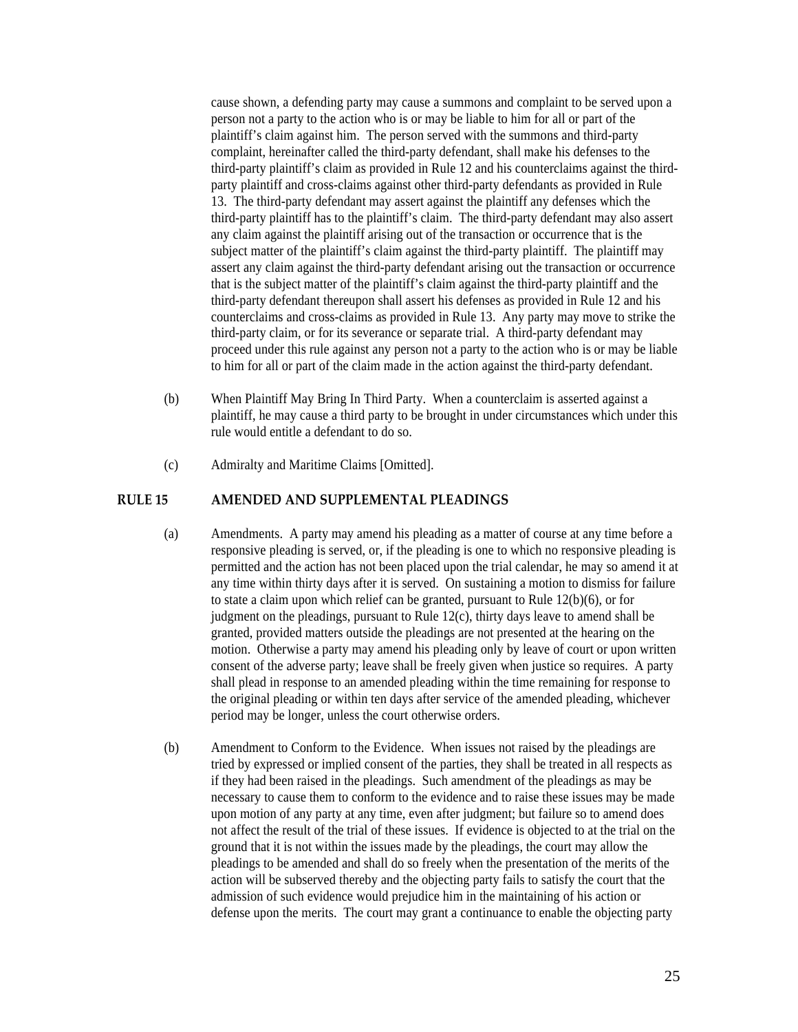cause shown, a defending party may cause a summons and complaint to be served upon a person not a party to the action who is or may be liable to him for all or part of the plaintiff's claim against him. The person served with the summons and third-party complaint, hereinafter called the third-party defendant, shall make his defenses to the third-party plaintiff's claim as provided in Rule 12 and his counterclaims against the third-party plaintiff and cross-claims against other third-party defendants as provided in Rule 13. The third-party defendant may assert against the plaintiff any defenses which the third-party plaintiff has to the plaintiff's claim. The third-party defendant may also assert any claim against the plaintiff arising out of the transaction or occurrence that is the subject matter of the plaintiff's claim against the third-party plaintiff. The plaintiff may assert any claim against the third-party defendant arising out the transaction or occurrence that is the subject matter of the plaintiff's claim against the third-party plaintiff and the third-party defendant thereupon shall assert his defenses as provided in Rule 12 and his counterclaims and cross-claims as provided in Rule 13. Any party may move to strike the third-party claim, or for its severance or separate trial. A third-party defendant may proceed under this rule against any person not a party to the action who is or may be liable to him for all or part of the claim made in the action against the third-party defendant.

(b) When Plaintiff May Bring In Third Party. When a counterclaim is asserted against a plaintiff, he may cause a third party to be brought in under circumstances which under this rule would entitle a defendant to do so.

(c) Admiralty and Maritime Claims [Omitted].

## RULE 15 AMENDED AND SUPPLEMENTAL PLEADINGS

(a) Amendments. A party may amend his pleading as a matter of course at any time before a responsive pleading is served, or, if the pleading is one to which no responsive pleading is permitted and the action has not been placed upon the trial calendar, he may so amend it at any time within thirty days after it is served. On sustaining a motion to dismiss for failure to state a claim upon which relief can be granted, pursuant to Rule 12(b)(6), or for judgment on the pleadings, pursuant to Rule 12(c), thirty days leave to amend shall be granted, provided matters outside the pleadings are not presented at the hearing on the motion. Otherwise a party may amend his pleading only by leave of court or upon written consent of the adverse party; leave shall be freely given when justice so requires. A party shall plead in response to an amended pleading within the time remaining for response to the original pleading or within ten days after service of the amended pleading, whichever period may be longer, unless the court otherwise orders.

(b) Amendment to Conform to the Evidence. When issues not raised by the pleadings are tried by expressed or implied consent of the parties, they shall be treated in all respects as if they had been raised in the pleadings. Such amendment of the pleadings as may be necessary to cause them to conform to the evidence and to raise these issues may be made upon motion of any party at any time, even after judgment; but failure so to amend does not affect the result of the trial of these issues. If evidence is objected to at the trial on the ground that it is not within the issues made by the pleadings, the court may allow the pleadings to be amended and shall do so freely when the presentation of the merits of the action will be subserved thereby and the objecting party fails to satisfy the court that the admission of such evidence would prejudice him in the maintaining of his action or defense upon the merits. The court may grant a continuance to enable the objecting party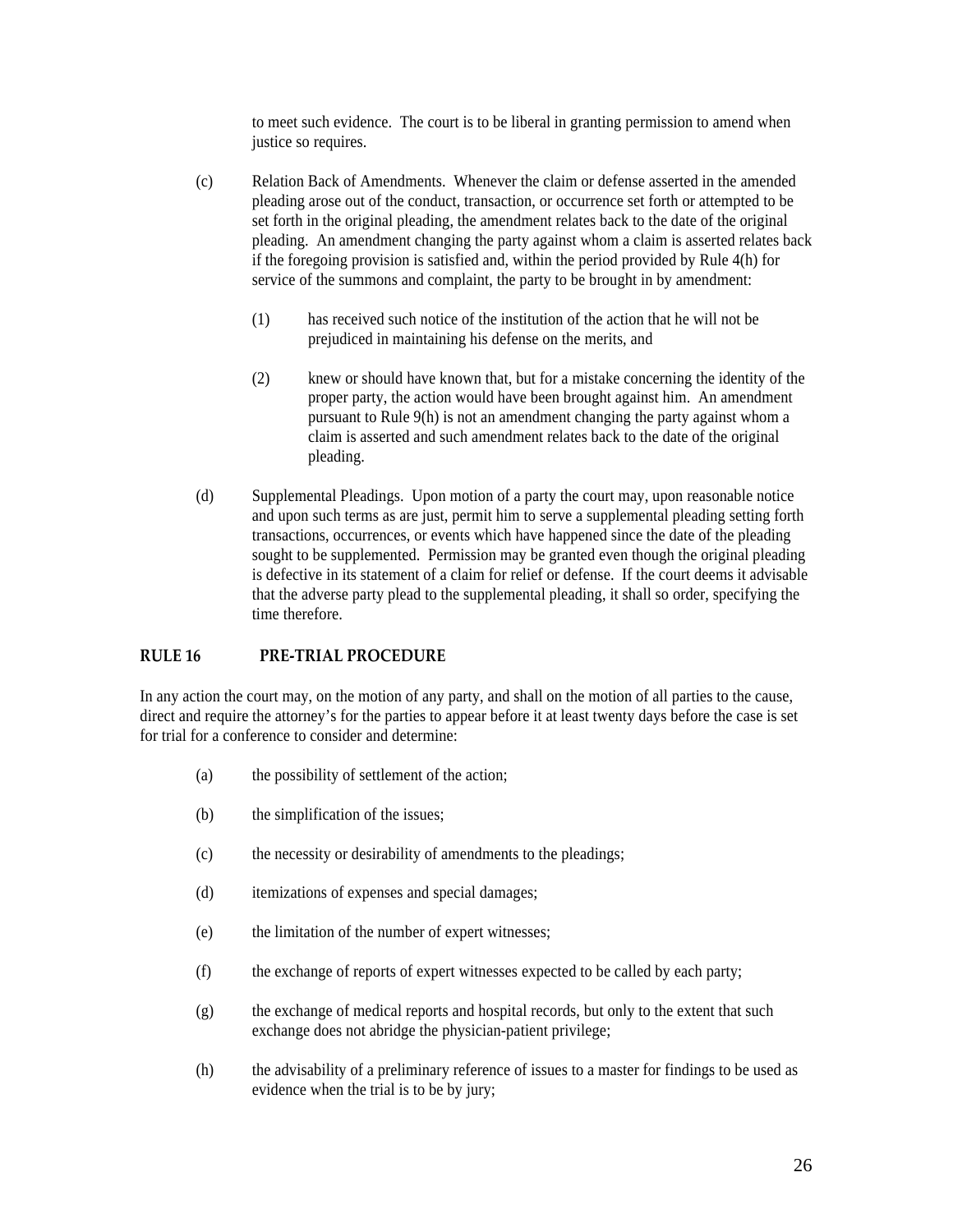to meet such evidence. The court is to be liberal in granting permission to amend when justice so requires.

(c) Relation Back of Amendments. Whenever the claim or defense asserted in the amended pleading arose out of the conduct, transaction, or occurrence set forth or attempted to be set forth in the original pleading, the amendment relates back to the date of the original pleading. An amendment changing the party against whom a claim is asserted relates back if the foregoing provision is satisfied and, within the period provided by Rule 4(h) for service of the summons and complaint, the party to be brought in by amendment:

> (1) has received such notice of the institution of the action that he will not be prejudiced in maintaining his defense on the merits, and
>
> (2) knew or should have known that, but for a mistake concerning the identity of the proper party, the action would have been brought against him. An amendment pursuant to Rule 9(h) is not an amendment changing the party against whom a claim is asserted and such amendment relates back to the date of the original pleading.

(d) Supplemental Pleadings. Upon motion of a party the court may, upon reasonable notice and upon such terms as are just, permit him to serve a supplemental pleading setting forth transactions, occurrences, or events which have happened since the date of the pleading sought to be supplemented. Permission may be granted even though the original pleading is defective in its statement of a claim for relief or defense. If the court deems it advisable that the adverse party plead to the supplemental pleading, it shall so order, specifying the time therefore.

## RULE 16 PRE-TRIAL PROCEDURE

In any action the court may, on the motion of any party, and shall on the motion of all parties to the cause, direct and require the attorney's for the parties to appear before it at least twenty days before the case is set for trial for a conference to consider and determine:

(a) the possibility of settlement of the action;

(b) the simplification of the issues;

(c) the necessity or desirability of amendments to the pleadings;

(d) itemizations of expenses and special damages;

(e) the limitation of the number of expert witnesses;

(f) the exchange of reports of expert witnesses expected to be called by each party;

(g) the exchange of medical reports and hospital records, but only to the extent that such exchange does not abridge the physician-patient privilege;

(h) the advisability of a preliminary reference of issues to a master for findings to be used as evidence when the trial is to be by jury;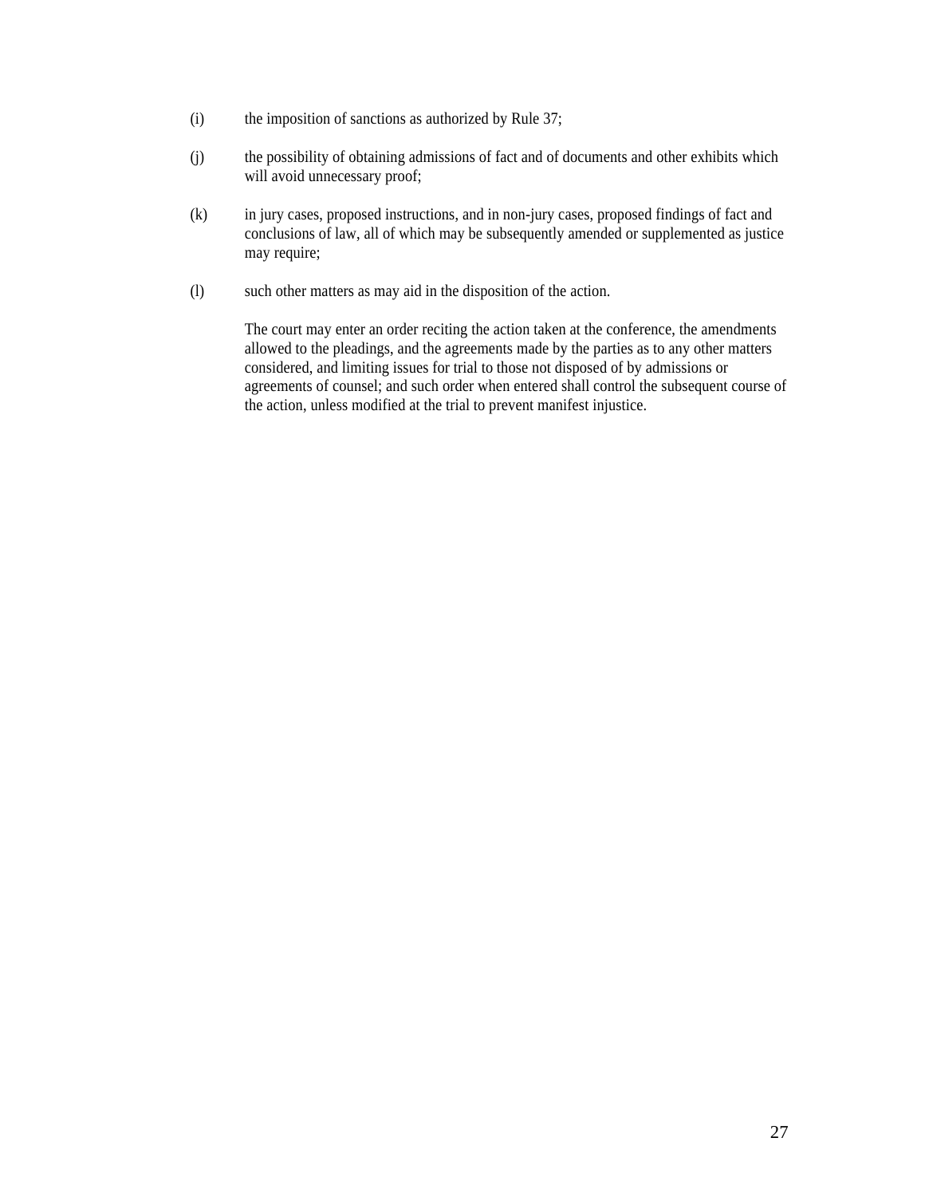(i) the imposition of sanctions as authorized by Rule 37;

(j) the possibility of obtaining admissions of fact and of documents and other exhibits which will avoid unnecessary proof;

(k) in jury cases, proposed instructions, and in non-jury cases, proposed findings of fact and conclusions of law, all of which may be subsequently amended or supplemented as justice may require;

(l) such other matters as may aid in the disposition of the action.

The court may enter an order reciting the action taken at the conference, the amendments allowed to the pleadings, and the agreements made by the parties as to any other matters considered, and limiting issues for trial to those not disposed of by admissions or agreements of counsel; and such order when entered shall control the subsequent course of the action, unless modified at the trial to prevent manifest injustice.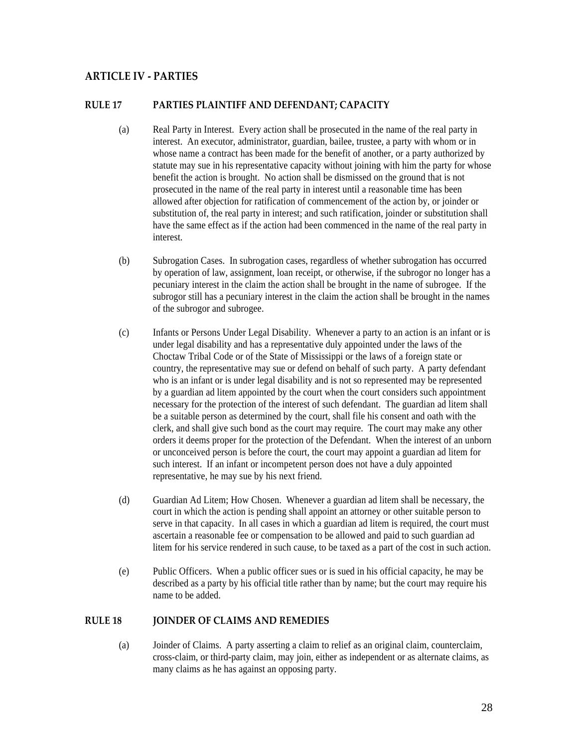## ARTICLE IV - PARTIES

### RULE 17 PARTIES PLAINTIFF AND DEFENDANT; CAPACITY

(a) Real Party in Interest. Every action shall be prosecuted in the name of the real party in interest. An executor, administrator, guardian, bailee, trustee, a party with whom or in whose name a contract has been made for the benefit of another, or a party authorized by statute may sue in his representative capacity without joining with him the party for whose benefit the action is brought. No action shall be dismissed on the ground that is not prosecuted in the name of the real party in interest until a reasonable time has been allowed after objection for ratification of commencement of the action by, or joinder or substitution of, the real party in interest; and such ratification, joinder or substitution shall have the same effect as if the action had been commenced in the name of the real party in interest.

(b) Subrogation Cases. In subrogation cases, regardless of whether subrogation has occurred by operation of law, assignment, loan receipt, or otherwise, if the subrogor no longer has a pecuniary interest in the claim the action shall be brought in the name of subrogee. If the subrogor still has a pecuniary interest in the claim the action shall be brought in the names of the subrogor and subrogee.

(c) Infants or Persons Under Legal Disability. Whenever a party to an action is an infant or is under legal disability and has a representative duly appointed under the laws of the Choctaw Tribal Code or of the State of Mississippi or the laws of a foreign state or country, the representative may sue or defend on behalf of such party. A party defendant who is an infant or is under legal disability and is not so represented may be represented by a guardian ad litem appointed by the court when the court considers such appointment necessary for the protection of the interest of such defendant. The guardian ad litem shall be a suitable person as determined by the court, shall file his consent and oath with the clerk, and shall give such bond as the court may require. The court may make any other orders it deems proper for the protection of the Defendant. When the interest of an unborn or unconceived person is before the court, the court may appoint a guardian ad litem for such interest. If an infant or incompetent person does not have a duly appointed representative, he may sue by his next friend.

(d) Guardian Ad Litem; How Chosen. Whenever a guardian ad litem shall be necessary, the court in which the action is pending shall appoint an attorney or other suitable person to serve in that capacity. In all cases in which a guardian ad litem is required, the court must ascertain a reasonable fee or compensation to be allowed and paid to such guardian ad litem for his service rendered in such cause, to be taxed as a part of the cost in such action.

(e) Public Officers. When a public officer sues or is sued in his official capacity, he may be described as a party by his official title rather than by name; but the court may require his name to be added.

### RULE 18 JOINDER OF CLAIMS AND REMEDIES

(a) Joinder of Claims. A party asserting a claim to relief as an original claim, counterclaim, cross-claim, or third-party claim, may join, either as independent or as alternate claims, as many claims as he has against an opposing party.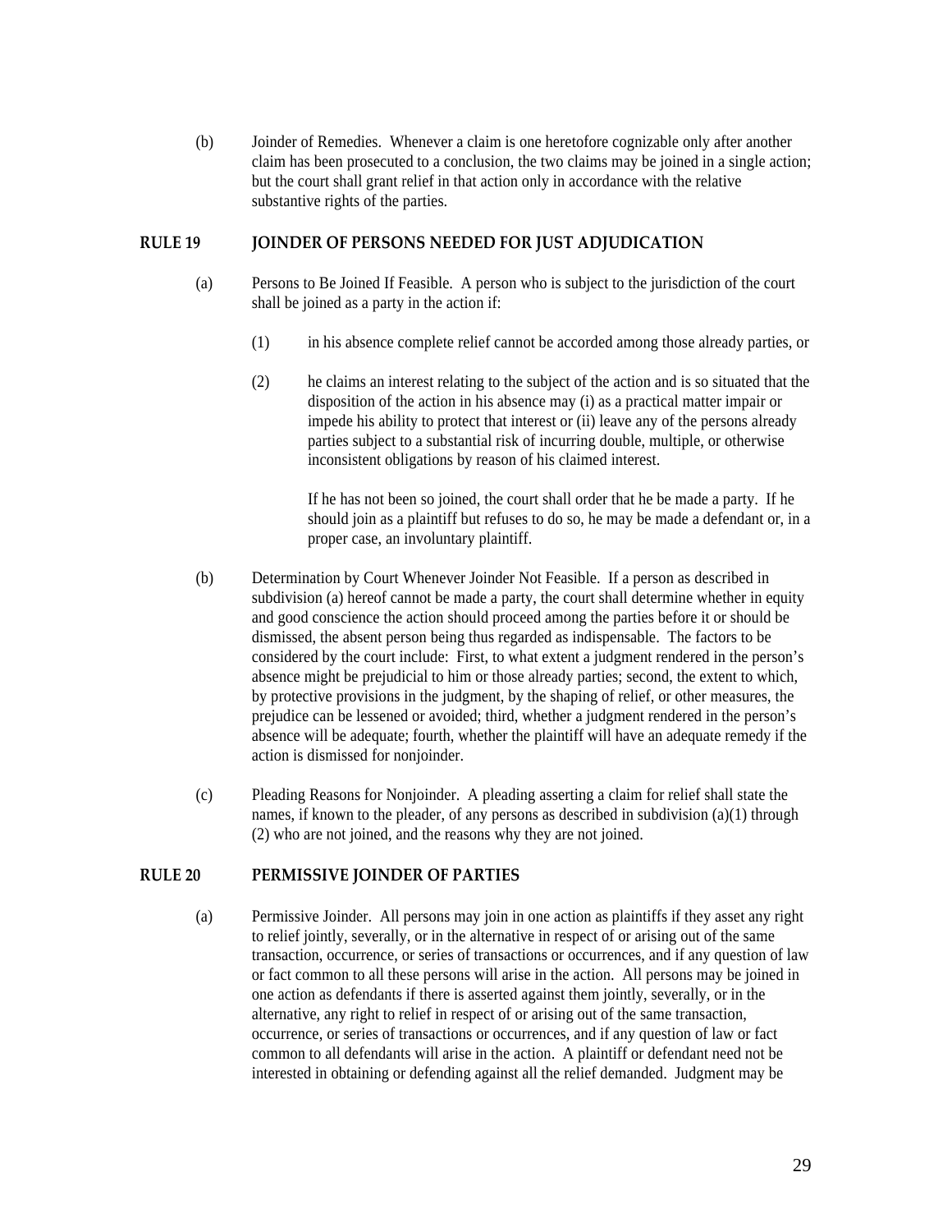(b) Joinder of Remedies. Whenever a claim is one heretofore cognizable only after another claim has been prosecuted to a conclusion, the two claims may be joined in a single action; but the court shall grant relief in that action only in accordance with the relative substantive rights of the parties.

## RULE 19 JOINDER OF PERSONS NEEDED FOR JUST ADJUDICATION

(a) Persons to Be Joined If Feasible. A person who is subject to the jurisdiction of the court shall be joined as a party in the action if:

(1) in his absence complete relief cannot be accorded among those already parties, or

(2) he claims an interest relating to the subject of the action and is so situated that the disposition of the action in his absence may (i) as a practical matter impair or impede his ability to protect that interest or (ii) leave any of the persons already parties subject to a substantial risk of incurring double, multiple, or otherwise inconsistent obligations by reason of his claimed interest.

If he has not been so joined, the court shall order that he be made a party. If he should join as a plaintiff but refuses to do so, he may be made a defendant or, in a proper case, an involuntary plaintiff.

(b) Determination by Court Whenever Joinder Not Feasible. If a person as described in subdivision (a) hereof cannot be made a party, the court shall determine whether in equity and good conscience the action should proceed among the parties before it or should be dismissed, the absent person being thus regarded as indispensable. The factors to be considered by the court include: First, to what extent a judgment rendered in the person's absence might be prejudicial to him or those already parties; second, the extent to which, by protective provisions in the judgment, by the shaping of relief, or other measures, the prejudice can be lessened or avoided; third, whether a judgment rendered in the person's absence will be adequate; fourth, whether the plaintiff will have an adequate remedy if the action is dismissed for nonjoinder.

(c) Pleading Reasons for Nonjoinder. A pleading asserting a claim for relief shall state the names, if known to the pleader, of any persons as described in subdivision (a)(1) through (2) who are not joined, and the reasons why they are not joined.

## RULE 20 PERMISSIVE JOINDER OF PARTIES

(a) Permissive Joinder. All persons may join in one action as plaintiffs if they asset any right to relief jointly, severally, or in the alternative in respect of or arising out of the same transaction, occurrence, or series of transactions or occurrences, and if any question of law or fact common to all these persons will arise in the action. All persons may be joined in one action as defendants if there is asserted against them jointly, severally, or in the alternative, any right to relief in respect of or arising out of the same transaction, occurrence, or series of transactions or occurrences, and if any question of law or fact common to all defendants will arise in the action. A plaintiff or defendant need not be interested in obtaining or defending against all the relief demanded. Judgment may be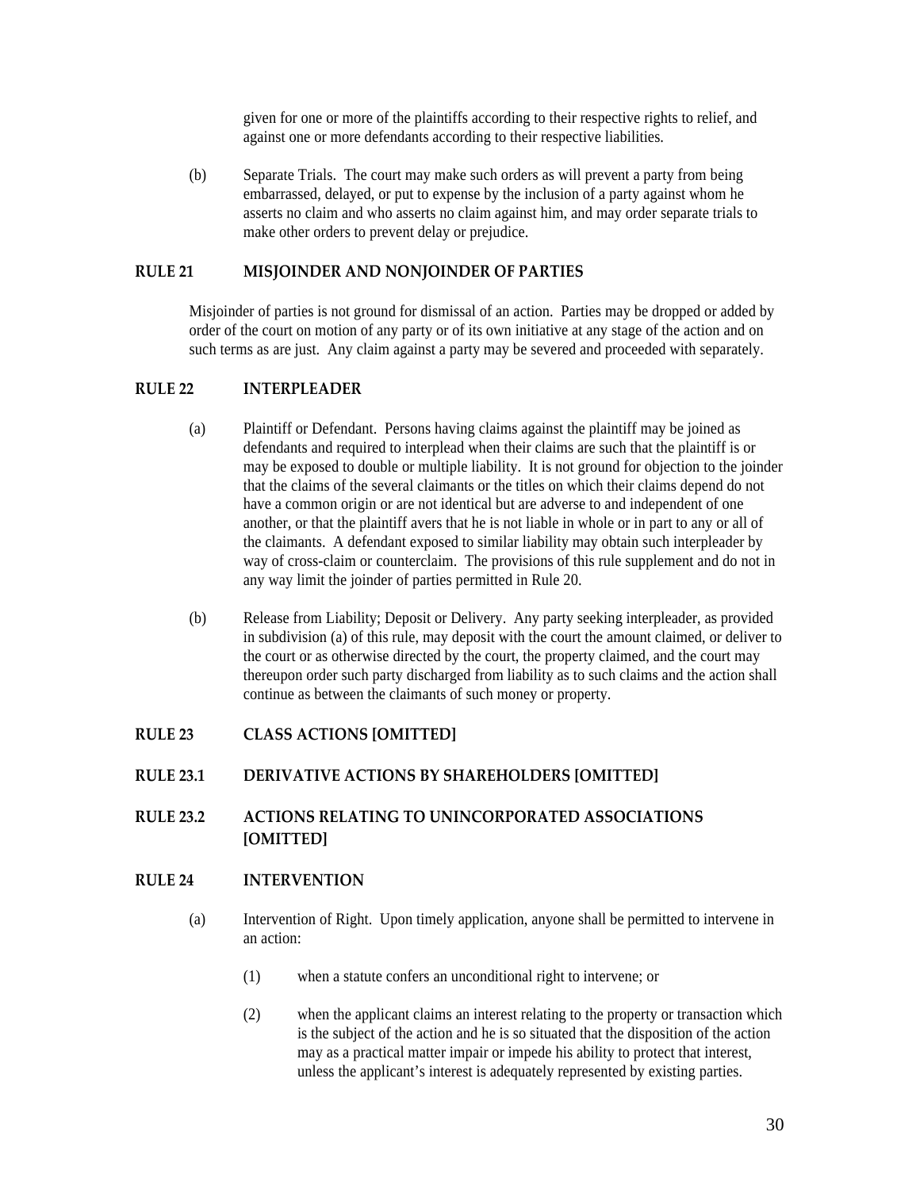given for one or more of the plaintiffs according to their respective rights to relief, and against one or more defendants according to their respective liabilities.

(b) Separate Trials. The court may make such orders as will prevent a party from being embarrassed, delayed, or put to expense by the inclusion of a party against whom he asserts no claim and who asserts no claim against him, and may order separate trials to make other orders to prevent delay or prejudice.

## RULE 21 MISJOINDER AND NONJOINDER OF PARTIES

Misjoinder of parties is not ground for dismissal of an action. Parties may be dropped or added by order of the court on motion of any party or of its own initiative at any stage of the action and on such terms as are just. Any claim against a party may be severed and proceeded with separately.

## RULE 22 INTERPLEADER

(a) Plaintiff or Defendant. Persons having claims against the plaintiff may be joined as defendants and required to interplead when their claims are such that the plaintiff is or may be exposed to double or multiple liability. It is not ground for objection to the joinder that the claims of the several claimants or the titles on which their claims depend do not have a common origin or are not identical but are adverse to and independent of one another, or that the plaintiff avers that he is not liable in whole or in part to any or all of the claimants. A defendant exposed to similar liability may obtain such interpleader by way of cross-claim or counterclaim. The provisions of this rule supplement and do not in any way limit the joinder of parties permitted in Rule 20.

(b) Release from Liability; Deposit or Delivery. Any party seeking interpleader, as provided in subdivision (a) of this rule, may deposit with the court the amount claimed, or deliver to the court or as otherwise directed by the court, the property claimed, and the court may thereupon order such party discharged from liability as to such claims and the action shall continue as between the claimants of such money or property.

## RULE 23 CLASS ACTIONS [OMITTED]

## RULE 23.1 DERIVATIVE ACTIONS BY SHAREHOLDERS [OMITTED]

## RULE 23.2 ACTIONS RELATING TO UNINCORPORATED ASSOCIATIONS [OMITTED]

## RULE 24 INTERVENTION

(a) Intervention of Right. Upon timely application, anyone shall be permitted to intervene in an action:

(1) when a statute confers an unconditional right to intervene; or

(2) when the applicant claims an interest relating to the property or transaction which is the subject of the action and he is so situated that the disposition of the action may as a practical matter impair or impede his ability to protect that interest, unless the applicant's interest is adequately represented by existing parties.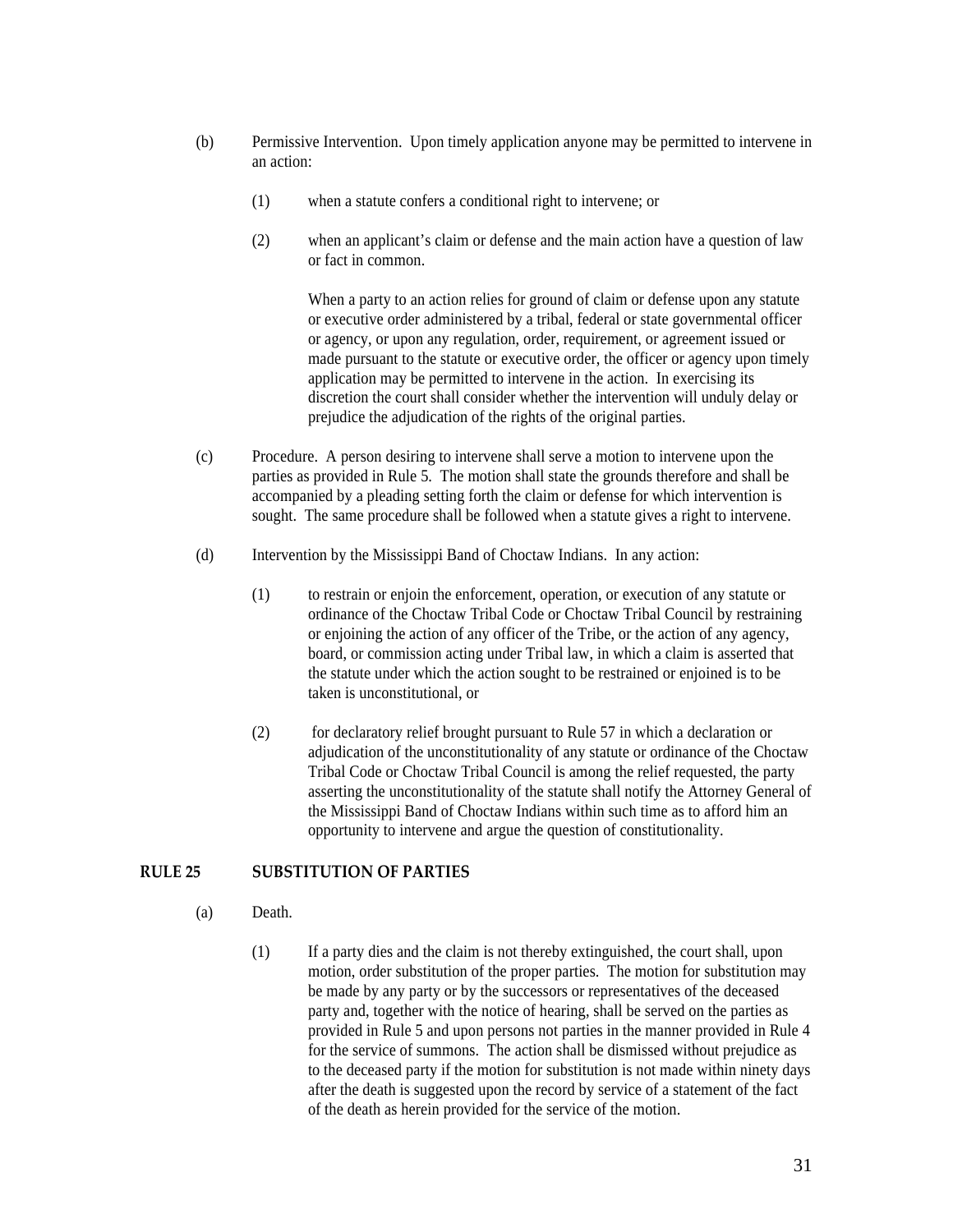(b) Permissive Intervention. Upon timely application anyone may be permitted to intervene in an action:

  (1) when a statute confers a conditional right to intervene; or

  (2) when an applicant's claim or defense and the main action have a question of law or fact in common.

  When a party to an action relies for ground of claim or defense upon any statute or executive order administered by a tribal, federal or state governmental officer or agency, or upon any regulation, order, requirement, or agreement issued or made pursuant to the statute or executive order, the officer or agency upon timely application may be permitted to intervene in the action. In exercising its discretion the court shall consider whether the intervention will unduly delay or prejudice the adjudication of the rights of the original parties.

(c) Procedure. A person desiring to intervene shall serve a motion to intervene upon the parties as provided in Rule 5. The motion shall state the grounds therefore and shall be accompanied by a pleading setting forth the claim or defense for which intervention is sought. The same procedure shall be followed when a statute gives a right to intervene.

(d) Intervention by the Mississippi Band of Choctaw Indians. In any action:

  (1) to restrain or enjoin the enforcement, operation, or execution of any statute or ordinance of the Choctaw Tribal Code or Choctaw Tribal Council by restraining or enjoining the action of any officer of the Tribe, or the action of any agency, board, or commission acting under Tribal law, in which a claim is asserted that the statute under which the action sought to be restrained or enjoined is to be taken is unconstitutional, or

  (2) for declaratory relief brought pursuant to Rule 57 in which a declaration or adjudication of the unconstitutionality of any statute or ordinance of the Choctaw Tribal Code or Choctaw Tribal Council is among the relief requested, the party asserting the unconstitutionality of the statute shall notify the Attorney General of the Mississippi Band of Choctaw Indians within such time as to afford him an opportunity to intervene and argue the question of constitutionality.

## RULE 25 SUBSTITUTION OF PARTIES

(a) Death.

  (1) If a party dies and the claim is not thereby extinguished, the court shall, upon motion, order substitution of the proper parties. The motion for substitution may be made by any party or by the successors or representatives of the deceased party and, together with the notice of hearing, shall be served on the parties as provided in Rule 5 and upon persons not parties in the manner provided in Rule 4 for the service of summons. The action shall be dismissed without prejudice as to the deceased party if the motion for substitution is not made within ninety days after the death is suggested upon the record by service of a statement of the fact of the death as herein provided for the service of the motion.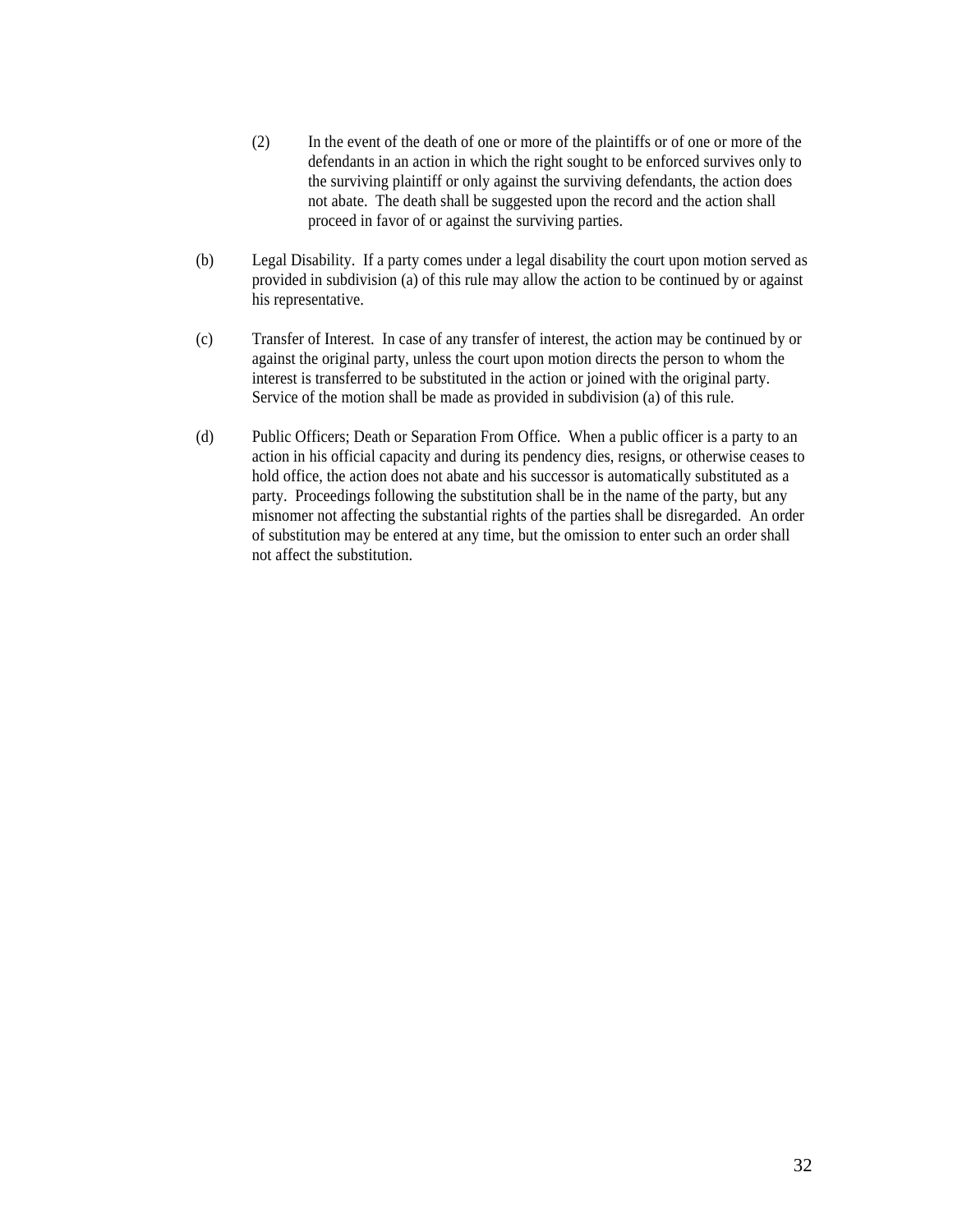(2) In the event of the death of one or more of the plaintiffs or of one or more of the defendants in an action in which the right sought to be enforced survives only to the surviving plaintiff or only against the surviving defendants, the action does not abate. The death shall be suggested upon the record and the action shall proceed in favor of or against the surviving parties.

(b) Legal Disability. If a party comes under a legal disability the court upon motion served as provided in subdivision (a) of this rule may allow the action to be continued by or against his representative.

(c) Transfer of Interest. In case of any transfer of interest, the action may be continued by or against the original party, unless the court upon motion directs the person to whom the interest is transferred to be substituted in the action or joined with the original party. Service of the motion shall be made as provided in subdivision (a) of this rule.

(d) Public Officers; Death or Separation From Office. When a public officer is a party to an action in his official capacity and during its pendency dies, resigns, or otherwise ceases to hold office, the action does not abate and his successor is automatically substituted as a party. Proceedings following the substitution shall be in the name of the party, but any misnomer not affecting the substantial rights of the parties shall be disregarded. An order of substitution may be entered at any time, but the omission to enter such an order shall not affect the substitution.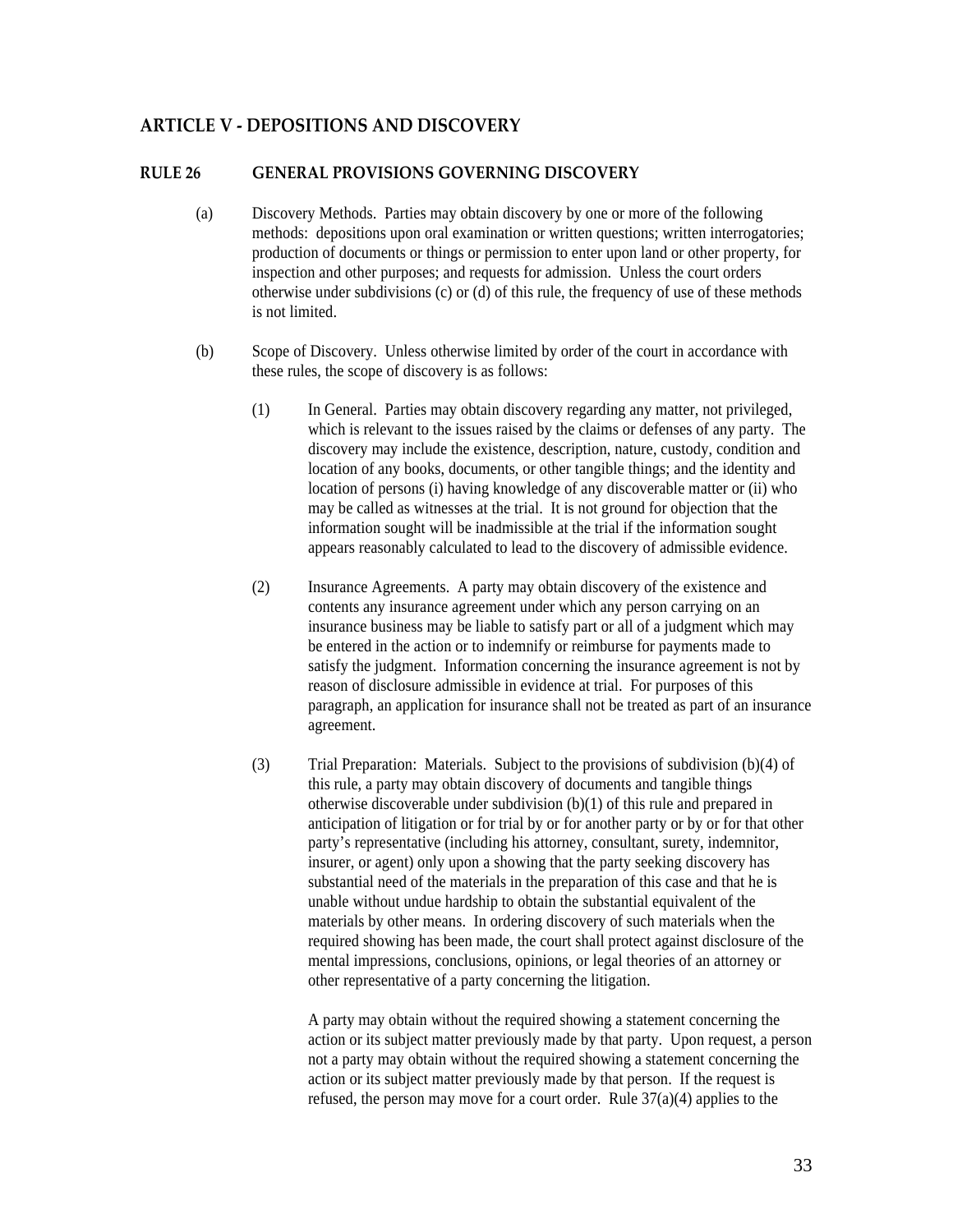## ARTICLE V - DEPOSITIONS AND DISCOVERY

### RULE 26 GENERAL PROVISIONS GOVERNING DISCOVERY

(a) Discovery Methods. Parties may obtain discovery by one or more of the following methods: depositions upon oral examination or written questions; written interrogatories; production of documents or things or permission to enter upon land or other property, for inspection and other purposes; and requests for admission. Unless the court orders otherwise under subdivisions (c) or (d) of this rule, the frequency of use of these methods is not limited.

(b) Scope of Discovery. Unless otherwise limited by order of the court in accordance with these rules, the scope of discovery is as follows:

(1) In General. Parties may obtain discovery regarding any matter, not privileged, which is relevant to the issues raised by the claims or defenses of any party. The discovery may include the existence, description, nature, custody, condition and location of any books, documents, or other tangible things; and the identity and location of persons (i) having knowledge of any discoverable matter or (ii) who may be called as witnesses at the trial. It is not ground for objection that the information sought will be inadmissible at the trial if the information sought appears reasonably calculated to lead to the discovery of admissible evidence.

(2) Insurance Agreements. A party may obtain discovery of the existence and contents any insurance agreement under which any person carrying on an insurance business may be liable to satisfy part or all of a judgment which may be entered in the action or to indemnify or reimburse for payments made to satisfy the judgment. Information concerning the insurance agreement is not by reason of disclosure admissible in evidence at trial. For purposes of this paragraph, an application for insurance shall not be treated as part of an insurance agreement.

(3) Trial Preparation: Materials. Subject to the provisions of subdivision (b)(4) of this rule, a party may obtain discovery of documents and tangible things otherwise discoverable under subdivision (b)(1) of this rule and prepared in anticipation of litigation or for trial by or for another party or by or for that other party's representative (including his attorney, consultant, surety, indemnitor, insurer, or agent) only upon a showing that the party seeking discovery has substantial need of the materials in the preparation of this case and that he is unable without undue hardship to obtain the substantial equivalent of the materials by other means. In ordering discovery of such materials when the required showing has been made, the court shall protect against disclosure of the mental impressions, conclusions, opinions, or legal theories of an attorney or other representative of a party concerning the litigation.

A party may obtain without the required showing a statement concerning the action or its subject matter previously made by that party. Upon request, a person not a party may obtain without the required showing a statement concerning the action or its subject matter previously made by that person. If the request is refused, the person may move for a court order. Rule 37(a)(4) applies to the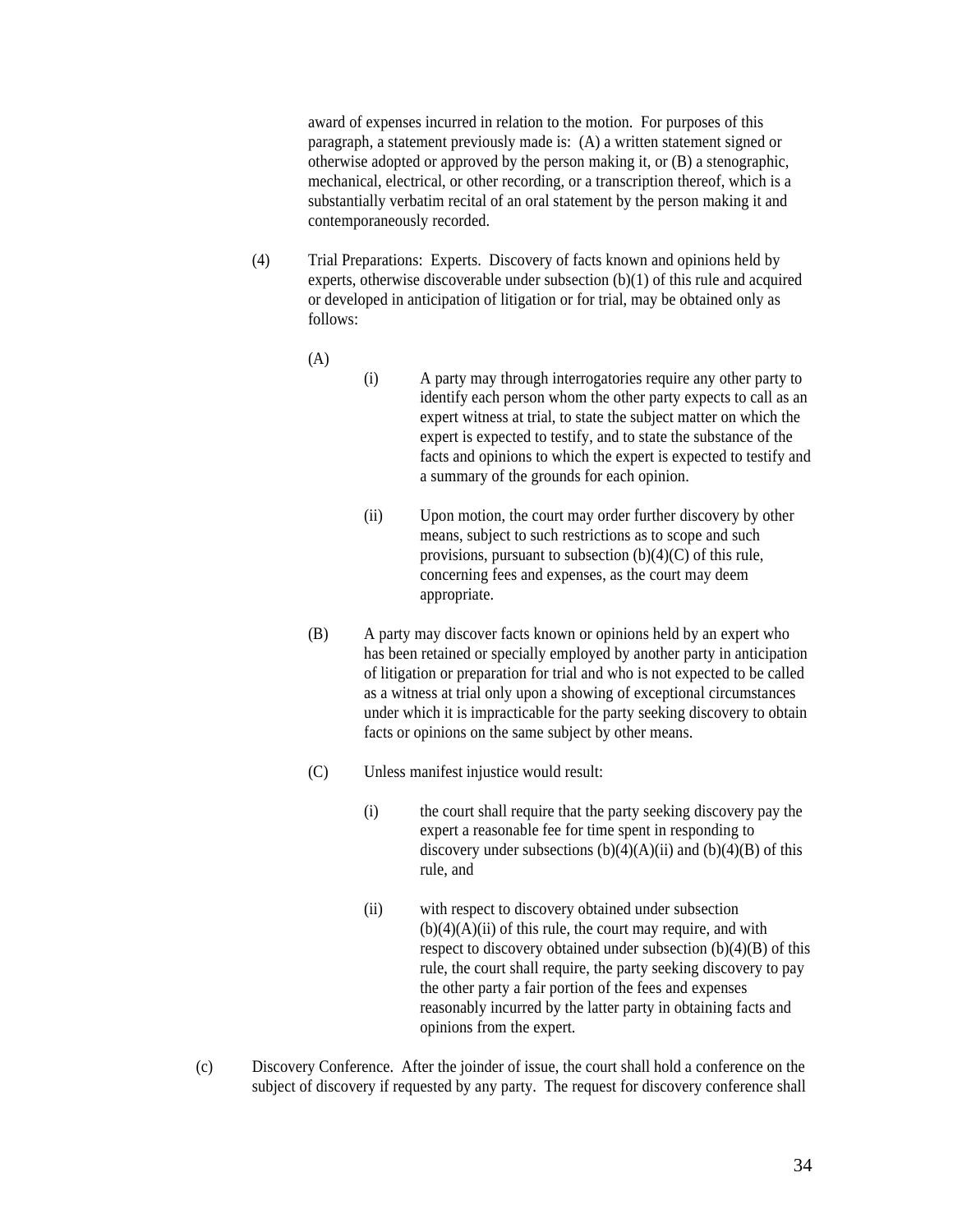award of expenses incurred in relation to the motion. For purposes of this paragraph, a statement previously made is: (A) a written statement signed or otherwise adopted or approved by the person making it, or (B) a stenographic, mechanical, electrical, or other recording, or a transcription thereof, which is a substantially verbatim recital of an oral statement by the person making it and contemporaneously recorded.

(4) Trial Preparations: Experts. Discovery of facts known and opinions held by experts, otherwise discoverable under subsection (b)(1) of this rule and acquired or developed in anticipation of litigation or for trial, may be obtained only as follows:

(A)

(i) A party may through interrogatories require any other party to identify each person whom the other party expects to call as an expert witness at trial, to state the subject matter on which the expert is expected to testify, and to state the substance of the facts and opinions to which the expert is expected to testify and a summary of the grounds for each opinion.

(ii) Upon motion, the court may order further discovery by other means, subject to such restrictions as to scope and such provisions, pursuant to subsection (b)(4)(C) of this rule, concerning fees and expenses, as the court may deem appropriate.

(B) A party may discover facts known or opinions held by an expert who has been retained or specially employed by another party in anticipation of litigation or preparation for trial and who is not expected to be called as a witness at trial only upon a showing of exceptional circumstances under which it is impracticable for the party seeking discovery to obtain facts or opinions on the same subject by other means.

(C) Unless manifest injustice would result:

(i) the court shall require that the party seeking discovery pay the expert a reasonable fee for time spent in responding to discovery under subsections (b)(4)(A)(ii) and (b)(4)(B) of this rule, and

(ii) with respect to discovery obtained under subsection (b)(4)(A)(ii) of this rule, the court may require, and with respect to discovery obtained under subsection (b)(4)(B) of this rule, the court shall require, the party seeking discovery to pay the other party a fair portion of the fees and expenses reasonably incurred by the latter party in obtaining facts and opinions from the expert.

(c) Discovery Conference. After the joinder of issue, the court shall hold a conference on the subject of discovery if requested by any party. The request for discovery conference shall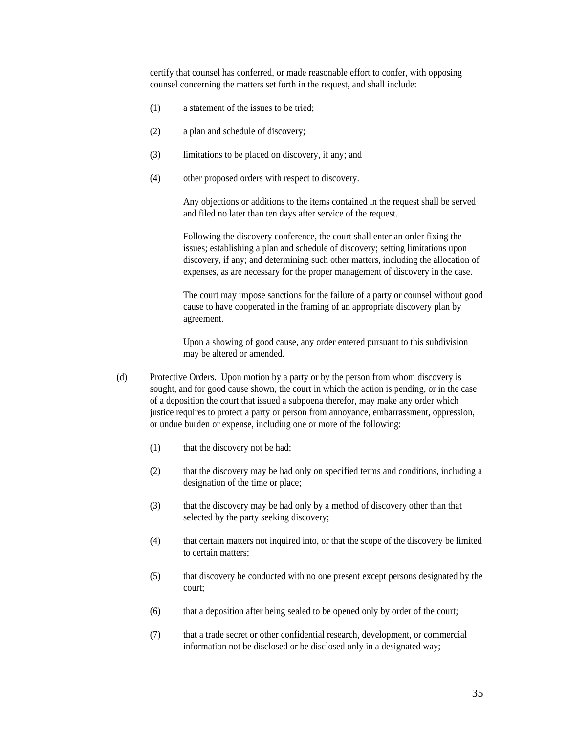certify that counsel has conferred, or made reasonable effort to confer, with opposing counsel concerning the matters set forth in the request, and shall include:

(1) a statement of the issues to be tried;

(2) a plan and schedule of discovery;

(3) limitations to be placed on discovery, if any; and

(4) other proposed orders with respect to discovery.

Any objections or additions to the items contained in the request shall be served and filed no later than ten days after service of the request.

Following the discovery conference, the court shall enter an order fixing the issues; establishing a plan and schedule of discovery; setting limitations upon discovery, if any; and determining such other matters, including the allocation of expenses, as are necessary for the proper management of discovery in the case.

The court may impose sanctions for the failure of a party or counsel without good cause to have cooperated in the framing of an appropriate discovery plan by agreement.

Upon a showing of good cause, any order entered pursuant to this subdivision may be altered or amended.

(d) Protective Orders. Upon motion by a party or by the person from whom discovery is sought, and for good cause shown, the court in which the action is pending, or in the case of a deposition the court that issued a subpoena therefor, may make any order which justice requires to protect a party or person from annoyance, embarrassment, oppression, or undue burden or expense, including one or more of the following:

(1) that the discovery not be had;

(2) that the discovery may be had only on specified terms and conditions, including a designation of the time or place;

(3) that the discovery may be had only by a method of discovery other than that selected by the party seeking discovery;

(4) that certain matters not inquired into, or that the scope of the discovery be limited to certain matters;

(5) that discovery be conducted with no one present except persons designated by the court;

(6) that a deposition after being sealed to be opened only by order of the court;

(7) that a trade secret or other confidential research, development, or commercial information not be disclosed or be disclosed only in a designated way;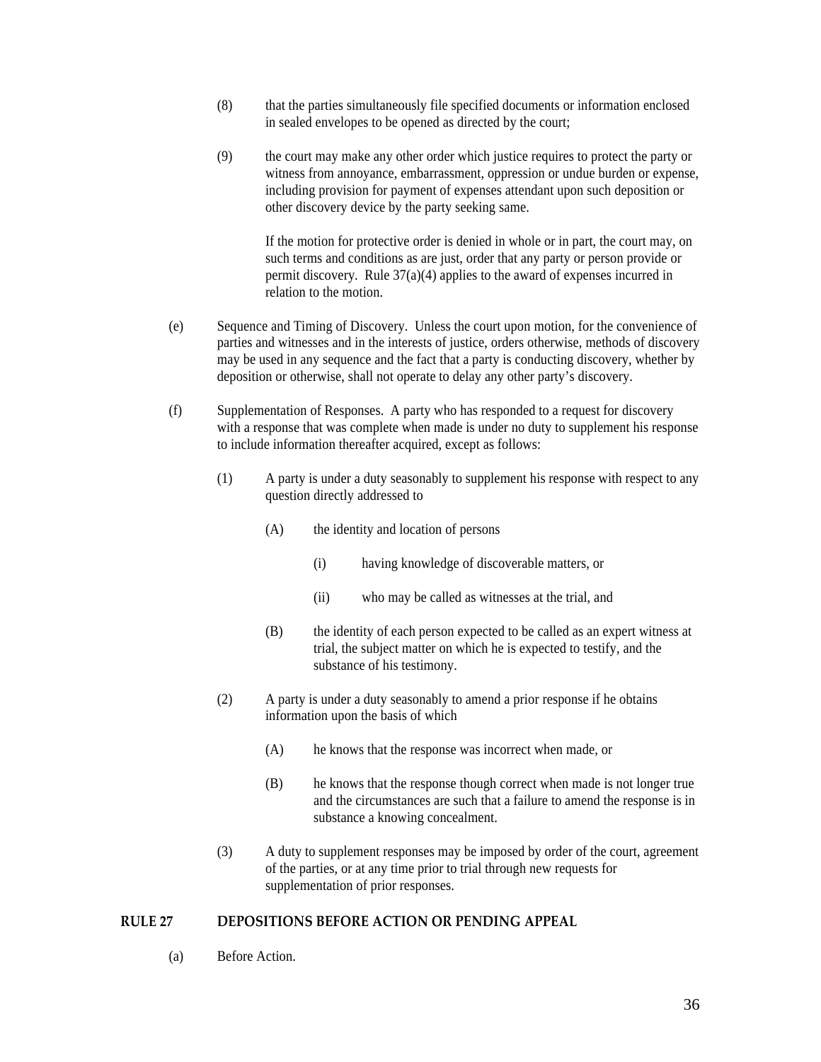(8) that the parties simultaneously file specified documents or information enclosed in sealed envelopes to be opened as directed by the court;

(9) the court may make any other order which justice requires to protect the party or witness from annoyance, embarrassment, oppression or undue burden or expense, including provision for payment of expenses attendant upon such deposition or other discovery device by the party seeking same.

If the motion for protective order is denied in whole or in part, the court may, on such terms and conditions as are just, order that any party or person provide or permit discovery. Rule 37(a)(4) applies to the award of expenses incurred in relation to the motion.

(e) Sequence and Timing of Discovery. Unless the court upon motion, for the convenience of parties and witnesses and in the interests of justice, orders otherwise, methods of discovery may be used in any sequence and the fact that a party is conducting discovery, whether by deposition or otherwise, shall not operate to delay any other party's discovery.

(f) Supplementation of Responses. A party who has responded to a request for discovery with a response that was complete when made is under no duty to supplement his response to include information thereafter acquired, except as follows:

(1) A party is under a duty seasonably to supplement his response with respect to any question directly addressed to

(A) the identity and location of persons

(i) having knowledge of discoverable matters, or

(ii) who may be called as witnesses at the trial, and

(B) the identity of each person expected to be called as an expert witness at trial, the subject matter on which he is expected to testify, and the substance of his testimony.

(2) A party is under a duty seasonably to amend a prior response if he obtains information upon the basis of which

(A) he knows that the response was incorrect when made, or

(B) he knows that the response though correct when made is not longer true and the circumstances are such that a failure to amend the response is in substance a knowing concealment.

(3) A duty to supplement responses may be imposed by order of the court, agreement of the parties, or at any time prior to trial through new requests for supplementation of prior responses.

## RULE 27 DEPOSITIONS BEFORE ACTION OR PENDING APPEAL

(a) Before Action.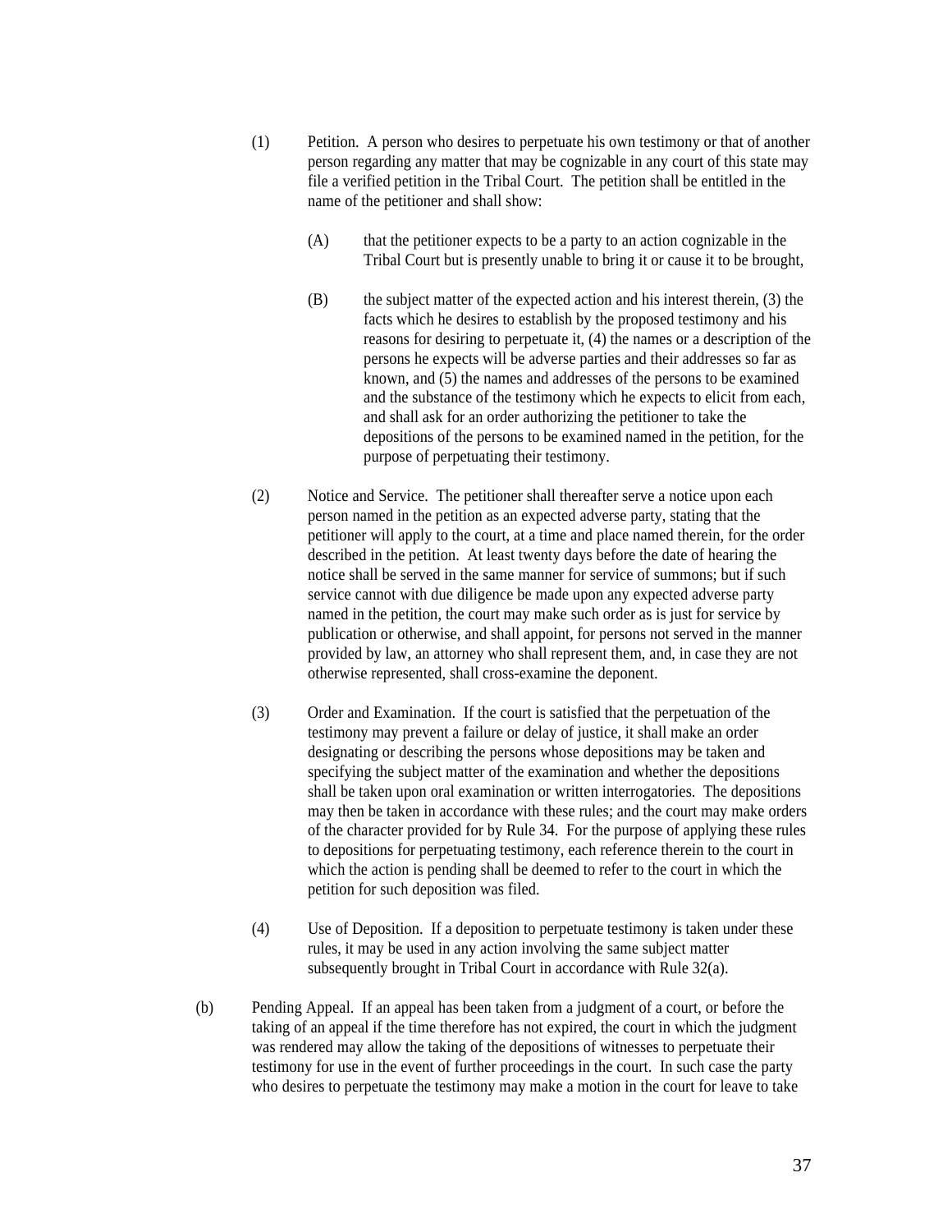(1) Petition. A person who desires to perpetuate his own testimony or that of another person regarding any matter that may be cognizable in any court of this state may file a verified petition in the Tribal Court. The petition shall be entitled in the name of the petitioner and shall show:

   (A) that the petitioner expects to be a party to an action cognizable in the Tribal Court but is presently unable to bring it or cause it to be brought,

   (B) the subject matter of the expected action and his interest therein, (3) the facts which he desires to establish by the proposed testimony and his reasons for desiring to perpetuate it, (4) the names or a description of the persons he expects will be adverse parties and their addresses so far as known, and (5) the names and addresses of the persons to be examined and the substance of the testimony which he expects to elicit from each, and shall ask for an order authorizing the petitioner to take the depositions of the persons to be examined named in the petition, for the purpose of perpetuating their testimony.

(2) Notice and Service. The petitioner shall thereafter serve a notice upon each person named in the petition as an expected adverse party, stating that the petitioner will apply to the court, at a time and place named therein, for the order described in the petition. At least twenty days before the date of hearing the notice shall be served in the same manner for service of summons; but if such service cannot with due diligence be made upon any expected adverse party named in the petition, the court may make such order as is just for service by publication or otherwise, and shall appoint, for persons not served in the manner provided by law, an attorney who shall represent them, and, in case they are not otherwise represented, shall cross-examine the deponent.

(3) Order and Examination. If the court is satisfied that the perpetuation of the testimony may prevent a failure or delay of justice, it shall make an order designating or describing the persons whose depositions may be taken and specifying the subject matter of the examination and whether the depositions shall be taken upon oral examination or written interrogatories. The depositions may then be taken in accordance with these rules; and the court may make orders of the character provided for by Rule 34. For the purpose of applying these rules to depositions for perpetuating testimony, each reference therein to the court in which the action is pending shall be deemed to refer to the court in which the petition for such deposition was filed.

(4) Use of Deposition. If a deposition to perpetuate testimony is taken under these rules, it may be used in any action involving the same subject matter subsequently brought in Tribal Court in accordance with Rule 32(a).

(b) Pending Appeal. If an appeal has been taken from a judgment of a court, or before the taking of an appeal if the time therefore has not expired, the court in which the judgment was rendered may allow the taking of the depositions of witnesses to perpetuate their testimony for use in the event of further proceedings in the court. In such case the party who desires to perpetuate the testimony may make a motion in the court for leave to take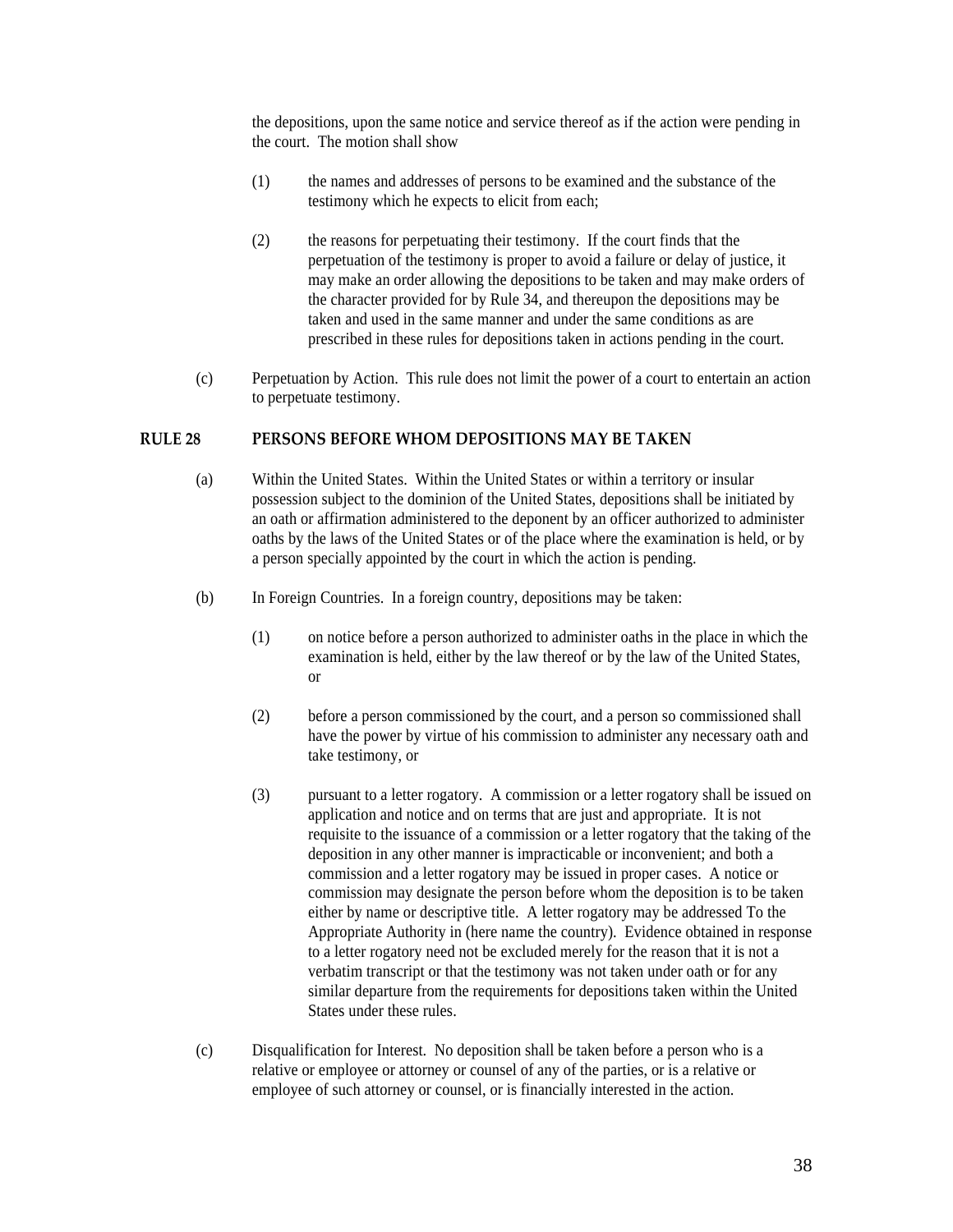the depositions, upon the same notice and service thereof as if the action were pending in the court. The motion shall show

(1) the names and addresses of persons to be examined and the substance of the testimony which he expects to elicit from each;

(2) the reasons for perpetuating their testimony. If the court finds that the perpetuation of the testimony is proper to avoid a failure or delay of justice, it may make an order allowing the depositions to be taken and may make orders of the character provided for by Rule 34, and thereupon the depositions may be taken and used in the same manner and under the same conditions as are prescribed in these rules for depositions taken in actions pending in the court.

(c) Perpetuation by Action. This rule does not limit the power of a court to entertain an action to perpetuate testimony.

## RULE 28 PERSONS BEFORE WHOM DEPOSITIONS MAY BE TAKEN

(a) Within the United States. Within the United States or within a territory or insular possession subject to the dominion of the United States, depositions shall be initiated by an oath or affirmation administered to the deponent by an officer authorized to administer oaths by the laws of the United States or of the place where the examination is held, or by a person specially appointed by the court in which the action is pending.

(b) In Foreign Countries. In a foreign country, depositions may be taken:

(1) on notice before a person authorized to administer oaths in the place in which the examination is held, either by the law thereof or by the law of the United States, or

(2) before a person commissioned by the court, and a person so commissioned shall have the power by virtue of his commission to administer any necessary oath and take testimony, or

(3) pursuant to a letter rogatory. A commission or a letter rogatory shall be issued on application and notice and on terms that are just and appropriate. It is not requisite to the issuance of a commission or a letter rogatory that the taking of the deposition in any other manner is impracticable or inconvenient; and both a commission and a letter rogatory may be issued in proper cases. A notice or commission may designate the person before whom the deposition is to be taken either by name or descriptive title. A letter rogatory may be addressed To the Appropriate Authority in (here name the country). Evidence obtained in response to a letter rogatory need not be excluded merely for the reason that it is not a verbatim transcript or that the testimony was not taken under oath or for any similar departure from the requirements for depositions taken within the United States under these rules.

(c) Disqualification for Interest. No deposition shall be taken before a person who is a relative or employee or attorney or counsel of any of the parties, or is a relative or employee of such attorney or counsel, or is financially interested in the action.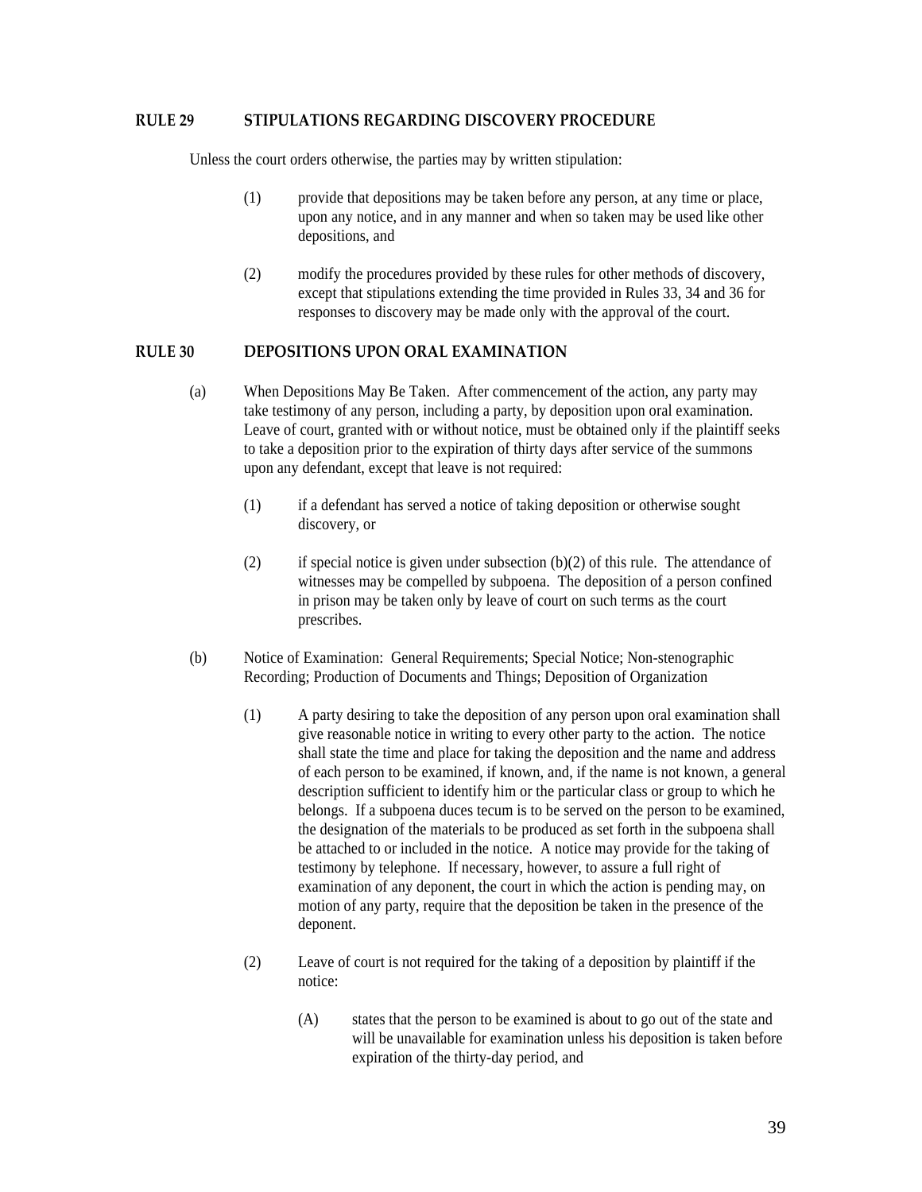## RULE 29 STIPULATIONS REGARDING DISCOVERY PROCEDURE

Unless the court orders otherwise, the parties may by written stipulation:

(1) provide that depositions may be taken before any person, at any time or place, upon any notice, and in any manner and when so taken may be used like other depositions, and

(2) modify the procedures provided by these rules for other methods of discovery, except that stipulations extending the time provided in Rules 33, 34 and 36 for responses to discovery may be made only with the approval of the court.

## RULE 30 DEPOSITIONS UPON ORAL EXAMINATION

(a) When Depositions May Be Taken. After commencement of the action, any party may take testimony of any person, including a party, by deposition upon oral examination. Leave of court, granted with or without notice, must be obtained only if the plaintiff seeks to take a deposition prior to the expiration of thirty days after service of the summons upon any defendant, except that leave is not required:

(1) if a defendant has served a notice of taking deposition or otherwise sought discovery, or

(2) if special notice is given under subsection (b)(2) of this rule. The attendance of witnesses may be compelled by subpoena. The deposition of a person confined in prison may be taken only by leave of court on such terms as the court prescribes.

(b) Notice of Examination: General Requirements; Special Notice; Non-stenographic Recording; Production of Documents and Things; Deposition of Organization

(1) A party desiring to take the deposition of any person upon oral examination shall give reasonable notice in writing to every other party to the action. The notice shall state the time and place for taking the deposition and the name and address of each person to be examined, if known, and, if the name is not known, a general description sufficient to identify him or the particular class or group to which he belongs. If a subpoena duces tecum is to be served on the person to be examined, the designation of the materials to be produced as set forth in the subpoena shall be attached to or included in the notice. A notice may provide for the taking of testimony by telephone. If necessary, however, to assure a full right of examination of any deponent, the court in which the action is pending may, on motion of any party, require that the deposition be taken in the presence of the deponent.

(2) Leave of court is not required for the taking of a deposition by plaintiff if the notice:

(A) states that the person to be examined is about to go out of the state and will be unavailable for examination unless his deposition is taken before expiration of the thirty-day period, and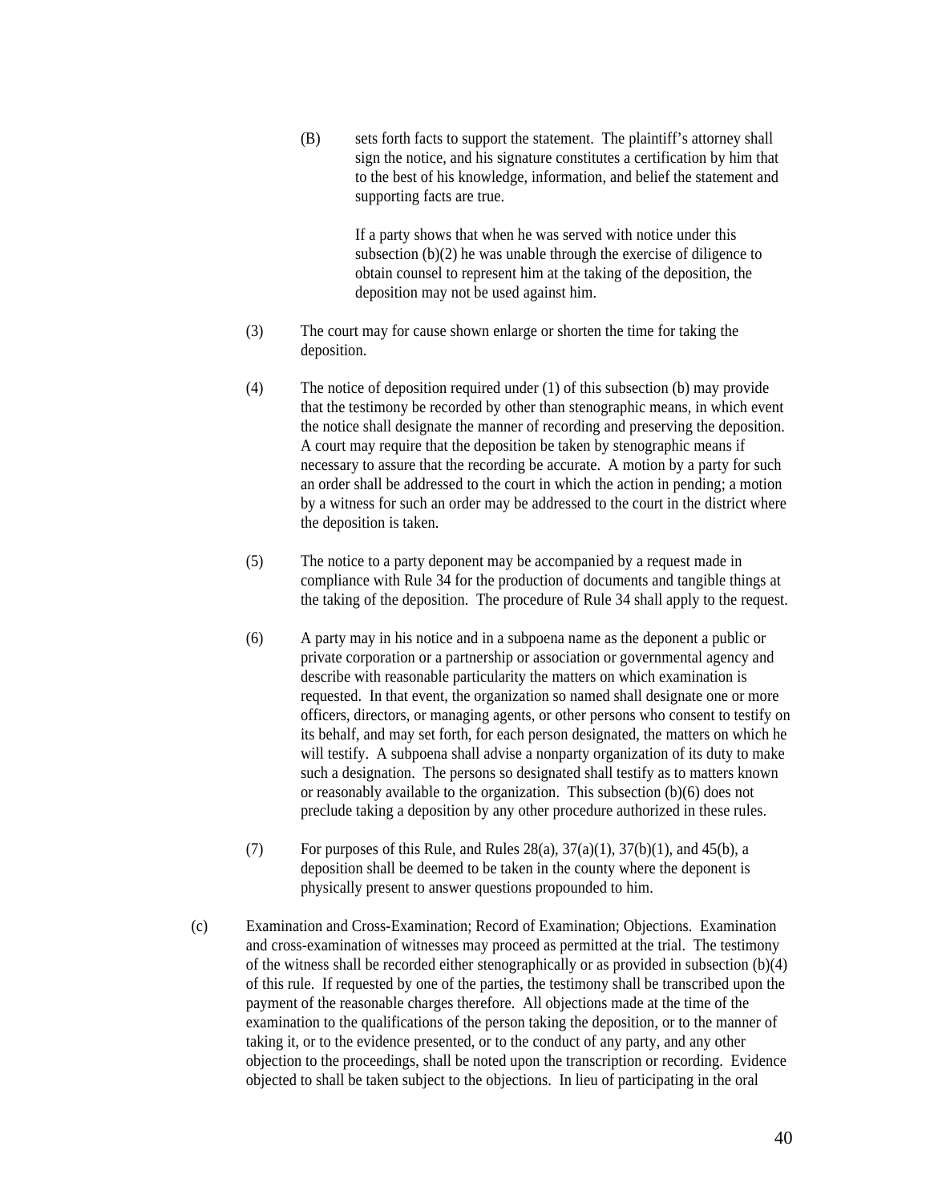(B) sets forth facts to support the statement. The plaintiff's attorney shall sign the notice, and his signature constitutes a certification by him that to the best of his knowledge, information, and belief the statement and supporting facts are true.

If a party shows that when he was served with notice under this subsection (b)(2) he was unable through the exercise of diligence to obtain counsel to represent him at the taking of the deposition, the deposition may not be used against him.

(3) The court may for cause shown enlarge or shorten the time for taking the deposition.

(4) The notice of deposition required under (1) of this subsection (b) may provide that the testimony be recorded by other than stenographic means, in which event the notice shall designate the manner of recording and preserving the deposition. A court may require that the deposition be taken by stenographic means if necessary to assure that the recording be accurate. A motion by a party for such an order shall be addressed to the court in which the action in pending; a motion by a witness for such an order may be addressed to the court in the district where the deposition is taken.

(5) The notice to a party deponent may be accompanied by a request made in compliance with Rule 34 for the production of documents and tangible things at the taking of the deposition. The procedure of Rule 34 shall apply to the request.

(6) A party may in his notice and in a subpoena name as the deponent a public or private corporation or a partnership or association or governmental agency and describe with reasonable particularity the matters on which examination is requested. In that event, the organization so named shall designate one or more officers, directors, or managing agents, or other persons who consent to testify on its behalf, and may set forth, for each person designated, the matters on which he will testify. A subpoena shall advise a nonparty organization of its duty to make such a designation. The persons so designated shall testify as to matters known or reasonably available to the organization. This subsection (b)(6) does not preclude taking a deposition by any other procedure authorized in these rules.

(7) For purposes of this Rule, and Rules 28(a), 37(a)(1), 37(b)(1), and 45(b), a deposition shall be deemed to be taken in the county where the deponent is physically present to answer questions propounded to him.

(c) Examination and Cross-Examination; Record of Examination; Objections. Examination and cross-examination of witnesses may proceed as permitted at the trial. The testimony of the witness shall be recorded either stenographically or as provided in subsection (b)(4) of this rule. If requested by one of the parties, the testimony shall be transcribed upon the payment of the reasonable charges therefore. All objections made at the time of the examination to the qualifications of the person taking the deposition, or to the manner of taking it, or to the evidence presented, or to the conduct of any party, and any other objection to the proceedings, shall be noted upon the transcription or recording. Evidence objected to shall be taken subject to the objections. In lieu of participating in the oral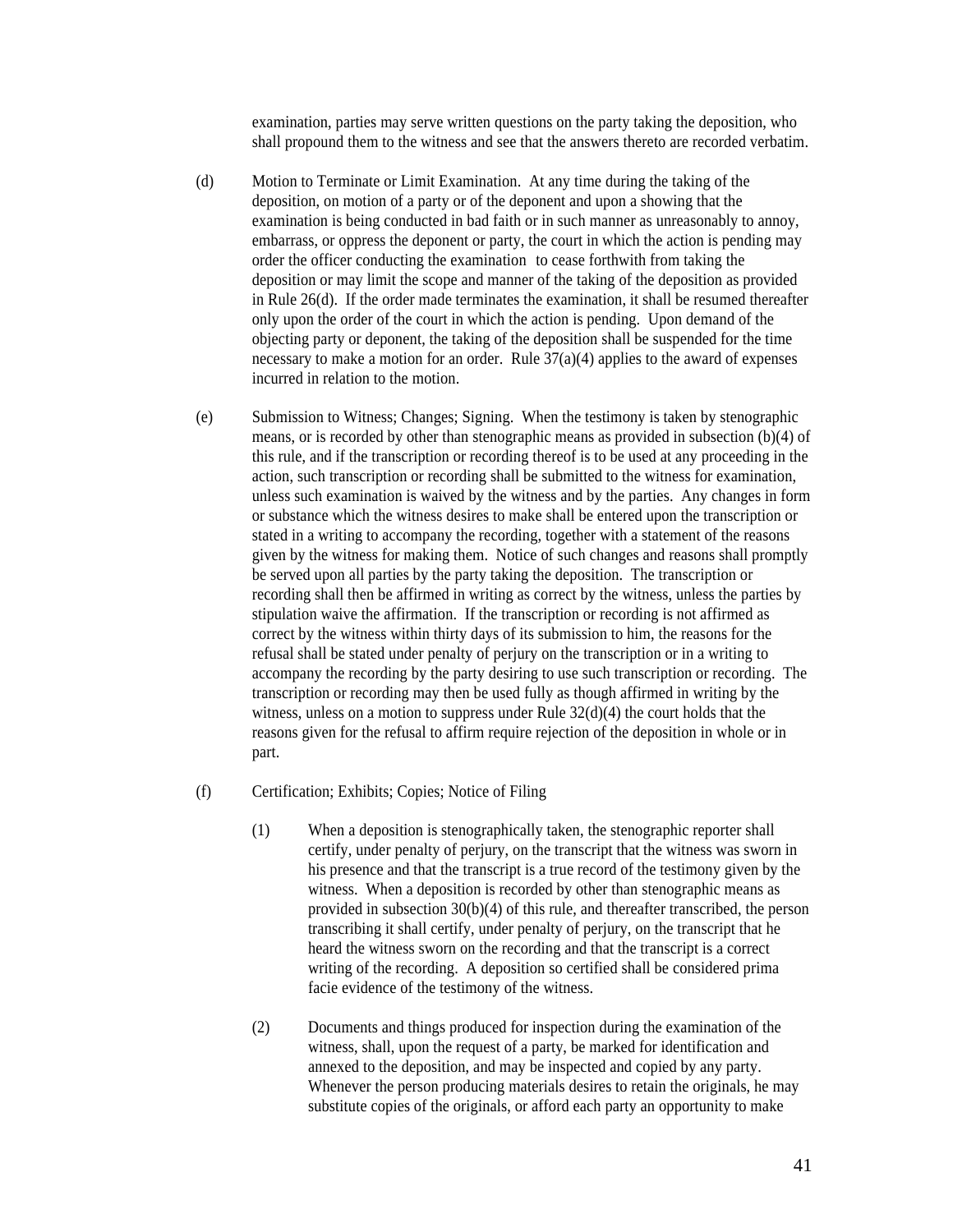examination, parties may serve written questions on the party taking the deposition, who shall propound them to the witness and see that the answers thereto are recorded verbatim.

(d) Motion to Terminate or Limit Examination. At any time during the taking of the deposition, on motion of a party or of the deponent and upon a showing that the examination is being conducted in bad faith or in such manner as unreasonably to annoy, embarrass, or oppress the deponent or party, the court in which the action is pending may order the officer conducting the examination to cease forthwith from taking the deposition or may limit the scope and manner of the taking of the deposition as provided in Rule 26(d). If the order made terminates the examination, it shall be resumed thereafter only upon the order of the court in which the action is pending. Upon demand of the objecting party or deponent, the taking of the deposition shall be suspended for the time necessary to make a motion for an order. Rule 37(a)(4) applies to the award of expenses incurred in relation to the motion.

(e) Submission to Witness; Changes; Signing. When the testimony is taken by stenographic means, or is recorded by other than stenographic means as provided in subsection (b)(4) of this rule, and if the transcription or recording thereof is to be used at any proceeding in the action, such transcription or recording shall be submitted to the witness for examination, unless such examination is waived by the witness and by the parties. Any changes in form or substance which the witness desires to make shall be entered upon the transcription or stated in a writing to accompany the recording, together with a statement of the reasons given by the witness for making them. Notice of such changes and reasons shall promptly be served upon all parties by the party taking the deposition. The transcription or recording shall then be affirmed in writing as correct by the witness, unless the parties by stipulation waive the affirmation. If the transcription or recording is not affirmed as correct by the witness within thirty days of its submission to him, the reasons for the refusal shall be stated under penalty of perjury on the transcription or in a writing to accompany the recording by the party desiring to use such transcription or recording. The transcription or recording may then be used fully as though affirmed in writing by the witness, unless on a motion to suppress under Rule 32(d)(4) the court holds that the reasons given for the refusal to affirm require rejection of the deposition in whole or in part.

(f) Certification; Exhibits; Copies; Notice of Filing

(1) When a deposition is stenographically taken, the stenographic reporter shall certify, under penalty of perjury, on the transcript that the witness was sworn in his presence and that the transcript is a true record of the testimony given by the witness. When a deposition is recorded by other than stenographic means as provided in subsection 30(b)(4) of this rule, and thereafter transcribed, the person transcribing it shall certify, under penalty of perjury, on the transcript that he heard the witness sworn on the recording and that the transcript is a correct writing of the recording. A deposition so certified shall be considered prima facie evidence of the testimony of the witness.

(2) Documents and things produced for inspection during the examination of the witness, shall, upon the request of a party, be marked for identification and annexed to the deposition, and may be inspected and copied by any party. Whenever the person producing materials desires to retain the originals, he may substitute copies of the originals, or afford each party an opportunity to make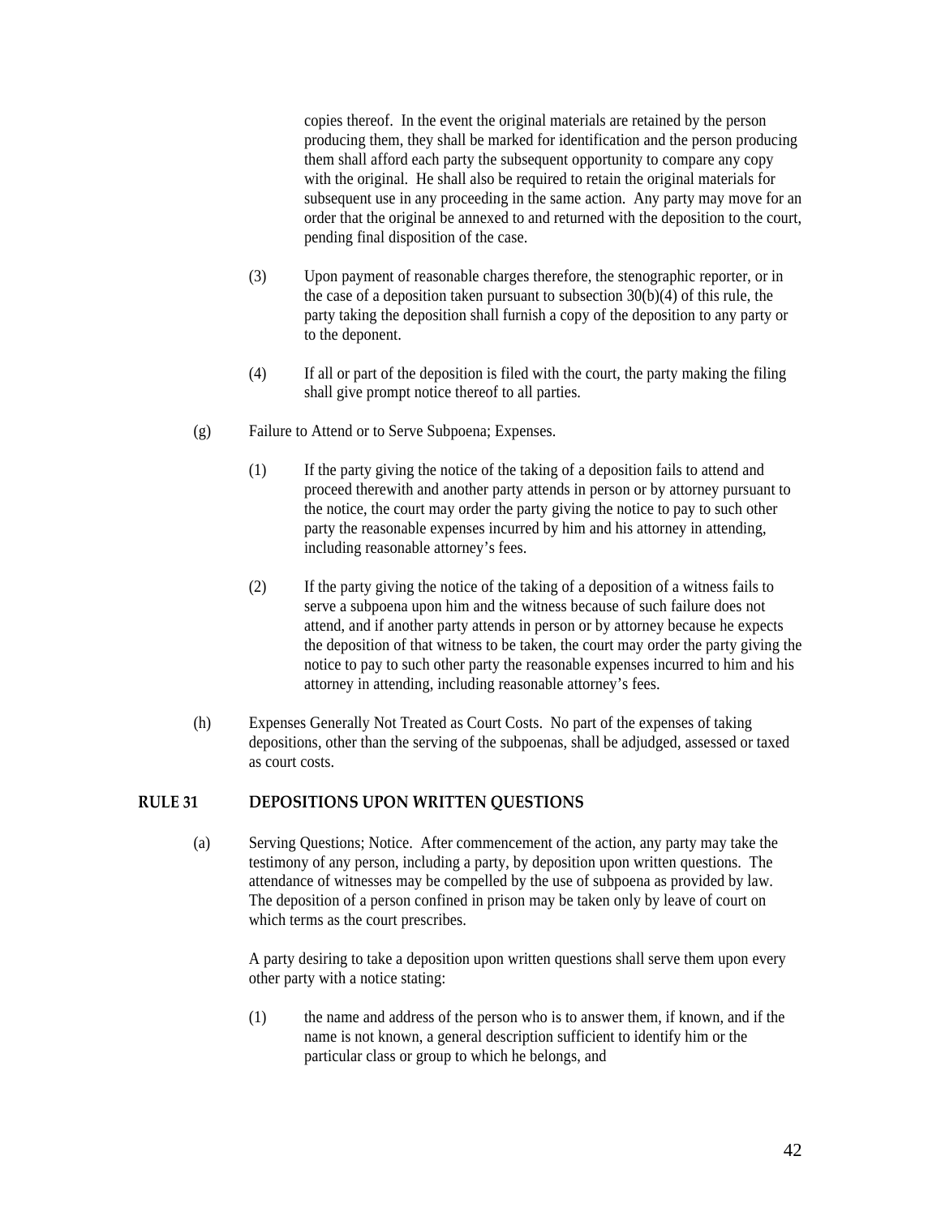copies thereof. In the event the original materials are retained by the person producing them, they shall be marked for identification and the person producing them shall afford each party the subsequent opportunity to compare any copy with the original. He shall also be required to retain the original materials for subsequent use in any proceeding in the same action. Any party may move for an order that the original be annexed to and returned with the deposition to the court, pending final disposition of the case.

(3) Upon payment of reasonable charges therefore, the stenographic reporter, or in the case of a deposition taken pursuant to subsection 30(b)(4) of this rule, the party taking the deposition shall furnish a copy of the deposition to any party or to the deponent.

(4) If all or part of the deposition is filed with the court, the party making the filing shall give prompt notice thereof to all parties.

(g) Failure to Attend or to Serve Subpoena; Expenses.

(1) If the party giving the notice of the taking of a deposition fails to attend and proceed therewith and another party attends in person or by attorney pursuant to the notice, the court may order the party giving the notice to pay to such other party the reasonable expenses incurred by him and his attorney in attending, including reasonable attorney's fees.

(2) If the party giving the notice of the taking of a deposition of a witness fails to serve a subpoena upon him and the witness because of such failure does not attend, and if another party attends in person or by attorney because he expects the deposition of that witness to be taken, the court may order the party giving the notice to pay to such other party the reasonable expenses incurred to him and his attorney in attending, including reasonable attorney's fees.

(h) Expenses Generally Not Treated as Court Costs. No part of the expenses of taking depositions, other than the serving of the subpoenas, shall be adjudged, assessed or taxed as court costs.

## RULE 31 DEPOSITIONS UPON WRITTEN QUESTIONS

(a) Serving Questions; Notice. After commencement of the action, any party may take the testimony of any person, including a party, by deposition upon written questions. The attendance of witnesses may be compelled by the use of subpoena as provided by law. The deposition of a person confined in prison may be taken only by leave of court on which terms as the court prescribes.

A party desiring to take a deposition upon written questions shall serve them upon every other party with a notice stating:

(1) the name and address of the person who is to answer them, if known, and if the name is not known, a general description sufficient to identify him or the particular class or group to which he belongs, and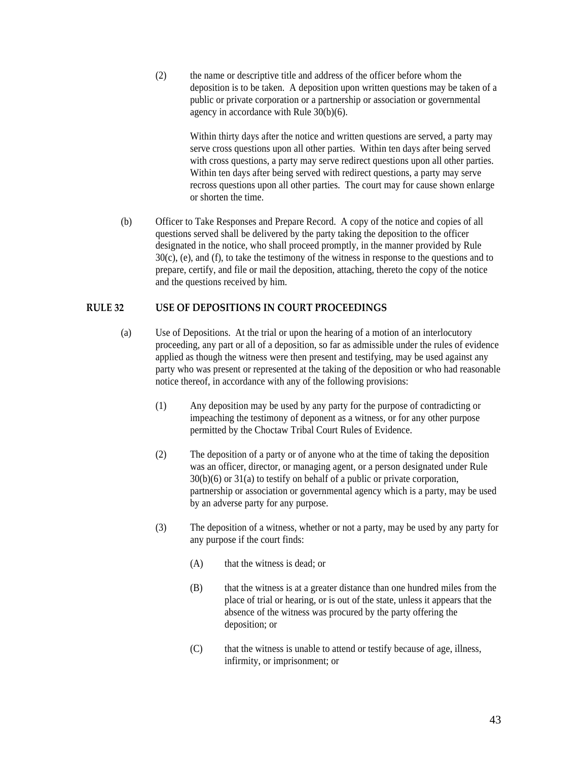(2) the name or descriptive title and address of the officer before whom the deposition is to be taken. A deposition upon written questions may be taken of a public or private corporation or a partnership or association or governmental agency in accordance with Rule 30(b)(6).

Within thirty days after the notice and written questions are served, a party may serve cross questions upon all other parties. Within ten days after being served with cross questions, a party may serve redirect questions upon all other parties. Within ten days after being served with redirect questions, a party may serve recross questions upon all other parties. The court may for cause shown enlarge or shorten the time.

(b) Officer to Take Responses and Prepare Record. A copy of the notice and copies of all questions served shall be delivered by the party taking the deposition to the officer designated in the notice, who shall proceed promptly, in the manner provided by Rule 30(c), (e), and (f), to take the testimony of the witness in response to the questions and to prepare, certify, and file or mail the deposition, attaching, thereto the copy of the notice and the questions received by him.

## RULE 32 USE OF DEPOSITIONS IN COURT PROCEEDINGS

(a) Use of Depositions. At the trial or upon the hearing of a motion of an interlocutory proceeding, any part or all of a deposition, so far as admissible under the rules of evidence applied as though the witness were then present and testifying, may be used against any party who was present or represented at the taking of the deposition or who had reasonable notice thereof, in accordance with any of the following provisions:

(1) Any deposition may be used by any party for the purpose of contradicting or impeaching the testimony of deponent as a witness, or for any other purpose permitted by the Choctaw Tribal Court Rules of Evidence.

(2) The deposition of a party or of anyone who at the time of taking the deposition was an officer, director, or managing agent, or a person designated under Rule 30(b)(6) or 31(a) to testify on behalf of a public or private corporation, partnership or association or governmental agency which is a party, may be used by an adverse party for any purpose.

(3) The deposition of a witness, whether or not a party, may be used by any party for any purpose if the court finds:

(A) that the witness is dead; or

(B) that the witness is at a greater distance than one hundred miles from the place of trial or hearing, or is out of the state, unless it appears that the absence of the witness was procured by the party offering the deposition; or

(C) that the witness is unable to attend or testify because of age, illness, infirmity, or imprisonment; or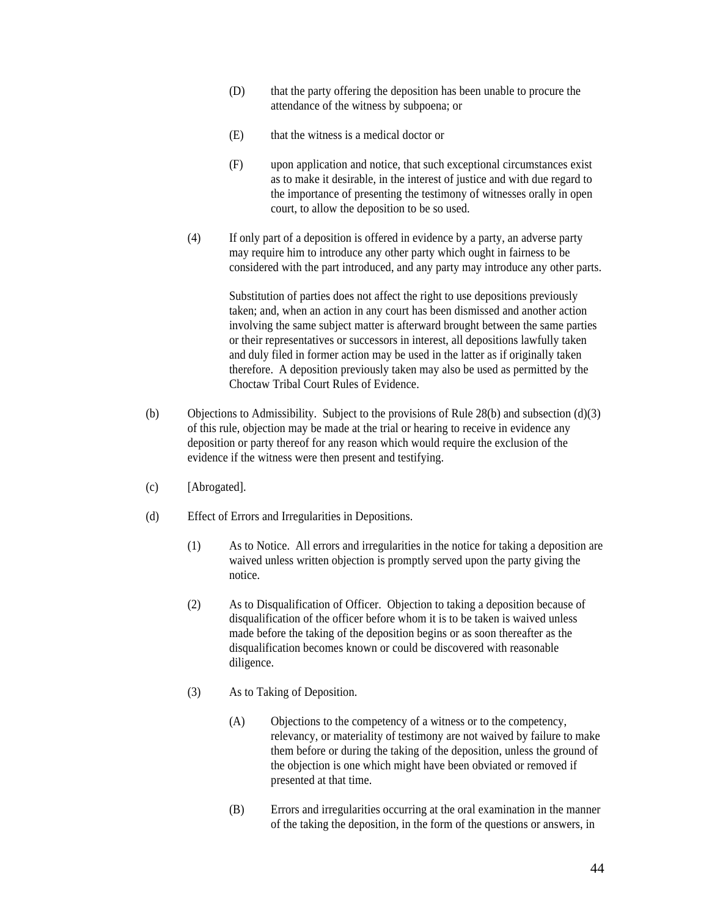(D) that the party offering the deposition has been unable to procure the attendance of the witness by subpoena; or

(E) that the witness is a medical doctor or

(F) upon application and notice, that such exceptional circumstances exist as to make it desirable, in the interest of justice and with due regard to the importance of presenting the testimony of witnesses orally in open court, to allow the deposition to be so used.

(4) If only part of a deposition is offered in evidence by a party, an adverse party may require him to introduce any other party which ought in fairness to be considered with the part introduced, and any party may introduce any other parts.

Substitution of parties does not affect the right to use depositions previously taken; and, when an action in any court has been dismissed and another action involving the same subject matter is afterward brought between the same parties or their representatives or successors in interest, all depositions lawfully taken and duly filed in former action may be used in the latter as if originally taken therefore. A deposition previously taken may also be used as permitted by the Choctaw Tribal Court Rules of Evidence.

(b) Objections to Admissibility. Subject to the provisions of Rule 28(b) and subsection (d)(3) of this rule, objection may be made at the trial or hearing to receive in evidence any deposition or party thereof for any reason which would require the exclusion of the evidence if the witness were then present and testifying.

(c) [Abrogated].

(d) Effect of Errors and Irregularities in Depositions.

(1) As to Notice. All errors and irregularities in the notice for taking a deposition are waived unless written objection is promptly served upon the party giving the notice.

(2) As to Disqualification of Officer. Objection to taking a deposition because of disqualification of the officer before whom it is to be taken is waived unless made before the taking of the deposition begins or as soon thereafter as the disqualification becomes known or could be discovered with reasonable diligence.

(3) As to Taking of Deposition.

(A) Objections to the competency of a witness or to the competency, relevancy, or materiality of testimony are not waived by failure to make them before or during the taking of the deposition, unless the ground of the objection is one which might have been obviated or removed if presented at that time.

(B) Errors and irregularities occurring at the oral examination in the manner of the taking the deposition, in the form of the questions or answers, in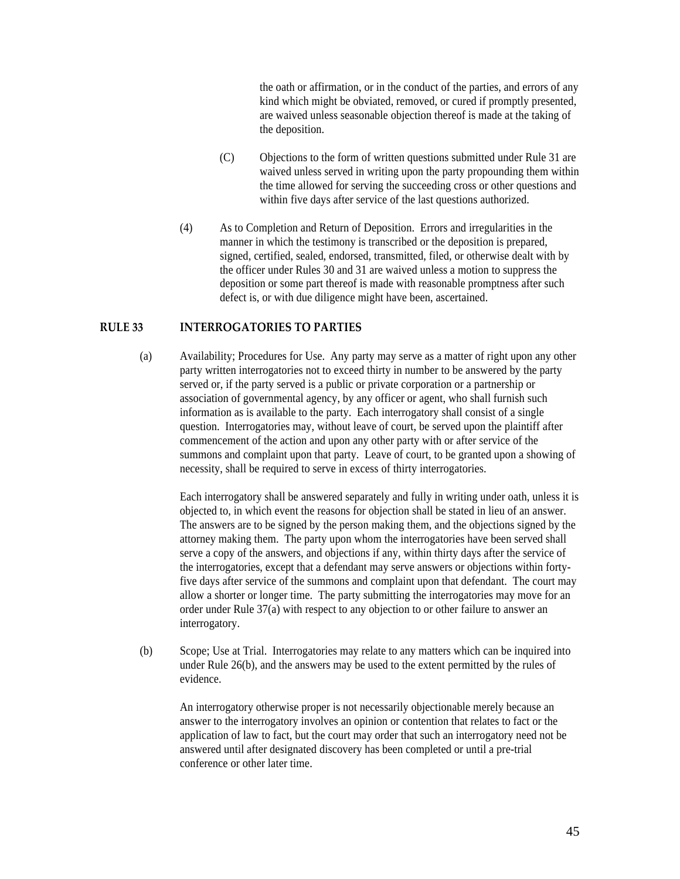the oath or affirmation, or in the conduct of the parties, and errors of any kind which might be obviated, removed, or cured if promptly presented, are waived unless seasonable objection thereof is made at the taking of the deposition.

(C) Objections to the form of written questions submitted under Rule 31 are waived unless served in writing upon the party propounding them within the time allowed for serving the succeeding cross or other questions and within five days after service of the last questions authorized.

(4) As to Completion and Return of Deposition. Errors and irregularities in the manner in which the testimony is transcribed or the deposition is prepared, signed, certified, sealed, endorsed, transmitted, filed, or otherwise dealt with by the officer under Rules 30 and 31 are waived unless a motion to suppress the deposition or some part thereof is made with reasonable promptness after such defect is, or with due diligence might have been, ascertained.

## RULE 33 INTERROGATORIES TO PARTIES

(a) Availability; Procedures for Use. Any party may serve as a matter of right upon any other party written interrogatories not to exceed thirty in number to be answered by the party served or, if the party served is a public or private corporation or a partnership or association of governmental agency, by any officer or agent, who shall furnish such information as is available to the party. Each interrogatory shall consist of a single question. Interrogatories may, without leave of court, be served upon the plaintiff after commencement of the action and upon any other party with or after service of the summons and complaint upon that party. Leave of court, to be granted upon a showing of necessity, shall be required to serve in excess of thirty interrogatories.

Each interrogatory shall be answered separately and fully in writing under oath, unless it is objected to, in which event the reasons for objection shall be stated in lieu of an answer. The answers are to be signed by the person making them, and the objections signed by the attorney making them. The party upon whom the interrogatories have been served shall serve a copy of the answers, and objections if any, within thirty days after the service of the interrogatories, except that a defendant may serve answers or objections within forty-five days after service of the summons and complaint upon that defendant. The court may allow a shorter or longer time. The party submitting the interrogatories may move for an order under Rule 37(a) with respect to any objection to or other failure to answer an interrogatory.

(b) Scope; Use at Trial. Interrogatories may relate to any matters which can be inquired into under Rule 26(b), and the answers may be used to the extent permitted by the rules of evidence.

An interrogatory otherwise proper is not necessarily objectionable merely because an answer to the interrogatory involves an opinion or contention that relates to fact or the application of law to fact, but the court may order that such an interrogatory need not be answered until after designated discovery has been completed or until a pre-trial conference or other later time.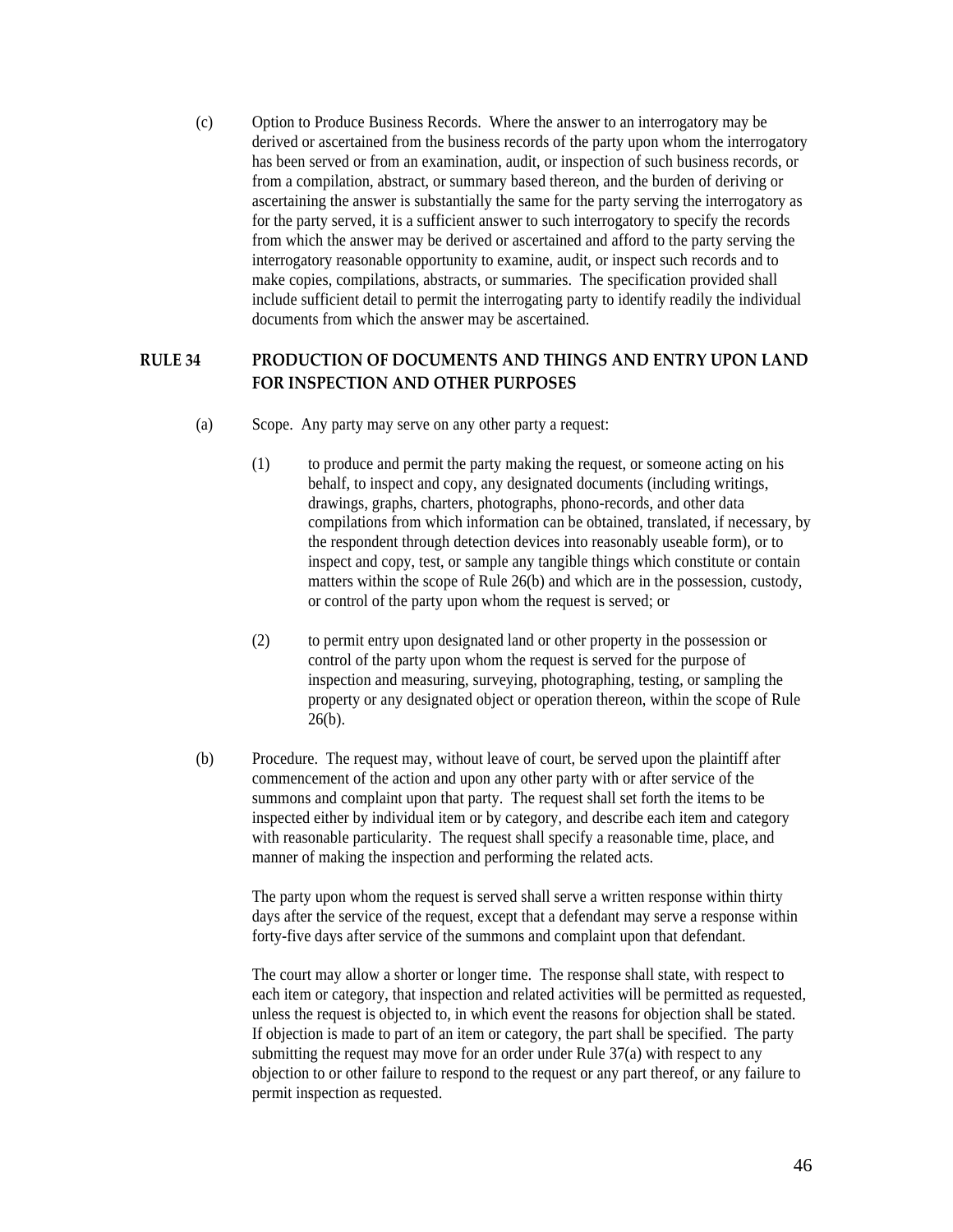(c) Option to Produce Business Records. Where the answer to an interrogatory may be derived or ascertained from the business records of the party upon whom the interrogatory has been served or from an examination, audit, or inspection of such business records, or from a compilation, abstract, or summary based thereon, and the burden of deriving or ascertaining the answer is substantially the same for the party serving the interrogatory as for the party served, it is a sufficient answer to such interrogatory to specify the records from which the answer may be derived or ascertained and afford to the party serving the interrogatory reasonable opportunity to examine, audit, or inspect such records and to make copies, compilations, abstracts, or summaries. The specification provided shall include sufficient detail to permit the interrogating party to identify readily the individual documents from which the answer may be ascertained.

## RULE 34 PRODUCTION OF DOCUMENTS AND THINGS AND ENTRY UPON LAND FOR INSPECTION AND OTHER PURPOSES

(a) Scope. Any party may serve on any other party a request:

(1) to produce and permit the party making the request, or someone acting on his behalf, to inspect and copy, any designated documents (including writings, drawings, graphs, charters, photographs, phono-records, and other data compilations from which information can be obtained, translated, if necessary, by the respondent through detection devices into reasonably useable form), or to inspect and copy, test, or sample any tangible things which constitute or contain matters within the scope of Rule 26(b) and which are in the possession, custody, or control of the party upon whom the request is served; or

(2) to permit entry upon designated land or other property in the possession or control of the party upon whom the request is served for the purpose of inspection and measuring, surveying, photographing, testing, or sampling the property or any designated object or operation thereon, within the scope of Rule 26(b).

(b) Procedure. The request may, without leave of court, be served upon the plaintiff after commencement of the action and upon any other party with or after service of the summons and complaint upon that party. The request shall set forth the items to be inspected either by individual item or by category, and describe each item and category with reasonable particularity. The request shall specify a reasonable time, place, and manner of making the inspection and performing the related acts.

The party upon whom the request is served shall serve a written response within thirty days after the service of the request, except that a defendant may serve a response within forty-five days after service of the summons and complaint upon that defendant.

The court may allow a shorter or longer time. The response shall state, with respect to each item or category, that inspection and related activities will be permitted as requested, unless the request is objected to, in which event the reasons for objection shall be stated. If objection is made to part of an item or category, the part shall be specified. The party submitting the request may move for an order under Rule 37(a) with respect to any objection to or other failure to respond to the request or any part thereof, or any failure to permit inspection as requested.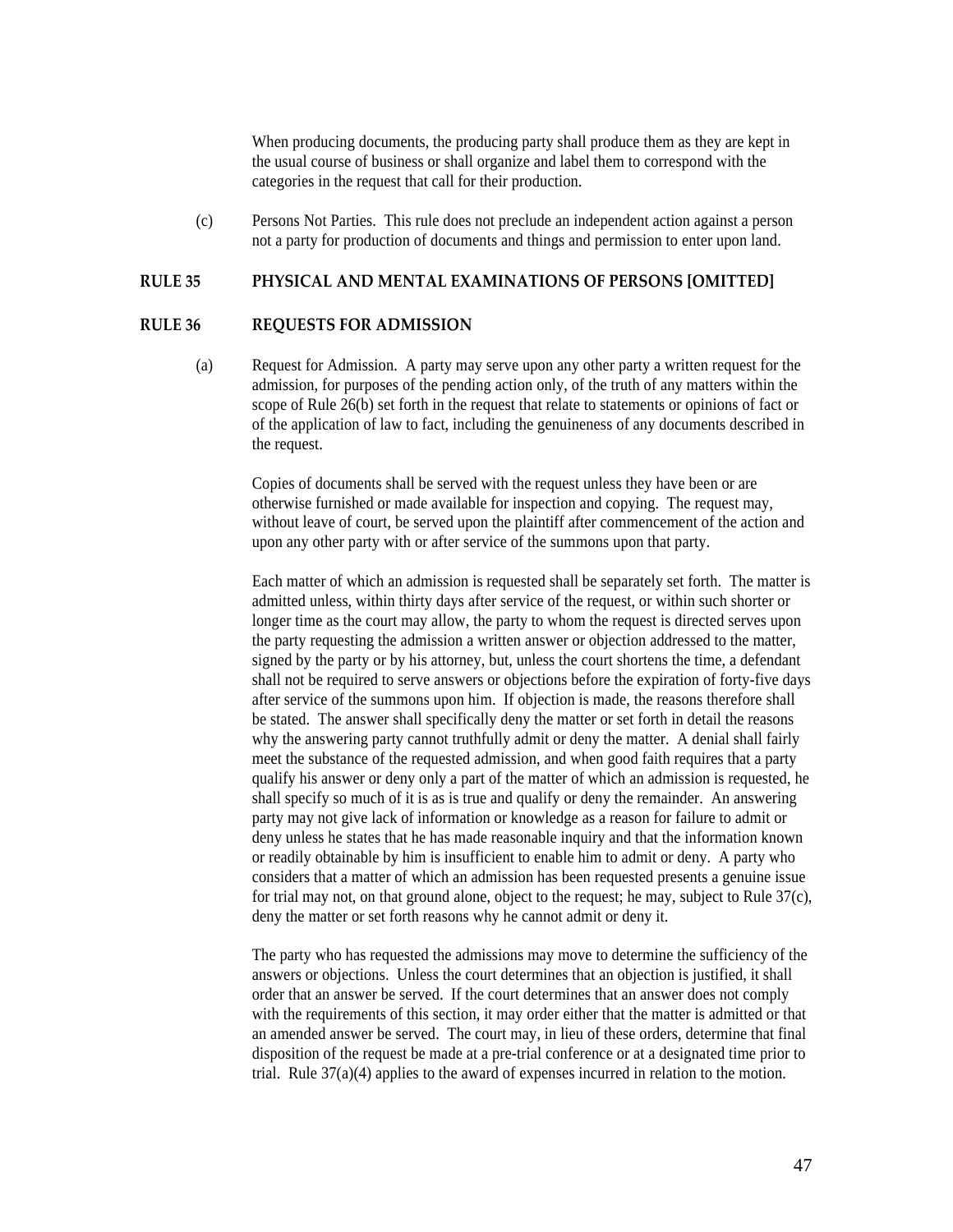When producing documents, the producing party shall produce them as they are kept in the usual course of business or shall organize and label them to correspond with the categories in the request that call for their production.

(c) Persons Not Parties. This rule does not preclude an independent action against a person not a party for production of documents and things and permission to enter upon land.

## RULE 35 PHYSICAL AND MENTAL EXAMINATIONS OF PERSONS [OMITTED]

## RULE 36 REQUESTS FOR ADMISSION

(a) Request for Admission. A party may serve upon any other party a written request for the admission, for purposes of the pending action only, of the truth of any matters within the scope of Rule 26(b) set forth in the request that relate to statements or opinions of fact or of the application of law to fact, including the genuineness of any documents described in the request.

Copies of documents shall be served with the request unless they have been or are otherwise furnished or made available for inspection and copying. The request may, without leave of court, be served upon the plaintiff after commencement of the action and upon any other party with or after service of the summons upon that party.

Each matter of which an admission is requested shall be separately set forth. The matter is admitted unless, within thirty days after service of the request, or within such shorter or longer time as the court may allow, the party to whom the request is directed serves upon the party requesting the admission a written answer or objection addressed to the matter, signed by the party or by his attorney, but, unless the court shortens the time, a defendant shall not be required to serve answers or objections before the expiration of forty-five days after service of the summons upon him. If objection is made, the reasons therefore shall be stated. The answer shall specifically deny the matter or set forth in detail the reasons why the answering party cannot truthfully admit or deny the matter. A denial shall fairly meet the substance of the requested admission, and when good faith requires that a party qualify his answer or deny only a part of the matter of which an admission is requested, he shall specify so much of it is as is true and qualify or deny the remainder. An answering party may not give lack of information or knowledge as a reason for failure to admit or deny unless he states that he has made reasonable inquiry and that the information known or readily obtainable by him is insufficient to enable him to admit or deny. A party who considers that a matter of which an admission has been requested presents a genuine issue for trial may not, on that ground alone, object to the request; he may, subject to Rule 37(c), deny the matter or set forth reasons why he cannot admit or deny it.

The party who has requested the admissions may move to determine the sufficiency of the answers or objections. Unless the court determines that an objection is justified, it shall order that an answer be served. If the court determines that an answer does not comply with the requirements of this section, it may order either that the matter is admitted or that an amended answer be served. The court may, in lieu of these orders, determine that final disposition of the request be made at a pre-trial conference or at a designated time prior to trial. Rule 37(a)(4) applies to the award of expenses incurred in relation to the motion.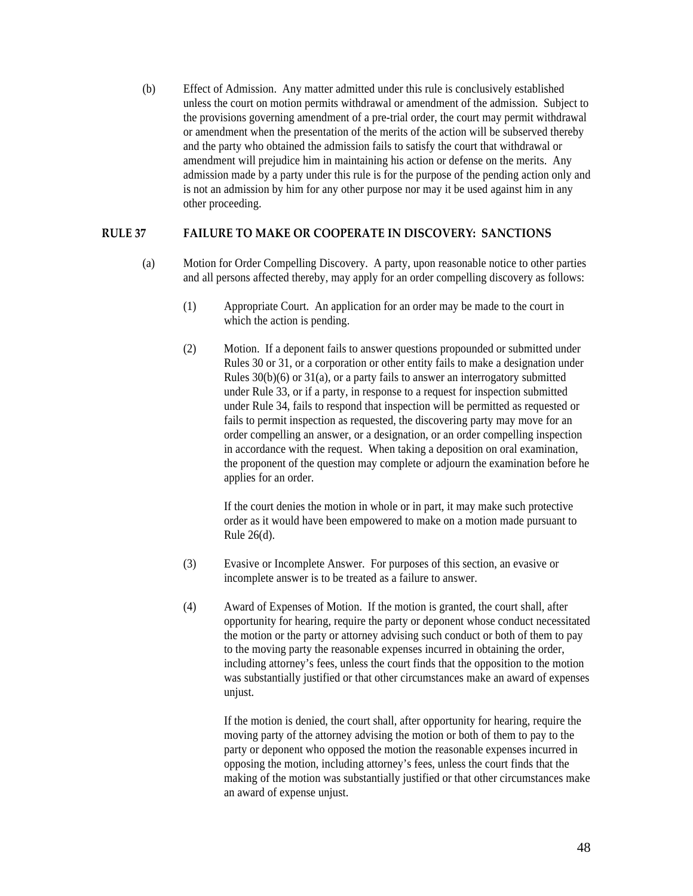(b) Effect of Admission. Any matter admitted under this rule is conclusively established unless the court on motion permits withdrawal or amendment of the admission. Subject to the provisions governing amendment of a pre-trial order, the court may permit withdrawal or amendment when the presentation of the merits of the action will be subserved thereby and the party who obtained the admission fails to satisfy the court that withdrawal or amendment will prejudice him in maintaining his action or defense on the merits. Any admission made by a party under this rule is for the purpose of the pending action only and is not an admission by him for any other purpose nor may it be used against him in any other proceeding.

## RULE 37 FAILURE TO MAKE OR COOPERATE IN DISCOVERY: SANCTIONS

(a) Motion for Order Compelling Discovery. A party, upon reasonable notice to other parties and all persons affected thereby, may apply for an order compelling discovery as follows:

(1) Appropriate Court. An application for an order may be made to the court in which the action is pending.

(2) Motion. If a deponent fails to answer questions propounded or submitted under Rules 30 or 31, or a corporation or other entity fails to make a designation under Rules 30(b)(6) or 31(a), or a party fails to answer an interrogatory submitted under Rule 33, or if a party, in response to a request for inspection submitted under Rule 34, fails to respond that inspection will be permitted as requested or fails to permit inspection as requested, the discovering party may move for an order compelling an answer, or a designation, or an order compelling inspection in accordance with the request. When taking a deposition on oral examination, the proponent of the question may complete or adjourn the examination before he applies for an order.

If the court denies the motion in whole or in part, it may make such protective order as it would have been empowered to make on a motion made pursuant to Rule 26(d).

(3) Evasive or Incomplete Answer. For purposes of this section, an evasive or incomplete answer is to be treated as a failure to answer.

(4) Award of Expenses of Motion. If the motion is granted, the court shall, after opportunity for hearing, require the party or deponent whose conduct necessitated the motion or the party or attorney advising such conduct or both of them to pay to the moving party the reasonable expenses incurred in obtaining the order, including attorney's fees, unless the court finds that the opposition to the motion was substantially justified or that other circumstances make an award of expenses unjust.

If the motion is denied, the court shall, after opportunity for hearing, require the moving party of the attorney advising the motion or both of them to pay to the party or deponent who opposed the motion the reasonable expenses incurred in opposing the motion, including attorney's fees, unless the court finds that the making of the motion was substantially justified or that other circumstances make an award of expense unjust.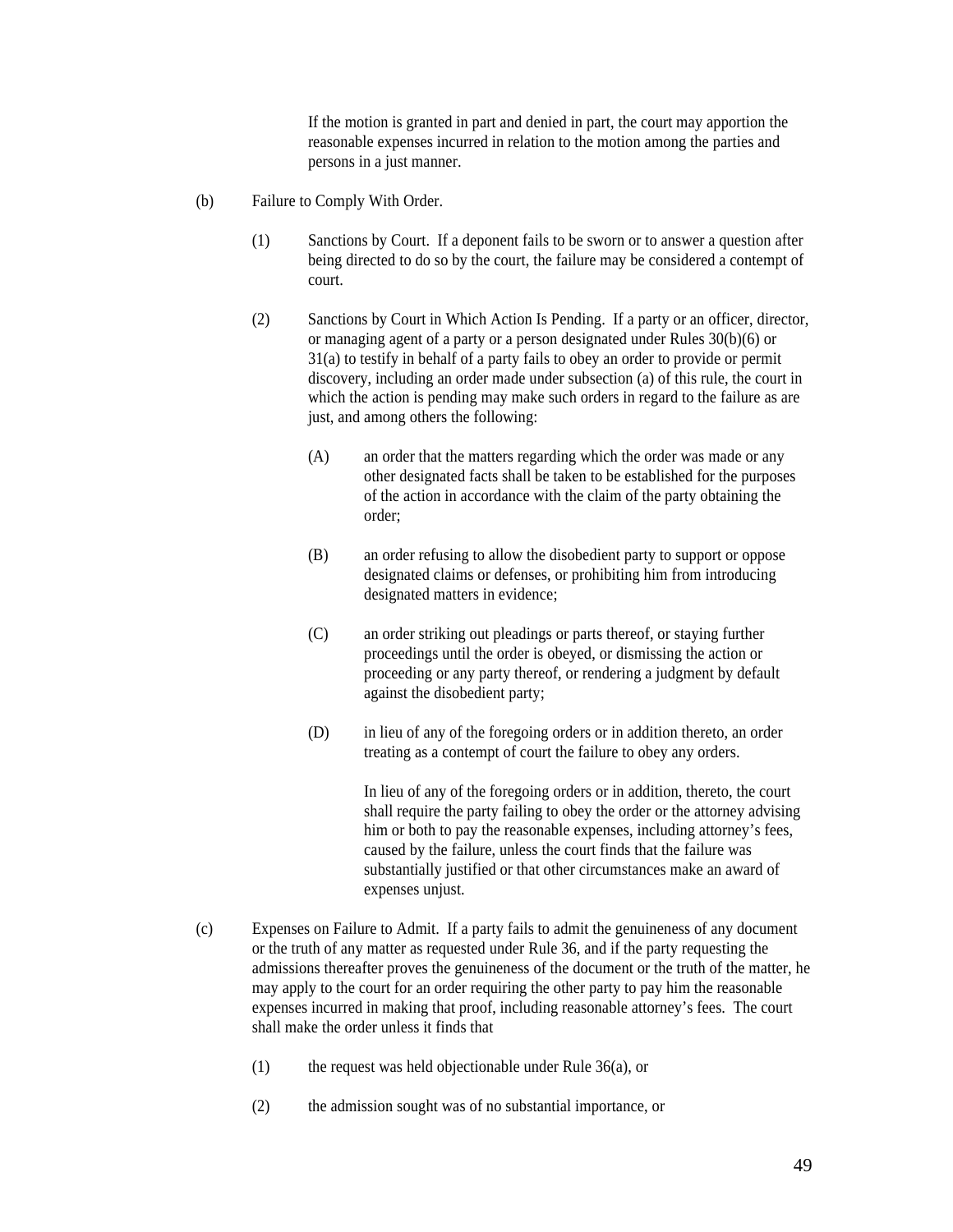If the motion is granted in part and denied in part, the court may apportion the reasonable expenses incurred in relation to the motion among the parties and persons in a just manner.

(b) Failure to Comply With Order.

(1) Sanctions by Court. If a deponent fails to be sworn or to answer a question after being directed to do so by the court, the failure may be considered a contempt of court.

(2) Sanctions by Court in Which Action Is Pending. If a party or an officer, director, or managing agent of a party or a person designated under Rules 30(b)(6) or 31(a) to testify in behalf of a party fails to obey an order to provide or permit discovery, including an order made under subsection (a) of this rule, the court in which the action is pending may make such orders in regard to the failure as are just, and among others the following:

(A) an order that the matters regarding which the order was made or any other designated facts shall be taken to be established for the purposes of the action in accordance with the claim of the party obtaining the order;

(B) an order refusing to allow the disobedient party to support or oppose designated claims or defenses, or prohibiting him from introducing designated matters in evidence;

(C) an order striking out pleadings or parts thereof, or staying further proceedings until the order is obeyed, or dismissing the action or proceeding or any party thereof, or rendering a judgment by default against the disobedient party;

(D) in lieu of any of the foregoing orders or in addition thereto, an order treating as a contempt of court the failure to obey any orders.

In lieu of any of the foregoing orders or in addition, thereto, the court shall require the party failing to obey the order or the attorney advising him or both to pay the reasonable expenses, including attorney's fees, caused by the failure, unless the court finds that the failure was substantially justified or that other circumstances make an award of expenses unjust.

(c) Expenses on Failure to Admit. If a party fails to admit the genuineness of any document or the truth of any matter as requested under Rule 36, and if the party requesting the admissions thereafter proves the genuineness of the document or the truth of the matter, he may apply to the court for an order requiring the other party to pay him the reasonable expenses incurred in making that proof, including reasonable attorney's fees. The court shall make the order unless it finds that

(1) the request was held objectionable under Rule 36(a), or

(2) the admission sought was of no substantial importance, or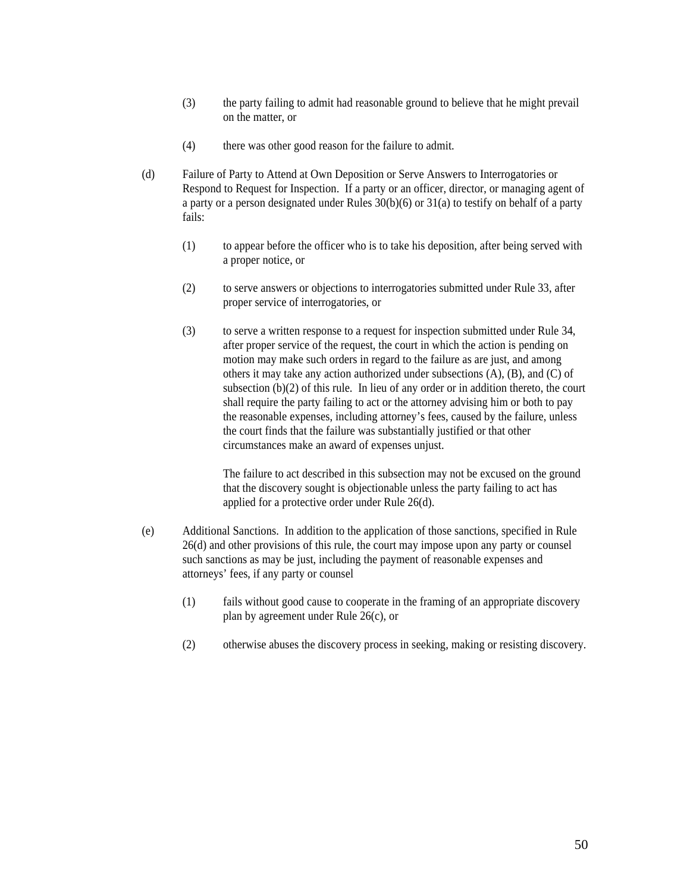(3) the party failing to admit had reasonable ground to believe that he might prevail on the matter, or

(4) there was other good reason for the failure to admit.

(d) Failure of Party to Attend at Own Deposition or Serve Answers to Interrogatories or Respond to Request for Inspection. If a party or an officer, director, or managing agent of a party or a person designated under Rules 30(b)(6) or 31(a) to testify on behalf of a party fails:

(1) to appear before the officer who is to take his deposition, after being served with a proper notice, or

(2) to serve answers or objections to interrogatories submitted under Rule 33, after proper service of interrogatories, or

(3) to serve a written response to a request for inspection submitted under Rule 34, after proper service of the request, the court in which the action is pending on motion may make such orders in regard to the failure as are just, and among others it may take any action authorized under subsections (A), (B), and (C) of subsection (b)(2) of this rule. In lieu of any order or in addition thereto, the court shall require the party failing to act or the attorney advising him or both to pay the reasonable expenses, including attorney's fees, caused by the failure, unless the court finds that the failure was substantially justified or that other circumstances make an award of expenses unjust.

The failure to act described in this subsection may not be excused on the ground that the discovery sought is objectionable unless the party failing to act has applied for a protective order under Rule 26(d).

(e) Additional Sanctions. In addition to the application of those sanctions, specified in Rule 26(d) and other provisions of this rule, the court may impose upon any party or counsel such sanctions as may be just, including the payment of reasonable expenses and attorneys' fees, if any party or counsel

(1) fails without good cause to cooperate in the framing of an appropriate discovery plan by agreement under Rule 26(c), or

(2) otherwise abuses the discovery process in seeking, making or resisting discovery.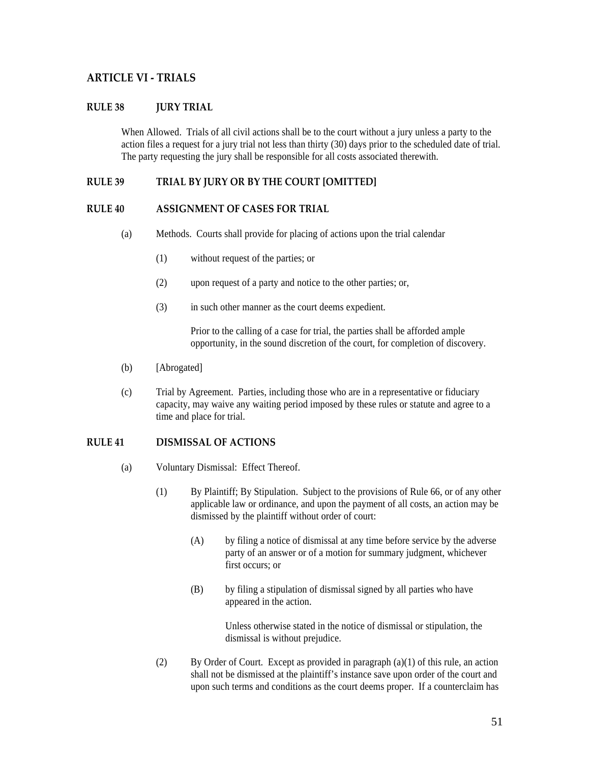## ARTICLE VI - TRIALS

### RULE 38 JURY TRIAL

When Allowed. Trials of all civil actions shall be to the court without a jury unless a party to the action files a request for a jury trial not less than thirty (30) days prior to the scheduled date of trial. The party requesting the jury shall be responsible for all costs associated therewith.

### RULE 39 TRIAL BY JURY OR BY THE COURT [OMITTED]

### RULE 40 ASSIGNMENT OF CASES FOR TRIAL

(a) Methods. Courts shall provide for placing of actions upon the trial calendar

(1) without request of the parties; or

(2) upon request of a party and notice to the other parties; or,

(3) in such other manner as the court deems expedient.

Prior to the calling of a case for trial, the parties shall be afforded ample opportunity, in the sound discretion of the court, for completion of discovery.

(b) [Abrogated]

(c) Trial by Agreement. Parties, including those who are in a representative or fiduciary capacity, may waive any waiting period imposed by these rules or statute and agree to a time and place for trial.

### RULE 41 DISMISSAL OF ACTIONS

(a) Voluntary Dismissal: Effect Thereof.

(1) By Plaintiff; By Stipulation. Subject to the provisions of Rule 66, or of any other applicable law or ordinance, and upon the payment of all costs, an action may be dismissed by the plaintiff without order of court:

(A) by filing a notice of dismissal at any time before service by the adverse party of an answer or of a motion for summary judgment, whichever first occurs; or

(B) by filing a stipulation of dismissal signed by all parties who have appeared in the action.

Unless otherwise stated in the notice of dismissal or stipulation, the dismissal is without prejudice.

(2) By Order of Court. Except as provided in paragraph (a)(1) of this rule, an action shall not be dismissed at the plaintiff's instance save upon order of the court and upon such terms and conditions as the court deems proper. If a counterclaim has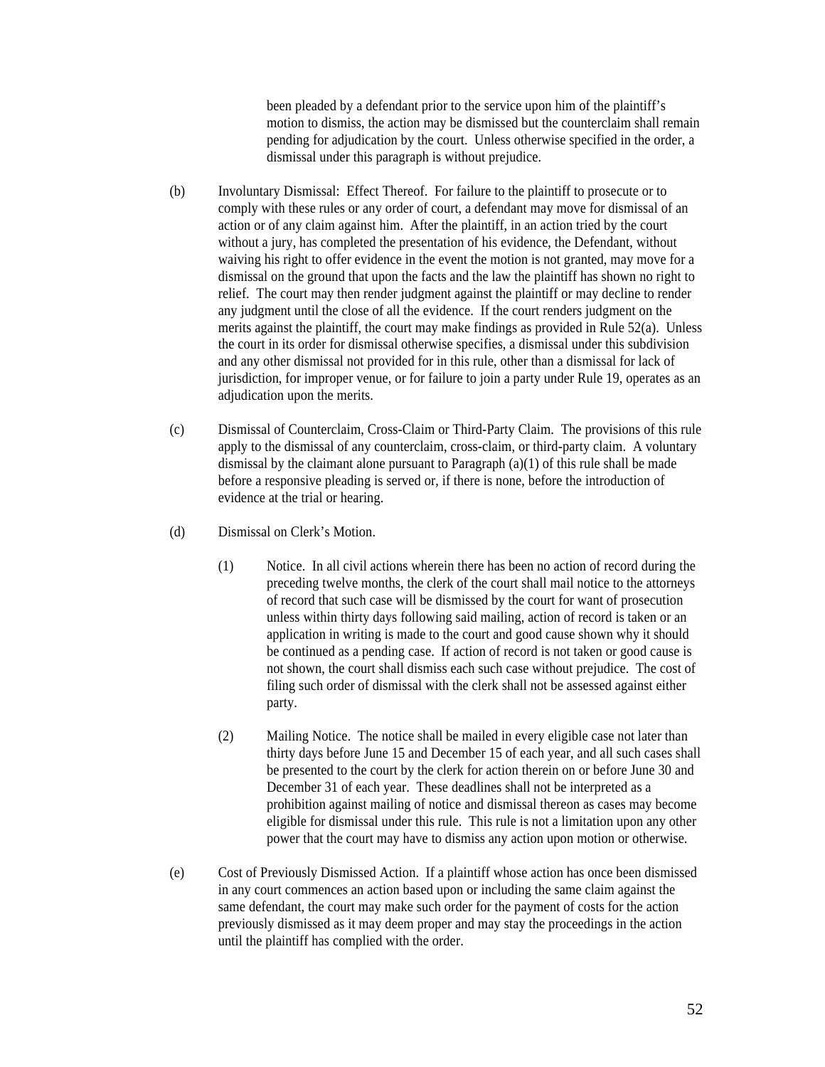been pleaded by a defendant prior to the service upon him of the plaintiff's motion to dismiss, the action may be dismissed but the counterclaim shall remain pending for adjudication by the court. Unless otherwise specified in the order, a dismissal under this paragraph is without prejudice.

(b) Involuntary Dismissal: Effect Thereof. For failure to the plaintiff to prosecute or to comply with these rules or any order of court, a defendant may move for dismissal of an action or of any claim against him. After the plaintiff, in an action tried by the court without a jury, has completed the presentation of his evidence, the Defendant, without waiving his right to offer evidence in the event the motion is not granted, may move for a dismissal on the ground that upon the facts and the law the plaintiff has shown no right to relief. The court may then render judgment against the plaintiff or may decline to render any judgment until the close of all the evidence. If the court renders judgment on the merits against the plaintiff, the court may make findings as provided in Rule 52(a). Unless the court in its order for dismissal otherwise specifies, a dismissal under this subdivision and any other dismissal not provided for in this rule, other than a dismissal for lack of jurisdiction, for improper venue, or for failure to join a party under Rule 19, operates as an adjudication upon the merits.

(c) Dismissal of Counterclaim, Cross-Claim or Third-Party Claim. The provisions of this rule apply to the dismissal of any counterclaim, cross-claim, or third-party claim. A voluntary dismissal by the claimant alone pursuant to Paragraph (a)(1) of this rule shall be made before a responsive pleading is served or, if there is none, before the introduction of evidence at the trial or hearing.

(d) Dismissal on Clerk's Motion.

(1) Notice. In all civil actions wherein there has been no action of record during the preceding twelve months, the clerk of the court shall mail notice to the attorneys of record that such case will be dismissed by the court for want of prosecution unless within thirty days following said mailing, action of record is taken or an application in writing is made to the court and good cause shown why it should be continued as a pending case. If action of record is not taken or good cause is not shown, the court shall dismiss each such case without prejudice. The cost of filing such order of dismissal with the clerk shall not be assessed against either party.

(2) Mailing Notice. The notice shall be mailed in every eligible case not later than thirty days before June 15 and December 15 of each year, and all such cases shall be presented to the court by the clerk for action therein on or before June 30 and December 31 of each year. These deadlines shall not be interpreted as a prohibition against mailing of notice and dismissal thereon as cases may become eligible for dismissal under this rule. This rule is not a limitation upon any other power that the court may have to dismiss any action upon motion or otherwise.

(e) Cost of Previously Dismissed Action. If a plaintiff whose action has once been dismissed in any court commences an action based upon or including the same claim against the same defendant, the court may make such order for the payment of costs for the action previously dismissed as it may deem proper and may stay the proceedings in the action until the plaintiff has complied with the order.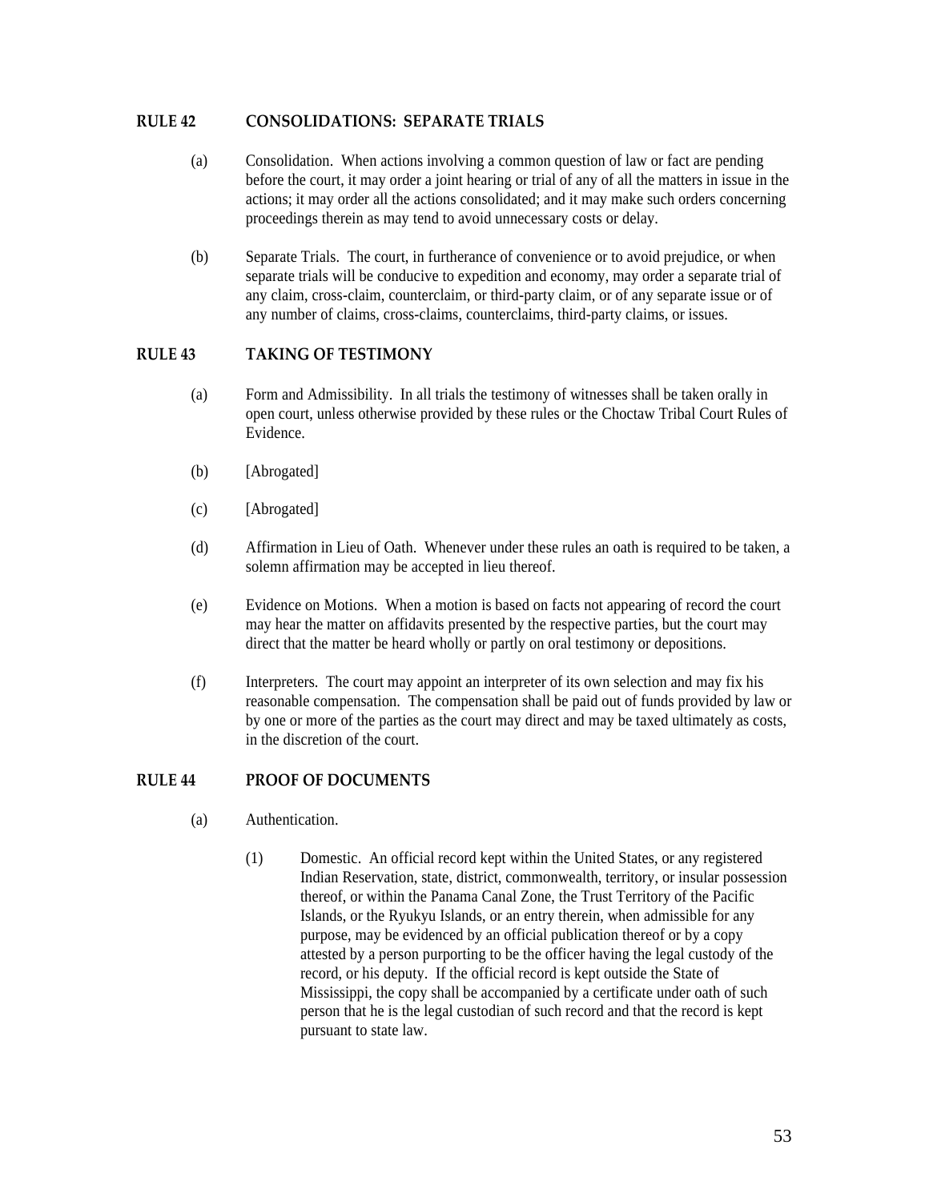## RULE 42 CONSOLIDATIONS: SEPARATE TRIALS

(a) Consolidation. When actions involving a common question of law or fact are pending before the court, it may order a joint hearing or trial of any of all the matters in issue in the actions; it may order all the actions consolidated; and it may make such orders concerning proceedings therein as may tend to avoid unnecessary costs or delay.

(b) Separate Trials. The court, in furtherance of convenience or to avoid prejudice, or when separate trials will be conducive to expedition and economy, may order a separate trial of any claim, cross-claim, counterclaim, or third-party claim, or of any separate issue or of any number of claims, cross-claims, counterclaims, third-party claims, or issues.

## RULE 43 TAKING OF TESTIMONY

(a) Form and Admissibility. In all trials the testimony of witnesses shall be taken orally in open court, unless otherwise provided by these rules or the Choctaw Tribal Court Rules of Evidence.

(b) [Abrogated]

(c) [Abrogated]

(d) Affirmation in Lieu of Oath. Whenever under these rules an oath is required to be taken, a solemn affirmation may be accepted in lieu thereof.

(e) Evidence on Motions. When a motion is based on facts not appearing of record the court may hear the matter on affidavits presented by the respective parties, but the court may direct that the matter be heard wholly or partly on oral testimony or depositions.

(f) Interpreters. The court may appoint an interpreter of its own selection and may fix his reasonable compensation. The compensation shall be paid out of funds provided by law or by one or more of the parties as the court may direct and may be taxed ultimately as costs, in the discretion of the court.

## RULE 44 PROOF OF DOCUMENTS

(a) Authentication.

(1) Domestic. An official record kept within the United States, or any registered Indian Reservation, state, district, commonwealth, territory, or insular possession thereof, or within the Panama Canal Zone, the Trust Territory of the Pacific Islands, or the Ryukyu Islands, or an entry therein, when admissible for any purpose, may be evidenced by an official publication thereof or by a copy attested by a person purporting to be the officer having the legal custody of the record, or his deputy. If the official record is kept outside the State of Mississippi, the copy shall be accompanied by a certificate under oath of such person that he is the legal custodian of such record and that the record is kept pursuant to state law.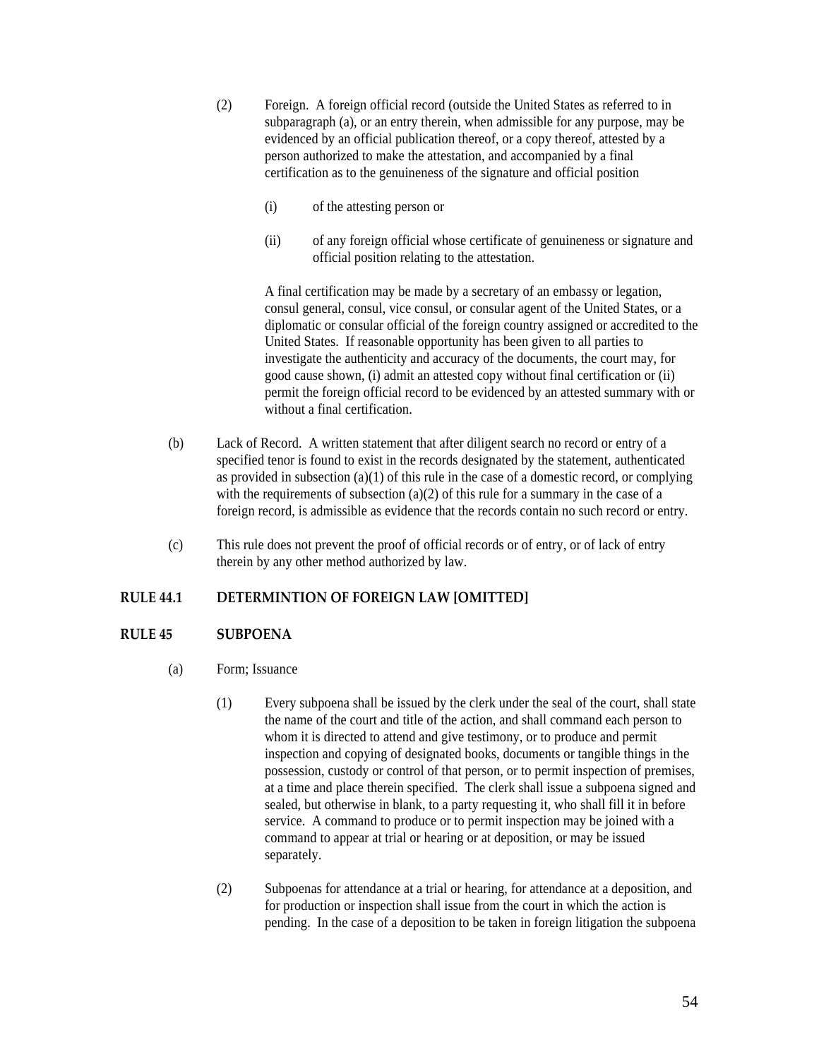(2) Foreign. A foreign official record (outside the United States as referred to in subparagraph (a), or an entry therein, when admissible for any purpose, may be evidenced by an official publication thereof, or a copy thereof, attested by a person authorized to make the attestation, and accompanied by a final certification as to the genuineness of the signature and official position

(i) of the attesting person or

(ii) of any foreign official whose certificate of genuineness or signature and official position relating to the attestation.

A final certification may be made by a secretary of an embassy or legation, consul general, consul, vice consul, or consular agent of the United States, or a diplomatic or consular official of the foreign country assigned or accredited to the United States. If reasonable opportunity has been given to all parties to investigate the authenticity and accuracy of the documents, the court may, for good cause shown, (i) admit an attested copy without final certification or (ii) permit the foreign official record to be evidenced by an attested summary with or without a final certification.

(b) Lack of Record. A written statement that after diligent search no record or entry of a specified tenor is found to exist in the records designated by the statement, authenticated as provided in subsection (a)(1) of this rule in the case of a domestic record, or complying with the requirements of subsection (a)(2) of this rule for a summary in the case of a foreign record, is admissible as evidence that the records contain no such record or entry.

(c) This rule does not prevent the proof of official records or of entry, or of lack of entry therein by any other method authorized by law.

## RULE 44.1 DETERMINTION OF FOREIGN LAW [OMITTED]

## RULE 45 SUBPOENA

(a) Form; Issuance

(1) Every subpoena shall be issued by the clerk under the seal of the court, shall state the name of the court and title of the action, and shall command each person to whom it is directed to attend and give testimony, or to produce and permit inspection and copying of designated books, documents or tangible things in the possession, custody or control of that person, or to permit inspection of premises, at a time and place therein specified. The clerk shall issue a subpoena signed and sealed, but otherwise in blank, to a party requesting it, who shall fill it in before service. A command to produce or to permit inspection may be joined with a command to appear at trial or hearing or at deposition, or may be issued separately.

(2) Subpoenas for attendance at a trial or hearing, for attendance at a deposition, and for production or inspection shall issue from the court in which the action is pending. In the case of a deposition to be taken in foreign litigation the subpoena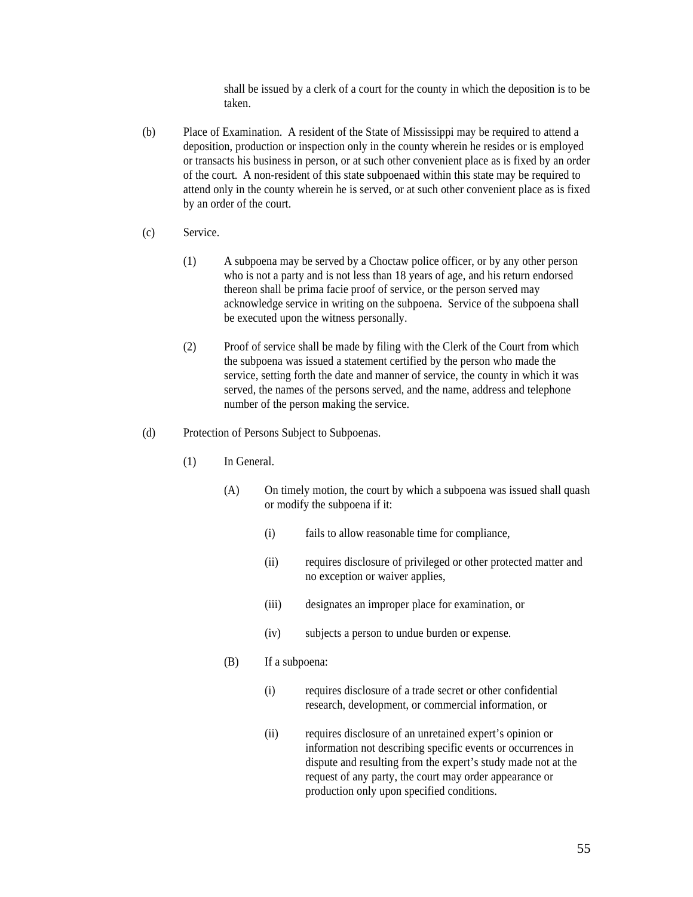shall be issued by a clerk of a court for the county in which the deposition is to be taken.

(b) Place of Examination. A resident of the State of Mississippi may be required to attend a deposition, production or inspection only in the county wherein he resides or is employed or transacts his business in person, or at such other convenient place as is fixed by an order of the court. A non-resident of this state subpoenaed within this state may be required to attend only in the county wherein he is served, or at such other convenient place as is fixed by an order of the court.

(c) Service.

(1) A subpoena may be served by a Choctaw police officer, or by any other person who is not a party and is not less than 18 years of age, and his return endorsed thereon shall be prima facie proof of service, or the person served may acknowledge service in writing on the subpoena. Service of the subpoena shall be executed upon the witness personally.

(2) Proof of service shall be made by filing with the Clerk of the Court from which the subpoena was issued a statement certified by the person who made the service, setting forth the date and manner of service, the county in which it was served, the names of the persons served, and the name, address and telephone number of the person making the service.

(d) Protection of Persons Subject to Subpoenas.

(1) In General.

(A) On timely motion, the court by which a subpoena was issued shall quash or modify the subpoena if it:

(i) fails to allow reasonable time for compliance,

(ii) requires disclosure of privileged or other protected matter and no exception or waiver applies,

(iii) designates an improper place for examination, or

(iv) subjects a person to undue burden or expense.

(B) If a subpoena:

(i) requires disclosure of a trade secret or other confidential research, development, or commercial information, or

(ii) requires disclosure of an unretained expert's opinion or information not describing specific events or occurrences in dispute and resulting from the expert's study made not at the request of any party, the court may order appearance or production only upon specified conditions.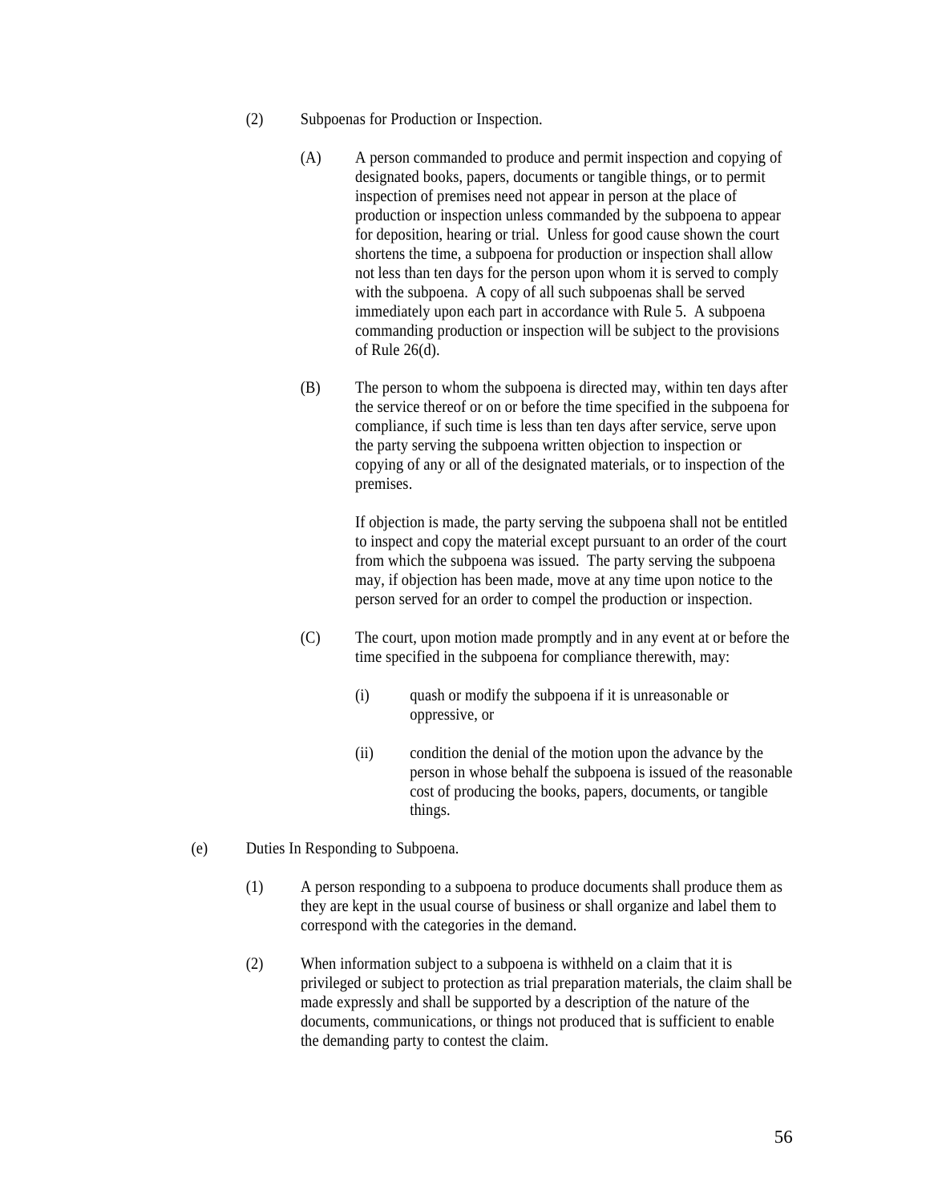(2) Subpoenas for Production or Inspection.

(A) A person commanded to produce and permit inspection and copying of designated books, papers, documents or tangible things, or to permit inspection of premises need not appear in person at the place of production or inspection unless commanded by the subpoena to appear for deposition, hearing or trial. Unless for good cause shown the court shortens the time, a subpoena for production or inspection shall allow not less than ten days for the person upon whom it is served to comply with the subpoena. A copy of all such subpoenas shall be served immediately upon each part in accordance with Rule 5. A subpoena commanding production or inspection will be subject to the provisions of Rule 26(d).

(B) The person to whom the subpoena is directed may, within ten days after the service thereof or on or before the time specified in the subpoena for compliance, if such time is less than ten days after service, serve upon the party serving the subpoena written objection to inspection or copying of any or all of the designated materials, or to inspection of the premises.

If objection is made, the party serving the subpoena shall not be entitled to inspect and copy the material except pursuant to an order of the court from which the subpoena was issued. The party serving the subpoena may, if objection has been made, move at any time upon notice to the person served for an order to compel the production or inspection.

(C) The court, upon motion made promptly and in any event at or before the time specified in the subpoena for compliance therewith, may:

(i) quash or modify the subpoena if it is unreasonable or oppressive, or

(ii) condition the denial of the motion upon the advance by the person in whose behalf the subpoena is issued of the reasonable cost of producing the books, papers, documents, or tangible things.

(e) Duties In Responding to Subpoena.

(1) A person responding to a subpoena to produce documents shall produce them as they are kept in the usual course of business or shall organize and label them to correspond with the categories in the demand.

(2) When information subject to a subpoena is withheld on a claim that it is privileged or subject to protection as trial preparation materials, the claim shall be made expressly and shall be supported by a description of the nature of the documents, communications, or things not produced that is sufficient to enable the demanding party to contest the claim.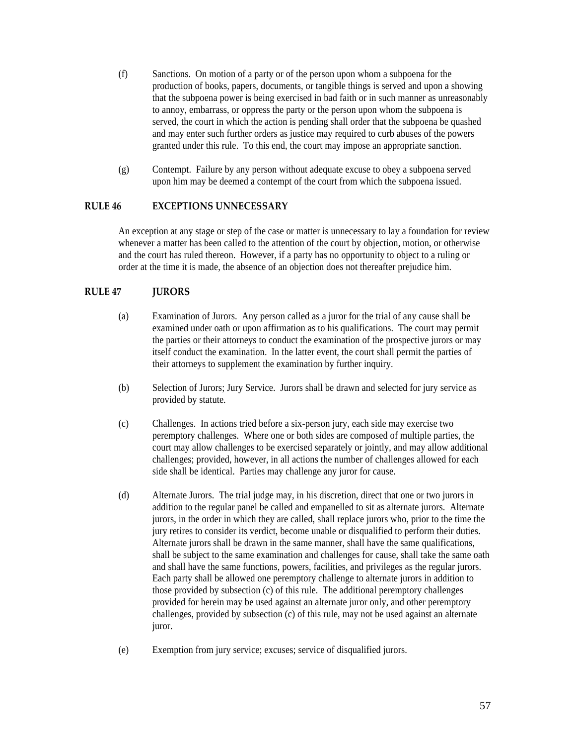(f) Sanctions. On motion of a party or of the person upon whom a subpoena for the production of books, papers, documents, or tangible things is served and upon a showing that the subpoena power is being exercised in bad faith or in such manner as unreasonably to annoy, embarrass, or oppress the party or the person upon whom the subpoena is served, the court in which the action is pending shall order that the subpoena be quashed and may enter such further orders as justice may required to curb abuses of the powers granted under this rule. To this end, the court may impose an appropriate sanction.

(g) Contempt. Failure by any person without adequate excuse to obey a subpoena served upon him may be deemed a contempt of the court from which the subpoena issued.

## RULE 46 EXCEPTIONS UNNECESSARY

An exception at any stage or step of the case or matter is unnecessary to lay a foundation for review whenever a matter has been called to the attention of the court by objection, motion, or otherwise and the court has ruled thereon. However, if a party has no opportunity to object to a ruling or order at the time it is made, the absence of an objection does not thereafter prejudice him.

## RULE 47 JURORS

(a) Examination of Jurors. Any person called as a juror for the trial of any cause shall be examined under oath or upon affirmation as to his qualifications. The court may permit the parties or their attorneys to conduct the examination of the prospective jurors or may itself conduct the examination. In the latter event, the court shall permit the parties of their attorneys to supplement the examination by further inquiry.

(b) Selection of Jurors; Jury Service. Jurors shall be drawn and selected for jury service as provided by statute.

(c) Challenges. In actions tried before a six-person jury, each side may exercise two peremptory challenges. Where one or both sides are composed of multiple parties, the court may allow challenges to be exercised separately or jointly, and may allow additional challenges; provided, however, in all actions the number of challenges allowed for each side shall be identical. Parties may challenge any juror for cause.

(d) Alternate Jurors. The trial judge may, in his discretion, direct that one or two jurors in addition to the regular panel be called and empanelled to sit as alternate jurors. Alternate jurors, in the order in which they are called, shall replace jurors who, prior to the time the jury retires to consider its verdict, become unable or disqualified to perform their duties. Alternate jurors shall be drawn in the same manner, shall have the same qualifications, shall be subject to the same examination and challenges for cause, shall take the same oath and shall have the same functions, powers, facilities, and privileges as the regular jurors. Each party shall be allowed one peremptory challenge to alternate jurors in addition to those provided by subsection (c) of this rule. The additional peremptory challenges provided for herein may be used against an alternate juror only, and other peremptory challenges, provided by subsection (c) of this rule, may not be used against an alternate juror.

(e) Exemption from jury service; excuses; service of disqualified jurors.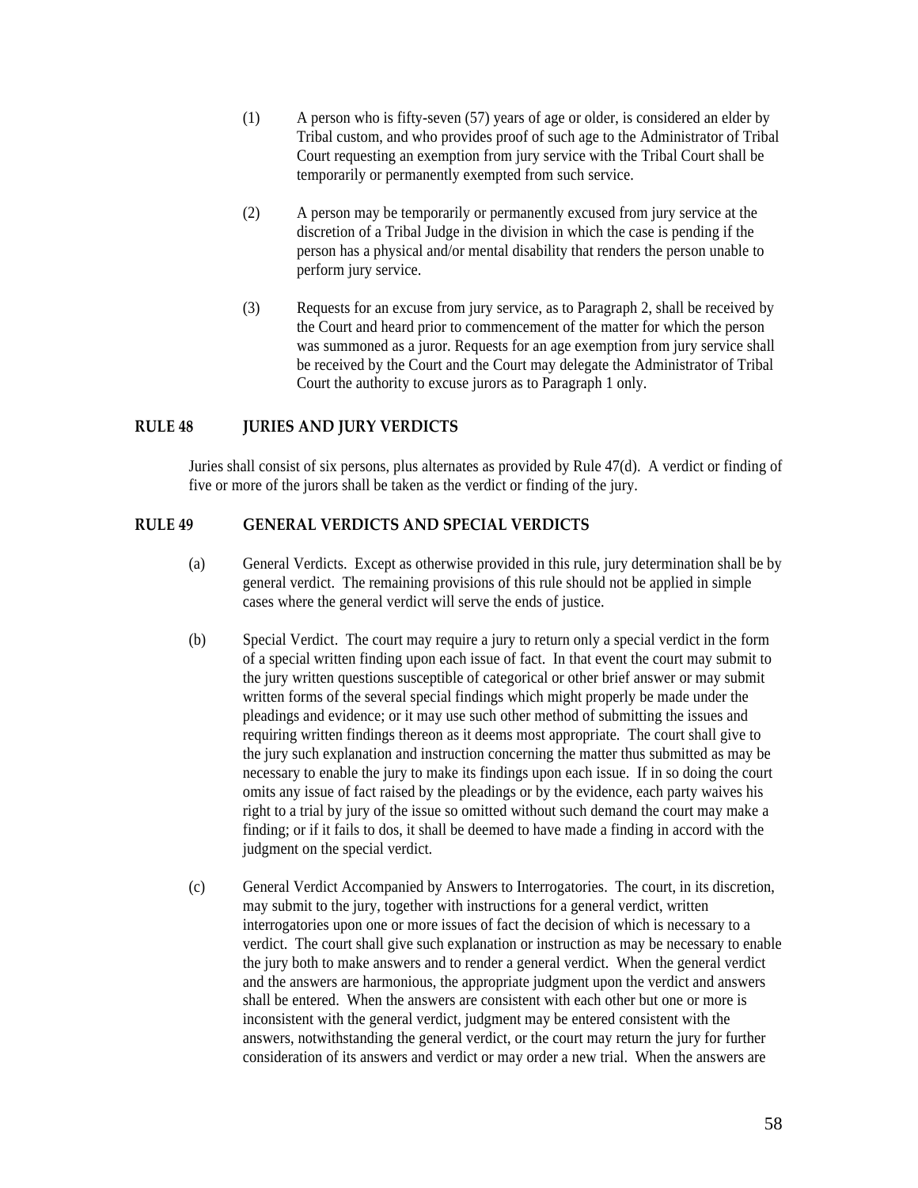(1) A person who is fifty-seven (57) years of age or older, is considered an elder by Tribal custom, and who provides proof of such age to the Administrator of Tribal Court requesting an exemption from jury service with the Tribal Court shall be temporarily or permanently exempted from such service.

(2) A person may be temporarily or permanently excused from jury service at the discretion of a Tribal Judge in the division in which the case is pending if the person has a physical and/or mental disability that renders the person unable to perform jury service.

(3) Requests for an excuse from jury service, as to Paragraph 2, shall be received by the Court and heard prior to commencement of the matter for which the person was summoned as a juror. Requests for an age exemption from jury service shall be received by the Court and the Court may delegate the Administrator of Tribal Court the authority to excuse jurors as to Paragraph 1 only.

## RULE 48 JURIES AND JURY VERDICTS

Juries shall consist of six persons, plus alternates as provided by Rule 47(d). A verdict or finding of five or more of the jurors shall be taken as the verdict or finding of the jury.

## RULE 49 GENERAL VERDICTS AND SPECIAL VERDICTS

(a) General Verdicts. Except as otherwise provided in this rule, jury determination shall be by general verdict. The remaining provisions of this rule should not be applied in simple cases where the general verdict will serve the ends of justice.

(b) Special Verdict. The court may require a jury to return only a special verdict in the form of a special written finding upon each issue of fact. In that event the court may submit to the jury written questions susceptible of categorical or other brief answer or may submit written forms of the several special findings which might properly be made under the pleadings and evidence; or it may use such other method of submitting the issues and requiring written findings thereon as it deems most appropriate. The court shall give to the jury such explanation and instruction concerning the matter thus submitted as may be necessary to enable the jury to make its findings upon each issue. If in so doing the court omits any issue of fact raised by the pleadings or by the evidence, each party waives his right to a trial by jury of the issue so omitted without such demand the court may make a finding; or if it fails to dos, it shall be deemed to have made a finding in accord with the judgment on the special verdict.

(c) General Verdict Accompanied by Answers to Interrogatories. The court, in its discretion, may submit to the jury, together with instructions for a general verdict, written interrogatories upon one or more issues of fact the decision of which is necessary to a verdict. The court shall give such explanation or instruction as may be necessary to enable the jury both to make answers and to render a general verdict. When the general verdict and the answers are harmonious, the appropriate judgment upon the verdict and answers shall be entered. When the answers are consistent with each other but one or more is inconsistent with the general verdict, judgment may be entered consistent with the answers, notwithstanding the general verdict, or the court may return the jury for further consideration of its answers and verdict or may order a new trial. When the answers are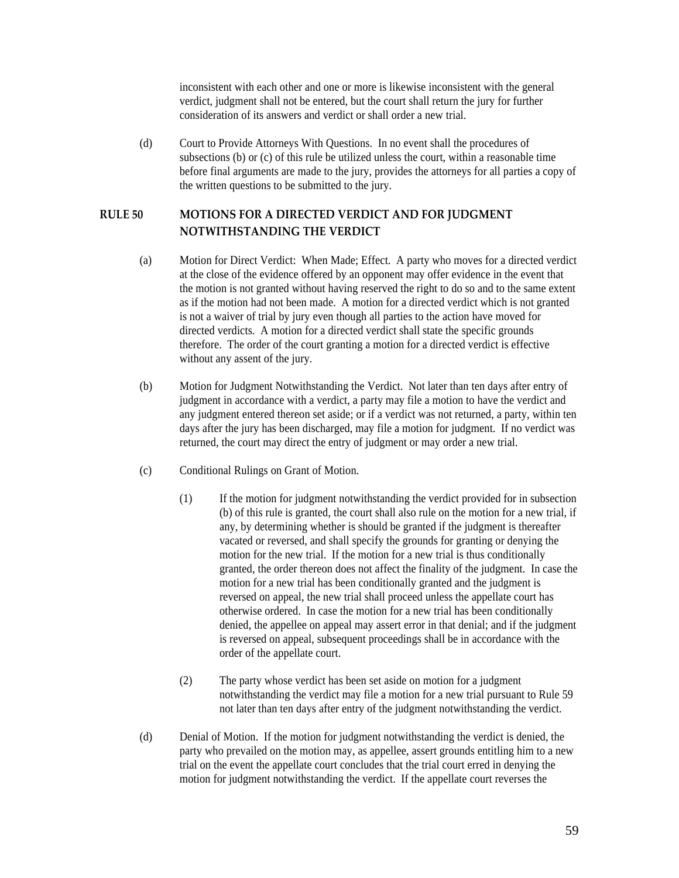inconsistent with each other and one or more is likewise inconsistent with the general verdict, judgment shall not be entered, but the court shall return the jury for further consideration of its answers and verdict or shall order a new trial.

(d) Court to Provide Attorneys With Questions. In no event shall the procedures of subsections (b) or (c) of this rule be utilized unless the court, within a reasonable time before final arguments are made to the jury, provides the attorneys for all parties a copy of the written questions to be submitted to the jury.

## RULE 50 MOTIONS FOR A DIRECTED VERDICT AND FOR JUDGMENT NOTWITHSTANDING THE VERDICT

(a) Motion for Direct Verdict: When Made; Effect. A party who moves for a directed verdict at the close of the evidence offered by an opponent may offer evidence in the event that the motion is not granted without having reserved the right to do so and to the same extent as if the motion had not been made. A motion for a directed verdict which is not granted is not a waiver of trial by jury even though all parties to the action have moved for directed verdicts. A motion for a directed verdict shall state the specific grounds therefore. The order of the court granting a motion for a directed verdict is effective without any assent of the jury.

(b) Motion for Judgment Notwithstanding the Verdict. Not later than ten days after entry of judgment in accordance with a verdict, a party may file a motion to have the verdict and any judgment entered thereon set aside; or if a verdict was not returned, a party, within ten days after the jury has been discharged, may file a motion for judgment. If no verdict was returned, the court may direct the entry of judgment or may order a new trial.

(c) Conditional Rulings on Grant of Motion.

(1) If the motion for judgment notwithstanding the verdict provided for in subsection (b) of this rule is granted, the court shall also rule on the motion for a new trial, if any, by determining whether is should be granted if the judgment is thereafter vacated or reversed, and shall specify the grounds for granting or denying the motion for the new trial. If the motion for a new trial is thus conditionally granted, the order thereon does not affect the finality of the judgment. In case the motion for a new trial has been conditionally granted and the judgment is reversed on appeal, the new trial shall proceed unless the appellate court has otherwise ordered. In case the motion for a new trial has been conditionally denied, the appellee on appeal may assert error in that denial; and if the judgment is reversed on appeal, subsequent proceedings shall be in accordance with the order of the appellate court.

(2) The party whose verdict has been set aside on motion for a judgment notwithstanding the verdict may file a motion for a new trial pursuant to Rule 59 not later than ten days after entry of the judgment notwithstanding the verdict.

(d) Denial of Motion. If the motion for judgment notwithstanding the verdict is denied, the party who prevailed on the motion may, as appellee, assert grounds entitling him to a new trial on the event the appellate court concludes that the trial court erred in denying the motion for judgment notwithstanding the verdict. If the appellate court reverses the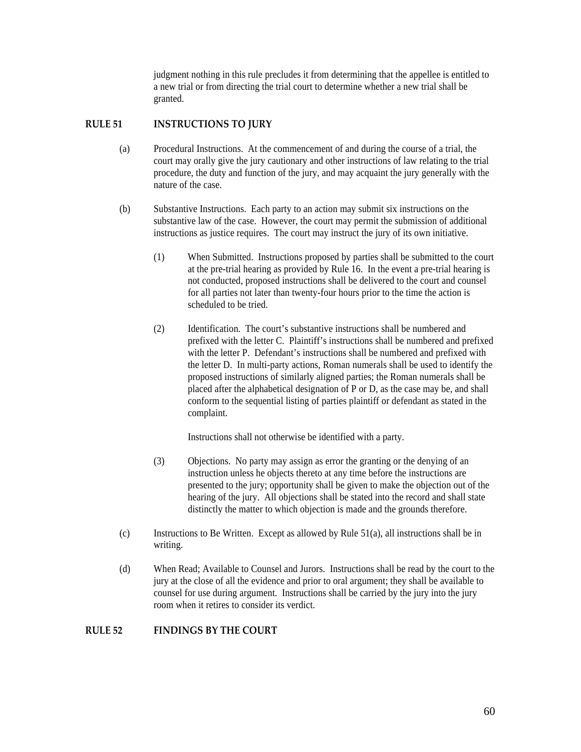judgment nothing in this rule precludes it from determining that the appellee is entitled to a new trial or from directing the trial court to determine whether a new trial shall be granted.

## RULE 51 INSTRUCTIONS TO JURY

(a) Procedural Instructions. At the commencement of and during the course of a trial, the court may orally give the jury cautionary and other instructions of law relating to the trial procedure, the duty and function of the jury, and may acquaint the jury generally with the nature of the case.

(b) Substantive Instructions. Each party to an action may submit six instructions on the substantive law of the case. However, the court may permit the submission of additional instructions as justice requires. The court may instruct the jury of its own initiative.

> (1) When Submitted. Instructions proposed by parties shall be submitted to the court at the pre-trial hearing as provided by Rule 16. In the event a pre-trial hearing is not conducted, proposed instructions shall be delivered to the court and counsel for all parties not later than twenty-four hours prior to the time the action is scheduled to be tried.
>
> (2) Identification. The court's substantive instructions shall be numbered and prefixed with the letter C. Plaintiff's instructions shall be numbered and prefixed with the letter P. Defendant's instructions shall be numbered and prefixed with the letter D. In multi-party actions, Roman numerals shall be used to identify the proposed instructions of similarly aligned parties; the Roman numerals shall be placed after the alphabetical designation of P or D, as the case may be, and shall conform to the sequential listing of parties plaintiff or defendant as stated in the complaint.
>
> Instructions shall not otherwise be identified with a party.
>
> (3) Objections. No party may assign as error the granting or the denying of an instruction unless he objects thereto at any time before the instructions are presented to the jury; opportunity shall be given to make the objection out of the hearing of the jury. All objections shall be stated into the record and shall state distinctly the matter to which objection is made and the grounds therefore.

(c) Instructions to Be Written. Except as allowed by Rule 51(a), all instructions shall be in writing.

(d) When Read; Available to Counsel and Jurors. Instructions shall be read by the court to the jury at the close of all the evidence and prior to oral argument; they shall be available to counsel for use during argument. Instructions shall be carried by the jury into the jury room when it retires to consider its verdict.

## RULE 52 FINDINGS BY THE COURT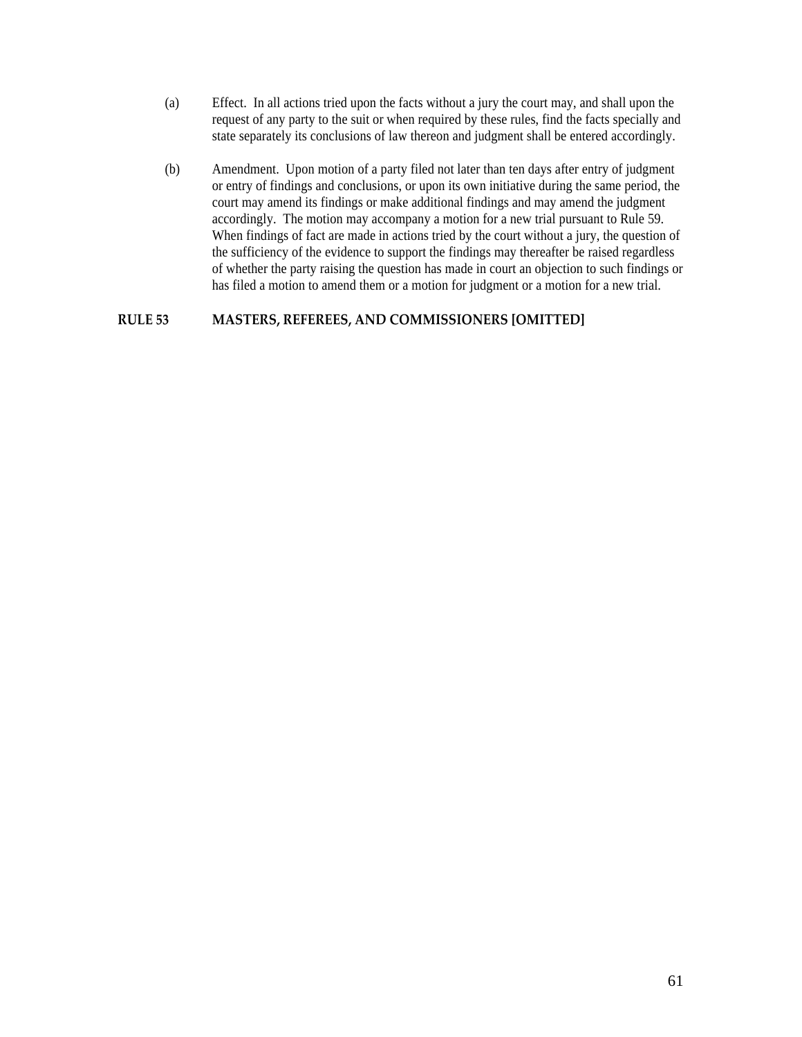(a) Effect. In all actions tried upon the facts without a jury the court may, and shall upon the request of any party to the suit or when required by these rules, find the facts specially and state separately its conclusions of law thereon and judgment shall be entered accordingly.

(b) Amendment. Upon motion of a party filed not later than ten days after entry of judgment or entry of findings and conclusions, or upon its own initiative during the same period, the court may amend its findings or make additional findings and may amend the judgment accordingly. The motion may accompany a motion for a new trial pursuant to Rule 59. When findings of fact are made in actions tried by the court without a jury, the question of the sufficiency of the evidence to support the findings may thereafter be raised regardless of whether the party raising the question has made in court an objection to such findings or has filed a motion to amend them or a motion for judgment or a motion for a new trial.

## RULE 53 MASTERS, REFEREES, AND COMMISSIONERS [OMITTED]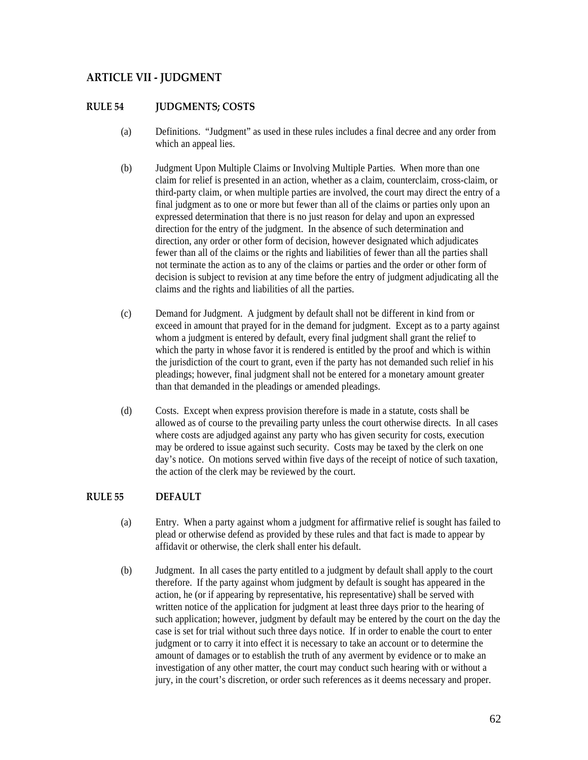## ARTICLE VII - JUDGMENT

### RULE 54 JUDGMENTS; COSTS

(a) Definitions. "Judgment" as used in these rules includes a final decree and any order from which an appeal lies.

(b) Judgment Upon Multiple Claims or Involving Multiple Parties. When more than one claim for relief is presented in an action, whether as a claim, counterclaim, cross-claim, or third-party claim, or when multiple parties are involved, the court may direct the entry of a final judgment as to one or more but fewer than all of the claims or parties only upon an expressed determination that there is no just reason for delay and upon an expressed direction for the entry of the judgment. In the absence of such determination and direction, any order or other form of decision, however designated which adjudicates fewer than all of the claims or the rights and liabilities of fewer than all the parties shall not terminate the action as to any of the claims or parties and the order or other form of decision is subject to revision at any time before the entry of judgment adjudicating all the claims and the rights and liabilities of all the parties.

(c) Demand for Judgment. A judgment by default shall not be different in kind from or exceed in amount that prayed for in the demand for judgment. Except as to a party against whom a judgment is entered by default, every final judgment shall grant the relief to which the party in whose favor it is rendered is entitled by the proof and which is within the jurisdiction of the court to grant, even if the party has not demanded such relief in his pleadings; however, final judgment shall not be entered for a monetary amount greater than that demanded in the pleadings or amended pleadings.

(d) Costs. Except when express provision therefore is made in a statute, costs shall be allowed as of course to the prevailing party unless the court otherwise directs. In all cases where costs are adjudged against any party who has given security for costs, execution may be ordered to issue against such security. Costs may be taxed by the clerk on one day's notice. On motions served within five days of the receipt of notice of such taxation, the action of the clerk may be reviewed by the court.

### RULE 55 DEFAULT

(a) Entry. When a party against whom a judgment for affirmative relief is sought has failed to plead or otherwise defend as provided by these rules and that fact is made to appear by affidavit or otherwise, the clerk shall enter his default.

(b) Judgment. In all cases the party entitled to a judgment by default shall apply to the court therefore. If the party against whom judgment by default is sought has appeared in the action, he (or if appearing by representative, his representative) shall be served with written notice of the application for judgment at least three days prior to the hearing of such application; however, judgment by default may be entered by the court on the day the case is set for trial without such three days notice. If in order to enable the court to enter judgment or to carry it into effect it is necessary to take an account or to determine the amount of damages or to establish the truth of any averment by evidence or to make an investigation of any other matter, the court may conduct such hearing with or without a jury, in the court's discretion, or order such references as it deems necessary and proper.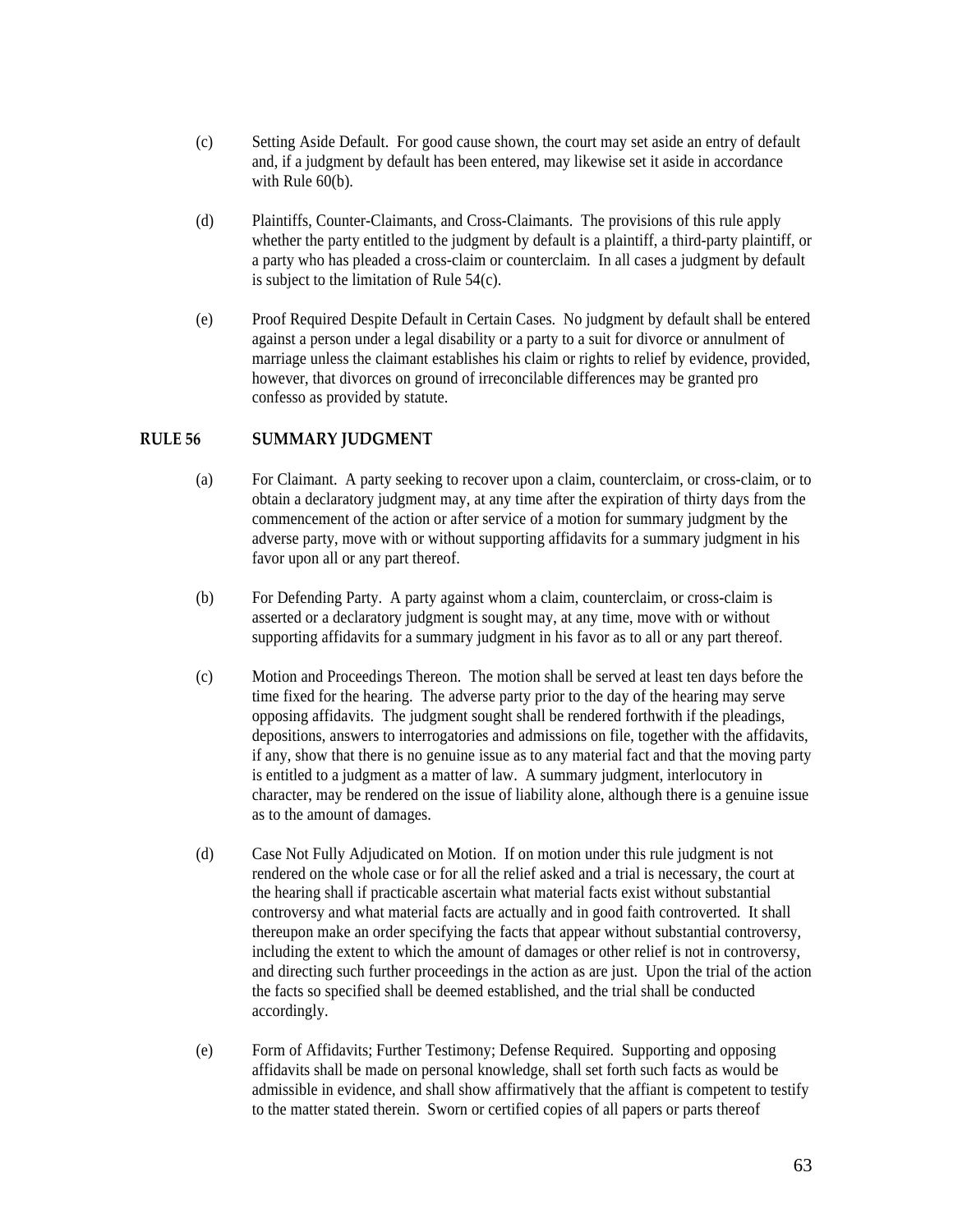(c) Setting Aside Default. For good cause shown, the court may set aside an entry of default and, if a judgment by default has been entered, may likewise set it aside in accordance with Rule 60(b).

(d) Plaintiffs, Counter-Claimants, and Cross-Claimants. The provisions of this rule apply whether the party entitled to the judgment by default is a plaintiff, a third-party plaintiff, or a party who has pleaded a cross-claim or counterclaim. In all cases a judgment by default is subject to the limitation of Rule 54(c).

(e) Proof Required Despite Default in Certain Cases. No judgment by default shall be entered against a person under a legal disability or a party to a suit for divorce or annulment of marriage unless the claimant establishes his claim or rights to relief by evidence, provided, however, that divorces on ground of irreconcilable differences may be granted pro confesso as provided by statute.

## RULE 56 SUMMARY JUDGMENT

(a) For Claimant. A party seeking to recover upon a claim, counterclaim, or cross-claim, or to obtain a declaratory judgment may, at any time after the expiration of thirty days from the commencement of the action or after service of a motion for summary judgment by the adverse party, move with or without supporting affidavits for a summary judgment in his favor upon all or any part thereof.

(b) For Defending Party. A party against whom a claim, counterclaim, or cross-claim is asserted or a declaratory judgment is sought may, at any time, move with or without supporting affidavits for a summary judgment in his favor as to all or any part thereof.

(c) Motion and Proceedings Thereon. The motion shall be served at least ten days before the time fixed for the hearing. The adverse party prior to the day of the hearing may serve opposing affidavits. The judgment sought shall be rendered forthwith if the pleadings, depositions, answers to interrogatories and admissions on file, together with the affidavits, if any, show that there is no genuine issue as to any material fact and that the moving party is entitled to a judgment as a matter of law. A summary judgment, interlocutory in character, may be rendered on the issue of liability alone, although there is a genuine issue as to the amount of damages.

(d) Case Not Fully Adjudicated on Motion. If on motion under this rule judgment is not rendered on the whole case or for all the relief asked and a trial is necessary, the court at the hearing shall if practicable ascertain what material facts exist without substantial controversy and what material facts are actually and in good faith controverted. It shall thereupon make an order specifying the facts that appear without substantial controversy, including the extent to which the amount of damages or other relief is not in controversy, and directing such further proceedings in the action as are just. Upon the trial of the action the facts so specified shall be deemed established, and the trial shall be conducted accordingly.

(e) Form of Affidavits; Further Testimony; Defense Required. Supporting and opposing affidavits shall be made on personal knowledge, shall set forth such facts as would be admissible in evidence, and shall show affirmatively that the affiant is competent to testify to the matter stated therein. Sworn or certified copies of all papers or parts thereof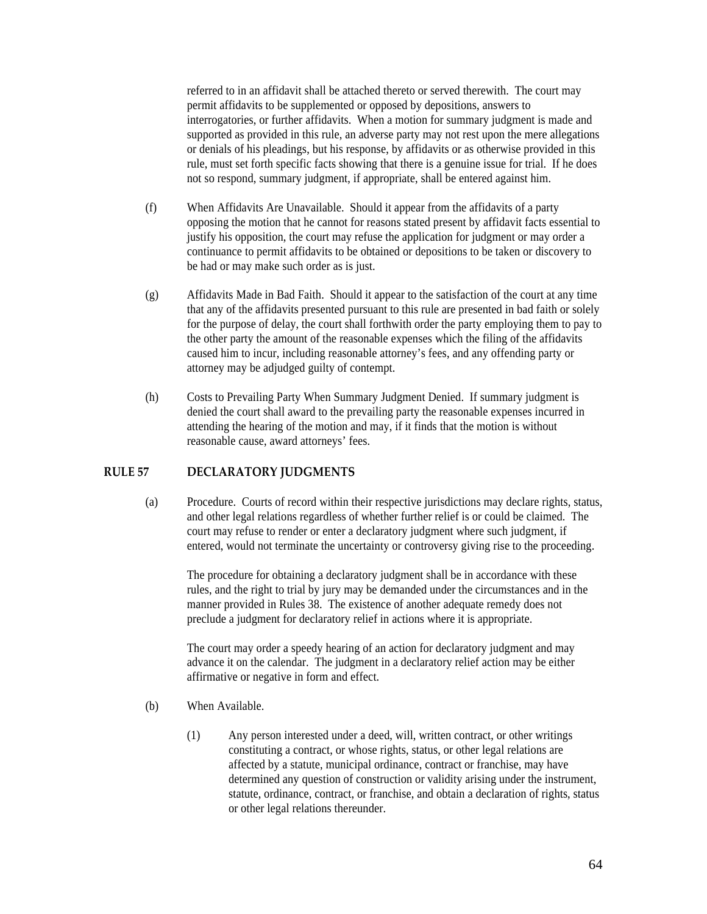referred to in an affidavit shall be attached thereto or served therewith. The court may permit affidavits to be supplemented or opposed by depositions, answers to interrogatories, or further affidavits. When a motion for summary judgment is made and supported as provided in this rule, an adverse party may not rest upon the mere allegations or denials of his pleadings, but his response, by affidavits or as otherwise provided in this rule, must set forth specific facts showing that there is a genuine issue for trial. If he does not so respond, summary judgment, if appropriate, shall be entered against him.

(f) When Affidavits Are Unavailable. Should it appear from the affidavits of a party opposing the motion that he cannot for reasons stated present by affidavit facts essential to justify his opposition, the court may refuse the application for judgment or may order a continuance to permit affidavits to be obtained or depositions to be taken or discovery to be had or may make such order as is just.

(g) Affidavits Made in Bad Faith. Should it appear to the satisfaction of the court at any time that any of the affidavits presented pursuant to this rule are presented in bad faith or solely for the purpose of delay, the court shall forthwith order the party employing them to pay to the other party the amount of the reasonable expenses which the filing of the affidavits caused him to incur, including reasonable attorney's fees, and any offending party or attorney may be adjudged guilty of contempt.

(h) Costs to Prevailing Party When Summary Judgment Denied. If summary judgment is denied the court shall award to the prevailing party the reasonable expenses incurred in attending the hearing of the motion and may, if it finds that the motion is without reasonable cause, award attorneys' fees.

## RULE 57 DECLARATORY JUDGMENTS

(a) Procedure. Courts of record within their respective jurisdictions may declare rights, status, and other legal relations regardless of whether further relief is or could be claimed. The court may refuse to render or enter a declaratory judgment where such judgment, if entered, would not terminate the uncertainty or controversy giving rise to the proceeding.

The procedure for obtaining a declaratory judgment shall be in accordance with these rules, and the right to trial by jury may be demanded under the circumstances and in the manner provided in Rules 38. The existence of another adequate remedy does not preclude a judgment for declaratory relief in actions where it is appropriate.

The court may order a speedy hearing of an action for declaratory judgment and may advance it on the calendar. The judgment in a declaratory relief action may be either affirmative or negative in form and effect.

(b) When Available.

(1) Any person interested under a deed, will, written contract, or other writings constituting a contract, or whose rights, status, or other legal relations are affected by a statute, municipal ordinance, contract or franchise, may have determined any question of construction or validity arising under the instrument, statute, ordinance, contract, or franchise, and obtain a declaration of rights, status or other legal relations thereunder.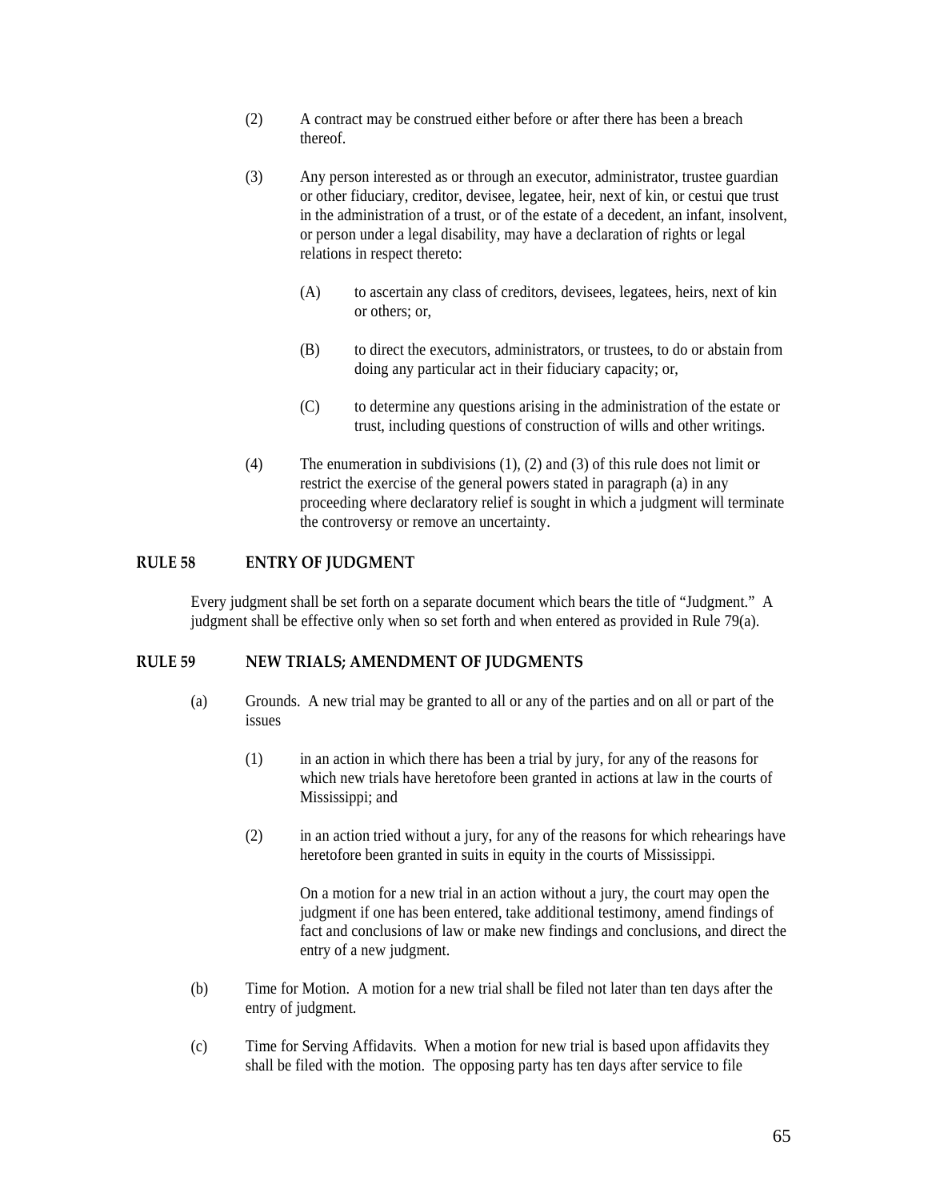(2) A contract may be construed either before or after there has been a breach thereof.

(3) Any person interested as or through an executor, administrator, trustee guardian or other fiduciary, creditor, devisee, legatee, heir, next of kin, or cestui que trust in the administration of a trust, or of the estate of a decedent, an infant, insolvent, or person under a legal disability, may have a declaration of rights or legal relations in respect thereto:

(A) to ascertain any class of creditors, devisees, legatees, heirs, next of kin or others; or,

(B) to direct the executors, administrators, or trustees, to do or abstain from doing any particular act in their fiduciary capacity; or,

(C) to determine any questions arising in the administration of the estate or trust, including questions of construction of wills and other writings.

(4) The enumeration in subdivisions (1), (2) and (3) of this rule does not limit or restrict the exercise of the general powers stated in paragraph (a) in any proceeding where declaratory relief is sought in which a judgment will terminate the controversy or remove an uncertainty.

## RULE 58 ENTRY OF JUDGMENT

Every judgment shall be set forth on a separate document which bears the title of "Judgment." A judgment shall be effective only when so set forth and when entered as provided in Rule 79(a).

## RULE 59 NEW TRIALS; AMENDMENT OF JUDGMENTS

(a) Grounds. A new trial may be granted to all or any of the parties and on all or part of the issues

(1) in an action in which there has been a trial by jury, for any of the reasons for which new trials have heretofore been granted in actions at law in the courts of Mississippi; and

(2) in an action tried without a jury, for any of the reasons for which rehearings have heretofore been granted in suits in equity in the courts of Mississippi.

On a motion for a new trial in an action without a jury, the court may open the judgment if one has been entered, take additional testimony, amend findings of fact and conclusions of law or make new findings and conclusions, and direct the entry of a new judgment.

(b) Time for Motion. A motion for a new trial shall be filed not later than ten days after the entry of judgment.

(c) Time for Serving Affidavits. When a motion for new trial is based upon affidavits they shall be filed with the motion. The opposing party has ten days after service to file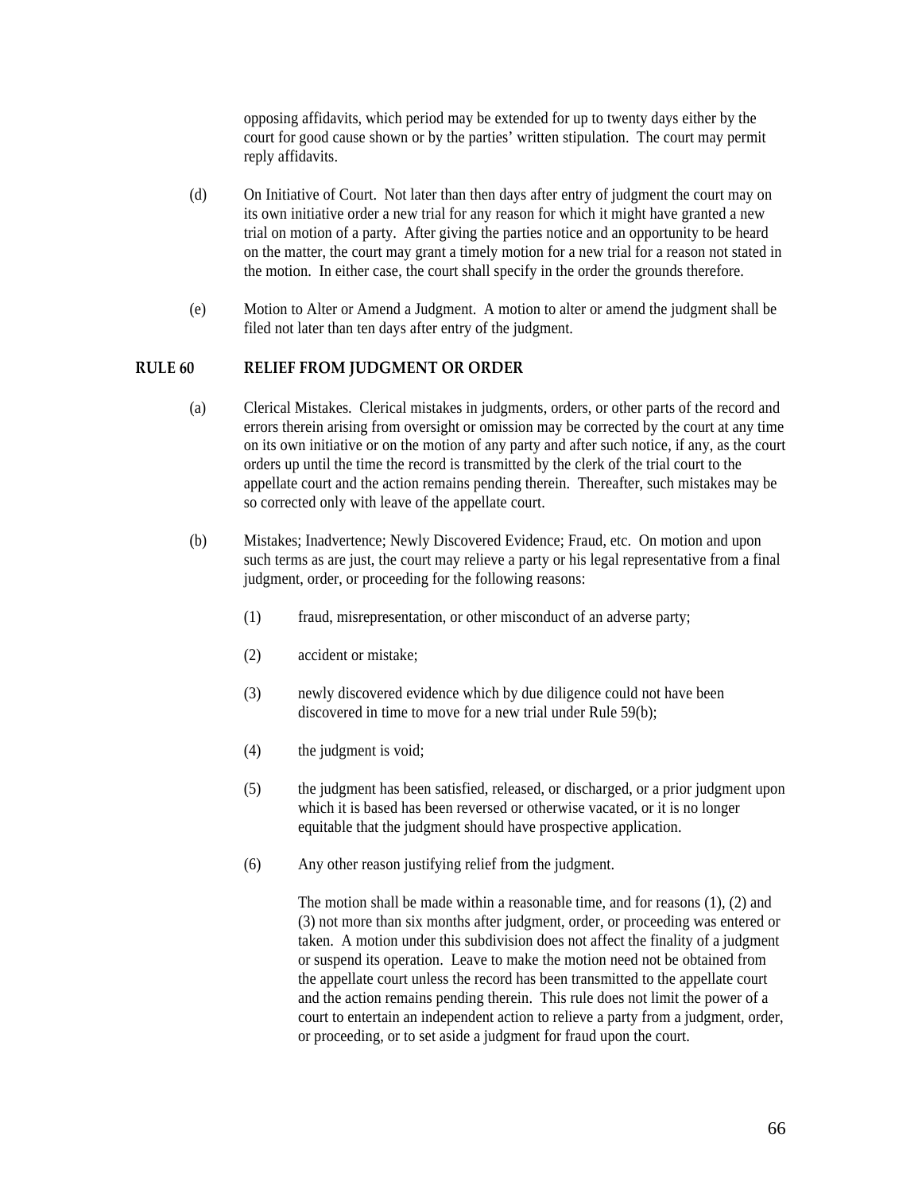opposing affidavits, which period may be extended for up to twenty days either by the court for good cause shown or by the parties' written stipulation. The court may permit reply affidavits.

(d) On Initiative of Court. Not later than then days after entry of judgment the court may on its own initiative order a new trial for any reason for which it might have granted a new trial on motion of a party. After giving the parties notice and an opportunity to be heard on the matter, the court may grant a timely motion for a new trial for a reason not stated in the motion. In either case, the court shall specify in the order the grounds therefore.

(e) Motion to Alter or Amend a Judgment. A motion to alter or amend the judgment shall be filed not later than ten days after entry of the judgment.

## RULE 60 RELIEF FROM JUDGMENT OR ORDER

(a) Clerical Mistakes. Clerical mistakes in judgments, orders, or other parts of the record and errors therein arising from oversight or omission may be corrected by the court at any time on its own initiative or on the motion of any party and after such notice, if any, as the court orders up until the time the record is transmitted by the clerk of the trial court to the appellate court and the action remains pending therein. Thereafter, such mistakes may be so corrected only with leave of the appellate court.

(b) Mistakes; Inadvertence; Newly Discovered Evidence; Fraud, etc. On motion and upon such terms as are just, the court may relieve a party or his legal representative from a final judgment, order, or proceeding for the following reasons:

(1) fraud, misrepresentation, or other misconduct of an adverse party;

(2) accident or mistake;

(3) newly discovered evidence which by due diligence could not have been discovered in time to move for a new trial under Rule 59(b);

(4) the judgment is void;

(5) the judgment has been satisfied, released, or discharged, or a prior judgment upon which it is based has been reversed or otherwise vacated, or it is no longer equitable that the judgment should have prospective application.

(6) Any other reason justifying relief from the judgment.

The motion shall be made within a reasonable time, and for reasons (1), (2) and (3) not more than six months after judgment, order, or proceeding was entered or taken. A motion under this subdivision does not affect the finality of a judgment or suspend its operation. Leave to make the motion need not be obtained from the appellate court unless the record has been transmitted to the appellate court and the action remains pending therein. This rule does not limit the power of a court to entertain an independent action to relieve a party from a judgment, order, or proceeding, or to set aside a judgment for fraud upon the court.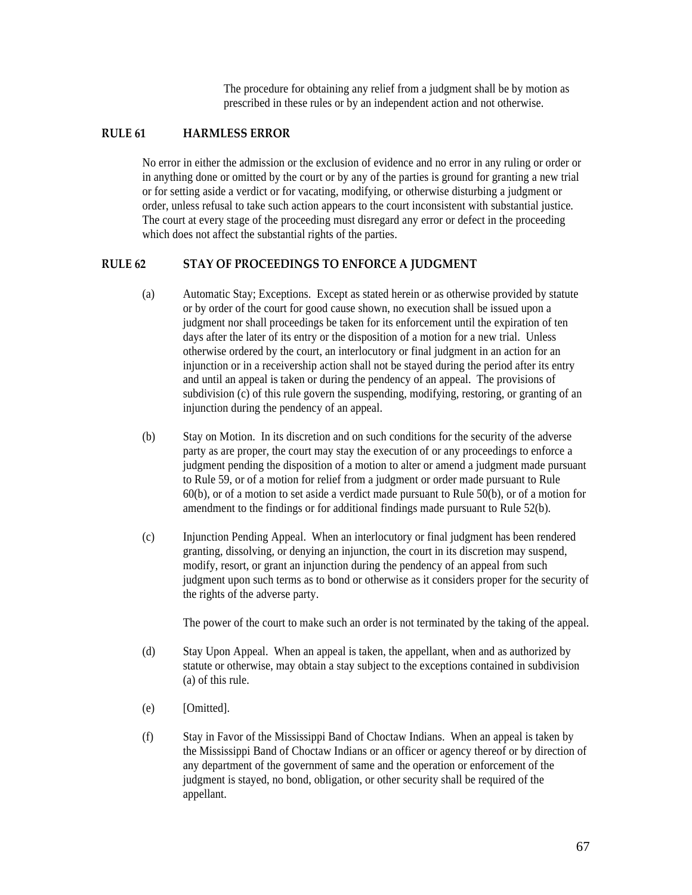The procedure for obtaining any relief from a judgment shall be by motion as prescribed in these rules or by an independent action and not otherwise.

## RULE 61 HARMLESS ERROR

No error in either the admission or the exclusion of evidence and no error in any ruling or order or in anything done or omitted by the court or by any of the parties is ground for granting a new trial or for setting aside a verdict or for vacating, modifying, or otherwise disturbing a judgment or order, unless refusal to take such action appears to the court inconsistent with substantial justice. The court at every stage of the proceeding must disregard any error or defect in the proceeding which does not affect the substantial rights of the parties.

## RULE 62 STAY OF PROCEEDINGS TO ENFORCE A JUDGMENT

(a) Automatic Stay; Exceptions. Except as stated herein or as otherwise provided by statute or by order of the court for good cause shown, no execution shall be issued upon a judgment nor shall proceedings be taken for its enforcement until the expiration of ten days after the later of its entry or the disposition of a motion for a new trial. Unless otherwise ordered by the court, an interlocutory or final judgment in an action for an injunction or in a receivership action shall not be stayed during the period after its entry and until an appeal is taken or during the pendency of an appeal. The provisions of subdivision (c) of this rule govern the suspending, modifying, restoring, or granting of an injunction during the pendency of an appeal.

(b) Stay on Motion. In its discretion and on such conditions for the security of the adverse party as are proper, the court may stay the execution of or any proceedings to enforce a judgment pending the disposition of a motion to alter or amend a judgment made pursuant to Rule 59, or of a motion for relief from a judgment or order made pursuant to Rule 60(b), or of a motion to set aside a verdict made pursuant to Rule 50(b), or of a motion for amendment to the findings or for additional findings made pursuant to Rule 52(b).

(c) Injunction Pending Appeal. When an interlocutory or final judgment has been rendered granting, dissolving, or denying an injunction, the court in its discretion may suspend, modify, resort, or grant an injunction during the pendency of an appeal from such judgment upon such terms as to bond or otherwise as it considers proper for the security of the rights of the adverse party.

The power of the court to make such an order is not terminated by the taking of the appeal.

(d) Stay Upon Appeal. When an appeal is taken, the appellant, when and as authorized by statute or otherwise, may obtain a stay subject to the exceptions contained in subdivision (a) of this rule.

(e) [Omitted].

(f) Stay in Favor of the Mississippi Band of Choctaw Indians. When an appeal is taken by the Mississippi Band of Choctaw Indians or an officer or agency thereof or by direction of any department of the government of same and the operation or enforcement of the judgment is stayed, no bond, obligation, or other security shall be required of the appellant.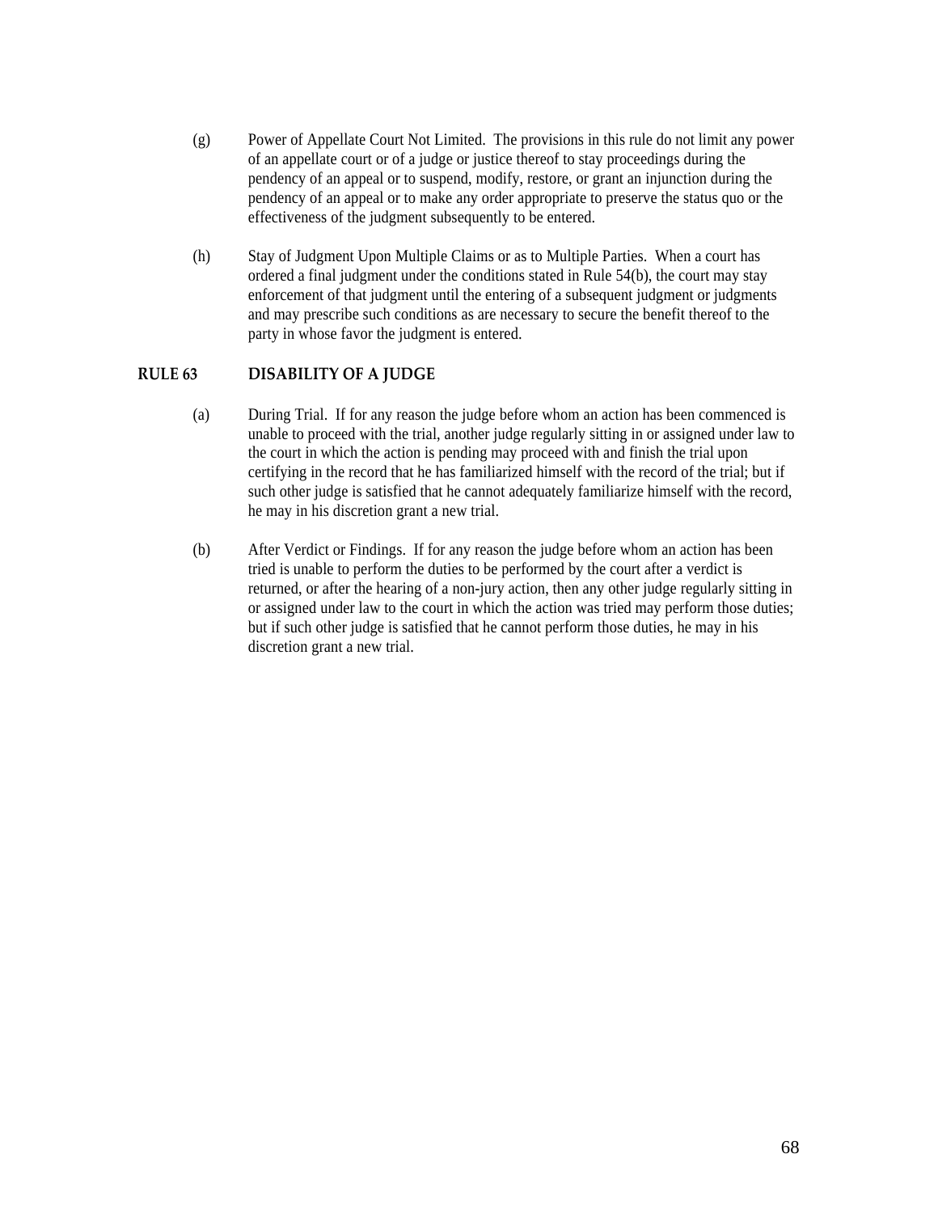(g) Power of Appellate Court Not Limited. The provisions in this rule do not limit any power of an appellate court or of a judge or justice thereof to stay proceedings during the pendency of an appeal or to suspend, modify, restore, or grant an injunction during the pendency of an appeal or to make any order appropriate to preserve the status quo or the effectiveness of the judgment subsequently to be entered.

(h) Stay of Judgment Upon Multiple Claims or as to Multiple Parties. When a court has ordered a final judgment under the conditions stated in Rule 54(b), the court may stay enforcement of that judgment until the entering of a subsequent judgment or judgments and may prescribe such conditions as are necessary to secure the benefit thereof to the party in whose favor the judgment is entered.

## RULE 63 DISABILITY OF A JUDGE

(a) During Trial. If for any reason the judge before whom an action has been commenced is unable to proceed with the trial, another judge regularly sitting in or assigned under law to the court in which the action is pending may proceed with and finish the trial upon certifying in the record that he has familiarized himself with the record of the trial; but if such other judge is satisfied that he cannot adequately familiarize himself with the record, he may in his discretion grant a new trial.

(b) After Verdict or Findings. If for any reason the judge before whom an action has been tried is unable to perform the duties to be performed by the court after a verdict is returned, or after the hearing of a non-jury action, then any other judge regularly sitting in or assigned under law to the court in which the action was tried may perform those duties; but if such other judge is satisfied that he cannot perform those duties, he may in his discretion grant a new trial.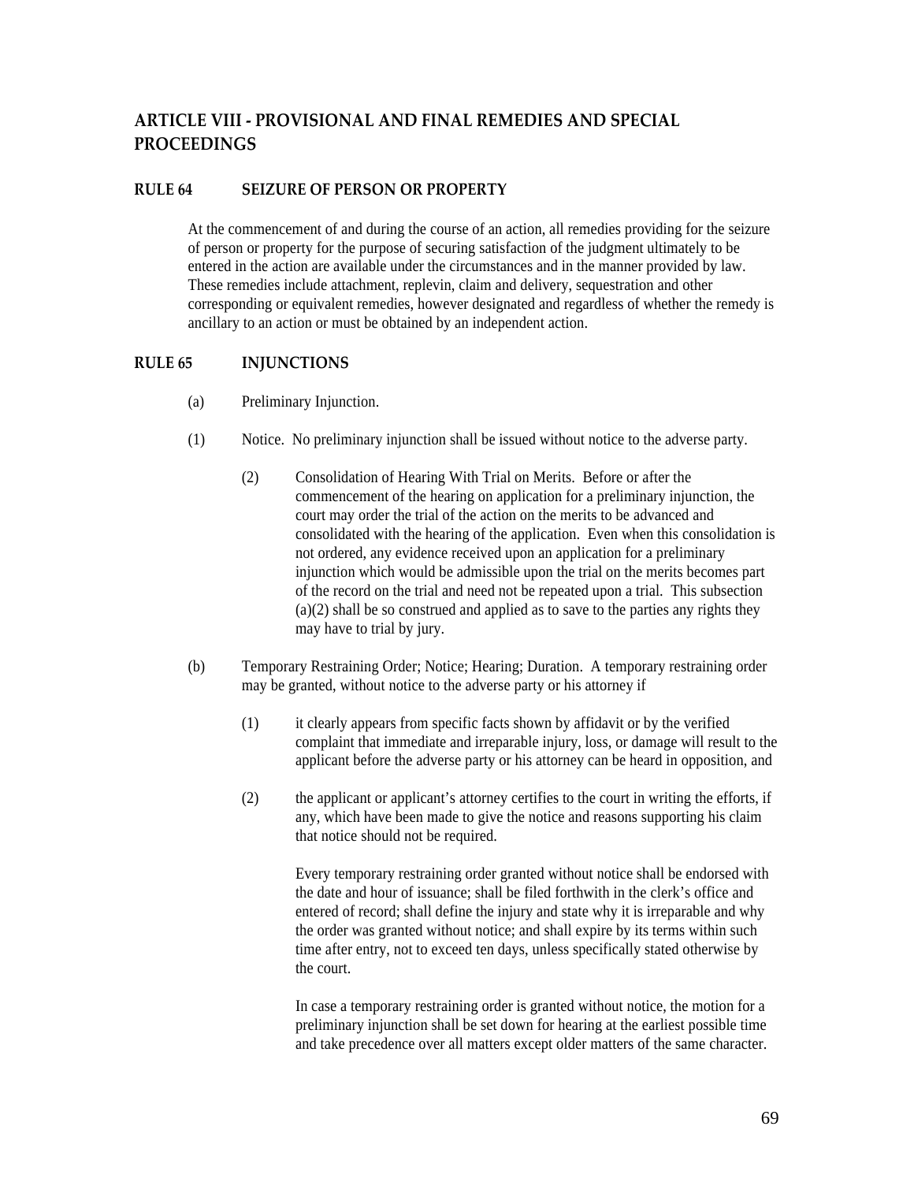## ARTICLE VIII - PROVISIONAL AND FINAL REMEDIES AND SPECIAL PROCEEDINGS

### RULE 64 SEIZURE OF PERSON OR PROPERTY

At the commencement of and during the course of an action, all remedies providing for the seizure of person or property for the purpose of securing satisfaction of the judgment ultimately to be entered in the action are available under the circumstances and in the manner provided by law. These remedies include attachment, replevin, claim and delivery, sequestration and other corresponding or equivalent remedies, however designated and regardless of whether the remedy is ancillary to an action or must be obtained by an independent action.

### RULE 65 INJUNCTIONS

(a) Preliminary Injunction.

(1) Notice. No preliminary injunction shall be issued without notice to the adverse party.

(2) Consolidation of Hearing With Trial on Merits. Before or after the commencement of the hearing on application for a preliminary injunction, the court may order the trial of the action on the merits to be advanced and consolidated with the hearing of the application. Even when this consolidation is not ordered, any evidence received upon an application for a preliminary injunction which would be admissible upon the trial on the merits becomes part of the record on the trial and need not be repeated upon a trial. This subsection (a)(2) shall be so construed and applied as to save to the parties any rights they may have to trial by jury.

(b) Temporary Restraining Order; Notice; Hearing; Duration. A temporary restraining order may be granted, without notice to the adverse party or his attorney if

(1) it clearly appears from specific facts shown by affidavit or by the verified complaint that immediate and irreparable injury, loss, or damage will result to the applicant before the adverse party or his attorney can be heard in opposition, and

(2) the applicant or applicant's attorney certifies to the court in writing the efforts, if any, which have been made to give the notice and reasons supporting his claim that notice should not be required.

Every temporary restraining order granted without notice shall be endorsed with the date and hour of issuance; shall be filed forthwith in the clerk's office and entered of record; shall define the injury and state why it is irreparable and why the order was granted without notice; and shall expire by its terms within such time after entry, not to exceed ten days, unless specifically stated otherwise by the court.

In case a temporary restraining order is granted without notice, the motion for a preliminary injunction shall be set down for hearing at the earliest possible time and take precedence over all matters except older matters of the same character.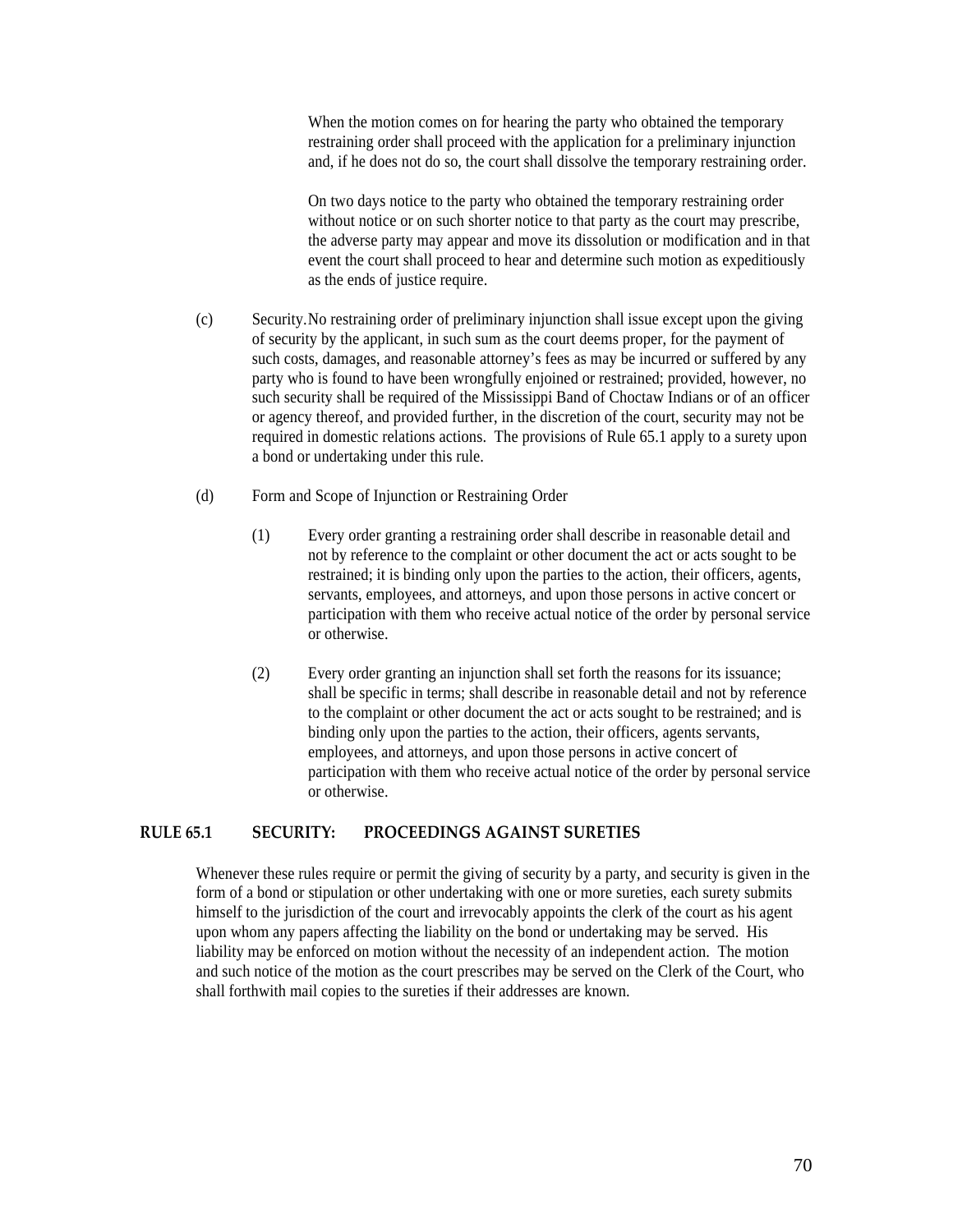When the motion comes on for hearing the party who obtained the temporary restraining order shall proceed with the application for a preliminary injunction and, if he does not do so, the court shall dissolve the temporary restraining order.

On two days notice to the party who obtained the temporary restraining order without notice or on such shorter notice to that party as the court may prescribe, the adverse party may appear and move its dissolution or modification and in that event the court shall proceed to hear and determine such motion as expeditiously as the ends of justice require.

(c) Security.No restraining order of preliminary injunction shall issue except upon the giving of security by the applicant, in such sum as the court deems proper, for the payment of such costs, damages, and reasonable attorney's fees as may be incurred or suffered by any party who is found to have been wrongfully enjoined or restrained; provided, however, no such security shall be required of the Mississippi Band of Choctaw Indians or of an officer or agency thereof, and provided further, in the discretion of the court, security may not be required in domestic relations actions. The provisions of Rule 65.1 apply to a surety upon a bond or undertaking under this rule.

(d) Form and Scope of Injunction or Restraining Order

(1) Every order granting a restraining order shall describe in reasonable detail and not by reference to the complaint or other document the act or acts sought to be restrained; it is binding only upon the parties to the action, their officers, agents, servants, employees, and attorneys, and upon those persons in active concert or participation with them who receive actual notice of the order by personal service or otherwise.

(2) Every order granting an injunction shall set forth the reasons for its issuance; shall be specific in terms; shall describe in reasonable detail and not by reference to the complaint or other document the act or acts sought to be restrained; and is binding only upon the parties to the action, their officers, agents servants, employees, and attorneys, and upon those persons in active concert of participation with them who receive actual notice of the order by personal service or otherwise.

## RULE 65.1 SECURITY: PROCEEDINGS AGAINST SURETIES

Whenever these rules require or permit the giving of security by a party, and security is given in the form of a bond or stipulation or other undertaking with one or more sureties, each surety submits himself to the jurisdiction of the court and irrevocably appoints the clerk of the court as his agent upon whom any papers affecting the liability on the bond or undertaking may be served. His liability may be enforced on motion without the necessity of an independent action. The motion and such notice of the motion as the court prescribes may be served on the Clerk of the Court, who shall forthwith mail copies to the sureties if their addresses are known.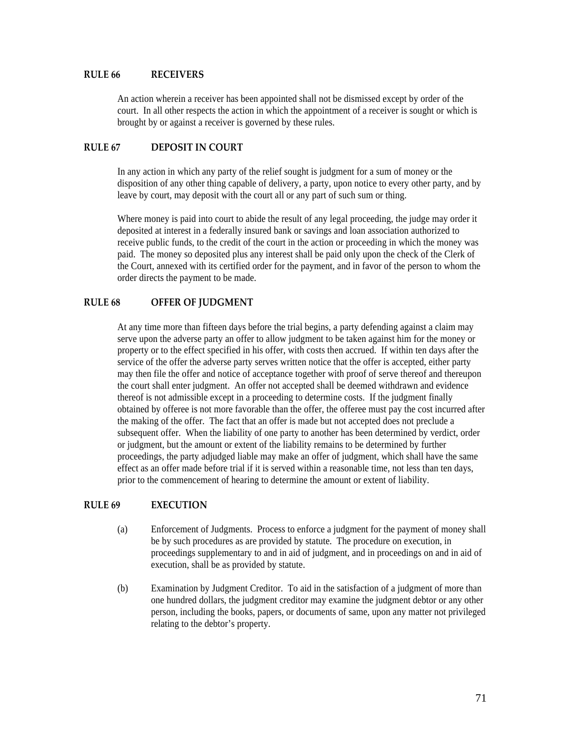## RULE 66 RECEIVERS

An action wherein a receiver has been appointed shall not be dismissed except by order of the court. In all other respects the action in which the appointment of a receiver is sought or which is brought by or against a receiver is governed by these rules.

## RULE 67 DEPOSIT IN COURT

In any action in which any party of the relief sought is judgment for a sum of money or the disposition of any other thing capable of delivery, a party, upon notice to every other party, and by leave by court, may deposit with the court all or any part of such sum or thing.

Where money is paid into court to abide the result of any legal proceeding, the judge may order it deposited at interest in a federally insured bank or savings and loan association authorized to receive public funds, to the credit of the court in the action or proceeding in which the money was paid. The money so deposited plus any interest shall be paid only upon the check of the Clerk of the Court, annexed with its certified order for the payment, and in favor of the person to whom the order directs the payment to be made.

## RULE 68 OFFER OF JUDGMENT

At any time more than fifteen days before the trial begins, a party defending against a claim may serve upon the adverse party an offer to allow judgment to be taken against him for the money or property or to the effect specified in his offer, with costs then accrued. If within ten days after the service of the offer the adverse party serves written notice that the offer is accepted, either party may then file the offer and notice of acceptance together with proof of serve thereof and thereupon the court shall enter judgment. An offer not accepted shall be deemed withdrawn and evidence thereof is not admissible except in a proceeding to determine costs. If the judgment finally obtained by offeree is not more favorable than the offer, the offeree must pay the cost incurred after the making of the offer. The fact that an offer is made but not accepted does not preclude a subsequent offer. When the liability of one party to another has been determined by verdict, order or judgment, but the amount or extent of the liability remains to be determined by further proceedings, the party adjudged liable may make an offer of judgment, which shall have the same effect as an offer made before trial if it is served within a reasonable time, not less than ten days, prior to the commencement of hearing to determine the amount or extent of liability.

## RULE 69 EXECUTION

(a) Enforcement of Judgments. Process to enforce a judgment for the payment of money shall be by such procedures as are provided by statute. The procedure on execution, in proceedings supplementary to and in aid of judgment, and in proceedings on and in aid of execution, shall be as provided by statute.

(b) Examination by Judgment Creditor. To aid in the satisfaction of a judgment of more than one hundred dollars, the judgment creditor may examine the judgment debtor or any other person, including the books, papers, or documents of same, upon any matter not privileged relating to the debtor's property.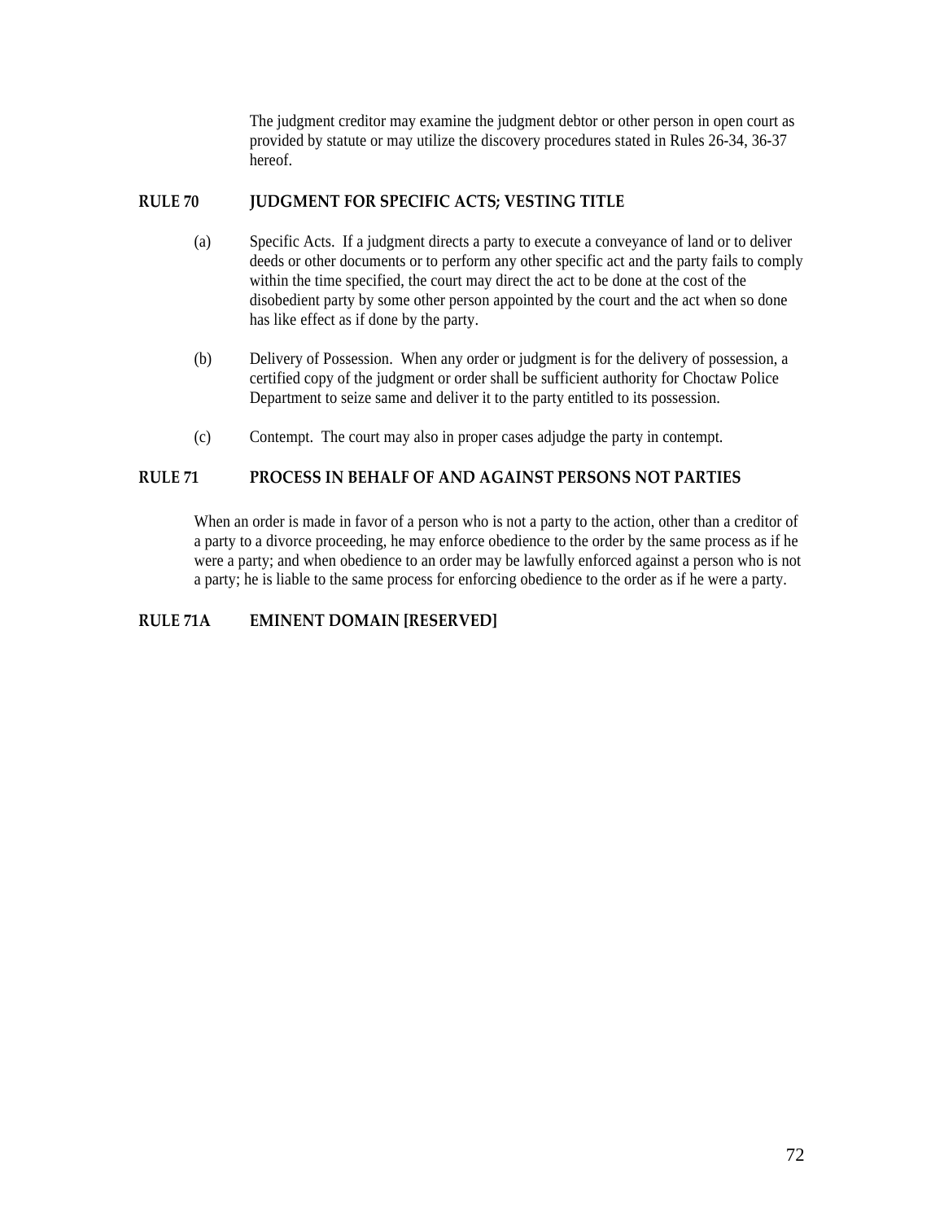The judgment creditor may examine the judgment debtor or other person in open court as provided by statute or may utilize the discovery procedures stated in Rules 26-34, 36-37 hereof.

## RULE 70 JUDGMENT FOR SPECIFIC ACTS; VESTING TITLE

(a) Specific Acts. If a judgment directs a party to execute a conveyance of land or to deliver deeds or other documents or to perform any other specific act and the party fails to comply within the time specified, the court may direct the act to be done at the cost of the disobedient party by some other person appointed by the court and the act when so done has like effect as if done by the party.

(b) Delivery of Possession. When any order or judgment is for the delivery of possession, a certified copy of the judgment or order shall be sufficient authority for Choctaw Police Department to seize same and deliver it to the party entitled to its possession.

(c) Contempt. The court may also in proper cases adjudge the party in contempt.

## RULE 71 PROCESS IN BEHALF OF AND AGAINST PERSONS NOT PARTIES

When an order is made in favor of a person who is not a party to the action, other than a creditor of a party to a divorce proceeding, he may enforce obedience to the order by the same process as if he were a party; and when obedience to an order may be lawfully enforced against a person who is not a party; he is liable to the same process for enforcing obedience to the order as if he were a party.

## RULE 71A EMINENT DOMAIN [RESERVED]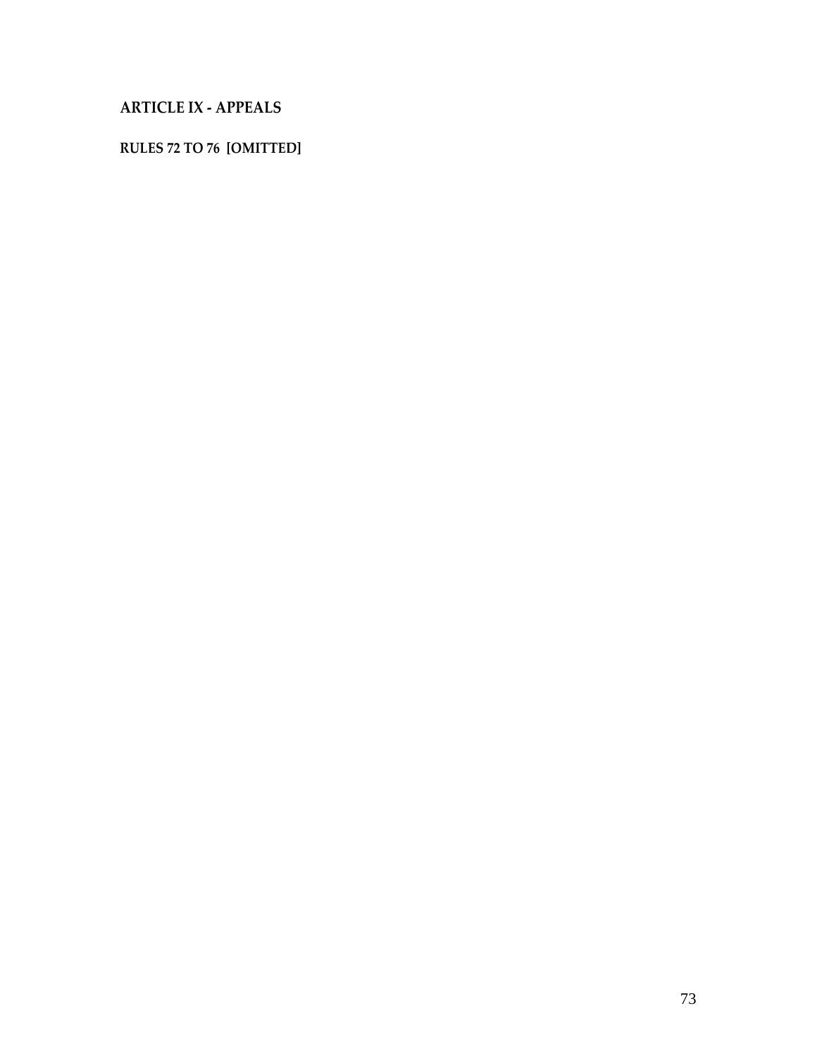## ARTICLE IX - APPEALS

### RULES 72 TO 76 [OMITTED]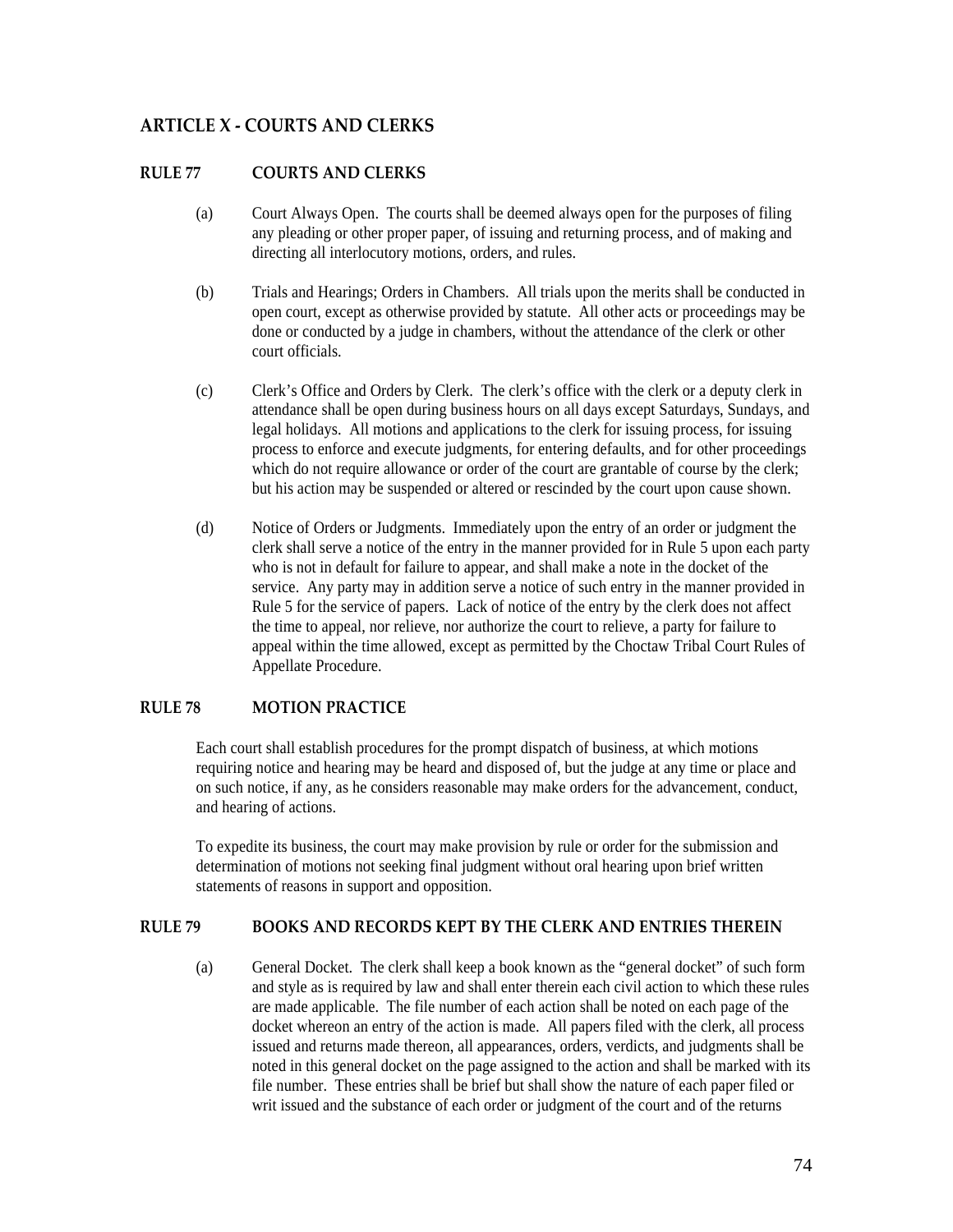## ARTICLE X - COURTS AND CLERKS

### RULE 77 COURTS AND CLERKS

(a) Court Always Open. The courts shall be deemed always open for the purposes of filing any pleading or other proper paper, of issuing and returning process, and of making and directing all interlocutory motions, orders, and rules.

(b) Trials and Hearings; Orders in Chambers. All trials upon the merits shall be conducted in open court, except as otherwise provided by statute. All other acts or proceedings may be done or conducted by a judge in chambers, without the attendance of the clerk or other court officials.

(c) Clerk's Office and Orders by Clerk. The clerk's office with the clerk or a deputy clerk in attendance shall be open during business hours on all days except Saturdays, Sundays, and legal holidays. All motions and applications to the clerk for issuing process, for issuing process to enforce and execute judgments, for entering defaults, and for other proceedings which do not require allowance or order of the court are grantable of course by the clerk; but his action may be suspended or altered or rescinded by the court upon cause shown.

(d) Notice of Orders or Judgments. Immediately upon the entry of an order or judgment the clerk shall serve a notice of the entry in the manner provided for in Rule 5 upon each party who is not in default for failure to appear, and shall make a note in the docket of the service. Any party may in addition serve a notice of such entry in the manner provided in Rule 5 for the service of papers. Lack of notice of the entry by the clerk does not affect the time to appeal, nor relieve, nor authorize the court to relieve, a party for failure to appeal within the time allowed, except as permitted by the Choctaw Tribal Court Rules of Appellate Procedure.

### RULE 78 MOTION PRACTICE

Each court shall establish procedures for the prompt dispatch of business, at which motions requiring notice and hearing may be heard and disposed of, but the judge at any time or place and on such notice, if any, as he considers reasonable may make orders for the advancement, conduct, and hearing of actions.

To expedite its business, the court may make provision by rule or order for the submission and determination of motions not seeking final judgment without oral hearing upon brief written statements of reasons in support and opposition.

### RULE 79 BOOKS AND RECORDS KEPT BY THE CLERK AND ENTRIES THEREIN

(a) General Docket. The clerk shall keep a book known as the "general docket" of such form and style as is required by law and shall enter therein each civil action to which these rules are made applicable. The file number of each action shall be noted on each page of the docket whereon an entry of the action is made. All papers filed with the clerk, all process issued and returns made thereon, all appearances, orders, verdicts, and judgments shall be noted in this general docket on the page assigned to the action and shall be marked with its file number. These entries shall be brief but shall show the nature of each paper filed or writ issued and the substance of each order or judgment of the court and of the returns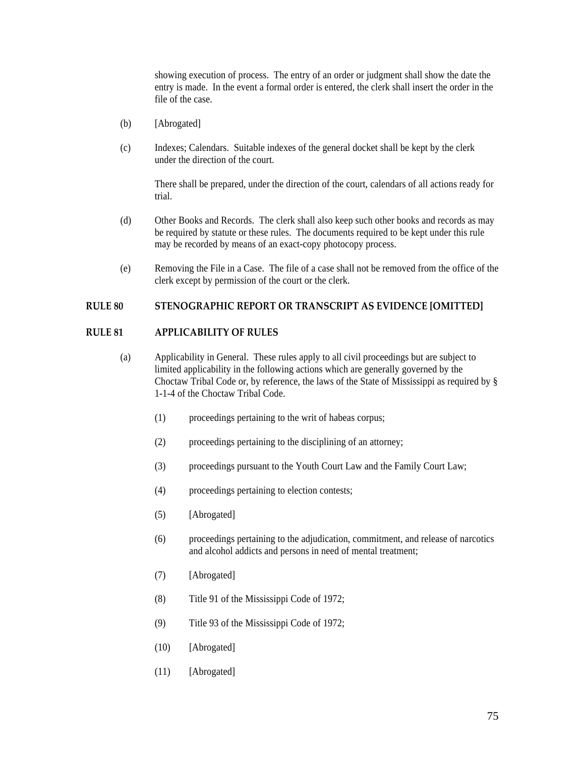showing execution of process. The entry of an order or judgment shall show the date the entry is made. In the event a formal order is entered, the clerk shall insert the order in the file of the case.

(b) [Abrogated]

(c) Indexes; Calendars. Suitable indexes of the general docket shall be kept by the clerk under the direction of the court.

There shall be prepared, under the direction of the court, calendars of all actions ready for trial.

(d) Other Books and Records. The clerk shall also keep such other books and records as may be required by statute or these rules. The documents required to be kept under this rule may be recorded by means of an exact-copy photocopy process.

(e) Removing the File in a Case. The file of a case shall not be removed from the office of the clerk except by permission of the court or the clerk.

## RULE 80 STENOGRAPHIC REPORT OR TRANSCRIPT AS EVIDENCE [OMITTED]

## RULE 81 APPLICABILITY OF RULES

(a) Applicability in General. These rules apply to all civil proceedings but are subject to limited applicability in the following actions which are generally governed by the Choctaw Tribal Code or, by reference, the laws of the State of Mississippi as required by § 1-1-4 of the Choctaw Tribal Code.

(1) proceedings pertaining to the writ of habeas corpus;

(2) proceedings pertaining to the disciplining of an attorney;

(3) proceedings pursuant to the Youth Court Law and the Family Court Law;

(4) proceedings pertaining to election contests;

(5) [Abrogated]

(6) proceedings pertaining to the adjudication, commitment, and release of narcotics and alcohol addicts and persons in need of mental treatment;

(7) [Abrogated]

(8) Title 91 of the Mississippi Code of 1972;

(9) Title 93 of the Mississippi Code of 1972;

(10) [Abrogated]

(11) [Abrogated]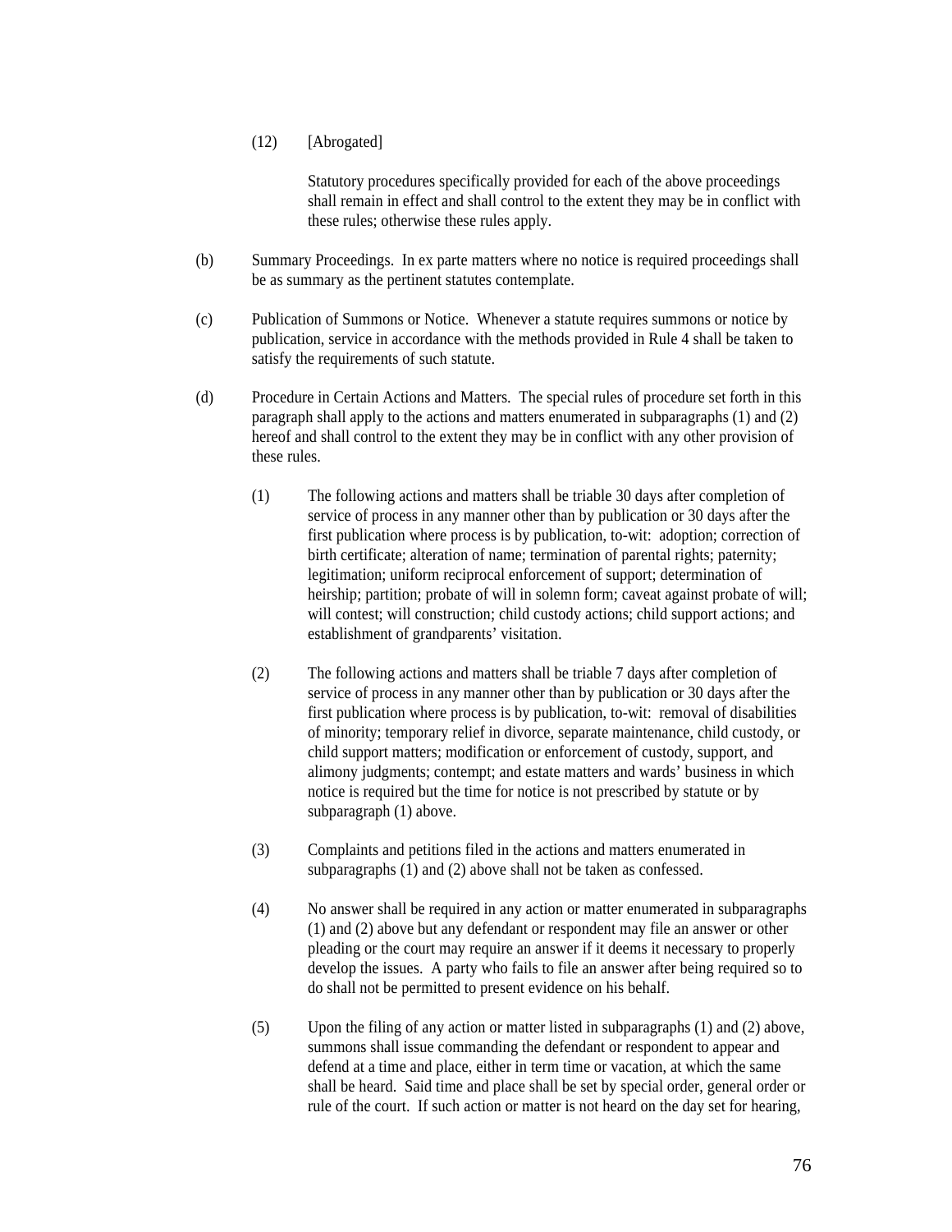(12) [Abrogated]

Statutory procedures specifically provided for each of the above proceedings shall remain in effect and shall control to the extent they may be in conflict with these rules; otherwise these rules apply.

(b) Summary Proceedings. In ex parte matters where no notice is required proceedings shall be as summary as the pertinent statutes contemplate.

(c) Publication of Summons or Notice. Whenever a statute requires summons or notice by publication, service in accordance with the methods provided in Rule 4 shall be taken to satisfy the requirements of such statute.

(d) Procedure in Certain Actions and Matters. The special rules of procedure set forth in this paragraph shall apply to the actions and matters enumerated in subparagraphs (1) and (2) hereof and shall control to the extent they may be in conflict with any other provision of these rules.

(1) The following actions and matters shall be triable 30 days after completion of service of process in any manner other than by publication or 30 days after the first publication where process is by publication, to-wit: adoption; correction of birth certificate; alteration of name; termination of parental rights; paternity; legitimation; uniform reciprocal enforcement of support; determination of heirship; partition; probate of will in solemn form; caveat against probate of will; will contest; will construction; child custody actions; child support actions; and establishment of grandparents' visitation.

(2) The following actions and matters shall be triable 7 days after completion of service of process in any manner other than by publication or 30 days after the first publication where process is by publication, to-wit: removal of disabilities of minority; temporary relief in divorce, separate maintenance, child custody, or child support matters; modification or enforcement of custody, support, and alimony judgments; contempt; and estate matters and wards' business in which notice is required but the time for notice is not prescribed by statute or by subparagraph (1) above.

(3) Complaints and petitions filed in the actions and matters enumerated in subparagraphs (1) and (2) above shall not be taken as confessed.

(4) No answer shall be required in any action or matter enumerated in subparagraphs (1) and (2) above but any defendant or respondent may file an answer or other pleading or the court may require an answer if it deems it necessary to properly develop the issues. A party who fails to file an answer after being required so to do shall not be permitted to present evidence on his behalf.

(5) Upon the filing of any action or matter listed in subparagraphs (1) and (2) above, summons shall issue commanding the defendant or respondent to appear and defend at a time and place, either in term time or vacation, at which the same shall be heard. Said time and place shall be set by special order, general order or rule of the court. If such action or matter is not heard on the day set for hearing,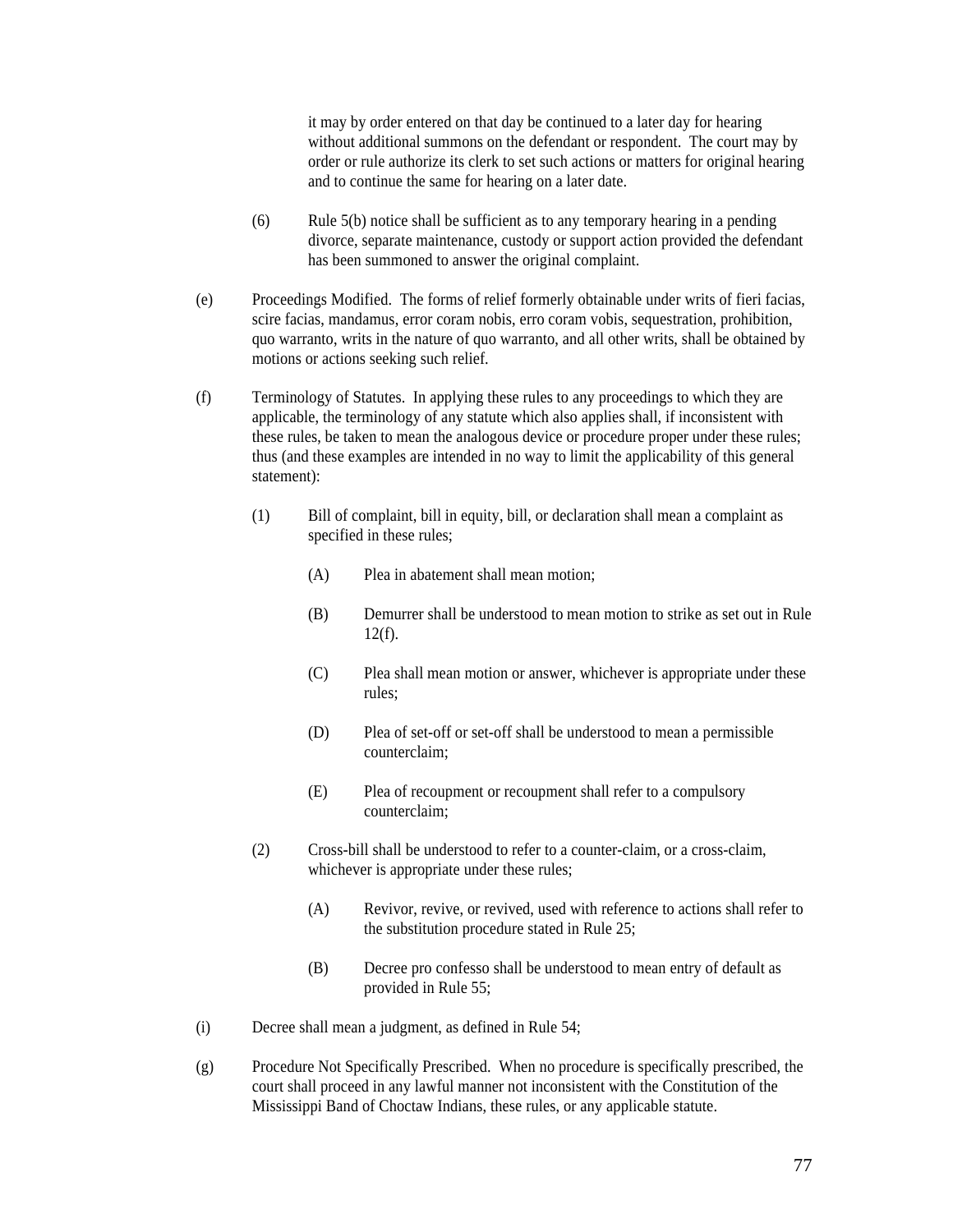it may by order entered on that day be continued to a later day for hearing without additional summons on the defendant or respondent. The court may by order or rule authorize its clerk to set such actions or matters for original hearing and to continue the same for hearing on a later date.

(6) Rule 5(b) notice shall be sufficient as to any temporary hearing in a pending divorce, separate maintenance, custody or support action provided the defendant has been summoned to answer the original complaint.

(e) Proceedings Modified. The forms of relief formerly obtainable under writs of fieri facias, scire facias, mandamus, error coram nobis, erro coram vobis, sequestration, prohibition, quo warranto, writs in the nature of quo warranto, and all other writs, shall be obtained by motions or actions seeking such relief.

(f) Terminology of Statutes. In applying these rules to any proceedings to which they are applicable, the terminology of any statute which also applies shall, if inconsistent with these rules, be taken to mean the analogous device or procedure proper under these rules; thus (and these examples are intended in no way to limit the applicability of this general statement):

(1) Bill of complaint, bill in equity, bill, or declaration shall mean a complaint as specified in these rules;

(A) Plea in abatement shall mean motion;

(B) Demurrer shall be understood to mean motion to strike as set out in Rule 12(f).

(C) Plea shall mean motion or answer, whichever is appropriate under these rules;

(D) Plea of set-off or set-off shall be understood to mean a permissible counterclaim;

(E) Plea of recoupment or recoupment shall refer to a compulsory counterclaim;

(2) Cross-bill shall be understood to refer to a counter-claim, or a cross-claim, whichever is appropriate under these rules;

(A) Revivor, revive, or revived, used with reference to actions shall refer to the substitution procedure stated in Rule 25;

(B) Decree pro confesso shall be understood to mean entry of default as provided in Rule 55;

(i) Decree shall mean a judgment, as defined in Rule 54;

(g) Procedure Not Specifically Prescribed. When no procedure is specifically prescribed, the court shall proceed in any lawful manner not inconsistent with the Constitution of the Mississippi Band of Choctaw Indians, these rules, or any applicable statute.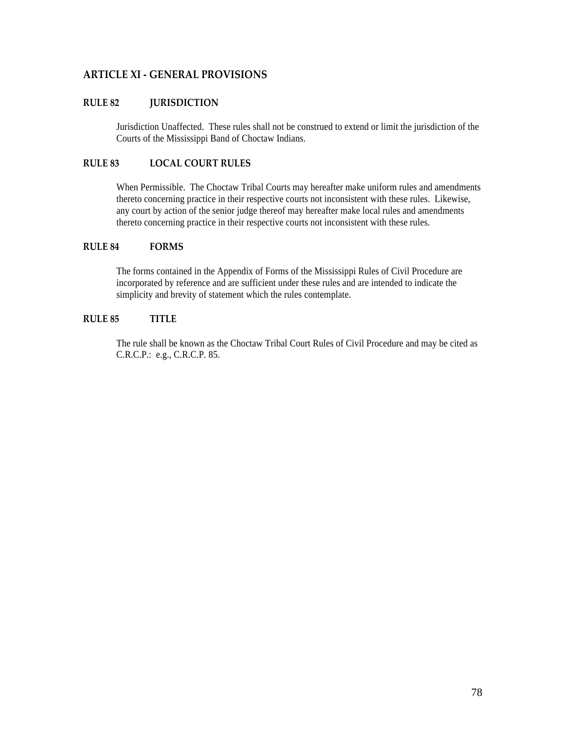## ARTICLE XI - GENERAL PROVISIONS

### RULE 82 JURISDICTION

Jurisdiction Unaffected. These rules shall not be construed to extend or limit the jurisdiction of the Courts of the Mississippi Band of Choctaw Indians.

### RULE 83 LOCAL COURT RULES

When Permissible. The Choctaw Tribal Courts may hereafter make uniform rules and amendments thereto concerning practice in their respective courts not inconsistent with these rules. Likewise, any court by action of the senior judge thereof may hereafter make local rules and amendments thereto concerning practice in their respective courts not inconsistent with these rules.

### RULE 84 FORMS

The forms contained in the Appendix of Forms of the Mississippi Rules of Civil Procedure are incorporated by reference and are sufficient under these rules and are intended to indicate the simplicity and brevity of statement which the rules contemplate.

### RULE 85 TITLE

The rule shall be known as the Choctaw Tribal Court Rules of Civil Procedure and may be cited as C.R.C.P.: e.g., C.R.C.P. 85.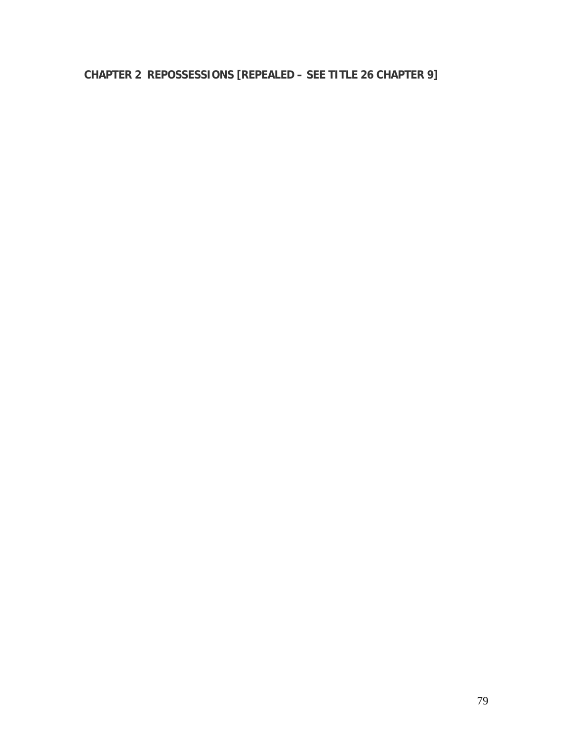## CHAPTER 2 REPOSSESSIONS [REPEALED – SEE TITLE 26 CHAPTER 9]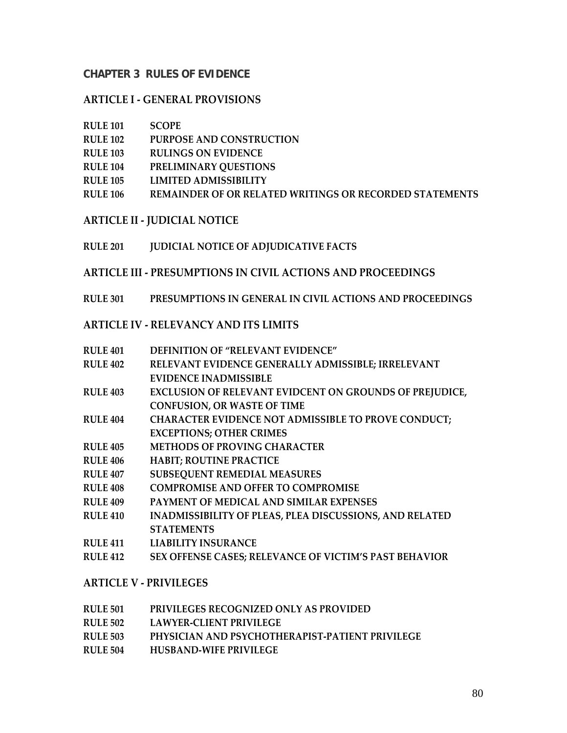## CHAPTER 3 RULES OF EVIDENCE

### ARTICLE I - GENERAL PROVISIONS

**RULE 101** **SCOPE**
**RULE 102** **PURPOSE AND CONSTRUCTION**
**RULE 103** **RULINGS ON EVIDENCE**
**RULE 104** **PRELIMINARY QUESTIONS**
**RULE 105** **LIMITED ADMISSIBILITY**
**RULE 106** **REMAINDER OF OR RELATED WRITINGS OR RECORDED STATEMENTS**

### ARTICLE II - JUDICIAL NOTICE

**RULE 201** **JUDICIAL NOTICE OF ADJUDICATIVE FACTS**

### ARTICLE III - PRESUMPTIONS IN CIVIL ACTIONS AND PROCEEDINGS

**RULE 301** **PRESUMPTIONS IN GENERAL IN CIVIL ACTIONS AND PROCEEDINGS**

### ARTICLE IV - RELEVANCY AND ITS LIMITS

**RULE 401** **DEFINITION OF "RELEVANT EVIDENCE"**
**RULE 402** **RELEVANT EVIDENCE GENERALLY ADMISSIBLE; IRRELEVANT EVIDENCE INADMISSIBLE**
**RULE 403** **EXCLUSION OF RELEVANT EVIDCENT ON GROUNDS OF PREJUDICE, CONFUSION, OR WASTE OF TIME**
**RULE 404** **CHARACTER EVIDENCE NOT ADMISSIBLE TO PROVE CONDUCT; EXCEPTIONS; OTHER CRIMES**
**RULE 405** **METHODS OF PROVING CHARACTER**
**RULE 406** **HABIT; ROUTINE PRACTICE**
**RULE 407** **SUBSEQUENT REMEDIAL MEASURES**
**RULE 408** **COMPROMISE AND OFFER TO COMPROMISE**
**RULE 409** **PAYMENT OF MEDICAL AND SIMILAR EXPENSES**
**RULE 410** **INADMISSIBILITY OF PLEAS, PLEA DISCUSSIONS, AND RELATED STATEMENTS**
**RULE 411** **LIABILITY INSURANCE**
**RULE 412** **SEX OFFENSE CASES; RELEVANCE OF VICTIM'S PAST BEHAVIOR**

### ARTICLE V - PRIVILEGES

**RULE 501** **PRIVILEGES RECOGNIZED ONLY AS PROVIDED**
**RULE 502** **LAWYER-CLIENT PRIVILEGE**
**RULE 503** **PHYSICIAN AND PSYCHOTHERAPIST-PATIENT PRIVILEGE**
**RULE 504** **HUSBAND-WIFE PRIVILEGE**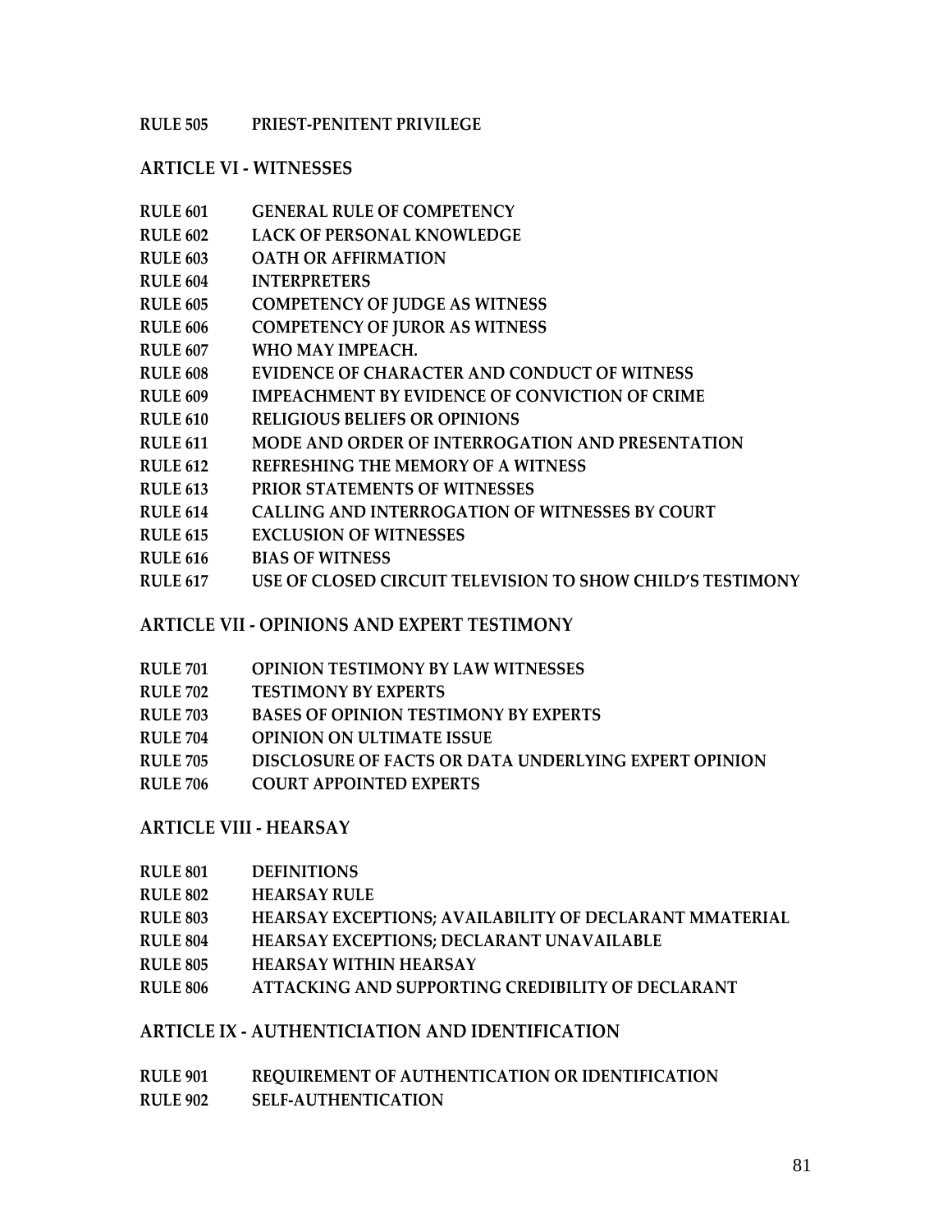**RULE 505 PRIEST-PENITENT PRIVILEGE**

## ARTICLE VI - WITNESSES

**RULE 601 GENERAL RULE OF COMPETENCY**
**RULE 602 LACK OF PERSONAL KNOWLEDGE**
**RULE 603 OATH OR AFFIRMATION**
**RULE 604 INTERPRETERS**
**RULE 605 COMPETENCY OF JUDGE AS WITNESS**
**RULE 606 COMPETENCY OF JUROR AS WITNESS**
**RULE 607 WHO MAY IMPEACH.**
**RULE 608 EVIDENCE OF CHARACTER AND CONDUCT OF WITNESS**
**RULE 609 IMPEACHMENT BY EVIDENCE OF CONVICTION OF CRIME**
**RULE 610 RELIGIOUS BELIEFS OR OPINIONS**
**RULE 611 MODE AND ORDER OF INTERROGATION AND PRESENTATION**
**RULE 612 REFRESHING THE MEMORY OF A WITNESS**
**RULE 613 PRIOR STATEMENTS OF WITNESSES**
**RULE 614 CALLING AND INTERROGATION OF WITNESSES BY COURT**
**RULE 615 EXCLUSION OF WITNESSES**
**RULE 616 BIAS OF WITNESS**
**RULE 617 USE OF CLOSED CIRCUIT TELEVISION TO SHOW CHILD'S TESTIMONY**

## ARTICLE VII - OPINIONS AND EXPERT TESTIMONY

**RULE 701 OPINION TESTIMONY BY LAW WITNESSES**
**RULE 702 TESTIMONY BY EXPERTS**
**RULE 703 BASES OF OPINION TESTIMONY BY EXPERTS**
**RULE 704 OPINION ON ULTIMATE ISSUE**
**RULE 705 DISCLOSURE OF FACTS OR DATA UNDERLYING EXPERT OPINION**
**RULE 706 COURT APPOINTED EXPERTS**

## ARTICLE VIII - HEARSAY

**RULE 801 DEFINITIONS**
**RULE 802 HEARSAY RULE**
**RULE 803 HEARSAY EXCEPTIONS; AVAILABILITY OF DECLARANT MMATERIAL**
**RULE 804 HEARSAY EXCEPTIONS; DECLARANT UNAVAILABLE**
**RULE 805 HEARSAY WITHIN HEARSAY**
**RULE 806 ATTACKING AND SUPPORTING CREDIBILITY OF DECLARANT**

## ARTICLE IX - AUTHENTICIATION AND IDENTIFICATION

**RULE 901 REQUIREMENT OF AUTHENTICATION OR IDENTIFICATION**
**RULE 902 SELF-AUTHENTICATION**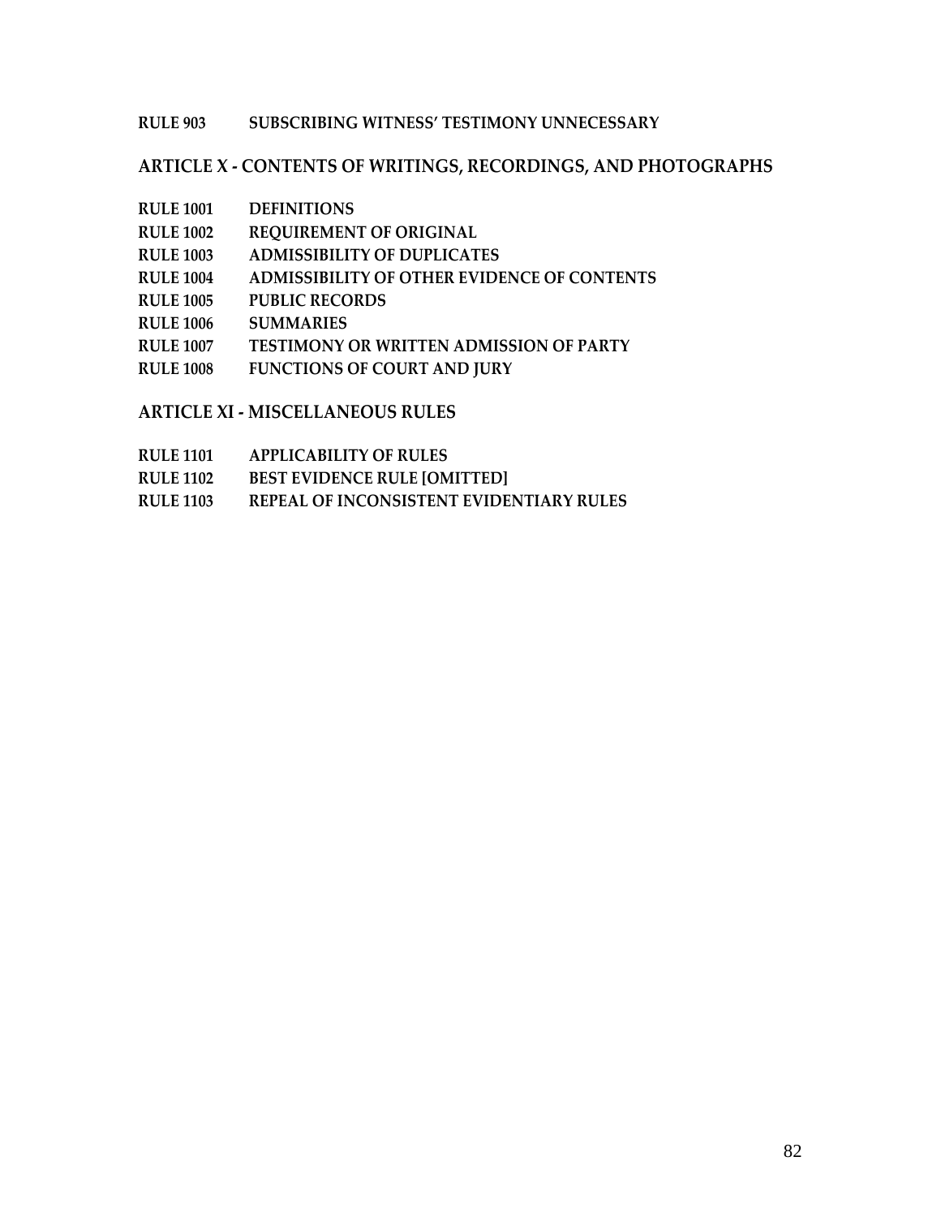**RULE 903 SUBSCRIBING WITNESS' TESTIMONY UNNECESSARY**

## ARTICLE X - CONTENTS OF WRITINGS, RECORDINGS, AND PHOTOGRAPHS

**RULE 1001 DEFINITIONS**
**RULE 1002 REQUIREMENT OF ORIGINAL**
**RULE 1003 ADMISSIBILITY OF DUPLICATES**
**RULE 1004 ADMISSIBILITY OF OTHER EVIDENCE OF CONTENTS**
**RULE 1005 PUBLIC RECORDS**
**RULE 1006 SUMMARIES**
**RULE 1007 TESTIMONY OR WRITTEN ADMISSION OF PARTY**
**RULE 1008 FUNCTIONS OF COURT AND JURY**

## ARTICLE XI - MISCELLANEOUS RULES

**RULE 1101 APPLICABILITY OF RULES**
**RULE 1102 BEST EVIDENCE RULE [OMITTED]**
**RULE 1103 REPEAL OF INCONSISTENT EVIDENTIARY RULES**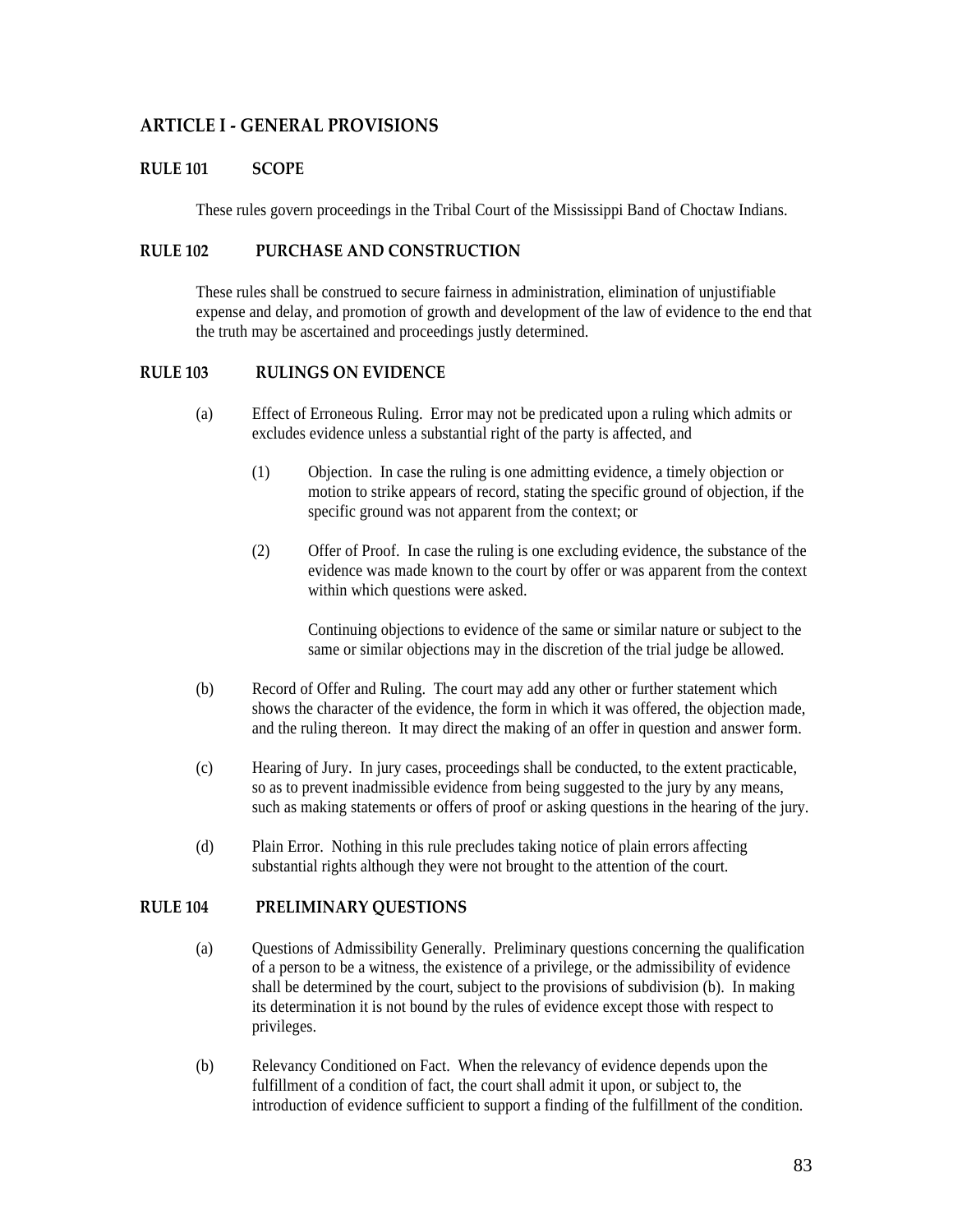## ARTICLE I - GENERAL PROVISIONS

### RULE 101 SCOPE

These rules govern proceedings in the Tribal Court of the Mississippi Band of Choctaw Indians.

### RULE 102 PURCHASE AND CONSTRUCTION

These rules shall be construed to secure fairness in administration, elimination of unjustifiable expense and delay, and promotion of growth and development of the law of evidence to the end that the truth may be ascertained and proceedings justly determined.

### RULE 103 RULINGS ON EVIDENCE

(a) Effect of Erroneous Ruling. Error may not be predicated upon a ruling which admits or excludes evidence unless a substantial right of the party is affected, and

(1) Objection. In case the ruling is one admitting evidence, a timely objection or motion to strike appears of record, stating the specific ground of objection, if the specific ground was not apparent from the context; or

(2) Offer of Proof. In case the ruling is one excluding evidence, the substance of the evidence was made known to the court by offer or was apparent from the context within which questions were asked.

Continuing objections to evidence of the same or similar nature or subject to the same or similar objections may in the discretion of the trial judge be allowed.

(b) Record of Offer and Ruling. The court may add any other or further statement which shows the character of the evidence, the form in which it was offered, the objection made, and the ruling thereon. It may direct the making of an offer in question and answer form.

(c) Hearing of Jury. In jury cases, proceedings shall be conducted, to the extent practicable, so as to prevent inadmissible evidence from being suggested to the jury by any means, such as making statements or offers of proof or asking questions in the hearing of the jury.

(d) Plain Error. Nothing in this rule precludes taking notice of plain errors affecting substantial rights although they were not brought to the attention of the court.

### RULE 104 PRELIMINARY QUESTIONS

(a) Questions of Admissibility Generally. Preliminary questions concerning the qualification of a person to be a witness, the existence of a privilege, or the admissibility of evidence shall be determined by the court, subject to the provisions of subdivision (b). In making its determination it is not bound by the rules of evidence except those with respect to privileges.

(b) Relevancy Conditioned on Fact. When the relevancy of evidence depends upon the fulfillment of a condition of fact, the court shall admit it upon, or subject to, the introduction of evidence sufficient to support a finding of the fulfillment of the condition.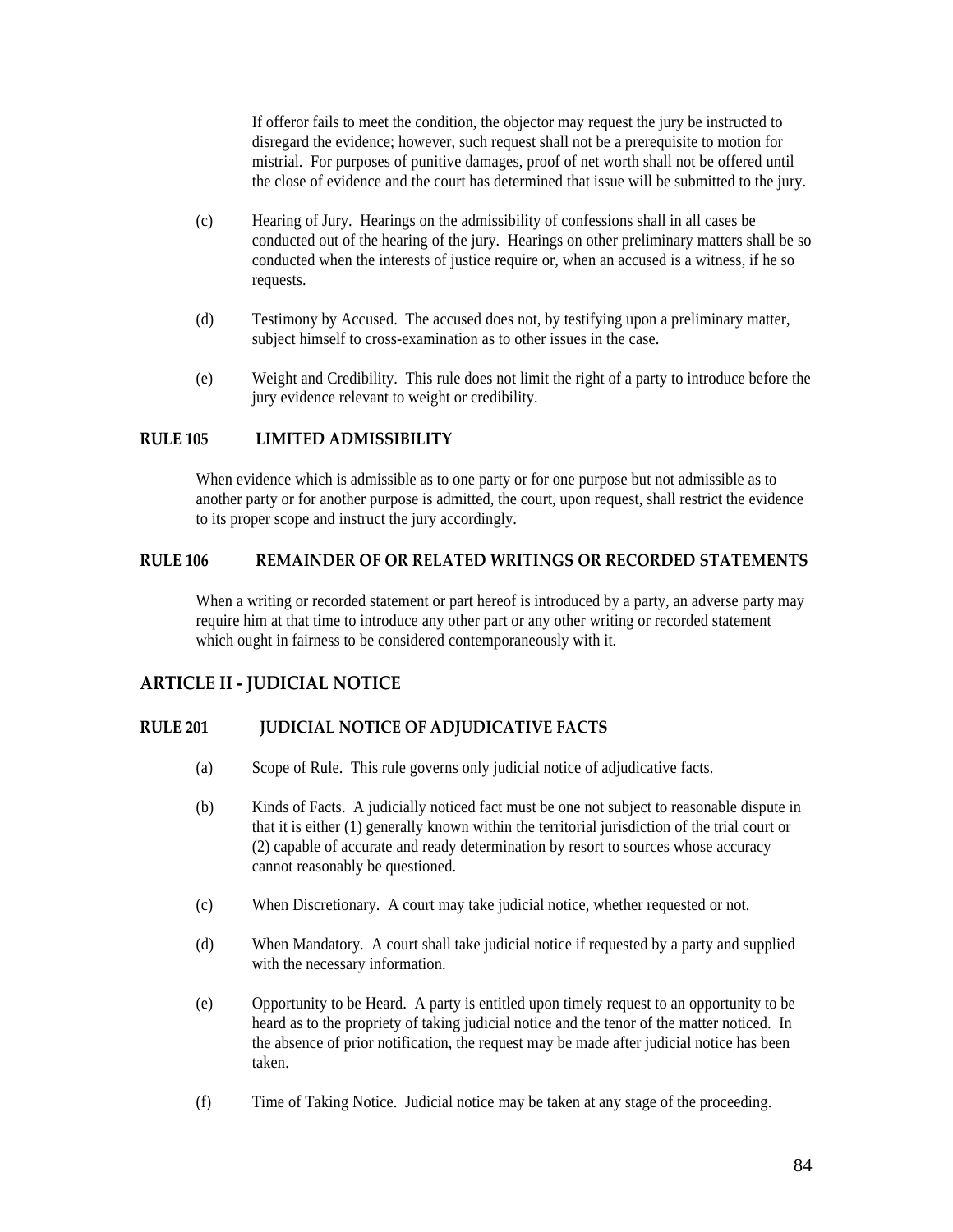If offeror fails to meet the condition, the objector may request the jury be instructed to disregard the evidence; however, such request shall not be a prerequisite to motion for mistrial. For purposes of punitive damages, proof of net worth shall not be offered until the close of evidence and the court has determined that issue will be submitted to the jury.

(c) Hearing of Jury. Hearings on the admissibility of confessions shall in all cases be conducted out of the hearing of the jury. Hearings on other preliminary matters shall be so conducted when the interests of justice require or, when an accused is a witness, if he so requests.

(d) Testimony by Accused. The accused does not, by testifying upon a preliminary matter, subject himself to cross-examination as to other issues in the case.

(e) Weight and Credibility. This rule does not limit the right of a party to introduce before the jury evidence relevant to weight or credibility.

### RULE 105 LIMITED ADMISSIBILITY

When evidence which is admissible as to one party or for one purpose but not admissible as to another party or for another purpose is admitted, the court, upon request, shall restrict the evidence to its proper scope and instruct the jury accordingly.

### RULE 106 REMAINDER OF OR RELATED WRITINGS OR RECORDED STATEMENTS

When a writing or recorded statement or part hereof is introduced by a party, an adverse party may require him at that time to introduce any other part or any other writing or recorded statement which ought in fairness to be considered contemporaneously with it.

## ARTICLE II - JUDICIAL NOTICE

### RULE 201 JUDICIAL NOTICE OF ADJUDICATIVE FACTS

(a) Scope of Rule. This rule governs only judicial notice of adjudicative facts.

(b) Kinds of Facts. A judicially noticed fact must be one not subject to reasonable dispute in that it is either (1) generally known within the territorial jurisdiction of the trial court or (2) capable of accurate and ready determination by resort to sources whose accuracy cannot reasonably be questioned.

(c) When Discretionary. A court may take judicial notice, whether requested or not.

(d) When Mandatory. A court shall take judicial notice if requested by a party and supplied with the necessary information.

(e) Opportunity to be Heard. A party is entitled upon timely request to an opportunity to be heard as to the propriety of taking judicial notice and the tenor of the matter noticed. In the absence of prior notification, the request may be made after judicial notice has been taken.

(f) Time of Taking Notice. Judicial notice may be taken at any stage of the proceeding.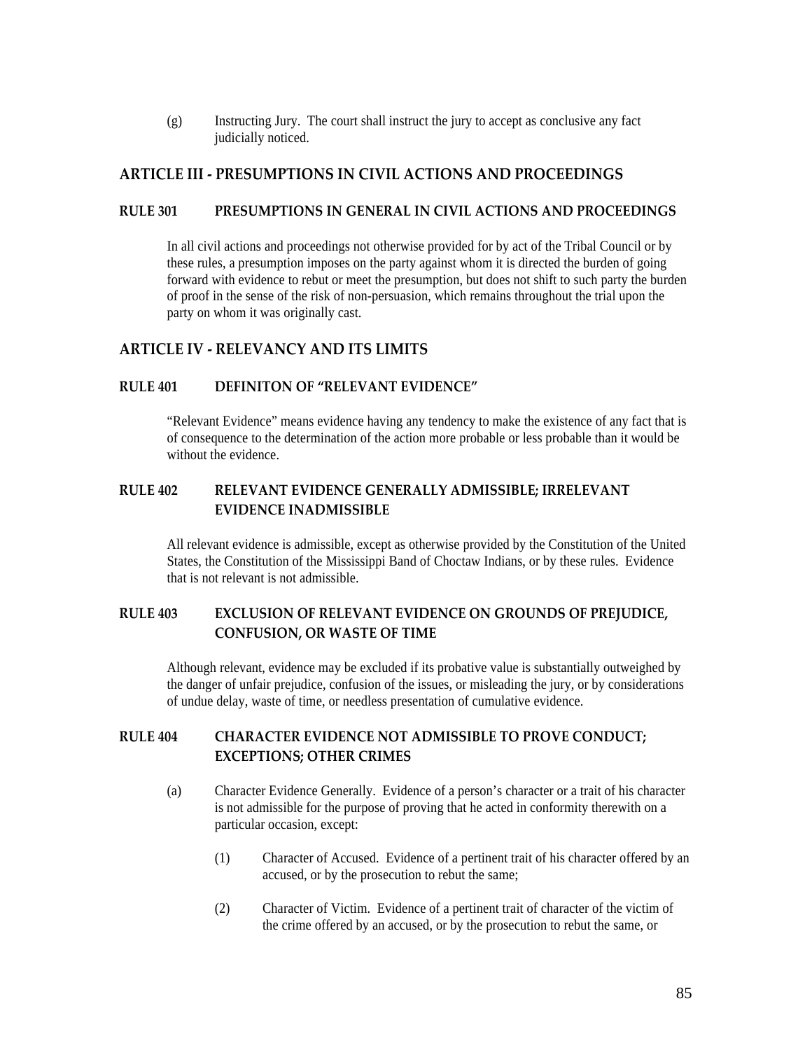(g) Instructing Jury. The court shall instruct the jury to accept as conclusive any fact judicially noticed.

## ARTICLE III - PRESUMPTIONS IN CIVIL ACTIONS AND PROCEEDINGS

### RULE 301 PRESUMPTIONS IN GENERAL IN CIVIL ACTIONS AND PROCEEDINGS

In all civil actions and proceedings not otherwise provided for by act of the Tribal Council or by these rules, a presumption imposes on the party against whom it is directed the burden of going forward with evidence to rebut or meet the presumption, but does not shift to such party the burden of proof in the sense of the risk of non-persuasion, which remains throughout the trial upon the party on whom it was originally cast.

## ARTICLE IV - RELEVANCY AND ITS LIMITS

### RULE 401 DEFINITON OF "RELEVANT EVIDENCE"

"Relevant Evidence" means evidence having any tendency to make the existence of any fact that is of consequence to the determination of the action more probable or less probable than it would be without the evidence.

### RULE 402 RELEVANT EVIDENCE GENERALLY ADMISSIBLE; IRRELEVANT EVIDENCE INADMISSIBLE

All relevant evidence is admissible, except as otherwise provided by the Constitution of the United States, the Constitution of the Mississippi Band of Choctaw Indians, or by these rules. Evidence that is not relevant is not admissible.

### RULE 403 EXCLUSION OF RELEVANT EVIDENCE ON GROUNDS OF PREJUDICE, CONFUSION, OR WASTE OF TIME

Although relevant, evidence may be excluded if its probative value is substantially outweighed by the danger of unfair prejudice, confusion of the issues, or misleading the jury, or by considerations of undue delay, waste of time, or needless presentation of cumulative evidence.

### RULE 404 CHARACTER EVIDENCE NOT ADMISSIBLE TO PROVE CONDUCT; EXCEPTIONS; OTHER CRIMES

(a) Character Evidence Generally. Evidence of a person's character or a trait of his character is not admissible for the purpose of proving that he acted in conformity therewith on a particular occasion, except:

(1) Character of Accused. Evidence of a pertinent trait of his character offered by an accused, or by the prosecution to rebut the same;

(2) Character of Victim. Evidence of a pertinent trait of character of the victim of the crime offered by an accused, or by the prosecution to rebut the same, or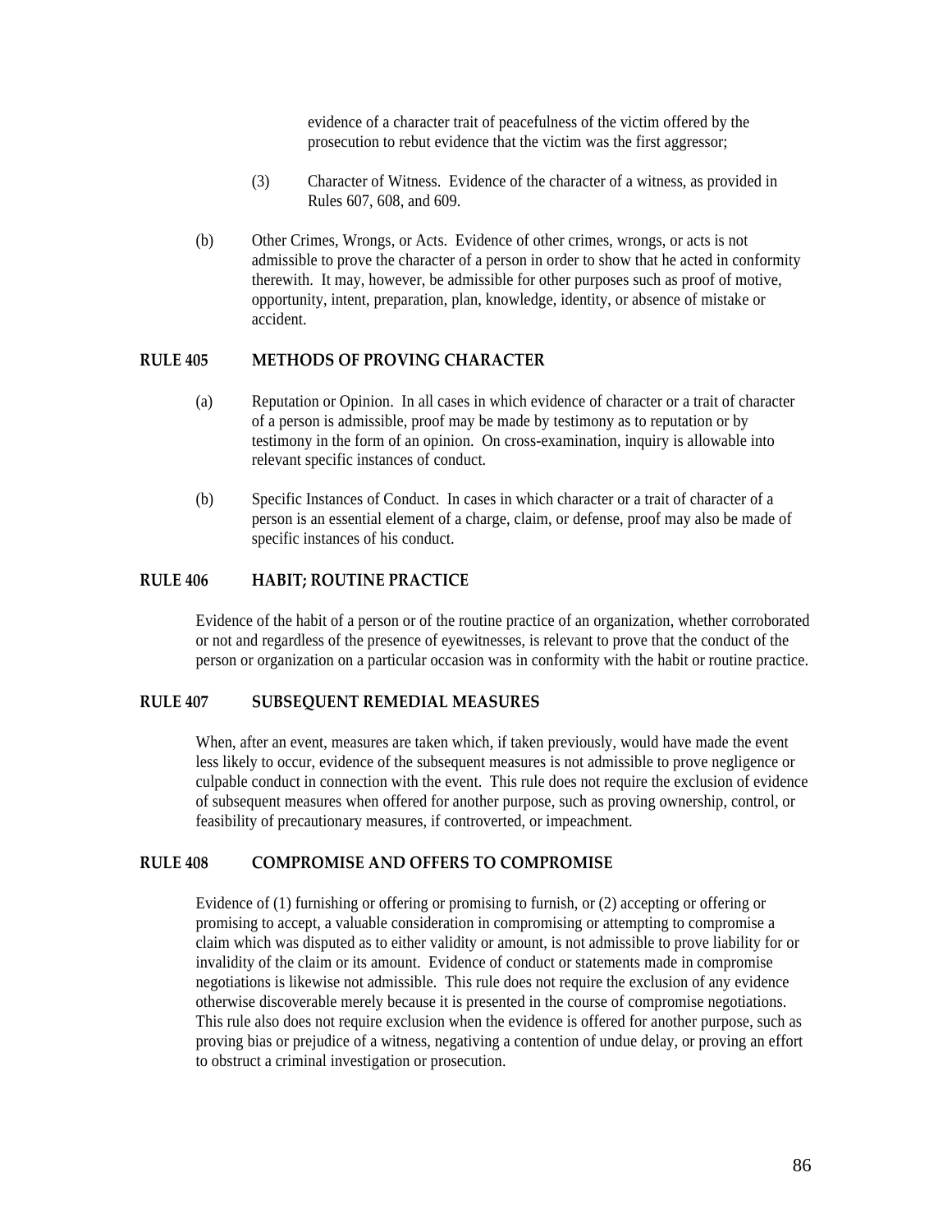evidence of a character trait of peacefulness of the victim offered by the prosecution to rebut evidence that the victim was the first aggressor;

(3) Character of Witness. Evidence of the character of a witness, as provided in Rules 607, 608, and 609.

(b) Other Crimes, Wrongs, or Acts. Evidence of other crimes, wrongs, or acts is not admissible to prove the character of a person in order to show that he acted in conformity therewith. It may, however, be admissible for other purposes such as proof of motive, opportunity, intent, preparation, plan, knowledge, identity, or absence of mistake or accident.

## RULE 405 METHODS OF PROVING CHARACTER

(a) Reputation or Opinion. In all cases in which evidence of character or a trait of character of a person is admissible, proof may be made by testimony as to reputation or by testimony in the form of an opinion. On cross-examination, inquiry is allowable into relevant specific instances of conduct.

(b) Specific Instances of Conduct. In cases in which character or a trait of character of a person is an essential element of a charge, claim, or defense, proof may also be made of specific instances of his conduct.

## RULE 406 HABIT; ROUTINE PRACTICE

Evidence of the habit of a person or of the routine practice of an organization, whether corroborated or not and regardless of the presence of eyewitnesses, is relevant to prove that the conduct of the person or organization on a particular occasion was in conformity with the habit or routine practice.

## RULE 407 SUBSEQUENT REMEDIAL MEASURES

When, after an event, measures are taken which, if taken previously, would have made the event less likely to occur, evidence of the subsequent measures is not admissible to prove negligence or culpable conduct in connection with the event. This rule does not require the exclusion of evidence of subsequent measures when offered for another purpose, such as proving ownership, control, or feasibility of precautionary measures, if controverted, or impeachment.

## RULE 408 COMPROMISE AND OFFERS TO COMPROMISE

Evidence of (1) furnishing or offering or promising to furnish, or (2) accepting or offering or promising to accept, a valuable consideration in compromising or attempting to compromise a claim which was disputed as to either validity or amount, is not admissible to prove liability for or invalidity of the claim or its amount. Evidence of conduct or statements made in compromise negotiations is likewise not admissible. This rule does not require the exclusion of any evidence otherwise discoverable merely because it is presented in the course of compromise negotiations. This rule also does not require exclusion when the evidence is offered for another purpose, such as proving bias or prejudice of a witness, negativing a contention of undue delay, or proving an effort to obstruct a criminal investigation or prosecution.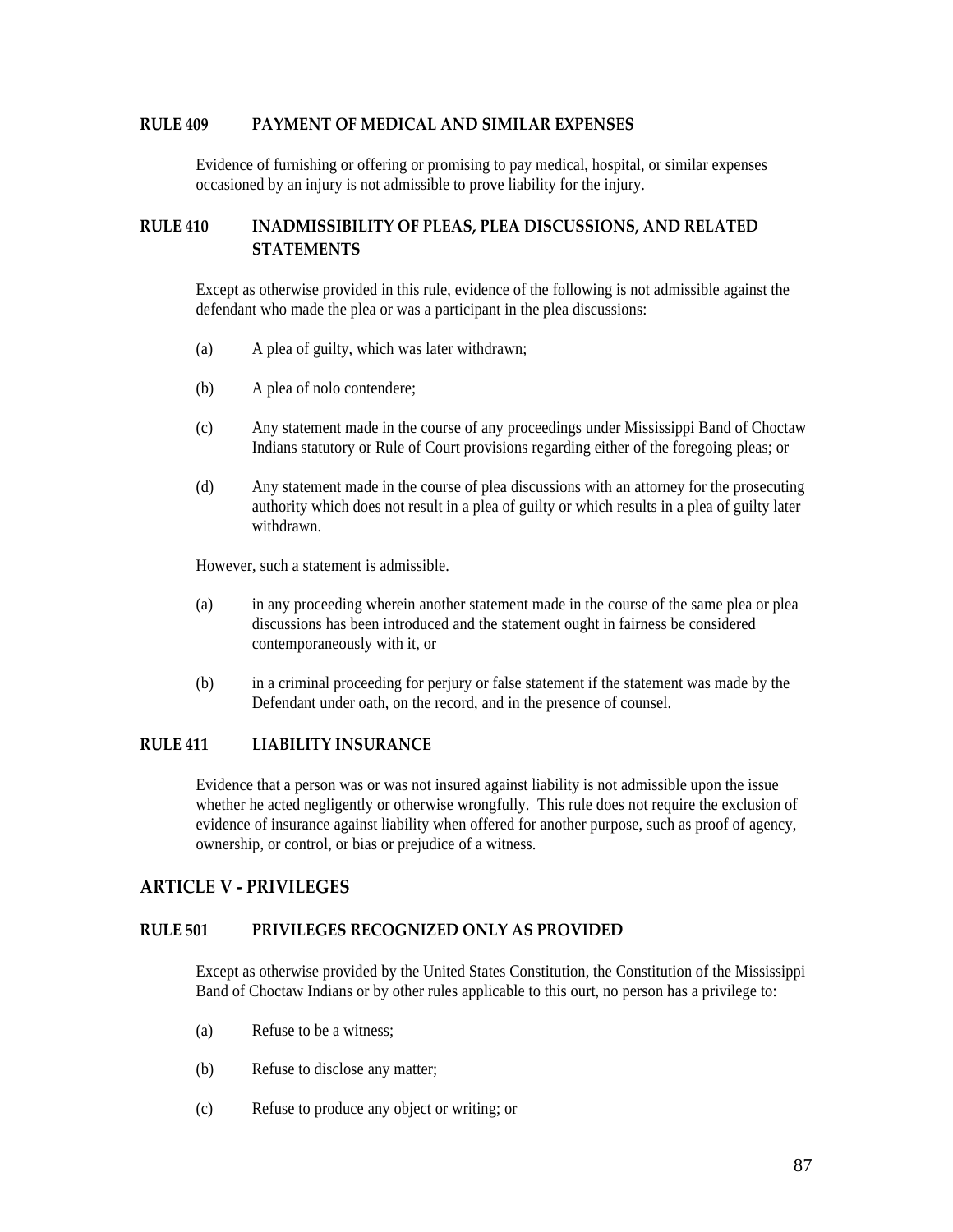### RULE 409 PAYMENT OF MEDICAL AND SIMILAR EXPENSES

Evidence of furnishing or offering or promising to pay medical, hospital, or similar expenses occasioned by an injury is not admissible to prove liability for the injury.

### RULE 410 INADMISSIBILITY OF PLEAS, PLEA DISCUSSIONS, AND RELATED STATEMENTS

Except as otherwise provided in this rule, evidence of the following is not admissible against the defendant who made the plea or was a participant in the plea discussions:

(a) A plea of guilty, which was later withdrawn;

(b) A plea of nolo contendere;

(c) Any statement made in the course of any proceedings under Mississippi Band of Choctaw Indians statutory or Rule of Court provisions regarding either of the foregoing pleas; or

(d) Any statement made in the course of plea discussions with an attorney for the prosecuting authority which does not result in a plea of guilty or which results in a plea of guilty later withdrawn.

However, such a statement is admissible.

(a) in any proceeding wherein another statement made in the course of the same plea or plea discussions has been introduced and the statement ought in fairness be considered contemporaneously with it, or

(b) in a criminal proceeding for perjury or false statement if the statement was made by the Defendant under oath, on the record, and in the presence of counsel.

### RULE 411 LIABILITY INSURANCE

Evidence that a person was or was not insured against liability is not admissible upon the issue whether he acted negligently or otherwise wrongfully. This rule does not require the exclusion of evidence of insurance against liability when offered for another purpose, such as proof of agency, ownership, or control, or bias or prejudice of a witness.

## ARTICLE V - PRIVILEGES

### RULE 501 PRIVILEGES RECOGNIZED ONLY AS PROVIDED

Except as otherwise provided by the United States Constitution, the Constitution of the Mississippi Band of Choctaw Indians or by other rules applicable to this ourt, no person has a privilege to:

(a) Refuse to be a witness;

(b) Refuse to disclose any matter;

(c) Refuse to produce any object or writing; or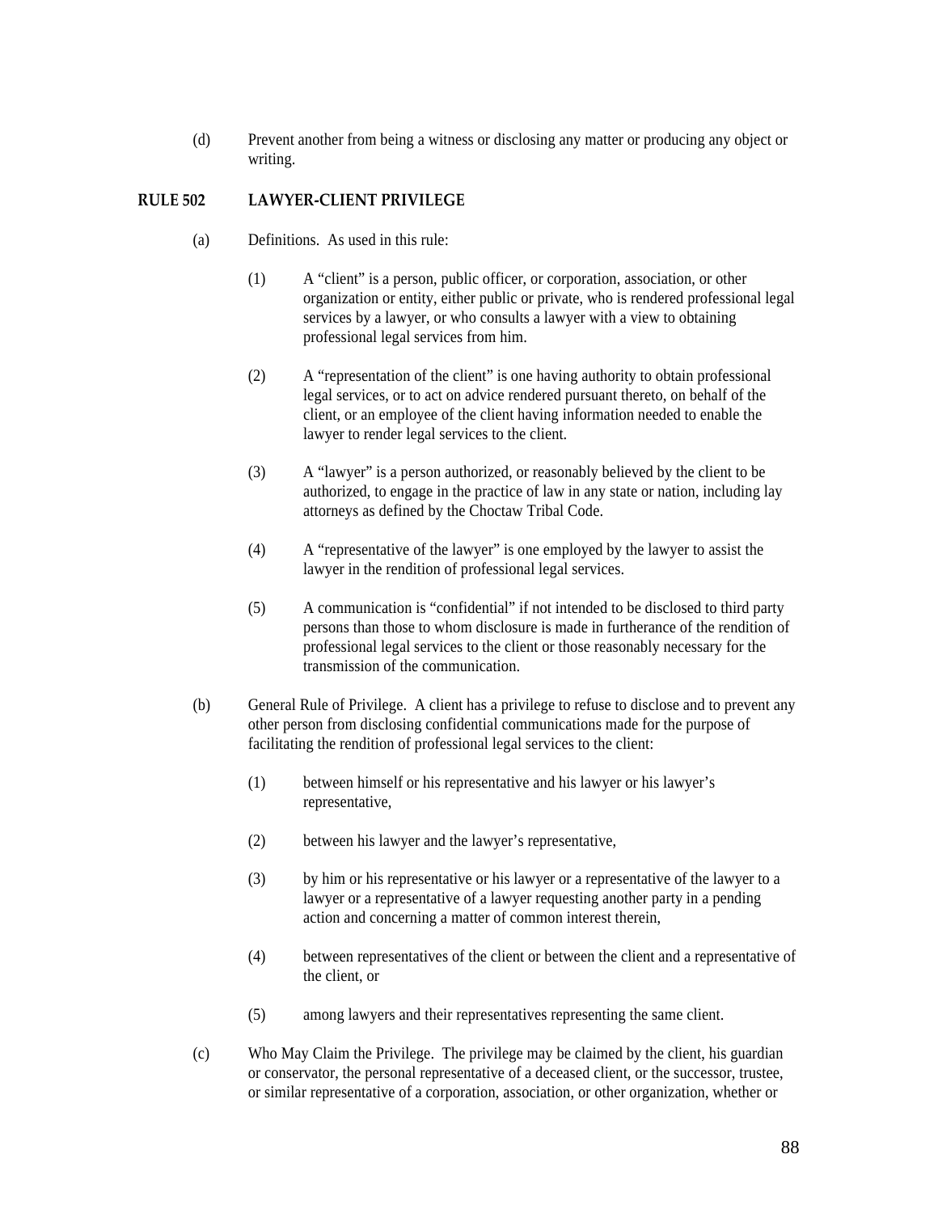(d) Prevent another from being a witness or disclosing any matter or producing any object or writing.

## RULE 502 LAWYER-CLIENT PRIVILEGE

(a) Definitions. As used in this rule:

(1) A "client" is a person, public officer, or corporation, association, or other organization or entity, either public or private, who is rendered professional legal services by a lawyer, or who consults a lawyer with a view to obtaining professional legal services from him.

(2) A "representation of the client" is one having authority to obtain professional legal services, or to act on advice rendered pursuant thereto, on behalf of the client, or an employee of the client having information needed to enable the lawyer to render legal services to the client.

(3) A "lawyer" is a person authorized, or reasonably believed by the client to be authorized, to engage in the practice of law in any state or nation, including lay attorneys as defined by the Choctaw Tribal Code.

(4) A "representative of the lawyer" is one employed by the lawyer to assist the lawyer in the rendition of professional legal services.

(5) A communication is "confidential" if not intended to be disclosed to third party persons than those to whom disclosure is made in furtherance of the rendition of professional legal services to the client or those reasonably necessary for the transmission of the communication.

(b) General Rule of Privilege. A client has a privilege to refuse to disclose and to prevent any other person from disclosing confidential communications made for the purpose of facilitating the rendition of professional legal services to the client:

(1) between himself or his representative and his lawyer or his lawyer's representative,

(2) between his lawyer and the lawyer's representative,

(3) by him or his representative or his lawyer or a representative of the lawyer to a lawyer or a representative of a lawyer requesting another party in a pending action and concerning a matter of common interest therein,

(4) between representatives of the client or between the client and a representative of the client, or

(5) among lawyers and their representatives representing the same client.

(c) Who May Claim the Privilege. The privilege may be claimed by the client, his guardian or conservator, the personal representative of a deceased client, or the successor, trustee, or similar representative of a corporation, association, or other organization, whether or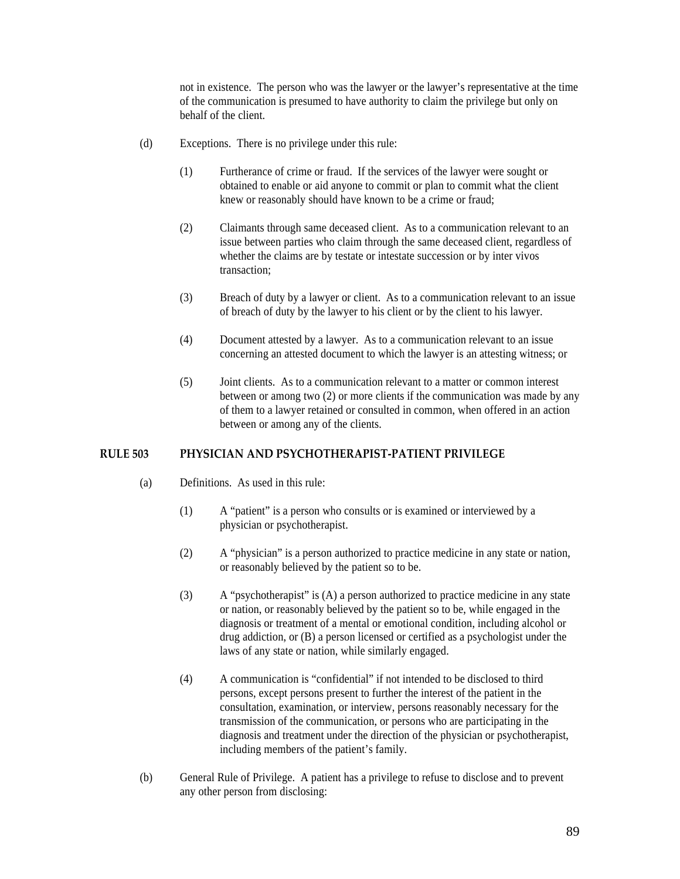not in existence. The person who was the lawyer or the lawyer's representative at the time of the communication is presumed to have authority to claim the privilege but only on behalf of the client.

(d) Exceptions. There is no privilege under this rule:

(1) Furtherance of crime or fraud. If the services of the lawyer were sought or obtained to enable or aid anyone to commit or plan to commit what the client knew or reasonably should have known to be a crime or fraud;

(2) Claimants through same deceased client. As to a communication relevant to an issue between parties who claim through the same deceased client, regardless of whether the claims are by testate or intestate succession or by inter vivos transaction;

(3) Breach of duty by a lawyer or client. As to a communication relevant to an issue of breach of duty by the lawyer to his client or by the client to his lawyer.

(4) Document attested by a lawyer. As to a communication relevant to an issue concerning an attested document to which the lawyer is an attesting witness; or

(5) Joint clients. As to a communication relevant to a matter or common interest between or among two (2) or more clients if the communication was made by any of them to a lawyer retained or consulted in common, when offered in an action between or among any of the clients.

## RULE 503 PHYSICIAN AND PSYCHOTHERAPIST-PATIENT PRIVILEGE

(a) Definitions. As used in this rule:

(1) A "patient" is a person who consults or is examined or interviewed by a physician or psychotherapist.

(2) A "physician" is a person authorized to practice medicine in any state or nation, or reasonably believed by the patient so to be.

(3) A "psychotherapist" is (A) a person authorized to practice medicine in any state or nation, or reasonably believed by the patient so to be, while engaged in the diagnosis or treatment of a mental or emotional condition, including alcohol or drug addiction, or (B) a person licensed or certified as a psychologist under the laws of any state or nation, while similarly engaged.

(4) A communication is "confidential" if not intended to be disclosed to third persons, except persons present to further the interest of the patient in the consultation, examination, or interview, persons reasonably necessary for the transmission of the communication, or persons who are participating in the diagnosis and treatment under the direction of the physician or psychotherapist, including members of the patient's family.

(b) General Rule of Privilege. A patient has a privilege to refuse to disclose and to prevent any other person from disclosing: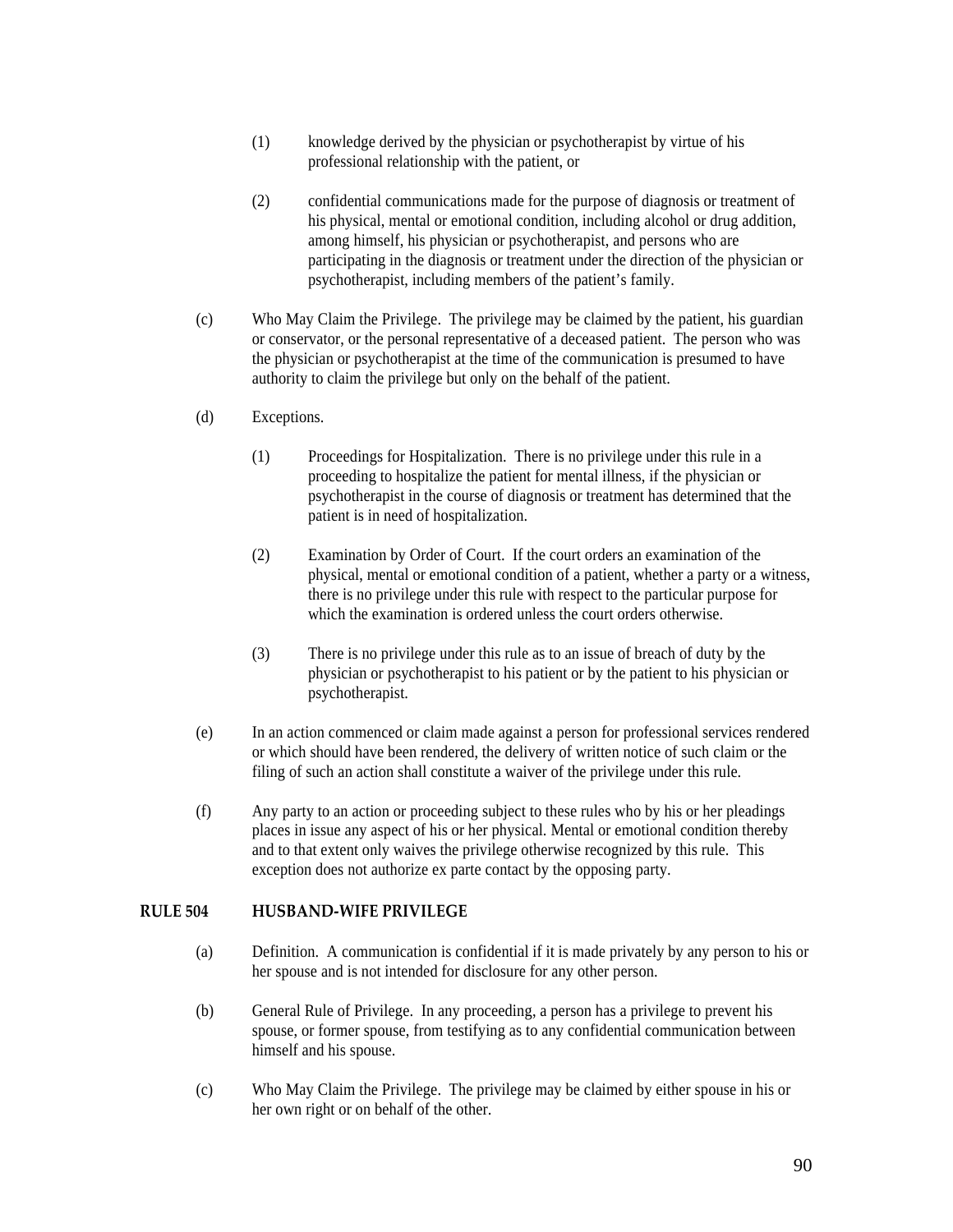(1) knowledge derived by the physician or psychotherapist by virtue of his professional relationship with the patient, or

(2) confidential communications made for the purpose of diagnosis or treatment of his physical, mental or emotional condition, including alcohol or drug addition, among himself, his physician or psychotherapist, and persons who are participating in the diagnosis or treatment under the direction of the physician or psychotherapist, including members of the patient's family.

(c) Who May Claim the Privilege. The privilege may be claimed by the patient, his guardian or conservator, or the personal representative of a deceased patient. The person who was the physician or psychotherapist at the time of the communication is presumed to have authority to claim the privilege but only on the behalf of the patient.

(d) Exceptions.

(1) Proceedings for Hospitalization. There is no privilege under this rule in a proceeding to hospitalize the patient for mental illness, if the physician or psychotherapist in the course of diagnosis or treatment has determined that the patient is in need of hospitalization.

(2) Examination by Order of Court. If the court orders an examination of the physical, mental or emotional condition of a patient, whether a party or a witness, there is no privilege under this rule with respect to the particular purpose for which the examination is ordered unless the court orders otherwise.

(3) There is no privilege under this rule as to an issue of breach of duty by the physician or psychotherapist to his patient or by the patient to his physician or psychotherapist.

(e) In an action commenced or claim made against a person for professional services rendered or which should have been rendered, the delivery of written notice of such claim or the filing of such an action shall constitute a waiver of the privilege under this rule.

(f) Any party to an action or proceeding subject to these rules who by his or her pleadings places in issue any aspect of his or her physical. Mental or emotional condition thereby and to that extent only waives the privilege otherwise recognized by this rule. This exception does not authorize ex parte contact by the opposing party.

## RULE 504 HUSBAND-WIFE PRIVILEGE

(a) Definition. A communication is confidential if it is made privately by any person to his or her spouse and is not intended for disclosure for any other person.

(b) General Rule of Privilege. In any proceeding, a person has a privilege to prevent his spouse, or former spouse, from testifying as to any confidential communication between himself and his spouse.

(c) Who May Claim the Privilege. The privilege may be claimed by either spouse in his or her own right or on behalf of the other.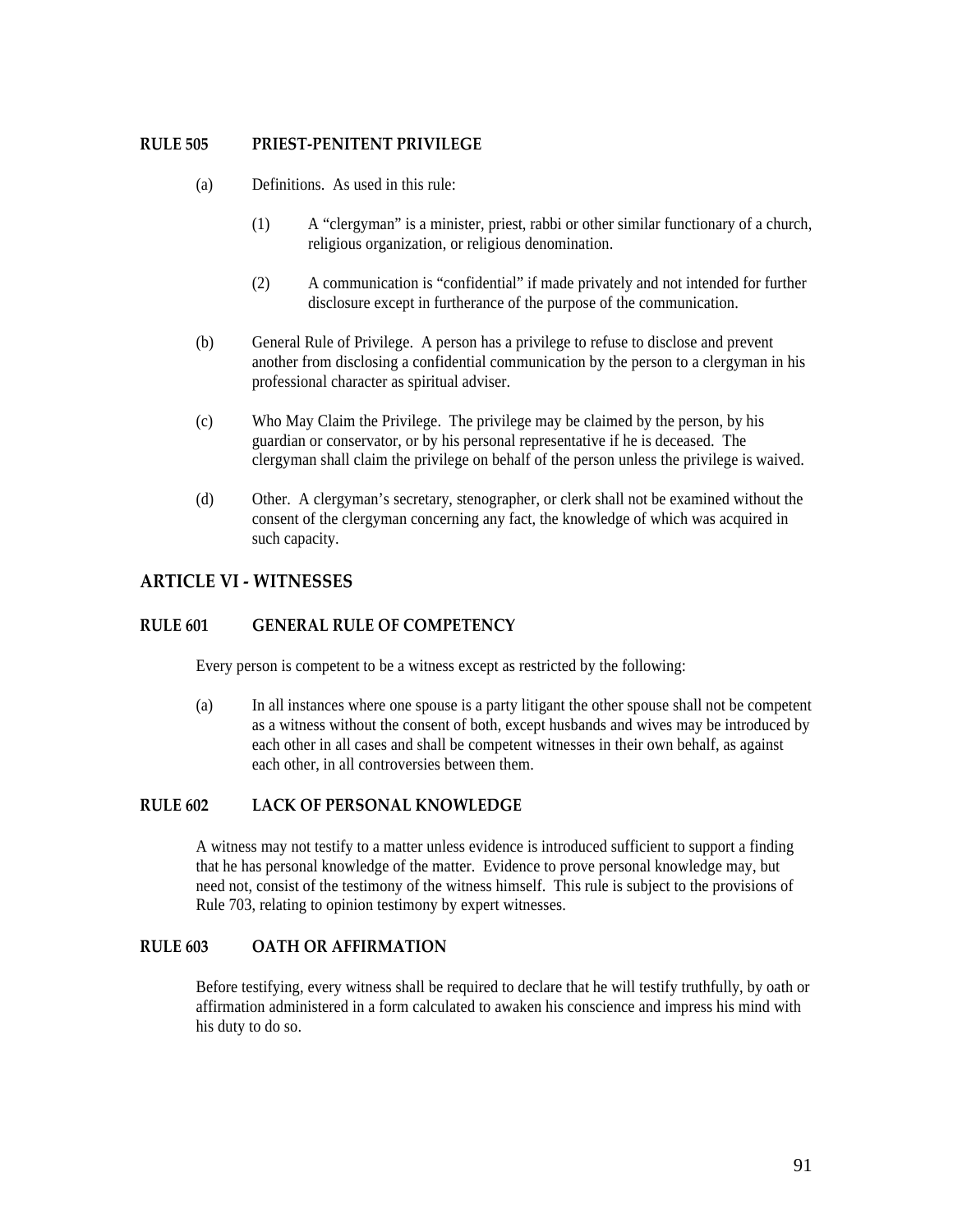### RULE 505 PRIEST-PENITENT PRIVILEGE

(a) Definitions. As used in this rule:

(1) A "clergyman" is a minister, priest, rabbi or other similar functionary of a church, religious organization, or religious denomination.

(2) A communication is "confidential" if made privately and not intended for further disclosure except in furtherance of the purpose of the communication.

(b) General Rule of Privilege. A person has a privilege to refuse to disclose and prevent another from disclosing a confidential communication by the person to a clergyman in his professional character as spiritual adviser.

(c) Who May Claim the Privilege. The privilege may be claimed by the person, by his guardian or conservator, or by his personal representative if he is deceased. The clergyman shall claim the privilege on behalf of the person unless the privilege is waived.

(d) Other. A clergyman's secretary, stenographer, or clerk shall not be examined without the consent of the clergyman concerning any fact, the knowledge of which was acquired in such capacity.

## ARTICLE VI - WITNESSES

### RULE 601 GENERAL RULE OF COMPETENCY

Every person is competent to be a witness except as restricted by the following:

(a) In all instances where one spouse is a party litigant the other spouse shall not be competent as a witness without the consent of both, except husbands and wives may be introduced by each other in all cases and shall be competent witnesses in their own behalf, as against each other, in all controversies between them.

### RULE 602 LACK OF PERSONAL KNOWLEDGE

A witness may not testify to a matter unless evidence is introduced sufficient to support a finding that he has personal knowledge of the matter. Evidence to prove personal knowledge may, but need not, consist of the testimony of the witness himself. This rule is subject to the provisions of Rule 703, relating to opinion testimony by expert witnesses.

### RULE 603 OATH OR AFFIRMATION

Before testifying, every witness shall be required to declare that he will testify truthfully, by oath or affirmation administered in a form calculated to awaken his conscience and impress his mind with his duty to do so.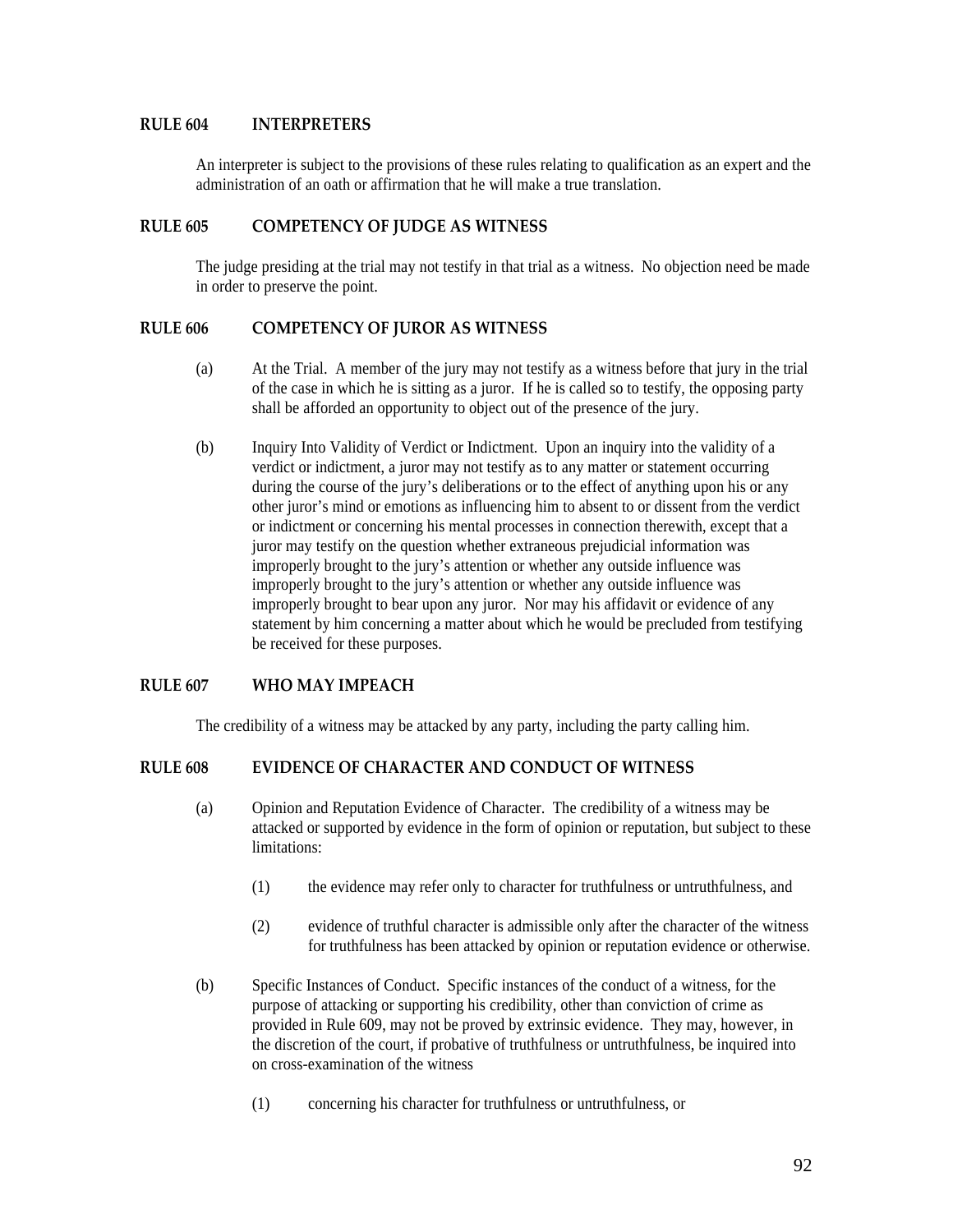## RULE 604 INTERPRETERS

An interpreter is subject to the provisions of these rules relating to qualification as an expert and the administration of an oath or affirmation that he will make a true translation.

## RULE 605 COMPETENCY OF JUDGE AS WITNESS

The judge presiding at the trial may not testify in that trial as a witness. No objection need be made in order to preserve the point.

## RULE 606 COMPETENCY OF JUROR AS WITNESS

(a) At the Trial. A member of the jury may not testify as a witness before that jury in the trial of the case in which he is sitting as a juror. If he is called so to testify, the opposing party shall be afforded an opportunity to object out of the presence of the jury.

(b) Inquiry Into Validity of Verdict or Indictment. Upon an inquiry into the validity of a verdict or indictment, a juror may not testify as to any matter or statement occurring during the course of the jury's deliberations or to the effect of anything upon his or any other juror's mind or emotions as influencing him to absent to or dissent from the verdict or indictment or concerning his mental processes in connection therewith, except that a juror may testify on the question whether extraneous prejudicial information was improperly brought to the jury's attention or whether any outside influence was improperly brought to the jury's attention or whether any outside influence was improperly brought to bear upon any juror. Nor may his affidavit or evidence of any statement by him concerning a matter about which he would be precluded from testifying be received for these purposes.

## RULE 607 WHO MAY IMPEACH

The credibility of a witness may be attacked by any party, including the party calling him.

## RULE 608 EVIDENCE OF CHARACTER AND CONDUCT OF WITNESS

(a) Opinion and Reputation Evidence of Character. The credibility of a witness may be attacked or supported by evidence in the form of opinion or reputation, but subject to these limitations:

(1) the evidence may refer only to character for truthfulness or untruthfulness, and

(2) evidence of truthful character is admissible only after the character of the witness for truthfulness has been attacked by opinion or reputation evidence or otherwise.

(b) Specific Instances of Conduct. Specific instances of the conduct of a witness, for the purpose of attacking or supporting his credibility, other than conviction of crime as provided in Rule 609, may not be proved by extrinsic evidence. They may, however, in the discretion of the court, if probative of truthfulness or untruthfulness, be inquired into on cross-examination of the witness

(1) concerning his character for truthfulness or untruthfulness, or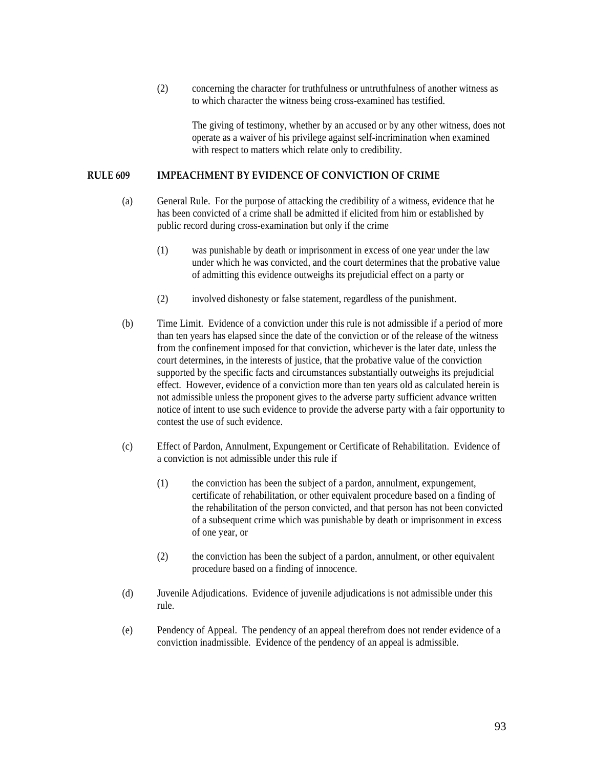(2) concerning the character for truthfulness or untruthfulness of another witness as to which character the witness being cross-examined has testified.

The giving of testimony, whether by an accused or by any other witness, does not operate as a waiver of his privilege against self-incrimination when examined with respect to matters which relate only to credibility.

## RULE 609 IMPEACHMENT BY EVIDENCE OF CONVICTION OF CRIME

(a) General Rule. For the purpose of attacking the credibility of a witness, evidence that he has been convicted of a crime shall be admitted if elicited from him or established by public record during cross-examination but only if the crime

(1) was punishable by death or imprisonment in excess of one year under the law under which he was convicted, and the court determines that the probative value of admitting this evidence outweighs its prejudicial effect on a party or

(2) involved dishonesty or false statement, regardless of the punishment.

(b) Time Limit. Evidence of a conviction under this rule is not admissible if a period of more than ten years has elapsed since the date of the conviction or of the release of the witness from the confinement imposed for that conviction, whichever is the later date, unless the court determines, in the interests of justice, that the probative value of the conviction supported by the specific facts and circumstances substantially outweighs its prejudicial effect. However, evidence of a conviction more than ten years old as calculated herein is not admissible unless the proponent gives to the adverse party sufficient advance written notice of intent to use such evidence to provide the adverse party with a fair opportunity to contest the use of such evidence.

(c) Effect of Pardon, Annulment, Expungement or Certificate of Rehabilitation. Evidence of a conviction is not admissible under this rule if

(1) the conviction has been the subject of a pardon, annulment, expungement, certificate of rehabilitation, or other equivalent procedure based on a finding of the rehabilitation of the person convicted, and that person has not been convicted of a subsequent crime which was punishable by death or imprisonment in excess of one year, or

(2) the conviction has been the subject of a pardon, annulment, or other equivalent procedure based on a finding of innocence.

(d) Juvenile Adjudications. Evidence of juvenile adjudications is not admissible under this rule.

(e) Pendency of Appeal. The pendency of an appeal therefrom does not render evidence of a conviction inadmissible. Evidence of the pendency of an appeal is admissible.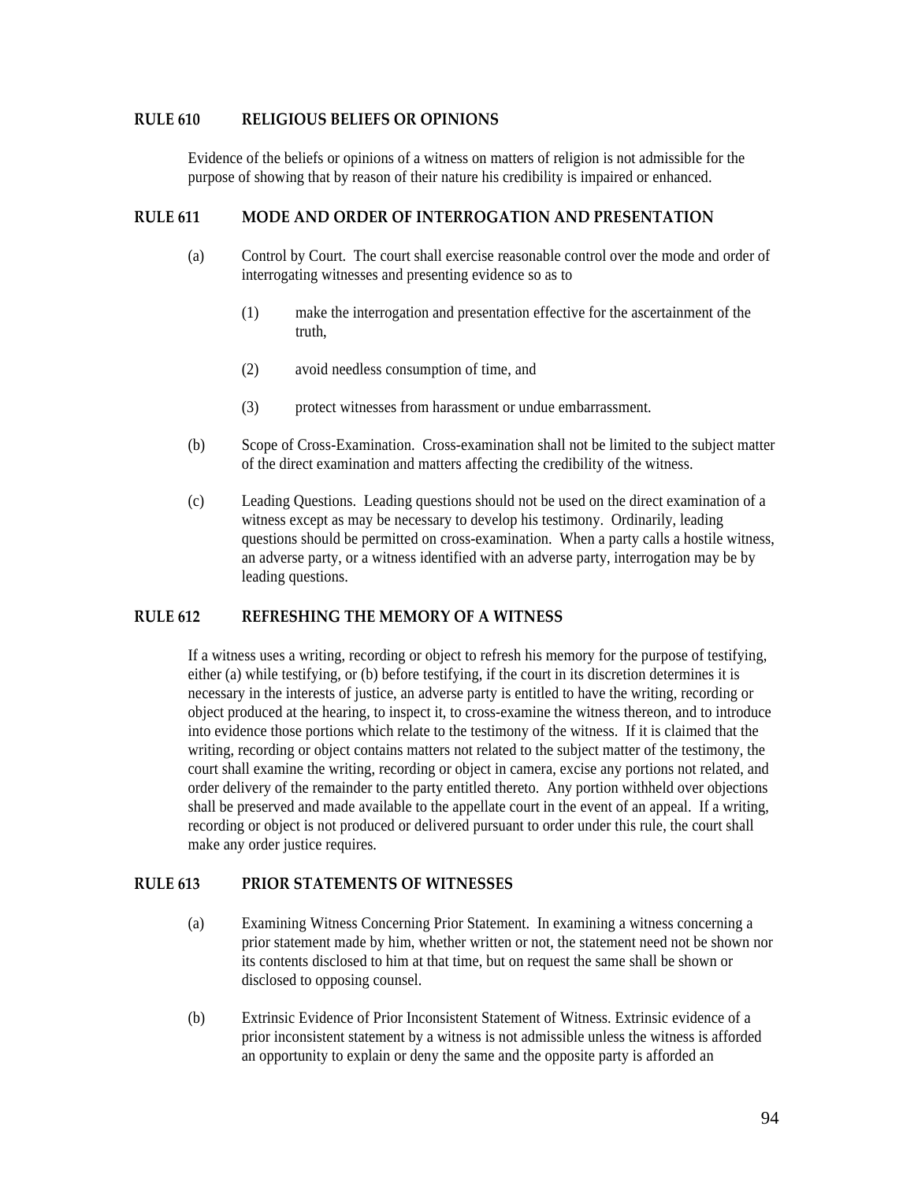## RULE 610 RELIGIOUS BELIEFS OR OPINIONS

Evidence of the beliefs or opinions of a witness on matters of religion is not admissible for the purpose of showing that by reason of their nature his credibility is impaired or enhanced.

## RULE 611 MODE AND ORDER OF INTERROGATION AND PRESENTATION

(a) Control by Court. The court shall exercise reasonable control over the mode and order of interrogating witnesses and presenting evidence so as to

(1) make the interrogation and presentation effective for the ascertainment of the truth,

(2) avoid needless consumption of time, and

(3) protect witnesses from harassment or undue embarrassment.

(b) Scope of Cross-Examination. Cross-examination shall not be limited to the subject matter of the direct examination and matters affecting the credibility of the witness.

(c) Leading Questions. Leading questions should not be used on the direct examination of a witness except as may be necessary to develop his testimony. Ordinarily, leading questions should be permitted on cross-examination. When a party calls a hostile witness, an adverse party, or a witness identified with an adverse party, interrogation may be by leading questions.

## RULE 612 REFRESHING THE MEMORY OF A WITNESS

If a witness uses a writing, recording or object to refresh his memory for the purpose of testifying, either (a) while testifying, or (b) before testifying, if the court in its discretion determines it is necessary in the interests of justice, an adverse party is entitled to have the writing, recording or object produced at the hearing, to inspect it, to cross-examine the witness thereon, and to introduce into evidence those portions which relate to the testimony of the witness. If it is claimed that the writing, recording or object contains matters not related to the subject matter of the testimony, the court shall examine the writing, recording or object in camera, excise any portions not related, and order delivery of the remainder to the party entitled thereto. Any portion withheld over objections shall be preserved and made available to the appellate court in the event of an appeal. If a writing, recording or object is not produced or delivered pursuant to order under this rule, the court shall make any order justice requires.

## RULE 613 PRIOR STATEMENTS OF WITNESSES

(a) Examining Witness Concerning Prior Statement. In examining a witness concerning a prior statement made by him, whether written or not, the statement need not be shown nor its contents disclosed to him at that time, but on request the same shall be shown or disclosed to opposing counsel.

(b) Extrinsic Evidence of Prior Inconsistent Statement of Witness. Extrinsic evidence of a prior inconsistent statement by a witness is not admissible unless the witness is afforded an opportunity to explain or deny the same and the opposite party is afforded an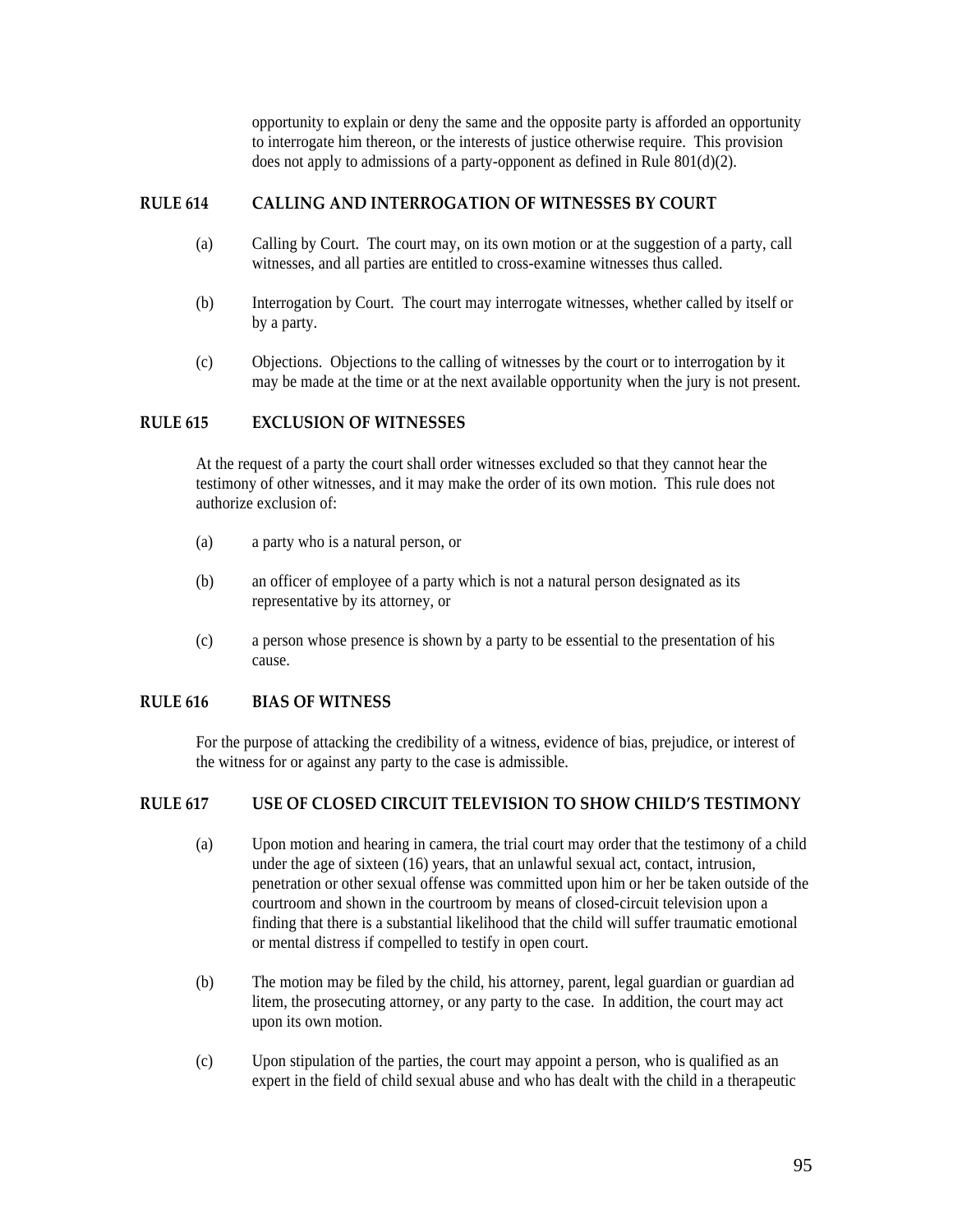opportunity to explain or deny the same and the opposite party is afforded an opportunity to interrogate him thereon, or the interests of justice otherwise require. This provision does not apply to admissions of a party-opponent as defined in Rule 801(d)(2).

## RULE 614 CALLING AND INTERROGATION OF WITNESSES BY COURT

(a) Calling by Court. The court may, on its own motion or at the suggestion of a party, call witnesses, and all parties are entitled to cross-examine witnesses thus called.

(b) Interrogation by Court. The court may interrogate witnesses, whether called by itself or by a party.

(c) Objections. Objections to the calling of witnesses by the court or to interrogation by it may be made at the time or at the next available opportunity when the jury is not present.

## RULE 615 EXCLUSION OF WITNESSES

At the request of a party the court shall order witnesses excluded so that they cannot hear the testimony of other witnesses, and it may make the order of its own motion. This rule does not authorize exclusion of:

(a) a party who is a natural person, or

(b) an officer of employee of a party which is not a natural person designated as its representative by its attorney, or

(c) a person whose presence is shown by a party to be essential to the presentation of his cause.

## RULE 616 BIAS OF WITNESS

For the purpose of attacking the credibility of a witness, evidence of bias, prejudice, or interest of the witness for or against any party to the case is admissible.

## RULE 617 USE OF CLOSED CIRCUIT TELEVISION TO SHOW CHILD'S TESTIMONY

(a) Upon motion and hearing in camera, the trial court may order that the testimony of a child under the age of sixteen (16) years, that an unlawful sexual act, contact, intrusion, penetration or other sexual offense was committed upon him or her be taken outside of the courtroom and shown in the courtroom by means of closed-circuit television upon a finding that there is a substantial likelihood that the child will suffer traumatic emotional or mental distress if compelled to testify in open court.

(b) The motion may be filed by the child, his attorney, parent, legal guardian or guardian ad litem, the prosecuting attorney, or any party to the case. In addition, the court may act upon its own motion.

(c) Upon stipulation of the parties, the court may appoint a person, who is qualified as an expert in the field of child sexual abuse and who has dealt with the child in a therapeutic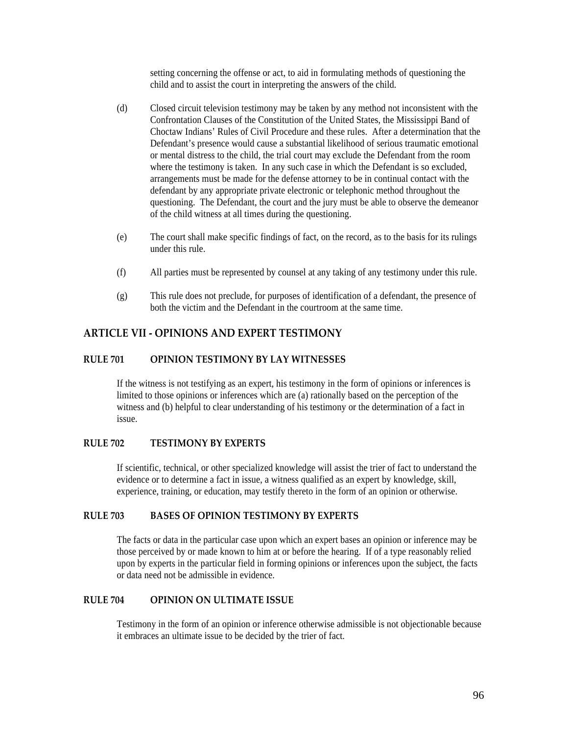setting concerning the offense or act, to aid in formulating methods of questioning the child and to assist the court in interpreting the answers of the child.

(d) Closed circuit television testimony may be taken by any method not inconsistent with the Confrontation Clauses of the Constitution of the United States, the Mississippi Band of Choctaw Indians' Rules of Civil Procedure and these rules. After a determination that the Defendant's presence would cause a substantial likelihood of serious traumatic emotional or mental distress to the child, the trial court may exclude the Defendant from the room where the testimony is taken. In any such case in which the Defendant is so excluded, arrangements must be made for the defense attorney to be in continual contact with the defendant by any appropriate private electronic or telephonic method throughout the questioning. The Defendant, the court and the jury must be able to observe the demeanor of the child witness at all times during the questioning.

(e) The court shall make specific findings of fact, on the record, as to the basis for its rulings under this rule.

(f) All parties must be represented by counsel at any taking of any testimony under this rule.

(g) This rule does not preclude, for purposes of identification of a defendant, the presence of both the victim and the Defendant in the courtroom at the same time.

## ARTICLE VII - OPINIONS AND EXPERT TESTIMONY

### RULE 701 OPINION TESTIMONY BY LAY WITNESSES

If the witness is not testifying as an expert, his testimony in the form of opinions or inferences is limited to those opinions or inferences which are (a) rationally based on the perception of the witness and (b) helpful to clear understanding of his testimony or the determination of a fact in issue.

### RULE 702 TESTIMONY BY EXPERTS

If scientific, technical, or other specialized knowledge will assist the trier of fact to understand the evidence or to determine a fact in issue, a witness qualified as an expert by knowledge, skill, experience, training, or education, may testify thereto in the form of an opinion or otherwise.

### RULE 703 BASES OF OPINION TESTIMONY BY EXPERTS

The facts or data in the particular case upon which an expert bases an opinion or inference may be those perceived by or made known to him at or before the hearing. If of a type reasonably relied upon by experts in the particular field in forming opinions or inferences upon the subject, the facts or data need not be admissible in evidence.

### RULE 704 OPINION ON ULTIMATE ISSUE

Testimony in the form of an opinion or inference otherwise admissible is not objectionable because it embraces an ultimate issue to be decided by the trier of fact.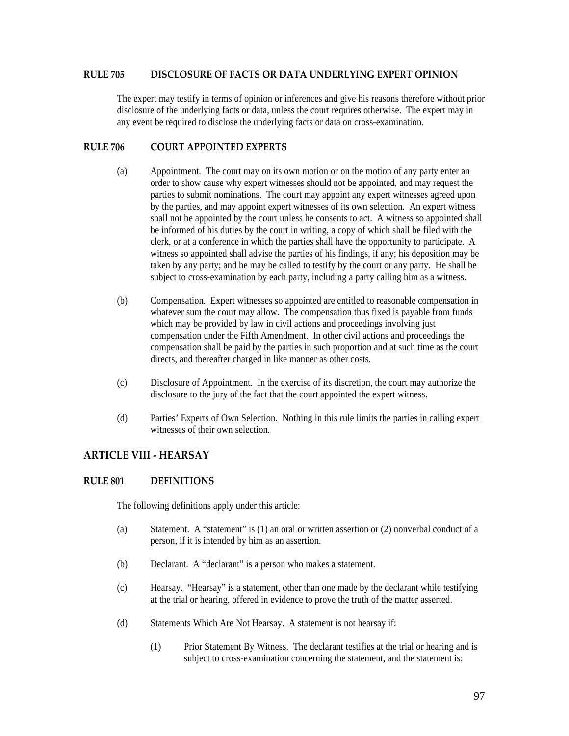### RULE 705 DISCLOSURE OF FACTS OR DATA UNDERLYING EXPERT OPINION

The expert may testify in terms of opinion or inferences and give his reasons therefore without prior disclosure of the underlying facts or data, unless the court requires otherwise. The expert may in any event be required to disclose the underlying facts or data on cross-examination.

### RULE 706 COURT APPOINTED EXPERTS

(a) Appointment. The court may on its own motion or on the motion of any party enter an order to show cause why expert witnesses should not be appointed, and may request the parties to submit nominations. The court may appoint any expert witnesses agreed upon by the parties, and may appoint expert witnesses of its own selection. An expert witness shall not be appointed by the court unless he consents to act. A witness so appointed shall be informed of his duties by the court in writing, a copy of which shall be filed with the clerk, or at a conference in which the parties shall have the opportunity to participate. A witness so appointed shall advise the parties of his findings, if any; his deposition may be taken by any party; and he may be called to testify by the court or any party. He shall be subject to cross-examination by each party, including a party calling him as a witness.

(b) Compensation. Expert witnesses so appointed are entitled to reasonable compensation in whatever sum the court may allow. The compensation thus fixed is payable from funds which may be provided by law in civil actions and proceedings involving just compensation under the Fifth Amendment. In other civil actions and proceedings the compensation shall be paid by the parties in such proportion and at such time as the court directs, and thereafter charged in like manner as other costs.

(c) Disclosure of Appointment. In the exercise of its discretion, the court may authorize the disclosure to the jury of the fact that the court appointed the expert witness.

(d) Parties' Experts of Own Selection. Nothing in this rule limits the parties in calling expert witnesses of their own selection.

## ARTICLE VIII - HEARSAY

### RULE 801 DEFINITIONS

The following definitions apply under this article:

(a) Statement. A "statement" is (1) an oral or written assertion or (2) nonverbal conduct of a person, if it is intended by him as an assertion.

(b) Declarant. A "declarant" is a person who makes a statement.

(c) Hearsay. "Hearsay" is a statement, other than one made by the declarant while testifying at the trial or hearing, offered in evidence to prove the truth of the matter asserted.

(d) Statements Which Are Not Hearsay. A statement is not hearsay if:

(1) Prior Statement By Witness. The declarant testifies at the trial or hearing and is subject to cross-examination concerning the statement, and the statement is: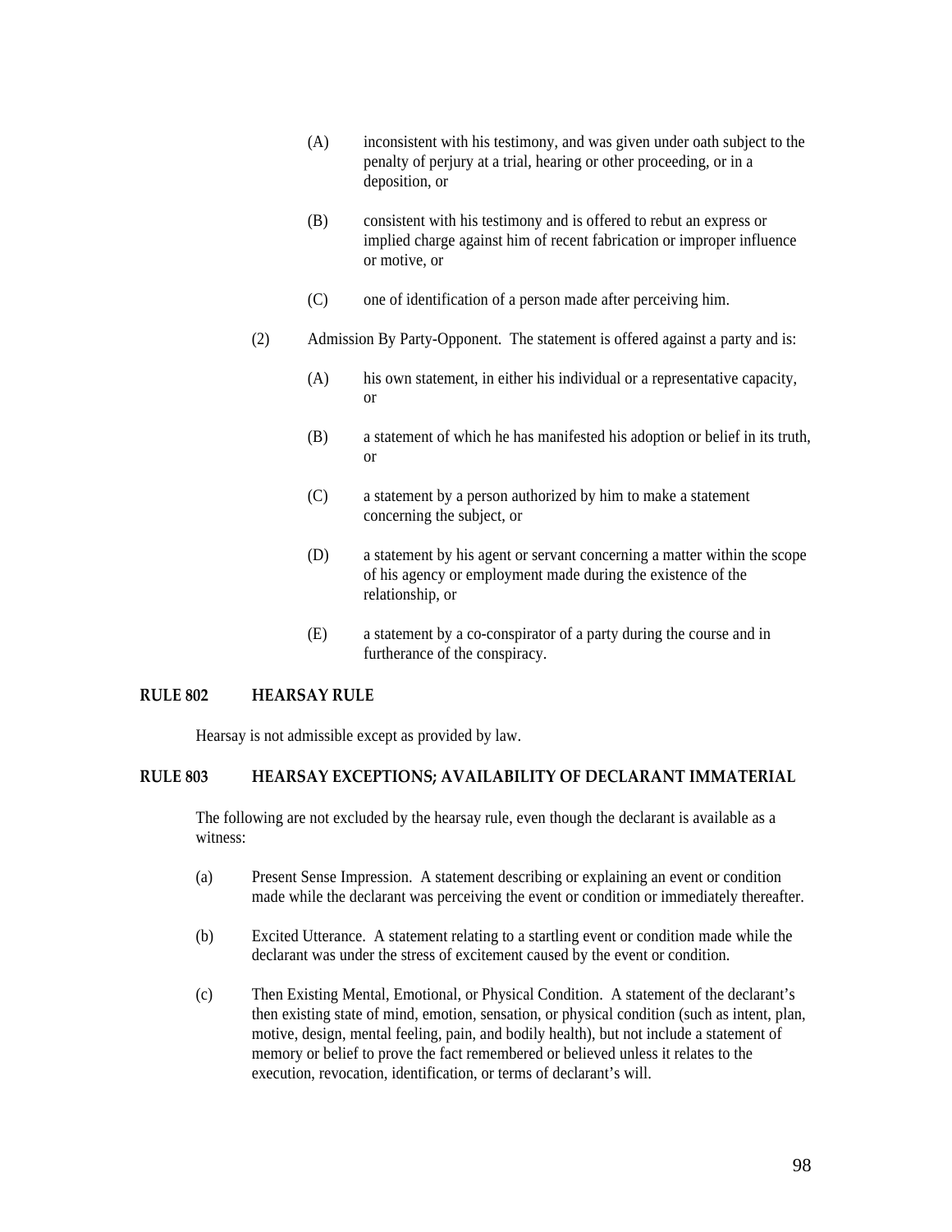(A) inconsistent with his testimony, and was given under oath subject to the penalty of perjury at a trial, hearing or other proceeding, or in a deposition, or

(B) consistent with his testimony and is offered to rebut an express or implied charge against him of recent fabrication or improper influence or motive, or

(C) one of identification of a person made after perceiving him.

(2) Admission By Party-Opponent. The statement is offered against a party and is:

(A) his own statement, in either his individual or a representative capacity, or

(B) a statement of which he has manifested his adoption or belief in its truth, or

(C) a statement by a person authorized by him to make a statement concerning the subject, or

(D) a statement by his agent or servant concerning a matter within the scope of his agency or employment made during the existence of the relationship, or

(E) a statement by a co-conspirator of a party during the course and in furtherance of the conspiracy.

### RULE 802 HEARSAY RULE

Hearsay is not admissible except as provided by law.

### RULE 803 HEARSAY EXCEPTIONS; AVAILABILITY OF DECLARANT IMMATERIAL

The following are not excluded by the hearsay rule, even though the declarant is available as a witness:

(a) Present Sense Impression. A statement describing or explaining an event or condition made while the declarant was perceiving the event or condition or immediately thereafter.

(b) Excited Utterance. A statement relating to a startling event or condition made while the declarant was under the stress of excitement caused by the event or condition.

(c) Then Existing Mental, Emotional, or Physical Condition. A statement of the declarant's then existing state of mind, emotion, sensation, or physical condition (such as intent, plan, motive, design, mental feeling, pain, and bodily health), but not include a statement of memory or belief to prove the fact remembered or believed unless it relates to the execution, revocation, identification, or terms of declarant's will.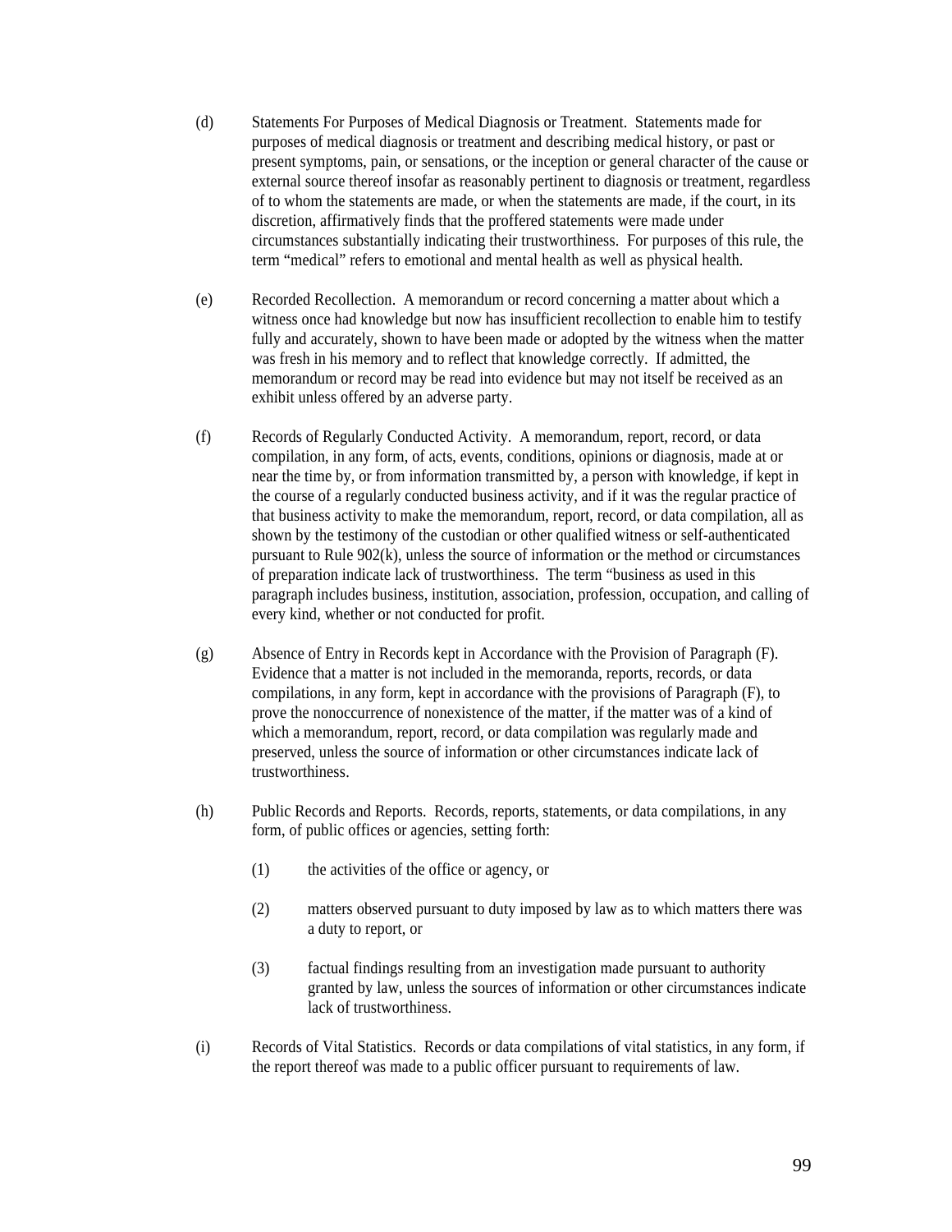(d) Statements For Purposes of Medical Diagnosis or Treatment. Statements made for purposes of medical diagnosis or treatment and describing medical history, or past or present symptoms, pain, or sensations, or the inception or general character of the cause or external source thereof insofar as reasonably pertinent to diagnosis or treatment, regardless of to whom the statements are made, or when the statements are made, if the court, in its discretion, affirmatively finds that the proffered statements were made under circumstances substantially indicating their trustworthiness. For purposes of this rule, the term "medical" refers to emotional and mental health as well as physical health.

(e) Recorded Recollection. A memorandum or record concerning a matter about which a witness once had knowledge but now has insufficient recollection to enable him to testify fully and accurately, shown to have been made or adopted by the witness when the matter was fresh in his memory and to reflect that knowledge correctly. If admitted, the memorandum or record may be read into evidence but may not itself be received as an exhibit unless offered by an adverse party.

(f) Records of Regularly Conducted Activity. A memorandum, report, record, or data compilation, in any form, of acts, events, conditions, opinions or diagnosis, made at or near the time by, or from information transmitted by, a person with knowledge, if kept in the course of a regularly conducted business activity, and if it was the regular practice of that business activity to make the memorandum, report, record, or data compilation, all as shown by the testimony of the custodian or other qualified witness or self-authenticated pursuant to Rule 902(k), unless the source of information or the method or circumstances of preparation indicate lack of trustworthiness. The term "business as used in this paragraph includes business, institution, association, profession, occupation, and calling of every kind, whether or not conducted for profit.

(g) Absence of Entry in Records kept in Accordance with the Provision of Paragraph (F). Evidence that a matter is not included in the memoranda, reports, records, or data compilations, in any form, kept in accordance with the provisions of Paragraph (F), to prove the nonoccurrence of nonexistence of the matter, if the matter was of a kind of which a memorandum, report, record, or data compilation was regularly made and preserved, unless the source of information or other circumstances indicate lack of trustworthiness.

(h) Public Records and Reports. Records, reports, statements, or data compilations, in any form, of public offices or agencies, setting forth:

   (1) the activities of the office or agency, or

   (2) matters observed pursuant to duty imposed by law as to which matters there was a duty to report, or

   (3) factual findings resulting from an investigation made pursuant to authority granted by law, unless the sources of information or other circumstances indicate lack of trustworthiness.

(i) Records of Vital Statistics. Records or data compilations of vital statistics, in any form, if the report thereof was made to a public officer pursuant to requirements of law.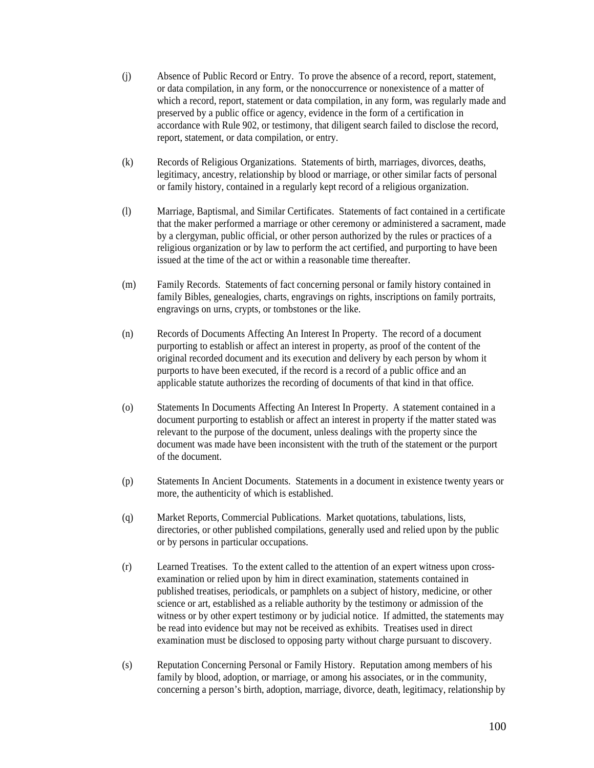(j) Absence of Public Record or Entry. To prove the absence of a record, report, statement, or data compilation, in any form, or the nonoccurrence or nonexistence of a matter of which a record, report, statement or data compilation, in any form, was regularly made and preserved by a public office or agency, evidence in the form of a certification in accordance with Rule 902, or testimony, that diligent search failed to disclose the record, report, statement, or data compilation, or entry.

(k) Records of Religious Organizations. Statements of birth, marriages, divorces, deaths, legitimacy, ancestry, relationship by blood or marriage, or other similar facts of personal or family history, contained in a regularly kept record of a religious organization.

(l) Marriage, Baptismal, and Similar Certificates. Statements of fact contained in a certificate that the maker performed a marriage or other ceremony or administered a sacrament, made by a clergyman, public official, or other person authorized by the rules or practices of a religious organization or by law to perform the act certified, and purporting to have been issued at the time of the act or within a reasonable time thereafter.

(m) Family Records. Statements of fact concerning personal or family history contained in family Bibles, genealogies, charts, engravings on rights, inscriptions on family portraits, engravings on urns, crypts, or tombstones or the like.

(n) Records of Documents Affecting An Interest In Property. The record of a document purporting to establish or affect an interest in property, as proof of the content of the original recorded document and its execution and delivery by each person by whom it purports to have been executed, if the record is a record of a public office and an applicable statute authorizes the recording of documents of that kind in that office.

(o) Statements In Documents Affecting An Interest In Property. A statement contained in a document purporting to establish or affect an interest in property if the matter stated was relevant to the purpose of the document, unless dealings with the property since the document was made have been inconsistent with the truth of the statement or the purport of the document.

(p) Statements In Ancient Documents. Statements in a document in existence twenty years or more, the authenticity of which is established.

(q) Market Reports, Commercial Publications. Market quotations, tabulations, lists, directories, or other published compilations, generally used and relied upon by the public or by persons in particular occupations.

(r) Learned Treatises. To the extent called to the attention of an expert witness upon cross-examination or relied upon by him in direct examination, statements contained in published treatises, periodicals, or pamphlets on a subject of history, medicine, or other science or art, established as a reliable authority by the testimony or admission of the witness or by other expert testimony or by judicial notice. If admitted, the statements may be read into evidence but may not be received as exhibits. Treatises used in direct examination must be disclosed to opposing party without charge pursuant to discovery.

(s) Reputation Concerning Personal or Family History. Reputation among members of his family by blood, adoption, or marriage, or among his associates, or in the community, concerning a person's birth, adoption, marriage, divorce, death, legitimacy, relationship by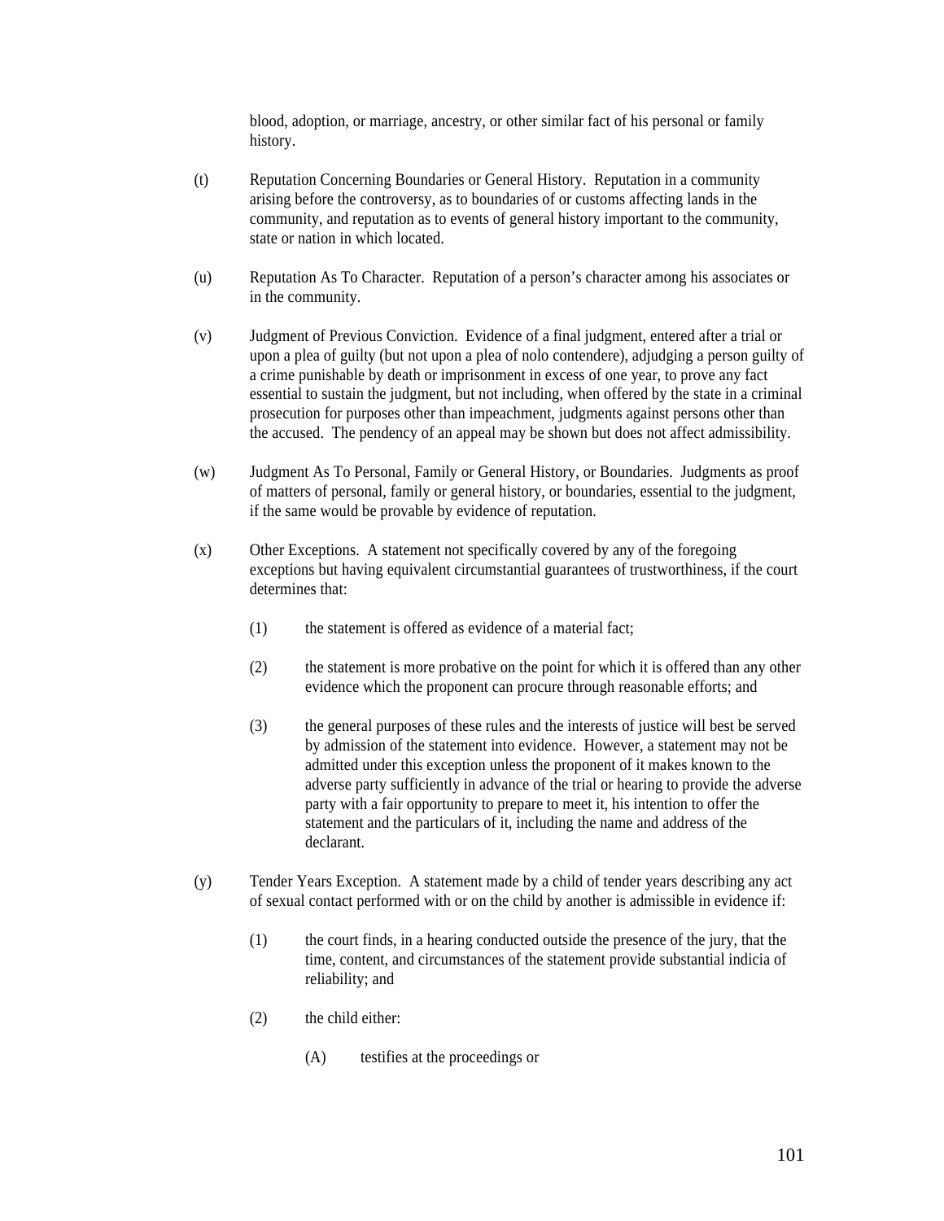blood, adoption, or marriage, ancestry, or other similar fact of his personal or family history.

(t) Reputation Concerning Boundaries or General History. Reputation in a community arising before the controversy, as to boundaries of or customs affecting lands in the community, and reputation as to events of general history important to the community, state or nation in which located.

(u) Reputation As To Character. Reputation of a person's character among his associates or in the community.

(v) Judgment of Previous Conviction. Evidence of a final judgment, entered after a trial or upon a plea of guilty (but not upon a plea of nolo contendere), adjudging a person guilty of a crime punishable by death or imprisonment in excess of one year, to prove any fact essential to sustain the judgment, but not including, when offered by the state in a criminal prosecution for purposes other than impeachment, judgments against persons other than the accused. The pendency of an appeal may be shown but does not affect admissibility.

(w) Judgment As To Personal, Family or General History, or Boundaries. Judgments as proof of matters of personal, family or general history, or boundaries, essential to the judgment, if the same would be provable by evidence of reputation.

(x) Other Exceptions. A statement not specifically covered by any of the foregoing exceptions but having equivalent circumstantial guarantees of trustworthiness, if the court determines that:

(1) the statement is offered as evidence of a material fact;

(2) the statement is more probative on the point for which it is offered than any other evidence which the proponent can procure through reasonable efforts; and

(3) the general purposes of these rules and the interests of justice will best be served by admission of the statement into evidence. However, a statement may not be admitted under this exception unless the proponent of it makes known to the adverse party sufficiently in advance of the trial or hearing to provide the adverse party with a fair opportunity to prepare to meet it, his intention to offer the statement and the particulars of it, including the name and address of the declarant.

(y) Tender Years Exception. A statement made by a child of tender years describing any act of sexual contact performed with or on the child by another is admissible in evidence if:

(1) the court finds, in a hearing conducted outside the presence of the jury, that the time, content, and circumstances of the statement provide substantial indicia of reliability; and

(2) the child either:

(A) testifies at the proceedings or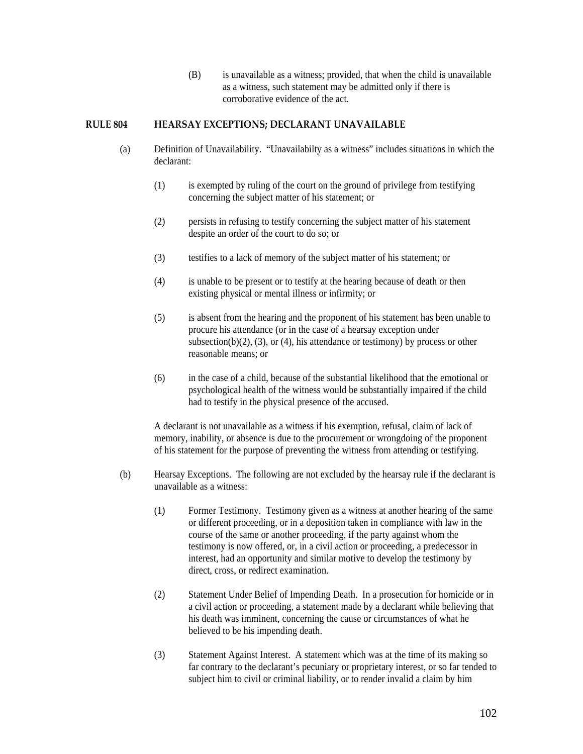(B) is unavailable as a witness; provided, that when the child is unavailable as a witness, such statement may be admitted only if there is corroborative evidence of the act.

## RULE 804 HEARSAY EXCEPTIONS; DECLARANT UNAVAILABLE

(a) Definition of Unavailability. "Unavailabilty as a witness" includes situations in which the declarant:

(1) is exempted by ruling of the court on the ground of privilege from testifying concerning the subject matter of his statement; or

(2) persists in refusing to testify concerning the subject matter of his statement despite an order of the court to do so; or

(3) testifies to a lack of memory of the subject matter of his statement; or

(4) is unable to be present or to testify at the hearing because of death or then existing physical or mental illness or infirmity; or

(5) is absent from the hearing and the proponent of his statement has been unable to procure his attendance (or in the case of a hearsay exception under subsection(b)(2), (3), or (4), his attendance or testimony) by process or other reasonable means; or

(6) in the case of a child, because of the substantial likelihood that the emotional or psychological health of the witness would be substantially impaired if the child had to testify in the physical presence of the accused.

A declarant is not unavailable as a witness if his exemption, refusal, claim of lack of memory, inability, or absence is due to the procurement or wrongdoing of the proponent of his statement for the purpose of preventing the witness from attending or testifying.

(b) Hearsay Exceptions. The following are not excluded by the hearsay rule if the declarant is unavailable as a witness:

(1) Former Testimony. Testimony given as a witness at another hearing of the same or different proceeding, or in a deposition taken in compliance with law in the course of the same or another proceeding, if the party against whom the testimony is now offered, or, in a civil action or proceeding, a predecessor in interest, had an opportunity and similar motive to develop the testimony by direct, cross, or redirect examination.

(2) Statement Under Belief of Impending Death. In a prosecution for homicide or in a civil action or proceeding, a statement made by a declarant while believing that his death was imminent, concerning the cause or circumstances of what he believed to be his impending death.

(3) Statement Against Interest. A statement which was at the time of its making so far contrary to the declarant's pecuniary or proprietary interest, or so far tended to subject him to civil or criminal liability, or to render invalid a claim by him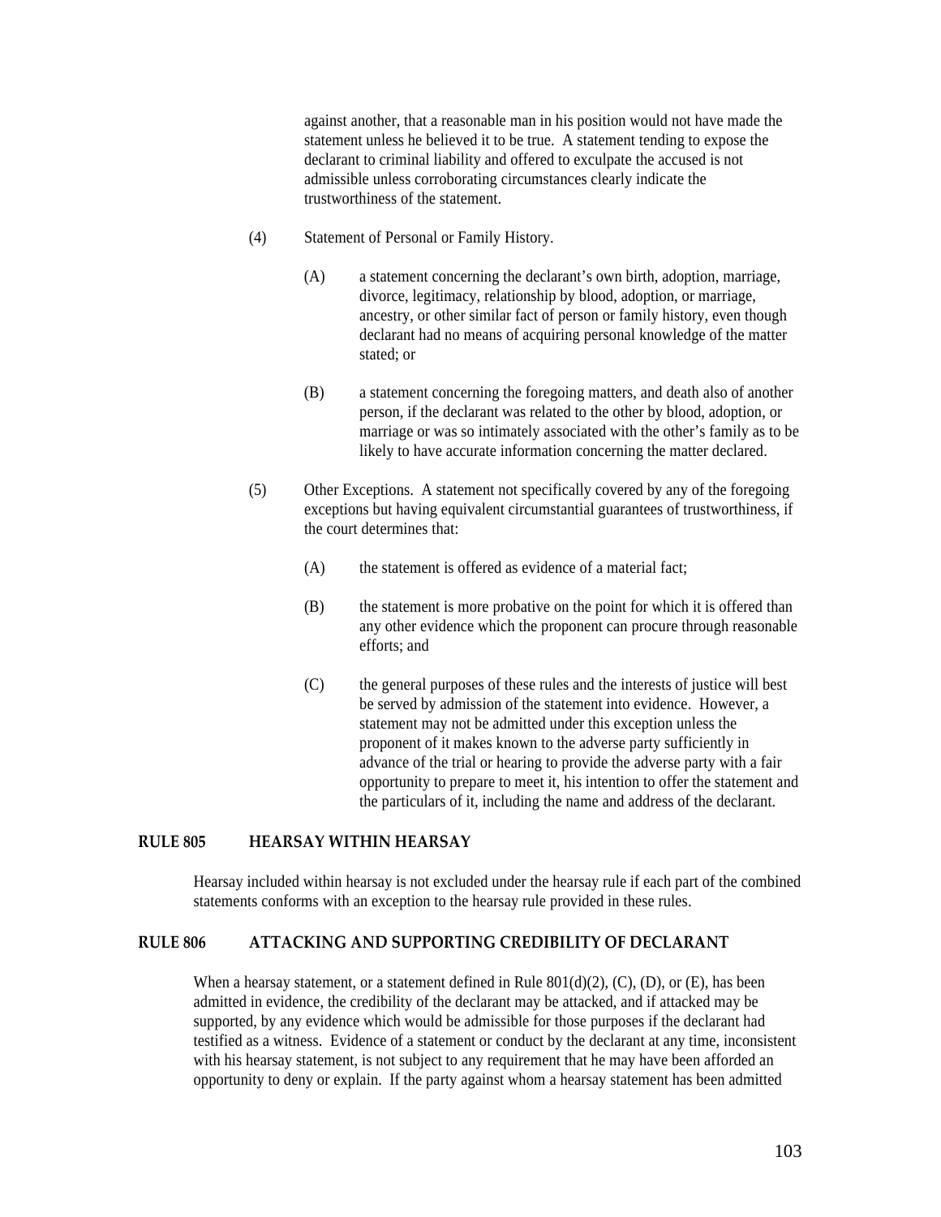against another, that a reasonable man in his position would not have made the statement unless he believed it to be true. A statement tending to expose the declarant to criminal liability and offered to exculpate the accused is not admissible unless corroborating circumstances clearly indicate the trustworthiness of the statement.

(4) Statement of Personal or Family History.

(A) a statement concerning the declarant's own birth, adoption, marriage, divorce, legitimacy, relationship by blood, adoption, or marriage, ancestry, or other similar fact of person or family history, even though declarant had no means of acquiring personal knowledge of the matter stated; or

(B) a statement concerning the foregoing matters, and death also of another person, if the declarant was related to the other by blood, adoption, or marriage or was so intimately associated with the other's family as to be likely to have accurate information concerning the matter declared.

(5) Other Exceptions. A statement not specifically covered by any of the foregoing exceptions but having equivalent circumstantial guarantees of trustworthiness, if the court determines that:

(A) the statement is offered as evidence of a material fact;

(B) the statement is more probative on the point for which it is offered than any other evidence which the proponent can procure through reasonable efforts; and

(C) the general purposes of these rules and the interests of justice will best be served by admission of the statement into evidence. However, a statement may not be admitted under this exception unless the proponent of it makes known to the adverse party sufficiently in advance of the trial or hearing to provide the adverse party with a fair opportunity to prepare to meet it, his intention to offer the statement and the particulars of it, including the name and address of the declarant.

## RULE 805 HEARSAY WITHIN HEARSAY

Hearsay included within hearsay is not excluded under the hearsay rule if each part of the combined statements conforms with an exception to the hearsay rule provided in these rules.

## RULE 806 ATTACKING AND SUPPORTING CREDIBILITY OF DECLARANT

When a hearsay statement, or a statement defined in Rule 801(d)(2), (C), (D), or (E), has been admitted in evidence, the credibility of the declarant may be attacked, and if attacked may be supported, by any evidence which would be admissible for those purposes if the declarant had testified as a witness. Evidence of a statement or conduct by the declarant at any time, inconsistent with his hearsay statement, is not subject to any requirement that he may have been afforded an opportunity to deny or explain. If the party against whom a hearsay statement has been admitted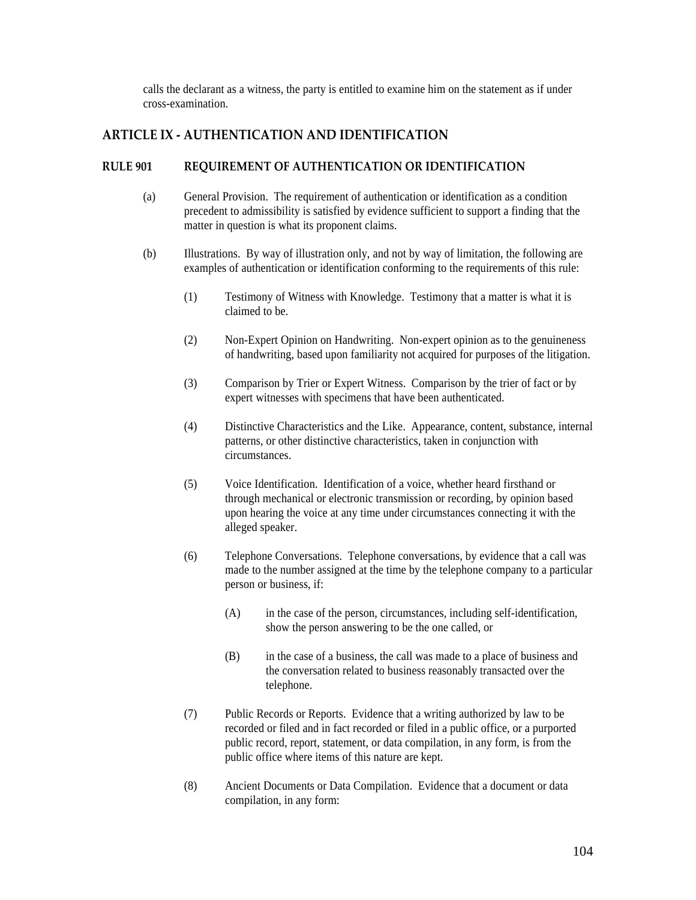calls the declarant as a witness, the party is entitled to examine him on the statement as if under cross-examination.

## ARTICLE IX - AUTHENTICATION AND IDENTIFICATION

### RULE 901 REQUIREMENT OF AUTHENTICATION OR IDENTIFICATION

(a) General Provision. The requirement of authentication or identification as a condition precedent to admissibility is satisfied by evidence sufficient to support a finding that the matter in question is what its proponent claims.

(b) Illustrations. By way of illustration only, and not by way of limitation, the following are examples of authentication or identification conforming to the requirements of this rule:

(1) Testimony of Witness with Knowledge. Testimony that a matter is what it is claimed to be.

(2) Non-Expert Opinion on Handwriting. Non-expert opinion as to the genuineness of handwriting, based upon familiarity not acquired for purposes of the litigation.

(3) Comparison by Trier or Expert Witness. Comparison by the trier of fact or by expert witnesses with specimens that have been authenticated.

(4) Distinctive Characteristics and the Like. Appearance, content, substance, internal patterns, or other distinctive characteristics, taken in conjunction with circumstances.

(5) Voice Identification. Identification of a voice, whether heard firsthand or through mechanical or electronic transmission or recording, by opinion based upon hearing the voice at any time under circumstances connecting it with the alleged speaker.

(6) Telephone Conversations. Telephone conversations, by evidence that a call was made to the number assigned at the time by the telephone company to a particular person or business, if:

(A) in the case of the person, circumstances, including self-identification, show the person answering to be the one called, or

(B) in the case of a business, the call was made to a place of business and the conversation related to business reasonably transacted over the telephone.

(7) Public Records or Reports. Evidence that a writing authorized by law to be recorded or filed and in fact recorded or filed in a public office, or a purported public record, report, statement, or data compilation, in any form, is from the public office where items of this nature are kept.

(8) Ancient Documents or Data Compilation. Evidence that a document or data compilation, in any form: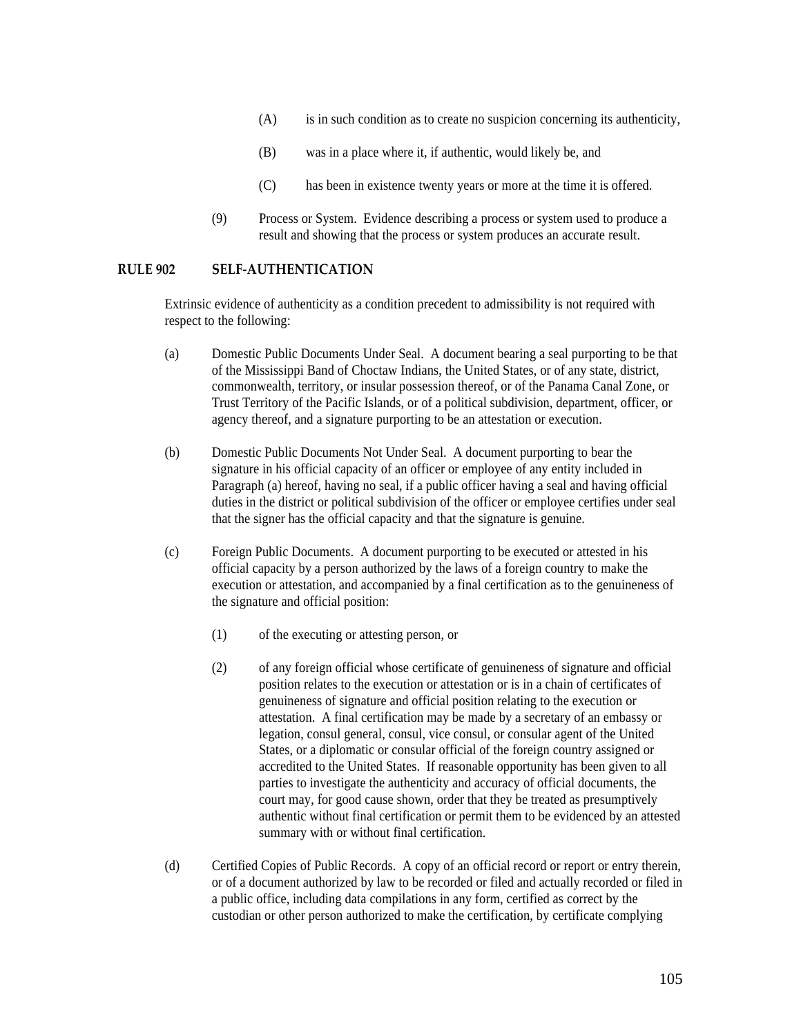(A) is in such condition as to create no suspicion concerning its authenticity,

(B) was in a place where it, if authentic, would likely be, and

(C) has been in existence twenty years or more at the time it is offered.

(9) Process or System. Evidence describing a process or system used to produce a result and showing that the process or system produces an accurate result.

## RULE 902 SELF-AUTHENTICATION

Extrinsic evidence of authenticity as a condition precedent to admissibility is not required with respect to the following:

(a) Domestic Public Documents Under Seal. A document bearing a seal purporting to be that of the Mississippi Band of Choctaw Indians, the United States, or of any state, district, commonwealth, territory, or insular possession thereof, or of the Panama Canal Zone, or Trust Territory of the Pacific Islands, or of a political subdivision, department, officer, or agency thereof, and a signature purporting to be an attestation or execution.

(b) Domestic Public Documents Not Under Seal. A document purporting to bear the signature in his official capacity of an officer or employee of any entity included in Paragraph (a) hereof, having no seal, if a public officer having a seal and having official duties in the district or political subdivision of the officer or employee certifies under seal that the signer has the official capacity and that the signature is genuine.

(c) Foreign Public Documents. A document purporting to be executed or attested in his official capacity by a person authorized by the laws of a foreign country to make the execution or attestation, and accompanied by a final certification as to the genuineness of the signature and official position:

(1) of the executing or attesting person, or

(2) of any foreign official whose certificate of genuineness of signature and official position relates to the execution or attestation or is in a chain of certificates of genuineness of signature and official position relating to the execution or attestation. A final certification may be made by a secretary of an embassy or legation, consul general, consul, vice consul, or consular agent of the United States, or a diplomatic or consular official of the foreign country assigned or accredited to the United States. If reasonable opportunity has been given to all parties to investigate the authenticity and accuracy of official documents, the court may, for good cause shown, order that they be treated as presumptively authentic without final certification or permit them to be evidenced by an attested summary with or without final certification.

(d) Certified Copies of Public Records. A copy of an official record or report or entry therein, or of a document authorized by law to be recorded or filed and actually recorded or filed in a public office, including data compilations in any form, certified as correct by the custodian or other person authorized to make the certification, by certificate complying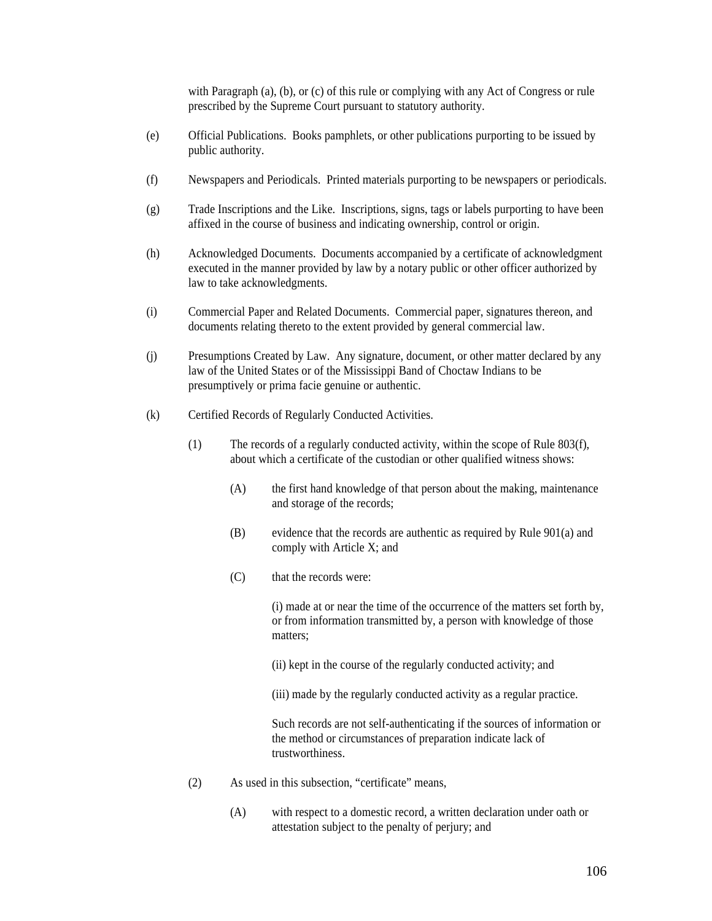with Paragraph (a), (b), or (c) of this rule or complying with any Act of Congress or rule prescribed by the Supreme Court pursuant to statutory authority.

(e) Official Publications. Books pamphlets, or other publications purporting to be issued by public authority.

(f) Newspapers and Periodicals. Printed materials purporting to be newspapers or periodicals.

(g) Trade Inscriptions and the Like. Inscriptions, signs, tags or labels purporting to have been affixed in the course of business and indicating ownership, control or origin.

(h) Acknowledged Documents. Documents accompanied by a certificate of acknowledgment executed in the manner provided by law by a notary public or other officer authorized by law to take acknowledgments.

(i) Commercial Paper and Related Documents. Commercial paper, signatures thereon, and documents relating thereto to the extent provided by general commercial law.

(j) Presumptions Created by Law. Any signature, document, or other matter declared by any law of the United States or of the Mississippi Band of Choctaw Indians to be presumptively or prima facie genuine or authentic.

(k) Certified Records of Regularly Conducted Activities.

(1) The records of a regularly conducted activity, within the scope of Rule 803(f), about which a certificate of the custodian or other qualified witness shows:

(A) the first hand knowledge of that person about the making, maintenance and storage of the records;

(B) evidence that the records are authentic as required by Rule 901(a) and comply with Article X; and

(C) that the records were:

(i) made at or near the time of the occurrence of the matters set forth by, or from information transmitted by, a person with knowledge of those matters;

(ii) kept in the course of the regularly conducted activity; and

(iii) made by the regularly conducted activity as a regular practice.

Such records are not self-authenticating if the sources of information or the method or circumstances of preparation indicate lack of trustworthiness.

(2) As used in this subsection, "certificate" means,

(A) with respect to a domestic record, a written declaration under oath or attestation subject to the penalty of perjury; and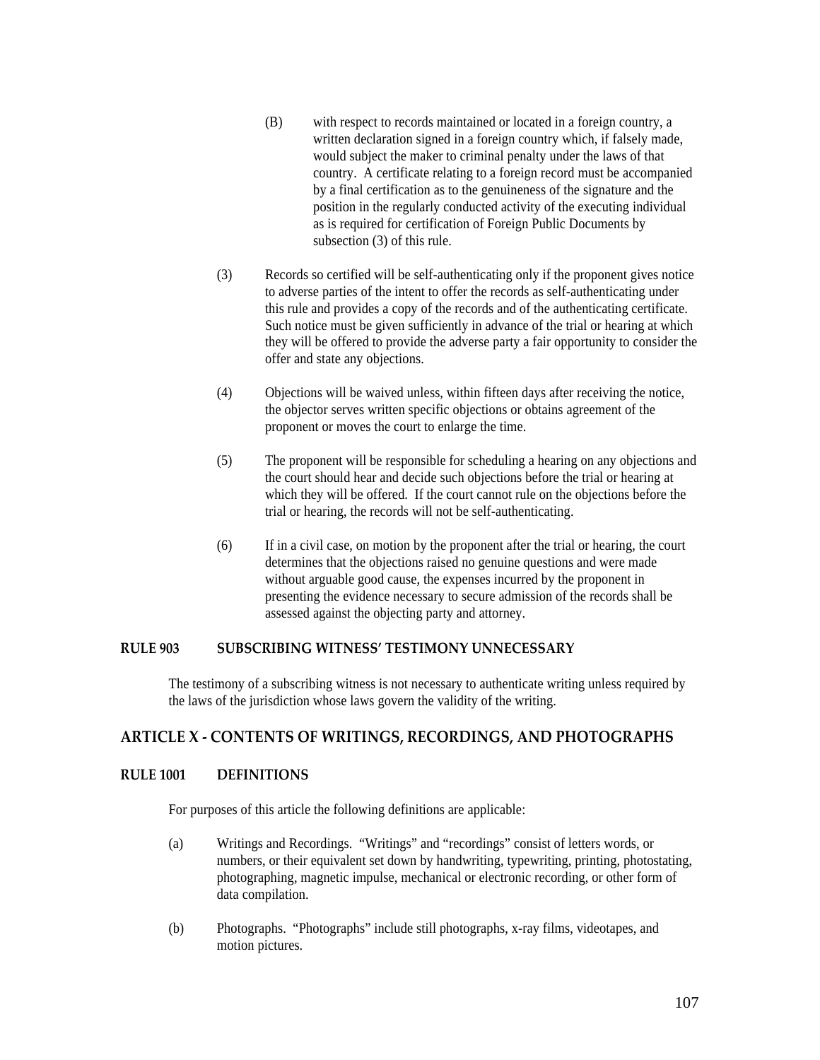(B) with respect to records maintained or located in a foreign country, a written declaration signed in a foreign country which, if falsely made, would subject the maker to criminal penalty under the laws of that country. A certificate relating to a foreign record must be accompanied by a final certification as to the genuineness of the signature and the position in the regularly conducted activity of the executing individual as is required for certification of Foreign Public Documents by subsection (3) of this rule.

(3) Records so certified will be self-authenticating only if the proponent gives notice to adverse parties of the intent to offer the records as self-authenticating under this rule and provides a copy of the records and of the authenticating certificate. Such notice must be given sufficiently in advance of the trial or hearing at which they will be offered to provide the adverse party a fair opportunity to consider the offer and state any objections.

(4) Objections will be waived unless, within fifteen days after receiving the notice, the objector serves written specific objections or obtains agreement of the proponent or moves the court to enlarge the time.

(5) The proponent will be responsible for scheduling a hearing on any objections and the court should hear and decide such objections before the trial or hearing at which they will be offered. If the court cannot rule on the objections before the trial or hearing, the records will not be self-authenticating.

(6) If in a civil case, on motion by the proponent after the trial or hearing, the court determines that the objections raised no genuine questions and were made without arguable good cause, the expenses incurred by the proponent in presenting the evidence necessary to secure admission of the records shall be assessed against the objecting party and attorney.

### RULE 903 SUBSCRIBING WITNESS' TESTIMONY UNNECESSARY

The testimony of a subscribing witness is not necessary to authenticate writing unless required by the laws of the jurisdiction whose laws govern the validity of the writing.

## ARTICLE X - CONTENTS OF WRITINGS, RECORDINGS, AND PHOTOGRAPHS

### RULE 1001 DEFINITIONS

For purposes of this article the following definitions are applicable:

(a) Writings and Recordings. "Writings" and "recordings" consist of letters words, or numbers, or their equivalent set down by handwriting, typewriting, printing, photostating, photographing, magnetic impulse, mechanical or electronic recording, or other form of data compilation.

(b) Photographs. "Photographs" include still photographs, x-ray films, videotapes, and motion pictures.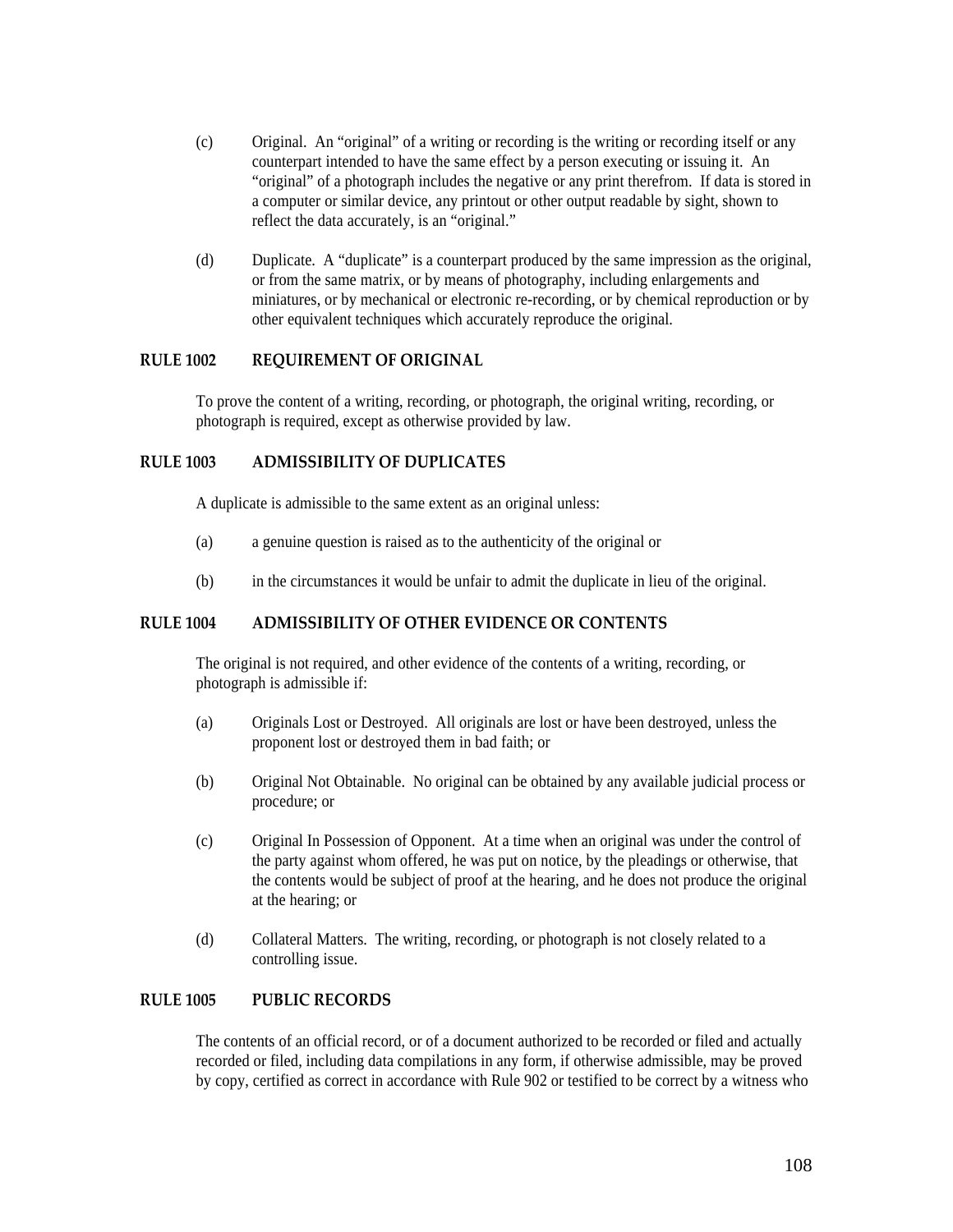(c) Original. An "original" of a writing or recording is the writing or recording itself or any counterpart intended to have the same effect by a person executing or issuing it. An "original" of a photograph includes the negative or any print therefrom. If data is stored in a computer or similar device, any printout or other output readable by sight, shown to reflect the data accurately, is an "original."

(d) Duplicate. A "duplicate" is a counterpart produced by the same impression as the original, or from the same matrix, or by means of photography, including enlargements and miniatures, or by mechanical or electronic re-recording, or by chemical reproduction or by other equivalent techniques which accurately reproduce the original.

## RULE 1002 REQUIREMENT OF ORIGINAL

To prove the content of a writing, recording, or photograph, the original writing, recording, or photograph is required, except as otherwise provided by law.

## RULE 1003 ADMISSIBILITY OF DUPLICATES

A duplicate is admissible to the same extent as an original unless:

(a) a genuine question is raised as to the authenticity of the original or

(b) in the circumstances it would be unfair to admit the duplicate in lieu of the original.

## RULE 1004 ADMISSIBILITY OF OTHER EVIDENCE OR CONTENTS

The original is not required, and other evidence of the contents of a writing, recording, or photograph is admissible if:

(a) Originals Lost or Destroyed. All originals are lost or have been destroyed, unless the proponent lost or destroyed them in bad faith; or

(b) Original Not Obtainable. No original can be obtained by any available judicial process or procedure; or

(c) Original In Possession of Opponent. At a time when an original was under the control of the party against whom offered, he was put on notice, by the pleadings or otherwise, that the contents would be subject of proof at the hearing, and he does not produce the original at the hearing; or

(d) Collateral Matters. The writing, recording, or photograph is not closely related to a controlling issue.

## RULE 1005 PUBLIC RECORDS

The contents of an official record, or of a document authorized to be recorded or filed and actually recorded or filed, including data compilations in any form, if otherwise admissible, may be proved by copy, certified as correct in accordance with Rule 902 or testified to be correct by a witness who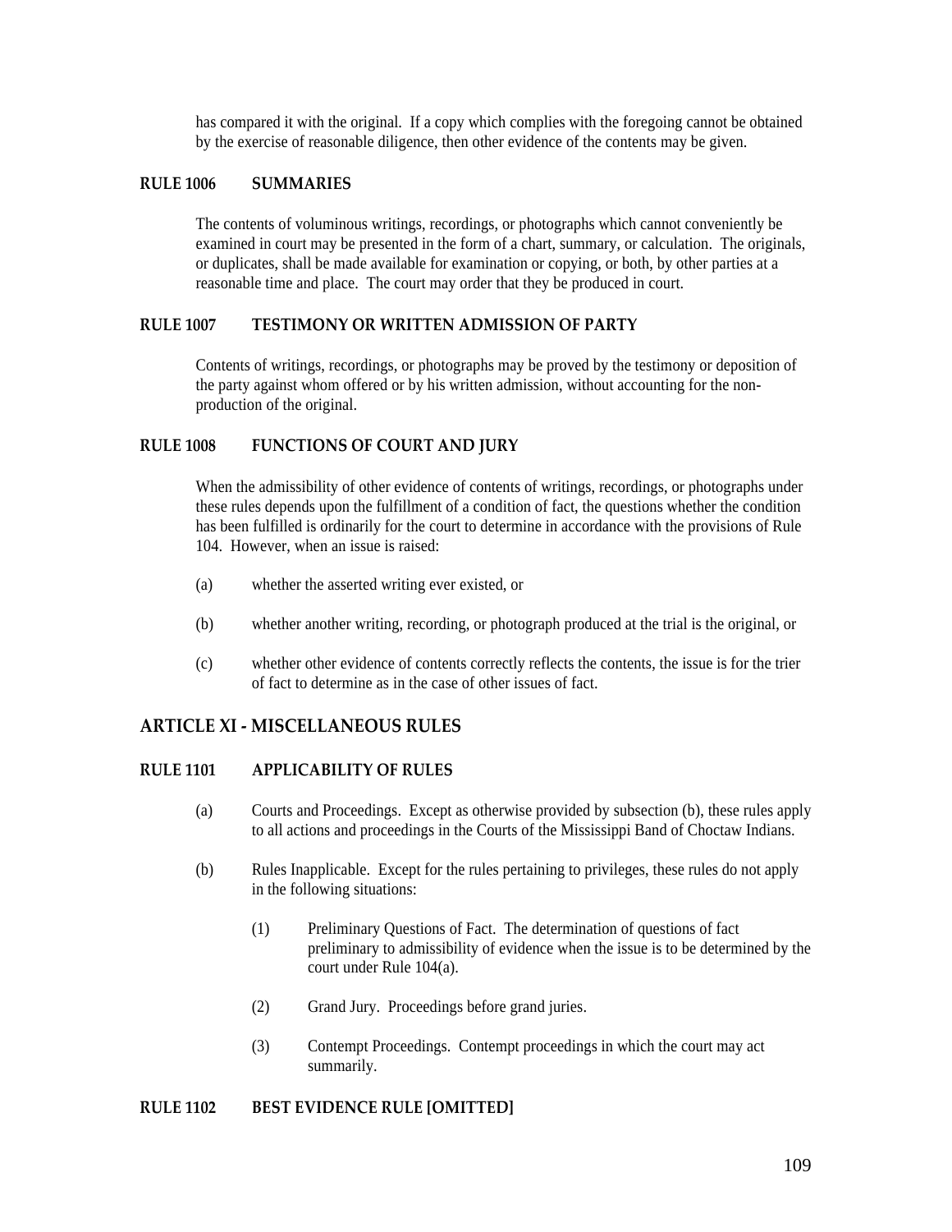has compared it with the original. If a copy which complies with the foregoing cannot be obtained by the exercise of reasonable diligence, then other evidence of the contents may be given.

### RULE 1006 SUMMARIES

The contents of voluminous writings, recordings, or photographs which cannot conveniently be examined in court may be presented in the form of a chart, summary, or calculation. The originals, or duplicates, shall be made available for examination or copying, or both, by other parties at a reasonable time and place. The court may order that they be produced in court.

### RULE 1007 TESTIMONY OR WRITTEN ADMISSION OF PARTY

Contents of writings, recordings, or photographs may be proved by the testimony or deposition of the party against whom offered or by his written admission, without accounting for the non-production of the original.

### RULE 1008 FUNCTIONS OF COURT AND JURY

When the admissibility of other evidence of contents of writings, recordings, or photographs under these rules depends upon the fulfillment of a condition of fact, the questions whether the condition has been fulfilled is ordinarily for the court to determine in accordance with the provisions of Rule 104. However, when an issue is raised:

(a) whether the asserted writing ever existed, or

(b) whether another writing, recording, or photograph produced at the trial is the original, or

(c) whether other evidence of contents correctly reflects the contents, the issue is for the trier of fact to determine as in the case of other issues of fact.

## ARTICLE XI - MISCELLANEOUS RULES

### RULE 1101 APPLICABILITY OF RULES

(a) Courts and Proceedings. Except as otherwise provided by subsection (b), these rules apply to all actions and proceedings in the Courts of the Mississippi Band of Choctaw Indians.

(b) Rules Inapplicable. Except for the rules pertaining to privileges, these rules do not apply in the following situations:

(1) Preliminary Questions of Fact. The determination of questions of fact preliminary to admissibility of evidence when the issue is to be determined by the court under Rule 104(a).

(2) Grand Jury. Proceedings before grand juries.

(3) Contempt Proceedings. Contempt proceedings in which the court may act summarily.

### RULE 1102 BEST EVIDENCE RULE [OMITTED]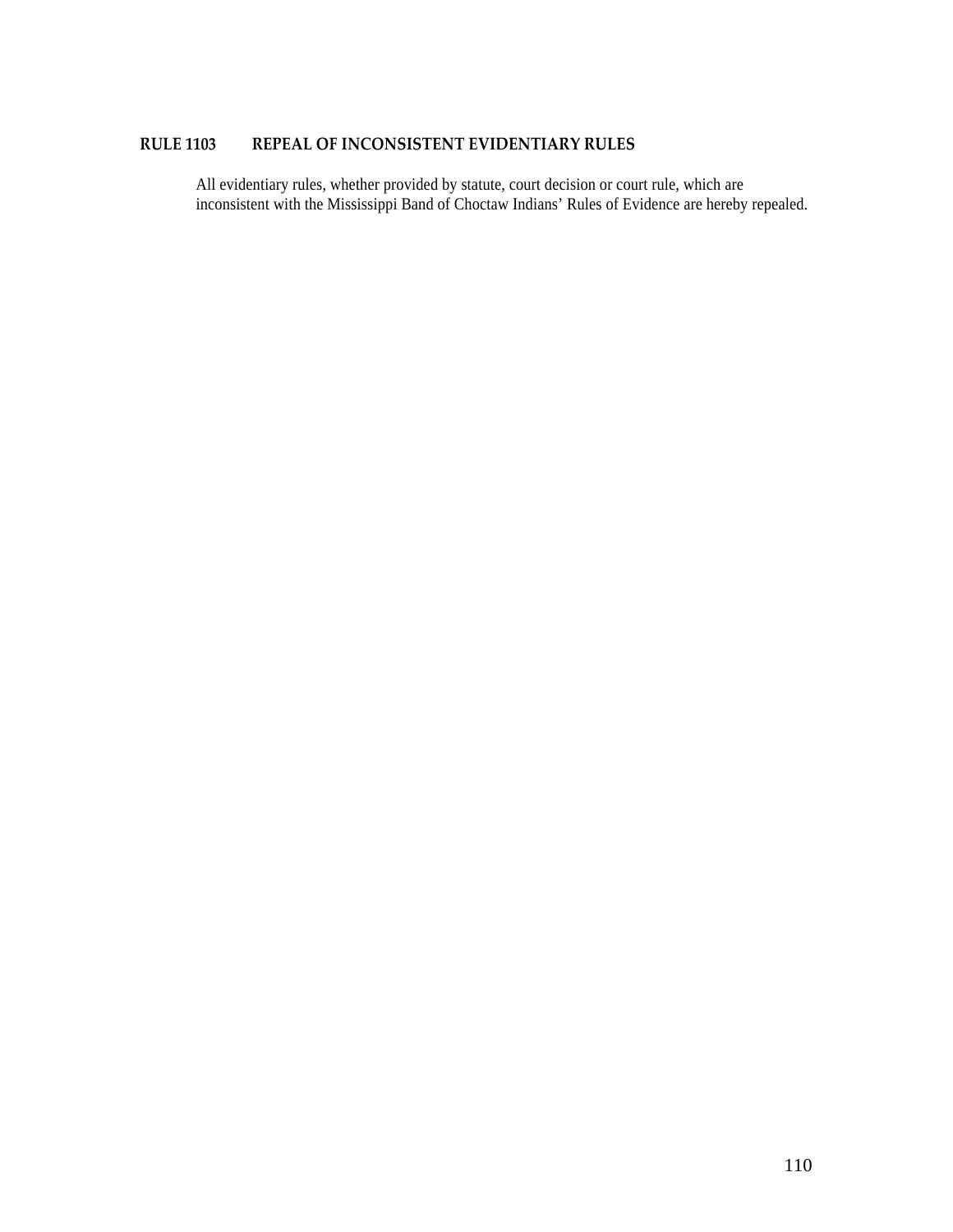### RULE 1103 REPEAL OF INCONSISTENT EVIDENTIARY RULES

All evidentiary rules, whether provided by statute, court decision or court rule, which are inconsistent with the Mississippi Band of Choctaw Indians' Rules of Evidence are hereby repealed.